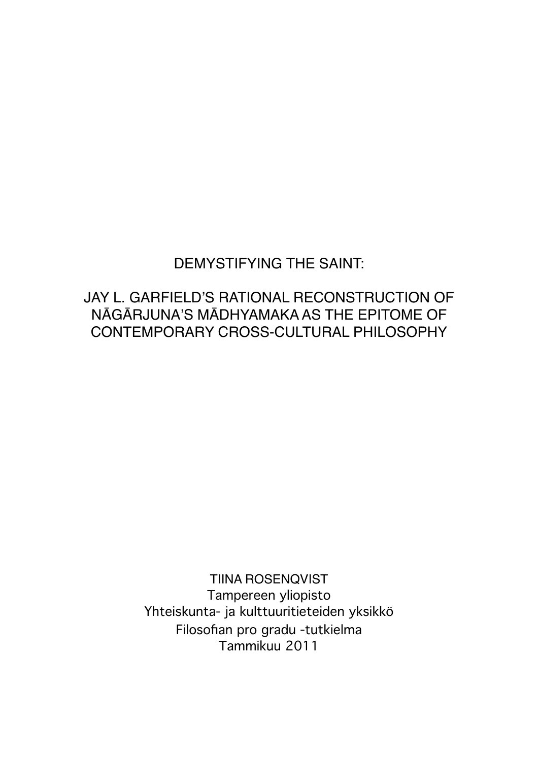# DEMYSTIFYING THE SAINT:

# JAY L. GARFIELD'S RATIONAL RECONSTRUCTION OF NĀGĀRJUNA'S MĀDHYAMAKA AS THE EPITOME OF CONTEMPORARY CROSS-CULTURAL PHILOSOPHY

TIINA ROSENQVIST
Tampereen yliopisto
Yhteiskunta- ja kulttuuritieteiden yksikkö
Filosofian pro gradu -tutkielma
Tammikuu 2011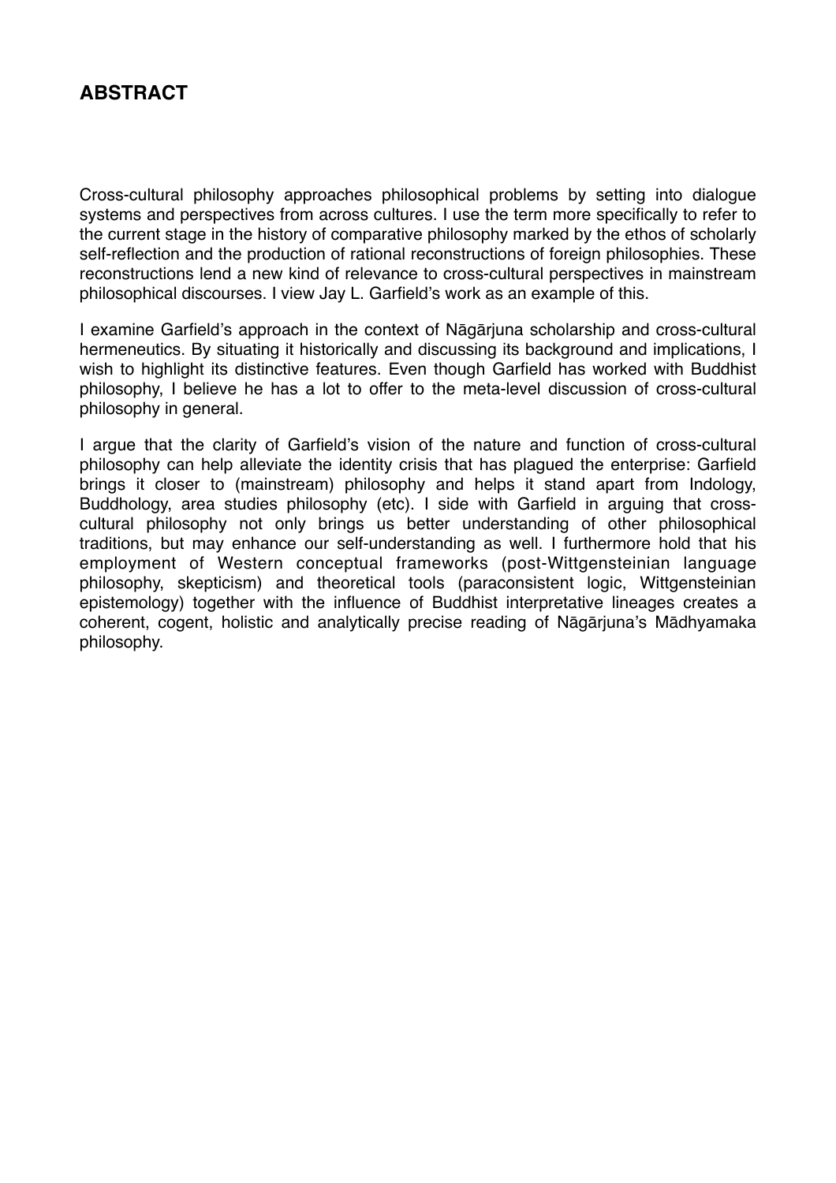## ABSTRACT

Cross-cultural philosophy approaches philosophical problems by setting into dialogue systems and perspectives from across cultures. I use the term more specifically to refer to the current stage in the history of comparative philosophy marked by the ethos of scholarly self-reflection and the production of rational reconstructions of foreign philosophies. These reconstructions lend a new kind of relevance to cross-cultural perspectives in mainstream philosophical discourses. I view Jay L. Garfield's work as an example of this.

I examine Garfield's approach in the context of Nāgārjuna scholarship and cross-cultural hermeneutics. By situating it historically and discussing its background and implications, I wish to highlight its distinctive features. Even though Garfield has worked with Buddhist philosophy, I believe he has a lot to offer to the meta-level discussion of cross-cultural philosophy in general.

I argue that the clarity of Garfield's vision of the nature and function of cross-cultural philosophy can help alleviate the identity crisis that has plagued the enterprise: Garfield brings it closer to (mainstream) philosophy and helps it stand apart from Indology, Buddhology, area studies philosophy (etc). I side with Garfield in arguing that cross-cultural philosophy not only brings us better understanding of other philosophical traditions, but may enhance our self-understanding as well. I furthermore hold that his employment of Western conceptual frameworks (post-Wittgensteinian language philosophy, skepticism) and theoretical tools (paraconsistent logic, Wittgensteinian epistemology) together with the influence of Buddhist interpretative lineages creates a coherent, cogent, holistic and analytically precise reading of Nāgārjuna's Mādhyamaka philosophy.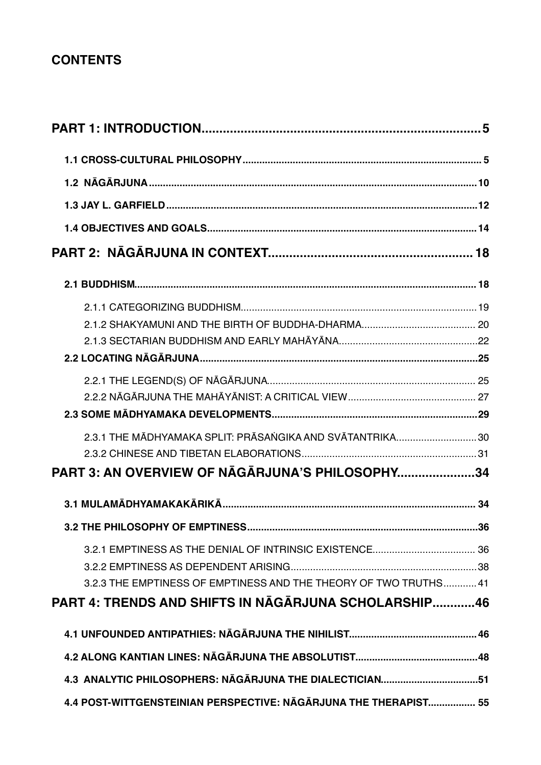## CONTENTS

**PART 1: INTRODUCTION** .......... 5

- **1.1 CROSS-CULTURAL PHILOSOPHY** .......... 5
- **1.2 NĀGĀRJUNA** .......... 10
- **1.3 JAY L. GARFIELD** .......... 12
- **1.4 OBJECTIVES AND GOALS** .......... 14

**PART 2: NĀGĀRJUNA IN CONTEXT** .......... 18

- **2.1 BUDDHISM** .......... 18
  - 2.1.1 CATEGORIZING BUDDHISM .......... 19
  - 2.1.2 SHAKYAMUNI AND THE BIRTH OF BUDDHA-DHARMA .......... 20
  - 2.1.3 SECTARIAN BUDDHISM AND EARLY MAHĀYĀNA .......... 22
- **2.2 LOCATING NĀGĀRJUNA** .......... 25
  - 2.2.1 THE LEGEND(S) OF NĀGĀRJUNA .......... 25
  - 2.2.2 NĀGĀRJUNA THE MAHĀYĀNIST: A CRITICAL VIEW .......... 27
- **2.3 SOME MĀDHYAMAKA DEVELOPMENTS** .......... 29
  - 2.3.1 THE MĀDHYAMAKA SPLIT: PRĀSAṄGIKA AND SVĀTANTRIKA .......... 30
  - 2.3.2 CHINESE AND TIBETAN ELABORATIONS .......... 31

**PART 3: AN OVERVIEW OF NĀGĀRJUNA'S PHILOSOPHY** .......... 34

- **3.1 MULAMĀDHYAMAKAKĀRIKĀ** .......... 34
- **3.2 THE PHILOSOPHY OF EMPTINESS** .......... 36
  - 3.2.1 EMPTINESS AS THE DENIAL OF INTRINSIC EXISTENCE .......... 36
  - 3.2.2 EMPTINESS AS DEPENDENT ARISING .......... 38
  - 3.2.3 THE EMPTINESS OF EMPTINESS AND THE THEORY OF TWO TRUTHS .......... 41

**PART 4: TRENDS AND SHIFTS IN NĀGĀRJUNA SCHOLARSHIP** .......... 46

- **4.1 UNFOUNDED ANTIPATHIES: NĀGĀRJUNA THE NIHILIST** .......... 46
- **4.2 ALONG KANTIAN LINES: NĀGĀRJUNA THE ABSOLUTIST** .......... 48
- **4.3 ANALYTIC PHILOSOPHERS: NĀGĀRJUNA THE DIALECTICIAN** .......... 51
- **4.4 POST-WITTGENSTEINIAN PERSPECTIVE: NĀGĀRJUNA THE THERAPIST** .......... 55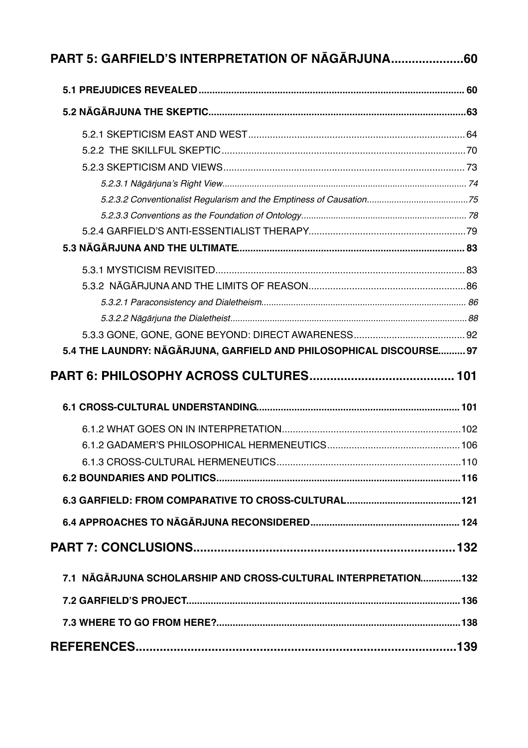**PART 5: GARFIELD'S INTERPRETATION OF NĀGĀRJUNA.....................60**

**5.1 PREJUDICES REVEALED................................................................................................. 60**

**5.2 NĀGĀRJUNA THE SKEPTIC..............................................................................................63**

5.2.1 SKEPTICISM EAST AND WEST................................................................................. 64

5.2.2 THE SKILLFUL SKEPTIC..........................................................................................70

5.2.3 SKEPTICISM AND VIEWS......................................................................................... 73

*5.2.3.1 Nāgārjuna's Right View................................................................................................... 74*

*5.2.3.2 Conventionalist Regularism and the Emptiness of Causation.........................................75*

*5.2.3.3 Conventions as the Foundation of Ontology.................................................................. 78*

5.2.4 GARFIELD'S ANTI-ESSENTIALIST THERAPY..........................................................79

**5.3 NĀGĀRJUNA AND THE ULTIMATE................................................................................... 83**

5.3.1 MYSTICISM REVISITED............................................................................................ 83

5.3.2 NĀGĀRJUNA AND THE LIMITS OF REASON..........................................................86

*5.3.2.1 Paraconsistency and Dialetheism.................................................................................. 86*

*5.3.2.2 Nāgārjuna the Dialetheist...............................................................................................88*

5.3.3 GONE, GONE, GONE BEYOND: DIRECT AWARENESS......................................... 92

**5.4 THE LAUNDRY: NĀGĀRJUNA, GARFIELD AND PHILOSOPHICAL DISCOURSE.......... 97**

**PART 6: PHILOSOPHY ACROSS CULTURES......................................... 101**

**6.1 CROSS-CULTURAL UNDERSTANDING........................................................................... 101**

6.1.2 WHAT GOES ON IN INTERPRETATION..................................................................102

6.1.2 GADAMER'S PHILOSOPHICAL HERMENEUTICS.................................................106

6.1.3 CROSS-CULTURAL HERMENEUTICS....................................................................110

**6.2 BOUNDARIES AND POLITICS..........................................................................................116**

**6.3 GARFIELD: FROM COMPARATIVE TO CROSS-CULTURAL..........................................121**

**6.4 APPROACHES TO NĀGĀRJUNA RECONSIDERED...................................................... 124**

**PART 7: CONCLUSIONS.............................................................................132**

**7.1 NĀGĀRJUNA SCHOLARSHIP AND CROSS-CULTURAL INTERPRETATION...............132**

**7.2 GARFIELD'S PROJECT....................................................................................................136**

**7.3 WHERE TO GO FROM HERE?.........................................................................................138**

**REFERENCES..............................................................................................139**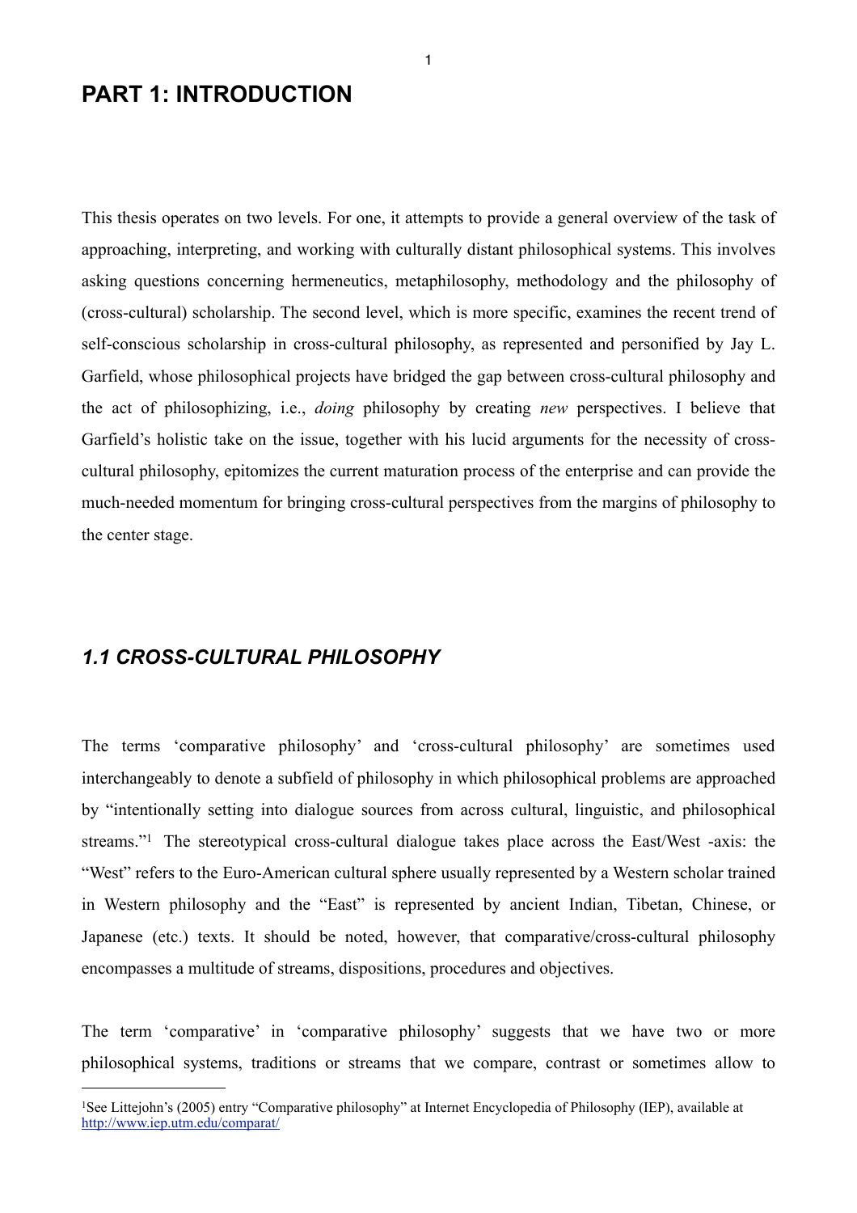# PART 1: INTRODUCTION

This thesis operates on two levels. For one, it attempts to provide a general overview of the task of approaching, interpreting, and working with culturally distant philosophical systems. This involves asking questions concerning hermeneutics, metaphilosophy, methodology and the philosophy of (cross-cultural) scholarship. The second level, which is more specific, examines the recent trend of self-conscious scholarship in cross-cultural philosophy, as represented and personified by Jay L. Garfield, whose philosophical projects have bridged the gap between cross-cultural philosophy and the act of philosophizing, i.e., *doing* philosophy by creating *new* perspectives. I believe that Garfield's holistic take on the issue, together with his lucid arguments for the necessity of cross-cultural philosophy, epitomizes the current maturation process of the enterprise and can provide the much-needed momentum for bringing cross-cultural perspectives from the margins of philosophy to the center stage.

## *1.1 CROSS-CULTURAL PHILOSOPHY*

The terms 'comparative philosophy' and 'cross-cultural philosophy' are sometimes used interchangeably to denote a subfield of philosophy in which philosophical problems are approached by "intentionally setting into dialogue sources from across cultural, linguistic, and philosophical streams."[1] The stereotypical cross-cultural dialogue takes place across the East/West -axis: the "West" refers to the Euro-American cultural sphere usually represented by a Western scholar trained in Western philosophy and the "East" is represented by ancient Indian, Tibetan, Chinese, or Japanese (etc.) texts. It should be noted, however, that comparative/cross-cultural philosophy encompasses a multitude of streams, dispositions, procedures and objectives.

The term 'comparative' in 'comparative philosophy' suggests that we have two or more philosophical systems, traditions or streams that we compare, contrast or sometimes allow to

---

[1] See Littejohn's (2005) entry "Comparative philosophy" at Internet Encyclopedia of Philosophy (IEP), available at http://www.iep.utm.edu/comparat/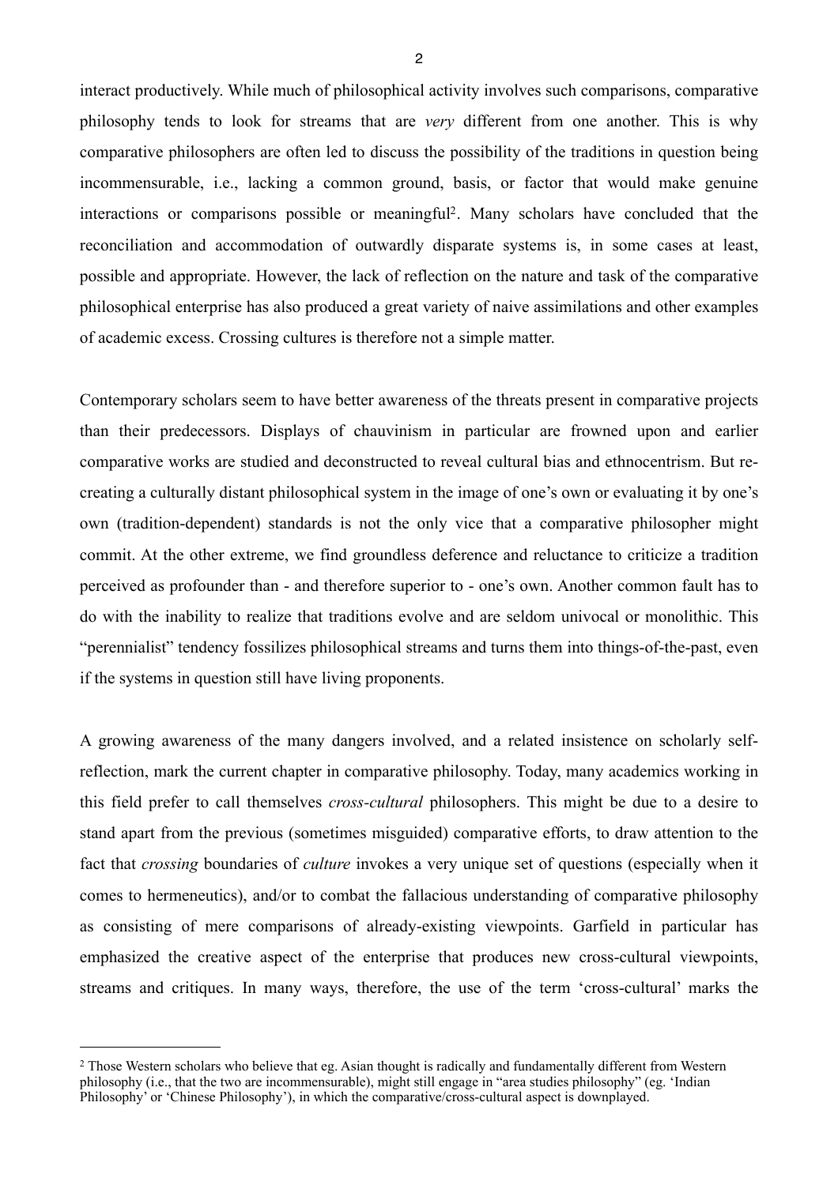interact productively. While much of philosophical activity involves such comparisons, comparative philosophy tends to look for streams that are *very* different from one another. This is why comparative philosophers are often led to discuss the possibility of the traditions in question being incommensurable, i.e., lacking a common ground, basis, or factor that would make genuine interactions or comparisons possible or meaningful[2]. Many scholars have concluded that the reconciliation and accommodation of outwardly disparate systems is, in some cases at least, possible and appropriate. However, the lack of reflection on the nature and task of the comparative philosophical enterprise has also produced a great variety of naive assimilations and other examples of academic excess. Crossing cultures is therefore not a simple matter.

Contemporary scholars seem to have better awareness of the threats present in comparative projects than their predecessors. Displays of chauvinism in particular are frowned upon and earlier comparative works are studied and deconstructed to reveal cultural bias and ethnocentrism. But re-creating a culturally distant philosophical system in the image of one's own or evaluating it by one's own (tradition-dependent) standards is not the only vice that a comparative philosopher might commit. At the other extreme, we find groundless deference and reluctance to criticize a tradition perceived as profounder than - and therefore superior to - one's own. Another common fault has to do with the inability to realize that traditions evolve and are seldom univocal or monolithic. This "perennialist" tendency fossilizes philosophical streams and turns them into things-of-the-past, even if the systems in question still have living proponents.

A growing awareness of the many dangers involved, and a related insistence on scholarly self-reflection, mark the current chapter in comparative philosophy. Today, many academics working in this field prefer to call themselves *cross-cultural* philosophers. This might be due to a desire to stand apart from the previous (sometimes misguided) comparative efforts, to draw attention to the fact that *crossing* boundaries of *culture* invokes a very unique set of questions (especially when it comes to hermeneutics), and/or to combat the fallacious understanding of comparative philosophy as consisting of mere comparisons of already-existing viewpoints. Garfield in particular has emphasized the creative aspect of the enterprise that produces new cross-cultural viewpoints, streams and critiques. In many ways, therefore, the use of the term 'cross-cultural' marks the

---

[2] Those Western scholars who believe that eg. Asian thought is radically and fundamentally different from Western philosophy (i.e., that the two are incommensurable), might still engage in "area studies philosophy" (eg. 'Indian Philosophy' or 'Chinese Philosophy'), in which the comparative/cross-cultural aspect is downplayed.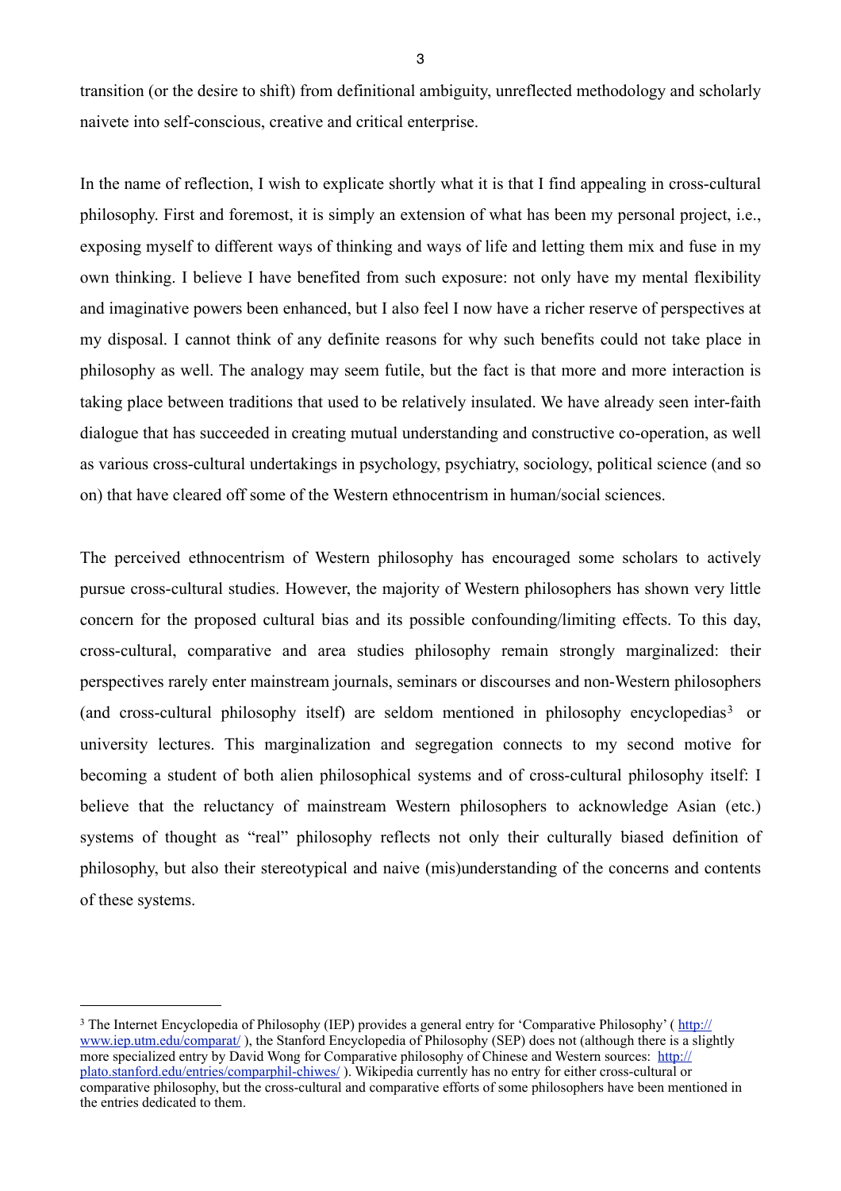transition (or the desire to shift) from definitional ambiguity, unreflected methodology and scholarly naivete into self-conscious, creative and critical enterprise.

In the name of reflection, I wish to explicate shortly what it is that I find appealing in cross-cultural philosophy. First and foremost, it is simply an extension of what has been my personal project, i.e., exposing myself to different ways of thinking and ways of life and letting them mix and fuse in my own thinking. I believe I have benefited from such exposure: not only have my mental flexibility and imaginative powers been enhanced, but I also feel I now have a richer reserve of perspectives at my disposal. I cannot think of any definite reasons for why such benefits could not take place in philosophy as well. The analogy may seem futile, but the fact is that more and more interaction is taking place between traditions that used to be relatively insulated. We have already seen inter-faith dialogue that has succeeded in creating mutual understanding and constructive co-operation, as well as various cross-cultural undertakings in psychology, psychiatry, sociology, political science (and so on) that have cleared off some of the Western ethnocentrism in human/social sciences.

The perceived ethnocentrism of Western philosophy has encouraged some scholars to actively pursue cross-cultural studies. However, the majority of Western philosophers has shown very little concern for the proposed cultural bias and its possible confounding/limiting effects. To this day, cross-cultural, comparative and area studies philosophy remain strongly marginalized: their perspectives rarely enter mainstream journals, seminars or discourses and non-Western philosophers (and cross-cultural philosophy itself) are seldom mentioned in philosophy encyclopedias[3] or university lectures. This marginalization and segregation connects to my second motive for becoming a student of both alien philosophical systems and of cross-cultural philosophy itself: I believe that the reluctancy of mainstream Western philosophers to acknowledge Asian (etc.) systems of thought as "real" philosophy reflects not only their culturally biased definition of philosophy, but also their stereotypical and naive (mis)understanding of the concerns and contents of these systems.

---

[3] The Internet Encyclopedia of Philosophy (IEP) provides a general entry for 'Comparative Philosophy' ( http://www.iep.utm.edu/comparat/ ), the Stanford Encyclopedia of Philosophy (SEP) does not (although there is a slightly more specialized entry by David Wong for Comparative philosophy of Chinese and Western sources: http://plato.stanford.edu/entries/comparphil-chiwes/ ). Wikipedia currently has no entry for either cross-cultural or comparative philosophy, but the cross-cultural and comparative efforts of some philosophers have been mentioned in the entries dedicated to them.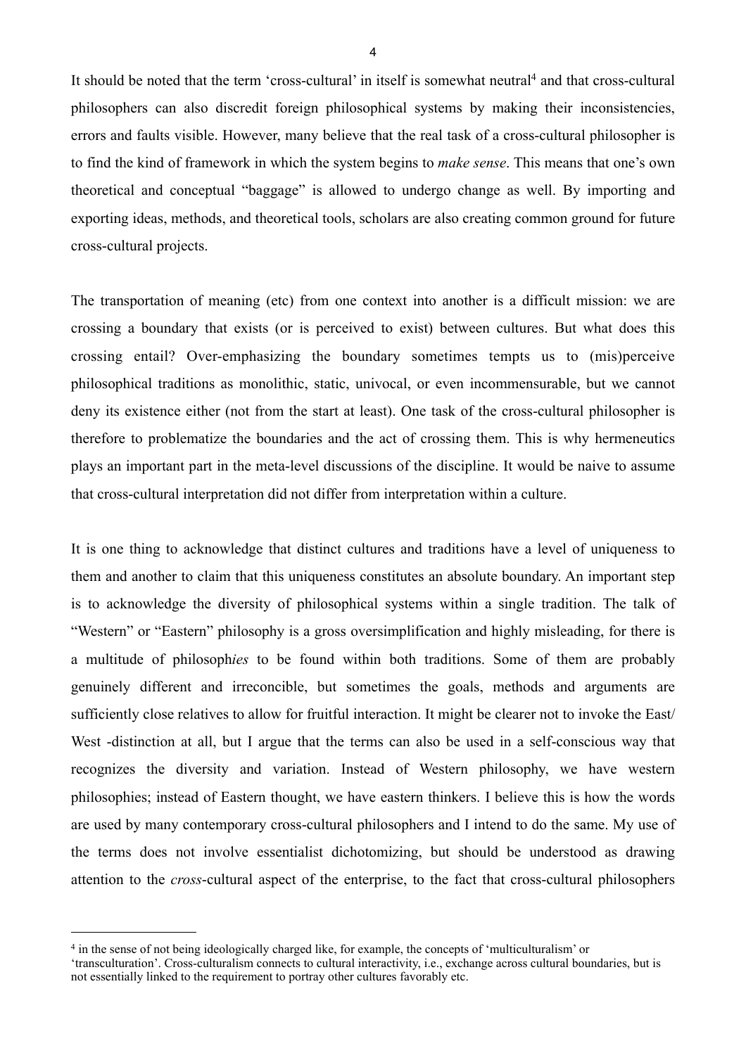It should be noted that the term 'cross-cultural' in itself is somewhat neutral[4] and that cross-cultural philosophers can also discredit foreign philosophical systems by making their inconsistencies, errors and faults visible. However, many believe that the real task of a cross-cultural philosopher is to find the kind of framework in which the system begins to *make sense*. This means that one's own theoretical and conceptual "baggage" is allowed to undergo change as well. By importing and exporting ideas, methods, and theoretical tools, scholars are also creating common ground for future cross-cultural projects.

The transportation of meaning (etc) from one context into another is a difficult mission: we are crossing a boundary that exists (or is perceived to exist) between cultures. But what does this crossing entail? Over-emphasizing the boundary sometimes tempts us to (mis)perceive philosophical traditions as monolithic, static, univocal, or even incommensurable, but we cannot deny its existence either (not from the start at least). One task of the cross-cultural philosopher is therefore to problematize the boundaries and the act of crossing them. This is why hermeneutics plays an important part in the meta-level discussions of the discipline. It would be naive to assume that cross-cultural interpretation did not differ from interpretation within a culture.

It is one thing to acknowledge that distinct cultures and traditions have a level of uniqueness to them and another to claim that this uniqueness constitutes an absolute boundary. An important step is to acknowledge the diversity of philosophical systems within a single tradition. The talk of "Western" or "Eastern" philosophy is a gross oversimplification and highly misleading, for there is a multitude of philosoph*ies* to be found within both traditions. Some of them are probably genuinely different and irreconcilable, but sometimes the goals, methods and arguments are sufficiently close relatives to allow for fruitful interaction. It might be clearer not to invoke the East/West -distinction at all, but I argue that the terms can also be used in a self-conscious way that recognizes the diversity and variation. Instead of Western philosophy, we have western philosophies; instead of Eastern thought, we have eastern thinkers. I believe this is how the words are used by many contemporary cross-cultural philosophers and I intend to do the same. My use of the terms does not involve essentialist dichotomizing, but should be understood as drawing attention to the *cross*-cultural aspect of the enterprise, to the fact that cross-cultural philosophers

---

[4] in the sense of not being ideologically charged like, for example, the concepts of 'multiculturalism' or 'transculturation'. Cross-culturalism connects to cultural interactivity, i.e., exchange across cultural boundaries, but is not essentially linked to the requirement to portray other cultures favorably etc.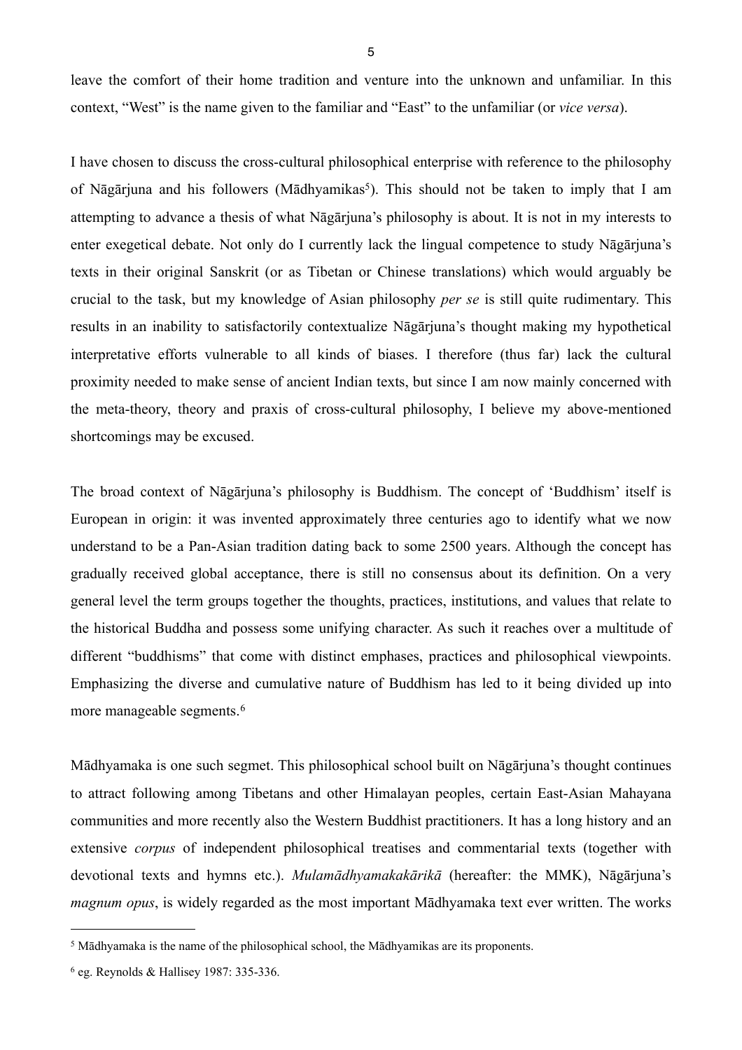leave the comfort of their home tradition and venture into the unknown and unfamiliar. In this context, "West" is the name given to the familiar and "East" to the unfamiliar (or *vice versa*).

I have chosen to discuss the cross-cultural philosophical enterprise with reference to the philosophy of Nāgārjuna and his followers (Mādhyamikas[5]). This should not be taken to imply that I am attempting to advance a thesis of what Nāgārjuna's philosophy is about. It is not in my interests to enter exegetical debate. Not only do I currently lack the lingual competence to study Nāgārjuna's texts in their original Sanskrit (or as Tibetan or Chinese translations) which would arguably be crucial to the task, but my knowledge of Asian philosophy *per se* is still quite rudimentary. This results in an inability to satisfactorily contextualize Nāgārjuna's thought making my hypothetical interpretative efforts vulnerable to all kinds of biases. I therefore (thus far) lack the cultural proximity needed to make sense of ancient Indian texts, but since I am now mainly concerned with the meta-theory, theory and praxis of cross-cultural philosophy, I believe my above-mentioned shortcomings may be excused.

The broad context of Nāgārjuna's philosophy is Buddhism. The concept of 'Buddhism' itself is European in origin: it was invented approximately three centuries ago to identify what we now understand to be a Pan-Asian tradition dating back to some 2500 years. Although the concept has gradually received global acceptance, there is still no consensus about its definition. On a very general level the term groups together the thoughts, practices, institutions, and values that relate to the historical Buddha and possess some unifying character. As such it reaches over a multitude of different "buddhisms" that come with distinct emphases, practices and philosophical viewpoints. Emphasizing the diverse and cumulative nature of Buddhism has led to it being divided up into more manageable segments.[6]

Mādhyamaka is one such segmet. This philosophical school built on Nāgārjuna's thought continues to attract following among Tibetans and other Himalayan peoples, certain East-Asian Mahayana communities and more recently also the Western Buddhist practitioners. It has a long history and an extensive *corpus* of independent philosophical treatises and commentarial texts (together with devotional texts and hymns etc.). *Mulamādhyamakakārikā* (hereafter: the MMK), Nāgārjuna's *magnum opus*, is widely regarded as the most important Mādhyamaka text ever written. The works

---

[5] Mādhyamaka is the name of the philosophical school, the Mādhyamikas are its proponents.

[6] eg. Reynolds & Hallisey 1987: 335-336.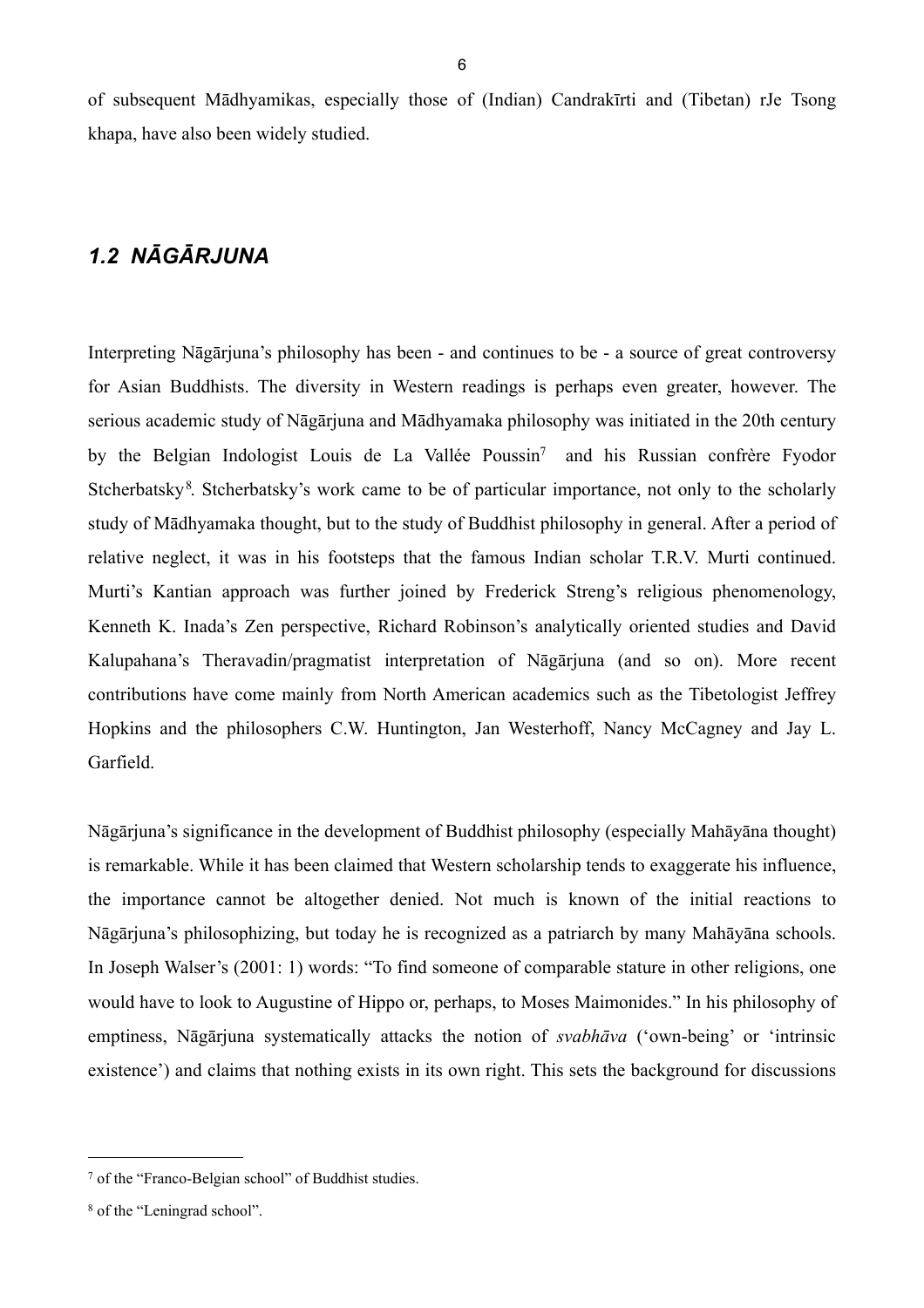of subsequent Mādhyamikas, especially those of (Indian) Candrakīrti and (Tibetan) rJe Tsong khapa, have also been widely studied.

## *1.2 NĀGĀRJUNA*

Interpreting Nāgārjuna's philosophy has been - and continues to be - a source of great controversy for Asian Buddhists. The diversity in Western readings is perhaps even greater, however. The serious academic study of Nāgārjuna and Mādhyamaka philosophy was initiated in the 20th century by the Belgian Indologist Louis de La Vallée Poussin[7] and his Russian confrère Fyodor Stcherbatsky[8]. Stcherbatsky's work came to be of particular importance, not only to the scholarly study of Mādhyamaka thought, but to the study of Buddhist philosophy in general. After a period of relative neglect, it was in his footsteps that the famous Indian scholar T.R.V. Murti continued. Murti's Kantian approach was further joined by Frederick Streng's religious phenomenology, Kenneth K. Inada's Zen perspective, Richard Robinson's analytically oriented studies and David Kalupahana's Theravadin/pragmatist interpretation of Nāgārjuna (and so on). More recent contributions have come mainly from North American academics such as the Tibetologist Jeffrey Hopkins and the philosophers C.W. Huntington, Jan Westerhoff, Nancy McCagney and Jay L. Garfield.

Nāgārjuna's significance in the development of Buddhist philosophy (especially Mahāyāna thought) is remarkable. While it has been claimed that Western scholarship tends to exaggerate his influence, the importance cannot be altogether denied. Not much is known of the initial reactions to Nāgārjuna's philosophizing, but today he is recognized as a patriarch by many Mahāyāna schools. In Joseph Walser's (2001: 1) words: "To find someone of comparable stature in other religions, one would have to look to Augustine of Hippo or, perhaps, to Moses Maimonides." In his philosophy of emptiness, Nāgārjuna systematically attacks the notion of *svabhāva* ('own-being' or 'intrinsic existence') and claims that nothing exists in its own right. This sets the background for discussions

---

[7] of the "Franco-Belgian school" of Buddhist studies.

[8] of the "Leningrad school".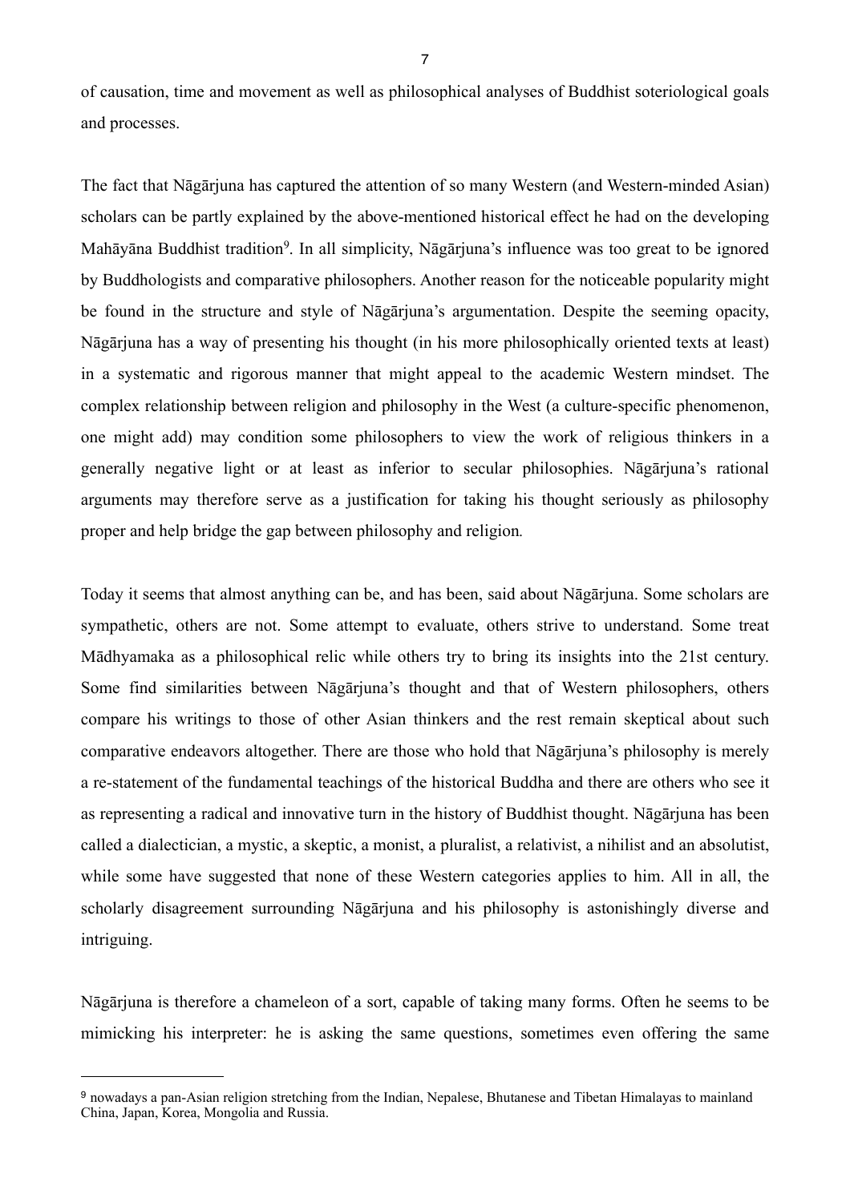of causation, time and movement as well as philosophical analyses of Buddhist soteriological goals and processes.

The fact that Nāgārjuna has captured the attention of so many Western (and Western-minded Asian) scholars can be partly explained by the above-mentioned historical effect he had on the developing Mahāyāna Buddhist tradition[9]. In all simplicity, Nāgārjuna's influence was too great to be ignored by Buddhologists and comparative philosophers. Another reason for the noticeable popularity might be found in the structure and style of Nāgārjuna's argumentation. Despite the seeming opacity, Nāgārjuna has a way of presenting his thought (in his more philosophically oriented texts at least) in a systematic and rigorous manner that might appeal to the academic Western mindset. The complex relationship between religion and philosophy in the West (a culture-specific phenomenon, one might add) may condition some philosophers to view the work of religious thinkers in a generally negative light or at least as inferior to secular philosophies. Nāgārjuna's rational arguments may therefore serve as a justification for taking his thought seriously as philosophy proper and help bridge the gap between philosophy and religion.

Today it seems that almost anything can be, and has been, said about Nāgārjuna. Some scholars are sympathetic, others are not. Some attempt to evaluate, others strive to understand. Some treat Mādhyamaka as a philosophical relic while others try to bring its insights into the 21st century. Some find similarities between Nāgārjuna's thought and that of Western philosophers, others compare his writings to those of other Asian thinkers and the rest remain skeptical about such comparative endeavors altogether. There are those who hold that Nāgārjuna's philosophy is merely a re-statement of the fundamental teachings of the historical Buddha and there are others who see it as representing a radical and innovative turn in the history of Buddhist thought. Nāgārjuna has been called a dialectician, a mystic, a skeptic, a monist, a pluralist, a relativist, a nihilist and an absolutist, while some have suggested that none of these Western categories applies to him. All in all, the scholarly disagreement surrounding Nāgārjuna and his philosophy is astonishingly diverse and intriguing.

Nāgārjuna is therefore a chameleon of a sort, capable of taking many forms. Often he seems to be mimicking his interpreter: he is asking the same questions, sometimes even offering the same

---

[9] nowadays a pan-Asian religion stretching from the Indian, Nepalese, Bhutanese and Tibetan Himalayas to mainland China, Japan, Korea, Mongolia and Russia.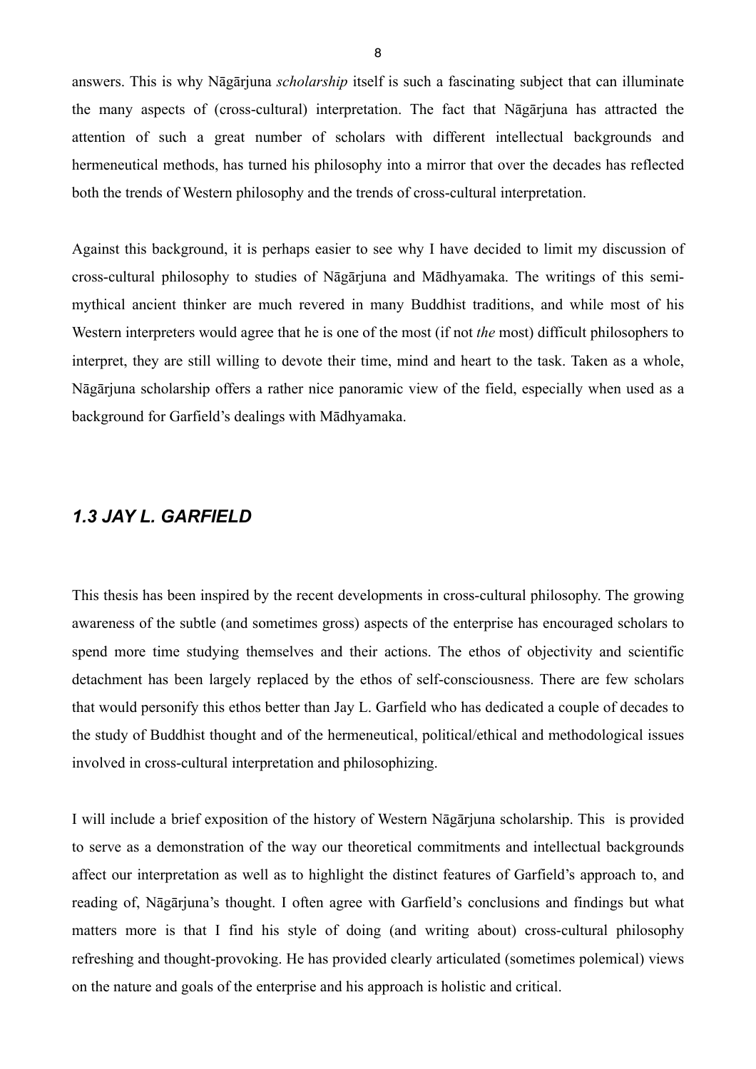answers. This is why Nāgārjuna *scholarship* itself is such a fascinating subject that can illuminate the many aspects of (cross-cultural) interpretation. The fact that Nāgārjuna has attracted the attention of such a great number of scholars with different intellectual backgrounds and hermeneutical methods, has turned his philosophy into a mirror that over the decades has reflected both the trends of Western philosophy and the trends of cross-cultural interpretation.

Against this background, it is perhaps easier to see why I have decided to limit my discussion of cross-cultural philosophy to studies of Nāgārjuna and Mādhyamaka. The writings of this semi-mythical ancient thinker are much revered in many Buddhist traditions, and while most of his Western interpreters would agree that he is one of the most (if not *the* most) difficult philosophers to interpret, they are still willing to devote their time, mind and heart to the task. Taken as a whole, Nāgārjuna scholarship offers a rather nice panoramic view of the field, especially when used as a background for Garfield's dealings with Mādhyamaka.

## *1.3 JAY L. GARFIELD*

This thesis has been inspired by the recent developments in cross-cultural philosophy. The growing awareness of the subtle (and sometimes gross) aspects of the enterprise has encouraged scholars to spend more time studying themselves and their actions. The ethos of objectivity and scientific detachment has been largely replaced by the ethos of self-consciousness. There are few scholars that would personify this ethos better than Jay L. Garfield who has dedicated a couple of decades to the study of Buddhist thought and of the hermeneutical, political/ethical and methodological issues involved in cross-cultural interpretation and philosophizing.

I will include a brief exposition of the history of Western Nāgārjuna scholarship. This is provided to serve as a demonstration of the way our theoretical commitments and intellectual backgrounds affect our interpretation as well as to highlight the distinct features of Garfield's approach to, and reading of, Nāgārjuna's thought. I often agree with Garfield's conclusions and findings but what matters more is that I find his style of doing (and writing about) cross-cultural philosophy refreshing and thought-provoking. He has provided clearly articulated (sometimes polemical) views on the nature and goals of the enterprise and his approach is holistic and critical.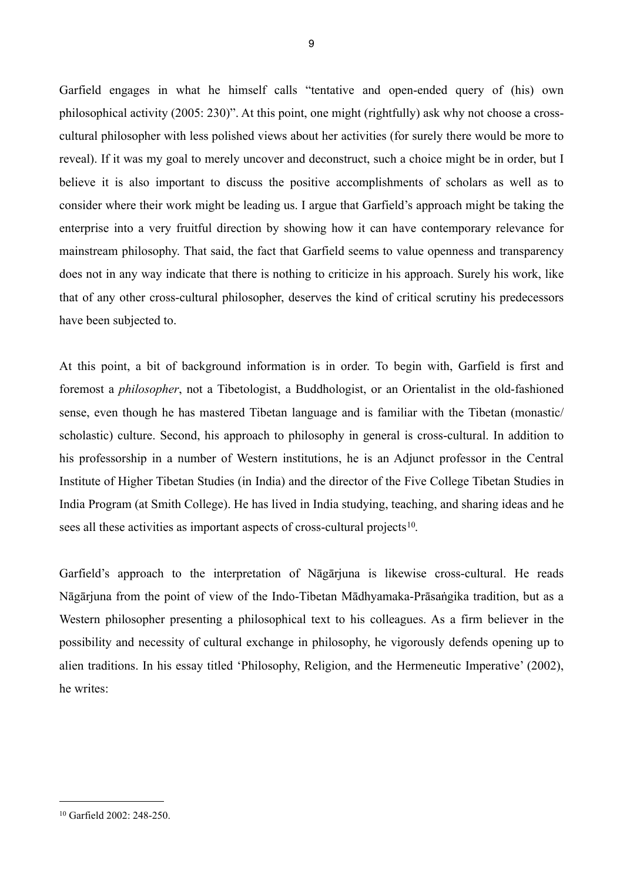Garfield engages in what he himself calls "tentative and open-ended query of (his) own philosophical activity (2005: 230)". At this point, one might (rightfully) ask why not choose a cross-cultural philosopher with less polished views about her activities (for surely there would be more to reveal). If it was my goal to merely uncover and deconstruct, such a choice might be in order, but I believe it is also important to discuss the positive accomplishments of scholars as well as to consider where their work might be leading us. I argue that Garfield's approach might be taking the enterprise into a very fruitful direction by showing how it can have contemporary relevance for mainstream philosophy. That said, the fact that Garfield seems to value openness and transparency does not in any way indicate that there is nothing to criticize in his approach. Surely his work, like that of any other cross-cultural philosopher, deserves the kind of critical scrutiny his predecessors have been subjected to.

At this point, a bit of background information is in order. To begin with, Garfield is first and foremost a *philosopher*, not a Tibetologist, a Buddhologist, or an Orientalist in the old-fashioned sense, even though he has mastered Tibetan language and is familiar with the Tibetan (monastic/ scholastic) culture. Second, his approach to philosophy in general is cross-cultural. In addition to his professorship in a number of Western institutions, he is an Adjunct professor in the Central Institute of Higher Tibetan Studies (in India) and the director of the Five College Tibetan Studies in India Program (at Smith College). He has lived in India studying, teaching, and sharing ideas and he sees all these activities as important aspects of cross-cultural projects[10].

Garfield's approach to the interpretation of Nāgārjuna is likewise cross-cultural. He reads Nāgārjuna from the point of view of the Indo-Tibetan Mādhyamaka-Prāsaṅgika tradition, but as a Western philosopher presenting a philosophical text to his colleagues. As a firm believer in the possibility and necessity of cultural exchange in philosophy, he vigorously defends opening up to alien traditions. In his essay titled 'Philosophy, Religion, and the Hermeneutic Imperative' (2002), he writes:

---

[10] Garfield 2002: 248-250.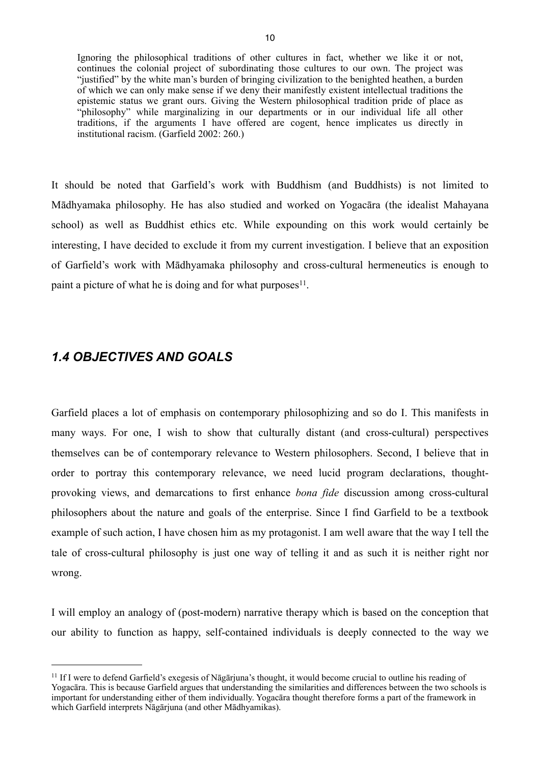> Ignoring the philosophical traditions of other cultures in fact, whether we like it or not, continues the colonial project of subordinating those cultures to our own. The project was "justified" by the white man's burden of bringing civilization to the benighted heathen, a burden of which we can only make sense if we deny their manifestly existent intellectual traditions the epistemic status we grant ours. Giving the Western philosophical tradition pride of place as "philosophy" while marginalizing in our departments or in our individual life all other traditions, if the arguments I have offered are cogent, hence implicates us directly in institutional racism. (Garfield 2002: 260.)

It should be noted that Garfield's work with Buddhism (and Buddhists) is not limited to Mādhyamaka philosophy. He has also studied and worked on Yogacāra (the idealist Mahayana school) as well as Buddhist ethics etc. While expounding on this work would certainly be interesting, I have decided to exclude it from my current investigation. I believe that an exposition of Garfield's work with Mādhyamaka philosophy and cross-cultural hermeneutics is enough to paint a picture of what he is doing and for what purposes[11].

### *1.4 OBJECTIVES AND GOALS*

Garfield places a lot of emphasis on contemporary philosophizing and so do I. This manifests in many ways. For one, I wish to show that culturally distant (and cross-cultural) perspectives themselves can be of contemporary relevance to Western philosophers. Second, I believe that in order to portray this contemporary relevance, we need lucid program declarations, thought-provoking views, and demarcations to first enhance *bona fide* discussion among cross-cultural philosophers about the nature and goals of the enterprise. Since I find Garfield to be a textbook example of such action, I have chosen him as my protagonist. I am well aware that the way I tell the tale of cross-cultural philosophy is just one way of telling it and as such it is neither right nor wrong.

I will employ an analogy of (post-modern) narrative therapy which is based on the conception that our ability to function as happy, self-contained individuals is deeply connected to the way we

---

[11] If I were to defend Garfield's exegesis of Nāgārjuna's thought, it would become crucial to outline his reading of Yogacāra. This is because Garfield argues that understanding the similarities and differences between the two schools is important for understanding either of them individually. Yogacāra thought therefore forms a part of the framework in which Garfield interprets Nāgārjuna (and other Mādhyamikas).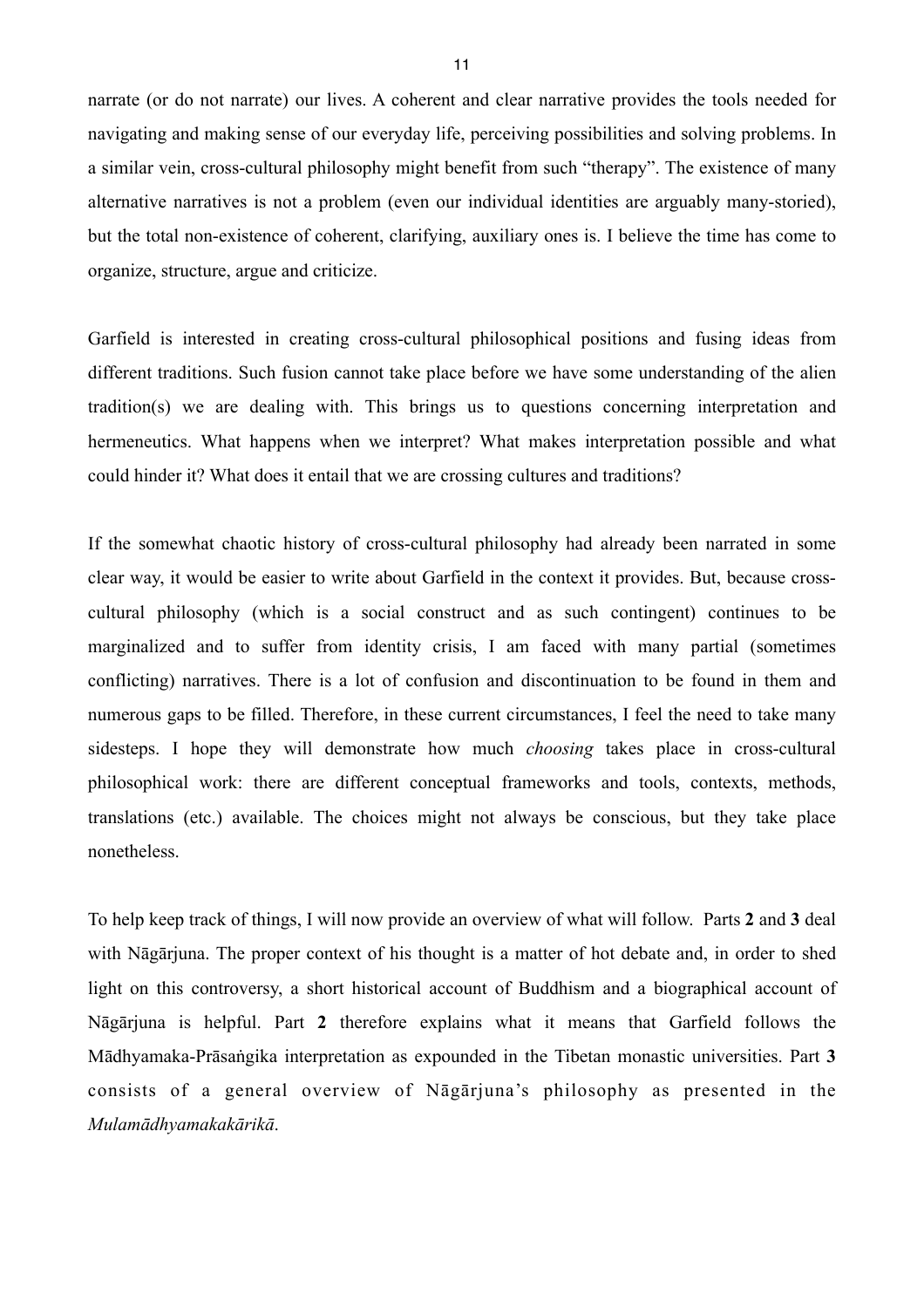narrate (or do not narrate) our lives. A coherent and clear narrative provides the tools needed for navigating and making sense of our everyday life, perceiving possibilities and solving problems. In a similar vein, cross-cultural philosophy might benefit from such "therapy". The existence of many alternative narratives is not a problem (even our individual identities are arguably many-storied), but the total non-existence of coherent, clarifying, auxiliary ones is. I believe the time has come to organize, structure, argue and criticize.

Garfield is interested in creating cross-cultural philosophical positions and fusing ideas from different traditions. Such fusion cannot take place before we have some understanding of the alien tradition(s) we are dealing with. This brings us to questions concerning interpretation and hermeneutics. What happens when we interpret? What makes interpretation possible and what could hinder it? What does it entail that we are crossing cultures and traditions?

If the somewhat chaotic history of cross-cultural philosophy had already been narrated in some clear way, it would be easier to write about Garfield in the context it provides. But, because cross-cultural philosophy (which is a social construct and as such contingent) continues to be marginalized and to suffer from identity crisis, I am faced with many partial (sometimes conflicting) narratives. There is a lot of confusion and discontinuation to be found in them and numerous gaps to be filled. Therefore, in these current circumstances, I feel the need to take many sidesteps. I hope they will demonstrate how much *choosing* takes place in cross-cultural philosophical work: there are different conceptual frameworks and tools, contexts, methods, translations (etc.) available. The choices might not always be conscious, but they take place nonetheless.

To help keep track of things, I will now provide an overview of what will follow. Parts **2** and **3** deal with Nāgārjuna. The proper context of his thought is a matter of hot debate and, in order to shed light on this controversy, a short historical account of Buddhism and a biographical account of Nāgārjuna is helpful. Part **2** therefore explains what it means that Garfield follows the Mādhyamaka-Prāsaṅgika interpretation as expounded in the Tibetan monastic universities. Part **3** consists of a general overview of Nāgārjuna's philosophy as presented in the *Mulamādhyamakakārikā*.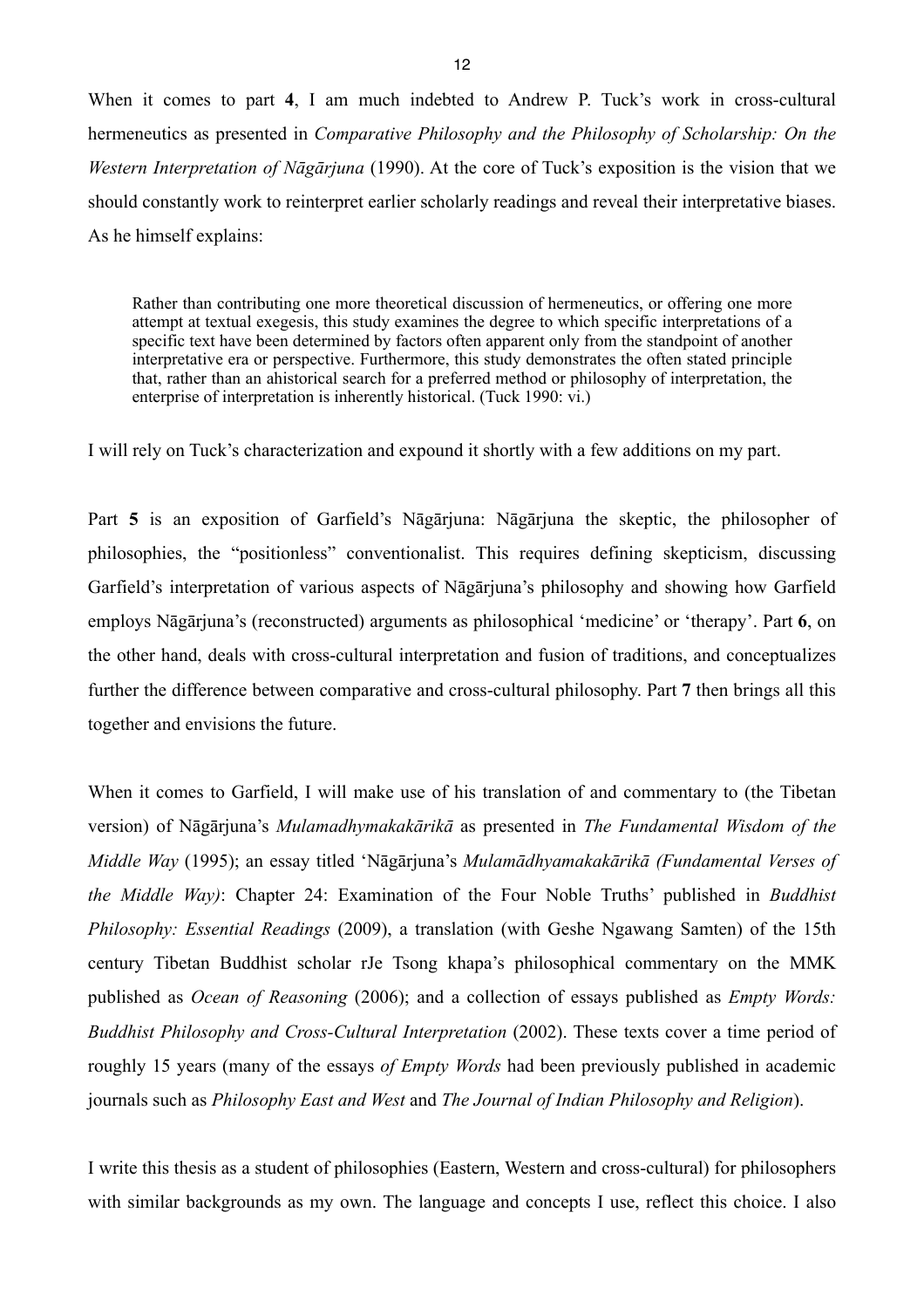When it comes to part **4**, I am much indebted to Andrew P. Tuck's work in cross-cultural hermeneutics as presented in *Comparative Philosophy and the Philosophy of Scholarship: On the Western Interpretation of Nāgārjuna* (1990). At the core of Tuck's exposition is the vision that we should constantly work to reinterpret earlier scholarly readings and reveal their interpretative biases. As he himself explains:

> Rather than contributing one more theoretical discussion of hermeneutics, or offering one more attempt at textual exegesis, this study examines the degree to which specific interpretations of a specific text have been determined by factors often apparent only from the standpoint of another interpretative era or perspective. Furthermore, this study demonstrates the often stated principle that, rather than an ahistorical search for a preferred method or philosophy of interpretation, the enterprise of interpretation is inherently historical. (Tuck 1990: vi.)

I will rely on Tuck's characterization and expound it shortly with a few additions on my part.

Part **5** is an exposition of Garfield's Nāgārjuna: Nāgārjuna the skeptic, the philosopher of philosophies, the "positionless" conventionalist. This requires defining skepticism, discussing Garfield's interpretation of various aspects of Nāgārjuna's philosophy and showing how Garfield employs Nāgārjuna's (reconstructed) arguments as philosophical 'medicine' or 'therapy'. Part **6**, on the other hand, deals with cross-cultural interpretation and fusion of traditions, and conceptualizes further the difference between comparative and cross-cultural philosophy. Part **7** then brings all this together and envisions the future.

When it comes to Garfield, I will make use of his translation of and commentary to (the Tibetan version) of Nāgārjuna's *Mulamadhymakakārikā* as presented in *The Fundamental Wisdom of the Middle Way* (1995); an essay titled 'Nāgārjuna's *Mulamādhyamakakārikā (Fundamental Verses of the Middle Way)*: Chapter 24: Examination of the Four Noble Truths' published in *Buddhist Philosophy: Essential Readings* (2009), a translation (with Geshe Ngawang Samten) of the 15th century Tibetan Buddhist scholar rJe Tsong khapa's philosophical commentary on the MMK published as *Ocean of Reasoning* (2006); and a collection of essays published as *Empty Words: Buddhist Philosophy and Cross-Cultural Interpretation* (2002). These texts cover a time period of roughly 15 years (many of the essays *of Empty Words* had been previously published in academic journals such as *Philosophy East and West* and *The Journal of Indian Philosophy and Religion*).

I write this thesis as a student of philosophies (Eastern, Western and cross-cultural) for philosophers with similar backgrounds as my own. The language and concepts I use, reflect this choice. I also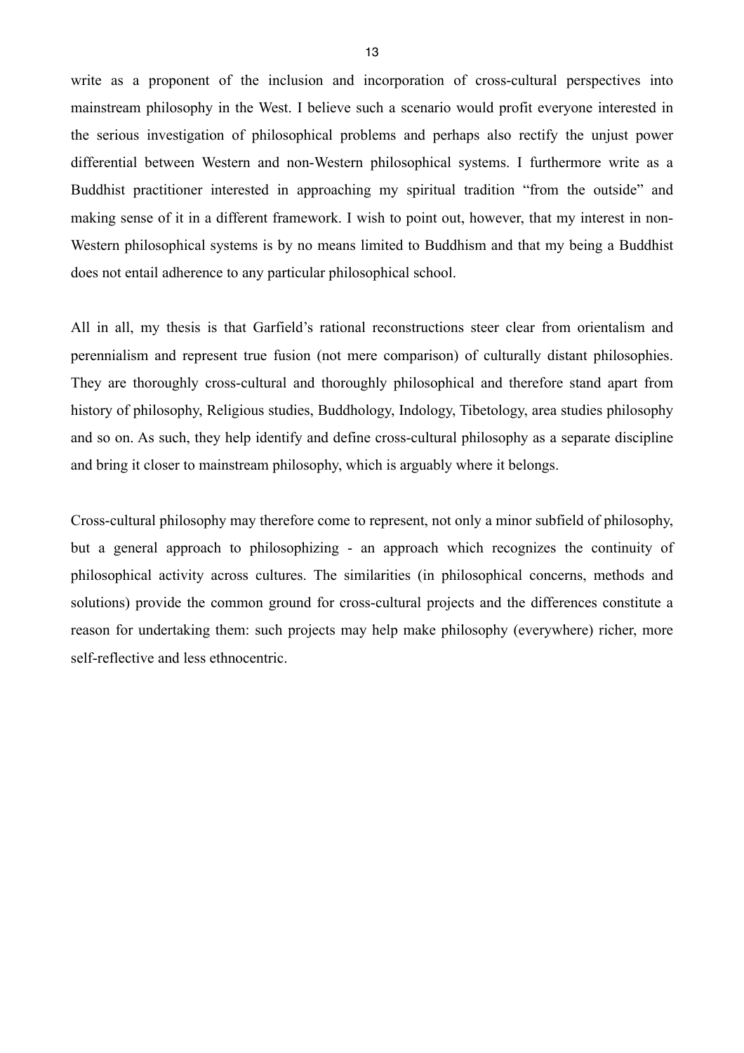write as a proponent of the inclusion and incorporation of cross-cultural perspectives into mainstream philosophy in the West. I believe such a scenario would profit everyone interested in the serious investigation of philosophical problems and perhaps also rectify the unjust power differential between Western and non-Western philosophical systems. I furthermore write as a Buddhist practitioner interested in approaching my spiritual tradition "from the outside" and making sense of it in a different framework. I wish to point out, however, that my interest in non-Western philosophical systems is by no means limited to Buddhism and that my being a Buddhist does not entail adherence to any particular philosophical school.

All in all, my thesis is that Garfield's rational reconstructions steer clear from orientalism and perennialism and represent true fusion (not mere comparison) of culturally distant philosophies. They are thoroughly cross-cultural and thoroughly philosophical and therefore stand apart from history of philosophy, Religious studies, Buddhology, Indology, Tibetology, area studies philosophy and so on. As such, they help identify and define cross-cultural philosophy as a separate discipline and bring it closer to mainstream philosophy, which is arguably where it belongs.

Cross-cultural philosophy may therefore come to represent, not only a minor subfield of philosophy, but a general approach to philosophizing - an approach which recognizes the continuity of philosophical activity across cultures. The similarities (in philosophical concerns, methods and solutions) provide the common ground for cross-cultural projects and the differences constitute a reason for undertaking them: such projects may help make philosophy (everywhere) richer, more self-reflective and less ethnocentric.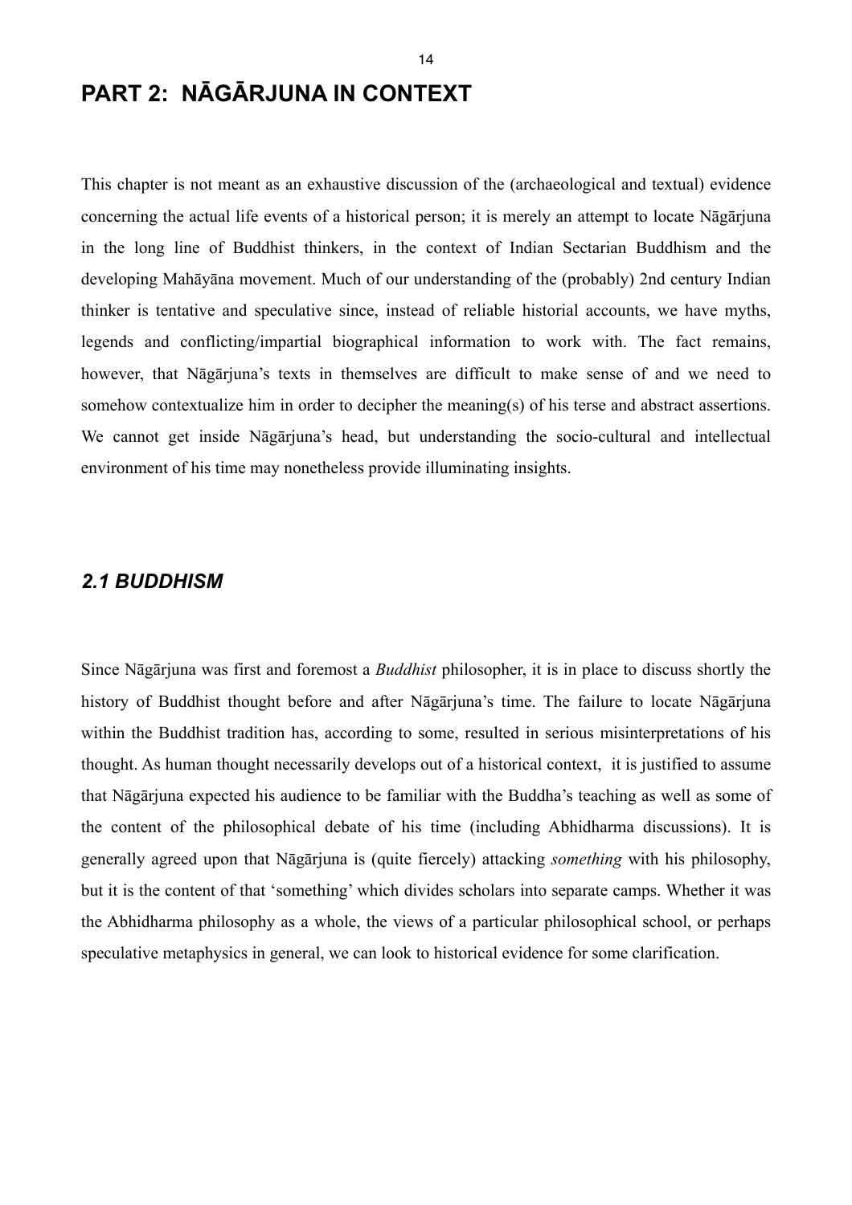# PART 2: NĀGĀRJUNA IN CONTEXT

This chapter is not meant as an exhaustive discussion of the (archaeological and textual) evidence concerning the actual life events of a historical person; it is merely an attempt to locate Nāgārjuna in the long line of Buddhist thinkers, in the context of Indian Sectarian Buddhism and the developing Mahāyāna movement. Much of our understanding of the (probably) 2nd century Indian thinker is tentative and speculative since, instead of reliable historial accounts, we have myths, legends and conflicting/impartial biographical information to work with. The fact remains, however, that Nāgārjuna's texts in themselves are difficult to make sense of and we need to somehow contextualize him in order to decipher the meaning(s) of his terse and abstract assertions. We cannot get inside Nāgārjuna's head, but understanding the socio-cultural and intellectual environment of his time may nonetheless provide illuminating insights.

## *2.1 BUDDHISM*

Since Nāgārjuna was first and foremost a *Buddhist* philosopher, it is in place to discuss shortly the history of Buddhist thought before and after Nāgārjuna's time. The failure to locate Nāgārjuna within the Buddhist tradition has, according to some, resulted in serious misinterpretations of his thought. As human thought necessarily develops out of a historical context, it is justified to assume that Nāgārjuna expected his audience to be familiar with the Buddha's teaching as well as some of the content of the philosophical debate of his time (including Abhidharma discussions). It is generally agreed upon that Nāgārjuna is (quite fiercely) attacking *something* with his philosophy, but it is the content of that 'something' which divides scholars into separate camps. Whether it was the Abhidharma philosophy as a whole, the views of a particular philosophical school, or perhaps speculative metaphysics in general, we can look to historical evidence for some clarification.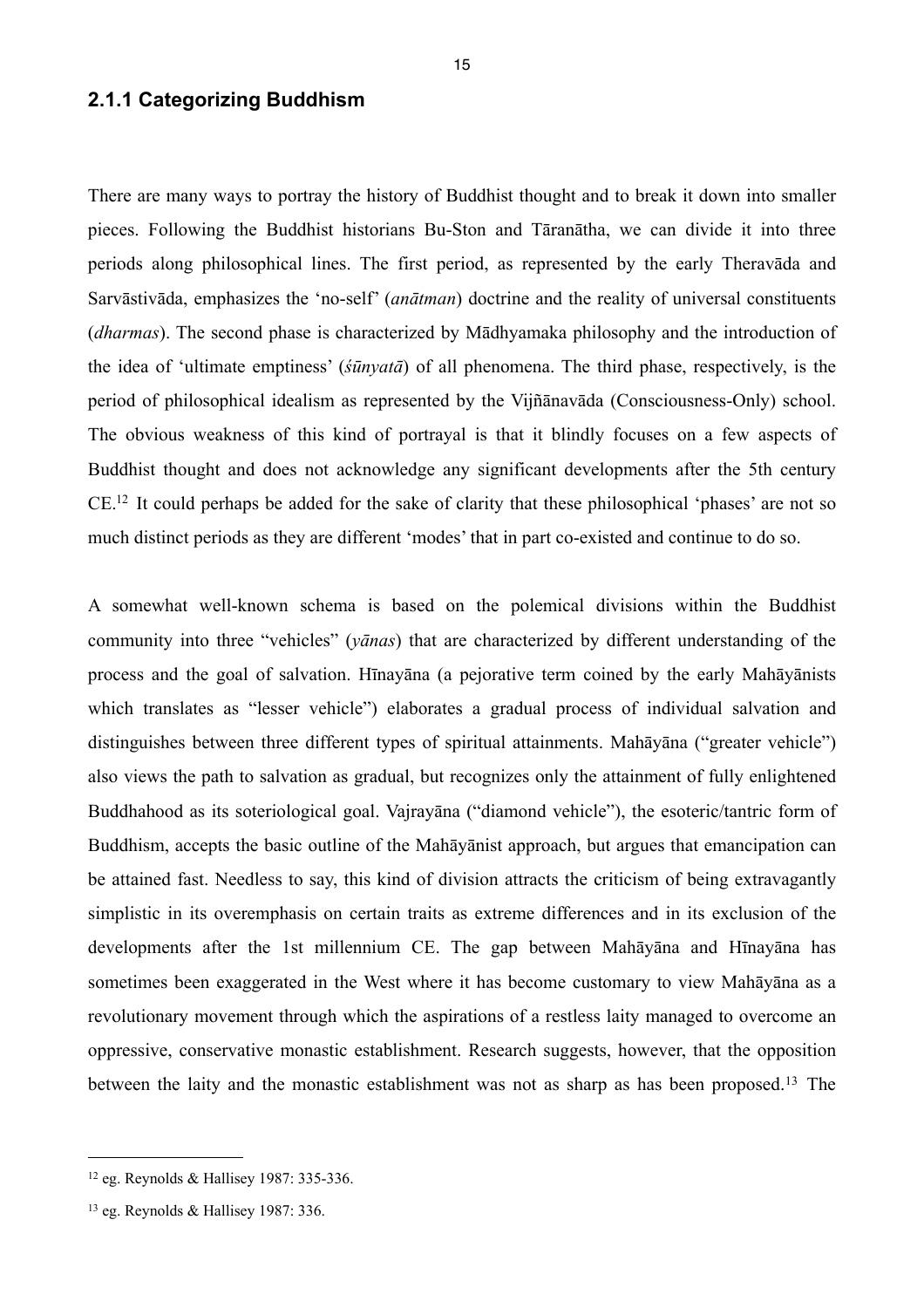### 2.1.1 Categorizing Buddhism

There are many ways to portray the history of Buddhist thought and to break it down into smaller pieces. Following the Buddhist historians Bu-Ston and Tāranātha, we can divide it into three periods along philosophical lines. The first period, as represented by the early Theravāda and Sarvāstivāda, emphasizes the 'no-self' (*anātman*) doctrine and the reality of universal constituents (*dharmas*). The second phase is characterized by Mādhyamaka philosophy and the introduction of the idea of 'ultimate emptiness' (*śūnyatā*) of all phenomena. The third phase, respectively, is the period of philosophical idealism as represented by the Vijñānavāda (Consciousness-Only) school. The obvious weakness of this kind of portrayal is that it blindly focuses on a few aspects of Buddhist thought and does not acknowledge any significant developments after the 5th century CE.[12] It could perhaps be added for the sake of clarity that these philosophical 'phases' are not so much distinct periods as they are different 'modes' that in part co-existed and continue to do so.

A somewhat well-known schema is based on the polemical divisions within the Buddhist community into three "vehicles" (*yānas*) that are characterized by different understanding of the process and the goal of salvation. Hīnayāna (a pejorative term coined by the early Mahāyānists which translates as "lesser vehicle") elaborates a gradual process of individual salvation and distinguishes between three different types of spiritual attainments. Mahāyāna ("greater vehicle") also views the path to salvation as gradual, but recognizes only the attainment of fully enlightened Buddhahood as its soteriological goal. Vajrayāna ("diamond vehicle"), the esoteric/tantric form of Buddhism, accepts the basic outline of the Mahāyānist approach, but argues that emancipation can be attained fast. Needless to say, this kind of division attracts the criticism of being extravagantly simplistic in its overemphasis on certain traits as extreme differences and in its exclusion of the developments after the 1st millennium CE. The gap between Mahāyāna and Hīnayāna has sometimes been exaggerated in the West where it has become customary to view Mahāyāna as a revolutionary movement through which the aspirations of a restless laity managed to overcome an oppressive, conservative monastic establishment. Research suggests, however, that the opposition between the laity and the monastic establishment was not as sharp as has been proposed.[13] The

---

[12] eg. Reynolds & Hallisey 1987: 335-336.

[13] eg. Reynolds & Hallisey 1987: 336.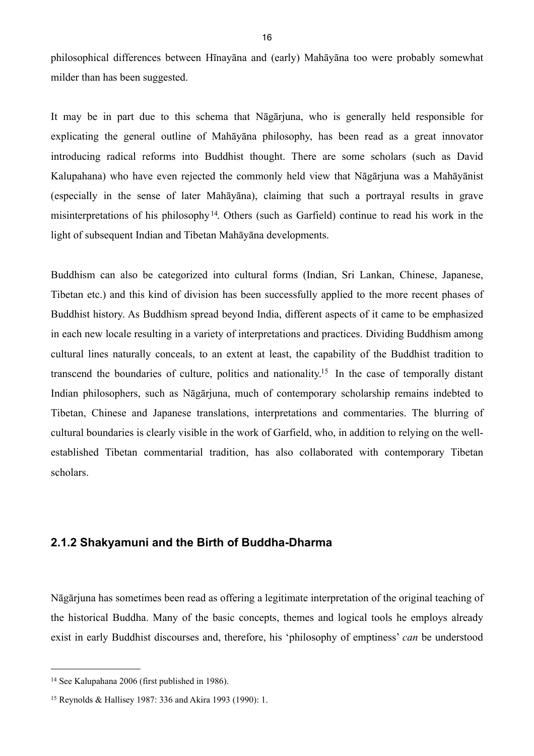philosophical differences between Hīnayāna and (early) Mahāyāna too were probably somewhat milder than has been suggested.

It may be in part due to this schema that Nāgārjuna, who is generally held responsible for explicating the general outline of Mahāyāna philosophy, has been read as a great innovator introducing radical reforms into Buddhist thought. There are some scholars (such as David Kalupahana) who have even rejected the commonly held view that Nāgārjuna was a Mahāyānist (especially in the sense of later Mahāyāna), claiming that such a portrayal results in grave misinterpretations of his philosophy[14]. Others (such as Garfield) continue to read his work in the light of subsequent Indian and Tibetan Mahāyāna developments.

Buddhism can also be categorized into cultural forms (Indian, Sri Lankan, Chinese, Japanese, Tibetan etc.) and this kind of division has been successfully applied to the more recent phases of Buddhist history. As Buddhism spread beyond India, different aspects of it came to be emphasized in each new locale resulting in a variety of interpretations and practices. Dividing Buddhism among cultural lines naturally conceals, to an extent at least, the capability of the Buddhist tradition to transcend the boundaries of culture, politics and nationality.[15] In the case of temporally distant Indian philosophers, such as Nāgārjuna, much of contemporary scholarship remains indebted to Tibetan, Chinese and Japanese translations, interpretations and commentaries. The blurring of cultural boundaries is clearly visible in the work of Garfield, who, in addition to relying on the well-established Tibetan commentarial tradition, has also collaborated with contemporary Tibetan scholars.

### 2.1.2 Shakyamuni and the Birth of Buddha-Dharma

Nāgārjuna has sometimes been read as offering a legitimate interpretation of the original teaching of the historical Buddha. Many of the basic concepts, themes and logical tools he employs already exist in early Buddhist discourses and, therefore, his 'philosophy of emptiness' *can* be understood

---

[14] See Kalupahana 2006 (first published in 1986).

[15] Reynolds & Hallisey 1987: 336 and Akira 1993 (1990): 1.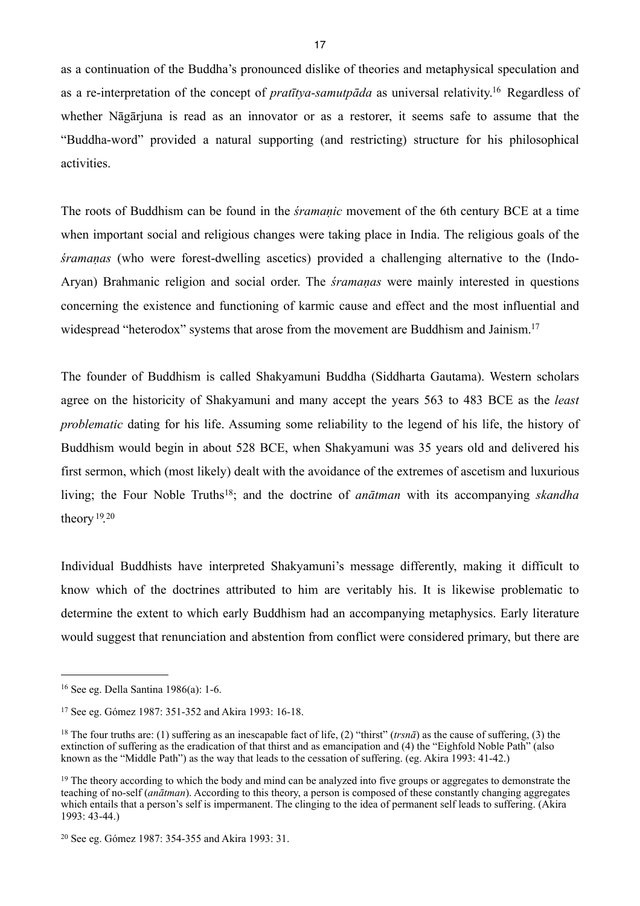as a continuation of the Buddha's pronounced dislike of theories and metaphysical speculation and as a re-interpretation of the concept of *pratītya-samutpāda* as universal relativity.[16] Regardless of whether Nāgārjuna is read as an innovator or as a restorer, it seems safe to assume that the "Buddha-word" provided a natural supporting (and restricting) structure for his philosophical activities.

The roots of Buddhism can be found in the *śramaṇic* movement of the 6th century BCE at a time when important social and religious changes were taking place in India. The religious goals of the *śramaṇas* (who were forest-dwelling ascetics) provided a challenging alternative to the (Indo-Aryan) Brahmanic religion and social order. The *śramaṇas* were mainly interested in questions concerning the existence and functioning of karmic cause and effect and the most influential and widespread "heterodox" systems that arose from the movement are Buddhism and Jainism.[17]

The founder of Buddhism is called Shakyamuni Buddha (Siddharta Gautama). Western scholars agree on the historicity of Shakyamuni and many accept the years 563 to 483 BCE as the *least problematic* dating for his life. Assuming some reliability to the legend of his life, the history of Buddhism would begin in about 528 BCE, when Shakyamuni was 35 years old and delivered his first sermon, which (most likely) dealt with the avoidance of the extremes of ascetism and luxurious living; the Four Noble Truths[18]; and the doctrine of *anātman* with its accompanying *skandha* theory[19].[20]

Individual Buddhists have interpreted Shakyamuni's message differently, making it difficult to know which of the doctrines attributed to him are veritably his. It is likewise problematic to determine the extent to which early Buddhism had an accompanying metaphysics. Early literature would suggest that renunciation and abstention from conflict were considered primary, but there are

---

[16] See eg. Della Santina 1986(a): 1-6.

[17] See eg. Gómez 1987: 351-352 and Akira 1993: 16-18.

[18] The four truths are: (1) suffering as an inescapable fact of life, (2) "thirst" (*trsnā*) as the cause of suffering, (3) the extinction of suffering as the eradication of that thirst and as emancipation and (4) the "Eighfold Noble Path" (also known as the "Middle Path") as the way that leads to the cessation of suffering. (eg. Akira 1993: 41-42.)

[19] The theory according to which the body and mind can be analyzed into five groups or aggregates to demonstrate the teaching of no-self (*anātman*). According to this theory, a person is composed of these constantly changing aggregates which entails that a person's self is impermanent. The clinging to the idea of permanent self leads to suffering. (Akira 1993: 43-44.)

[20] See eg. Gómez 1987: 354-355 and Akira 1993: 31.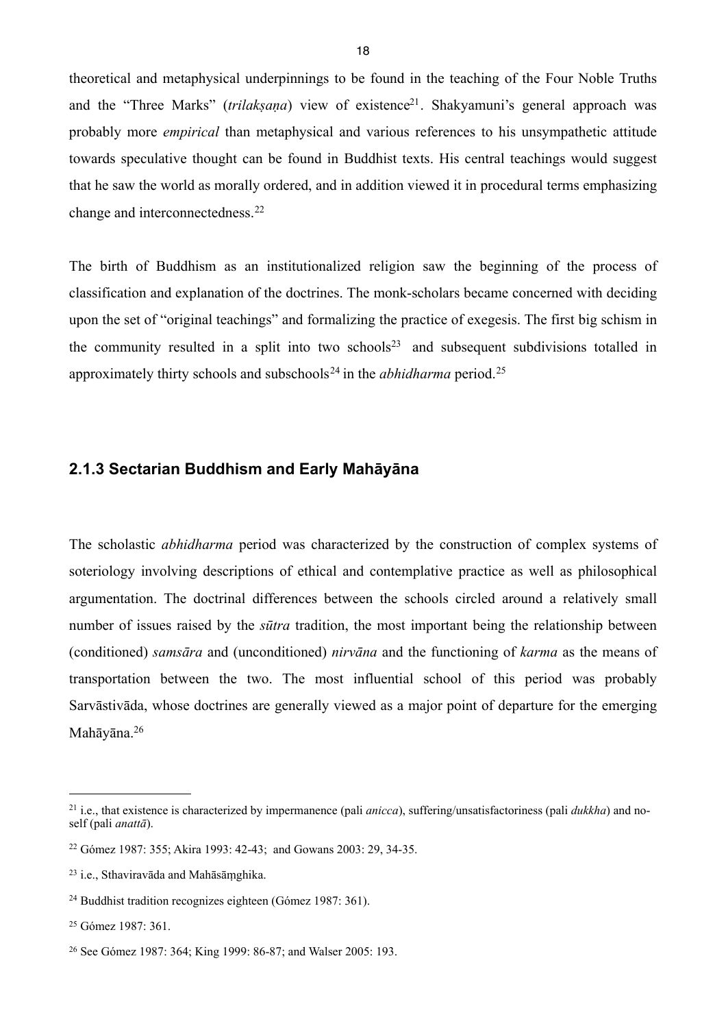theoretical and metaphysical underpinnings to be found in the teaching of the Four Noble Truths and the "Three Marks" (*trilakṣaṇa*) view of existence[21]. Shakyamuni's general approach was probably more *empirical* than metaphysical and various references to his unsympathetic attitude towards speculative thought can be found in Buddhist texts. His central teachings would suggest that he saw the world as morally ordered, and in addition viewed it in procedural terms emphasizing change and interconnectedness.[22]

The birth of Buddhism as an institutionalized religion saw the beginning of the process of classification and explanation of the doctrines. The monk-scholars became concerned with deciding upon the set of "original teachings" and formalizing the practice of exegesis. The first big schism in the community resulted in a split into two schools[23] and subsequent subdivisions totalled in approximately thirty schools and subschools[24] in the *abhidharma* period.[25]

### 2.1.3 Sectarian Buddhism and Early Mahāyāna

The scholastic *abhidharma* period was characterized by the construction of complex systems of soteriology involving descriptions of ethical and contemplative practice as well as philosophical argumentation. The doctrinal differences between the schools circled around a relatively small number of issues raised by the *sūtra* tradition, the most important being the relationship between (conditioned) *samsāra* and (unconditioned) *nirvāna* and the functioning of *karma* as the means of transportation between the two. The most influential school of this period was probably Sarvāstivāda, whose doctrines are generally viewed as a major point of departure for the emerging Mahāyāna.[26]

---

[21] i.e., that existence is characterized by impermanence (pali *anicca*), suffering/unsatisfactoriness (pali *dukkha*) and no-self (pali *anattā*).

[22] Gómez 1987: 355; Akira 1993: 42-43; and Gowans 2003: 29, 34-35.

[23] i.e., Sthaviravāda and Mahāsāṃghika.

[24] Buddhist tradition recognizes eighteen (Gómez 1987: 361).

[25] Gómez 1987: 361.

[26] See Gómez 1987: 364; King 1999: 86-87; and Walser 2005: 193.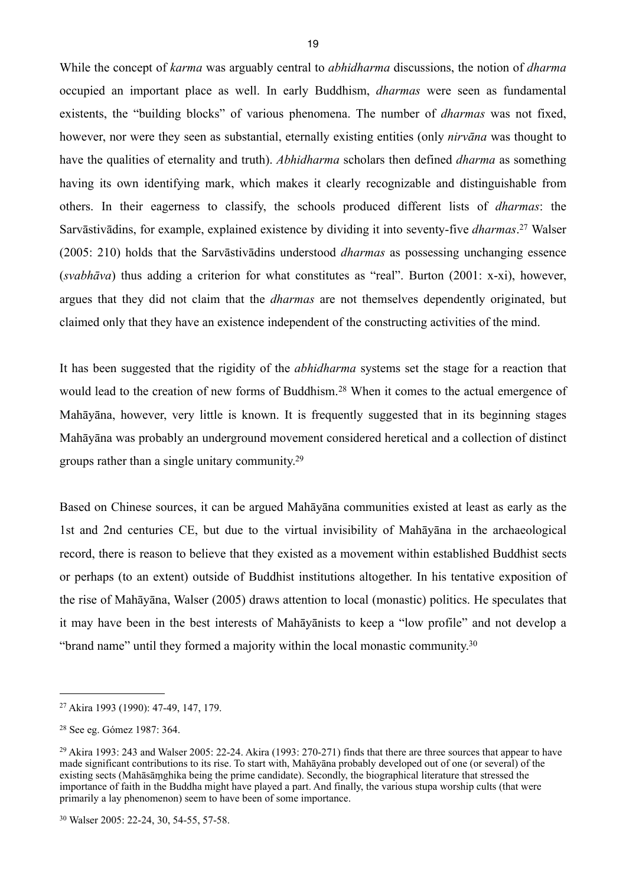While the concept of *karma* was arguably central to *abhidharma* discussions, the notion of *dharma* occupied an important place as well. In early Buddhism, *dharmas* were seen as fundamental existents, the "building blocks" of various phenomena. The number of *dharmas* was not fixed, however, nor were they seen as substantial, eternally existing entities (only *nirvāna* was thought to have the qualities of eternality and truth). *Abhidharma* scholars then defined *dharma* as something having its own identifying mark, which makes it clearly recognizable and distinguishable from others. In their eagerness to classify, the schools produced different lists of *dharmas*: the Sarvāstivādins, for example, explained existence by dividing it into seventy-five *dharmas*.[27] Walser (2005: 210) holds that the Sarvāstivādins understood *dharmas* as possessing unchanging essence (*svabhāva*) thus adding a criterion for what constitutes as "real". Burton (2001: x-xi), however, argues that they did not claim that the *dharmas* are not themselves dependently originated, but claimed only that they have an existence independent of the constructing activities of the mind.

It has been suggested that the rigidity of the *abhidharma* systems set the stage for a reaction that would lead to the creation of new forms of Buddhism.[28] When it comes to the actual emergence of Mahāyāna, however, very little is known. It is frequently suggested that in its beginning stages Mahāyāna was probably an underground movement considered heretical and a collection of distinct groups rather than a single unitary community.[29]

Based on Chinese sources, it can be argued Mahāyāna communities existed at least as early as the 1st and 2nd centuries CE, but due to the virtual invisibility of Mahāyāna in the archaeological record, there is reason to believe that they existed as a movement within established Buddhist sects or perhaps (to an extent) outside of Buddhist institutions altogether. In his tentative exposition of the rise of Mahāyāna, Walser (2005) draws attention to local (monastic) politics. He speculates that it may have been in the best interests of Mahāyānists to keep a "low profile" and not develop a "brand name" until they formed a majority within the local monastic community.[30]

---

[27] Akira 1993 (1990): 47-49, 147, 179.

[28] See eg. Gómez 1987: 364.

[29] Akira 1993: 243 and Walser 2005: 22-24. Akira (1993: 270-271) finds that there are three sources that appear to have made significant contributions to its rise. To start with, Mahāyāna probably developed out of one (or several) of the existing sects (Mahāsāṃghika being the prime candidate). Secondly, the biographical literature that stressed the importance of faith in the Buddha might have played a part. And finally, the various stupa worship cults (that were primarily a lay phenomenon) seem to have been of some importance.

[30] Walser 2005: 22-24, 30, 54-55, 57-58.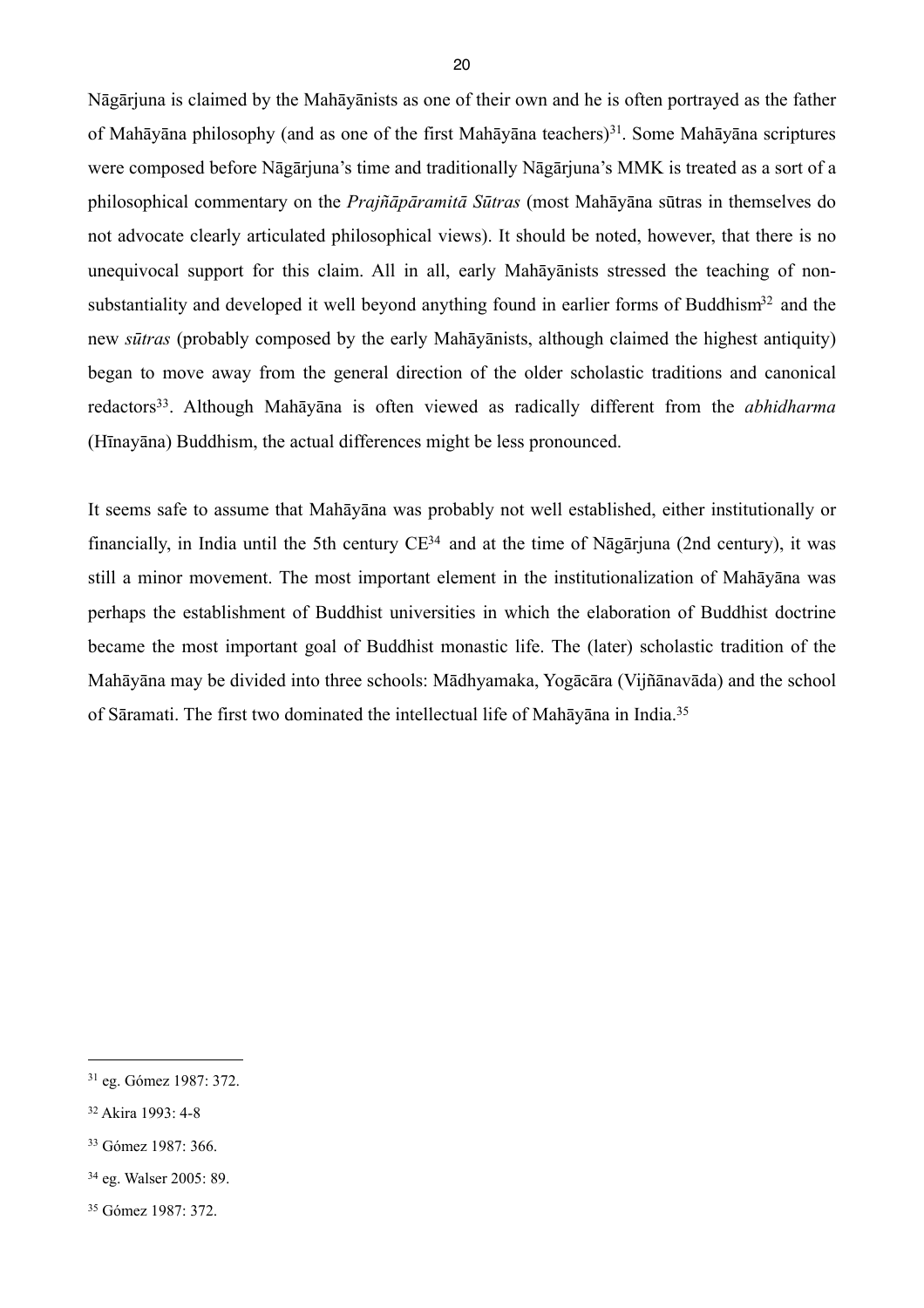Nāgārjuna is claimed by the Mahāyānists as one of their own and he is often portrayed as the father of Mahāyāna philosophy (and as one of the first Mahāyāna teachers)[31]. Some Mahāyāna scriptures were composed before Nāgārjuna's time and traditionally Nāgārjuna's MMK is treated as a sort of a philosophical commentary on the *Prajñāpāramitā Sūtras* (most Mahāyāna sūtras in themselves do not advocate clearly articulated philosophical views). It should be noted, however, that there is no unequivocal support for this claim. All in all, early Mahāyānists stressed the teaching of non-substantiality and developed it well beyond anything found in earlier forms of Buddhism[32] and the new *sūtras* (probably composed by the early Mahāyānists, although claimed the highest antiquity) began to move away from the general direction of the older scholastic traditions and canonical redactors[33]. Although Mahāyāna is often viewed as radically different from the *abhidharma* (Hīnayāna) Buddhism, the actual differences might be less pronounced.

It seems safe to assume that Mahāyāna was probably not well established, either institutionally or financially, in India until the 5th century CE[34] and at the time of Nāgārjuna (2nd century), it was still a minor movement. The most important element in the institutionalization of Mahāyāna was perhaps the establishment of Buddhist universities in which the elaboration of Buddhist doctrine became the most important goal of Buddhist monastic life. The (later) scholastic tradition of the Mahāyāna may be divided into three schools: Mādhyamaka, Yogācāra (Vijñānavāda) and the school of Sāramati. The first two dominated the intellectual life of Mahāyāna in India.[35]

---

[31] eg. Gómez 1987: 372.

[32] Akira 1993: 4-8

[33] Gómez 1987: 366.

[34] eg. Walser 2005: 89.

[35] Gómez 1987: 372.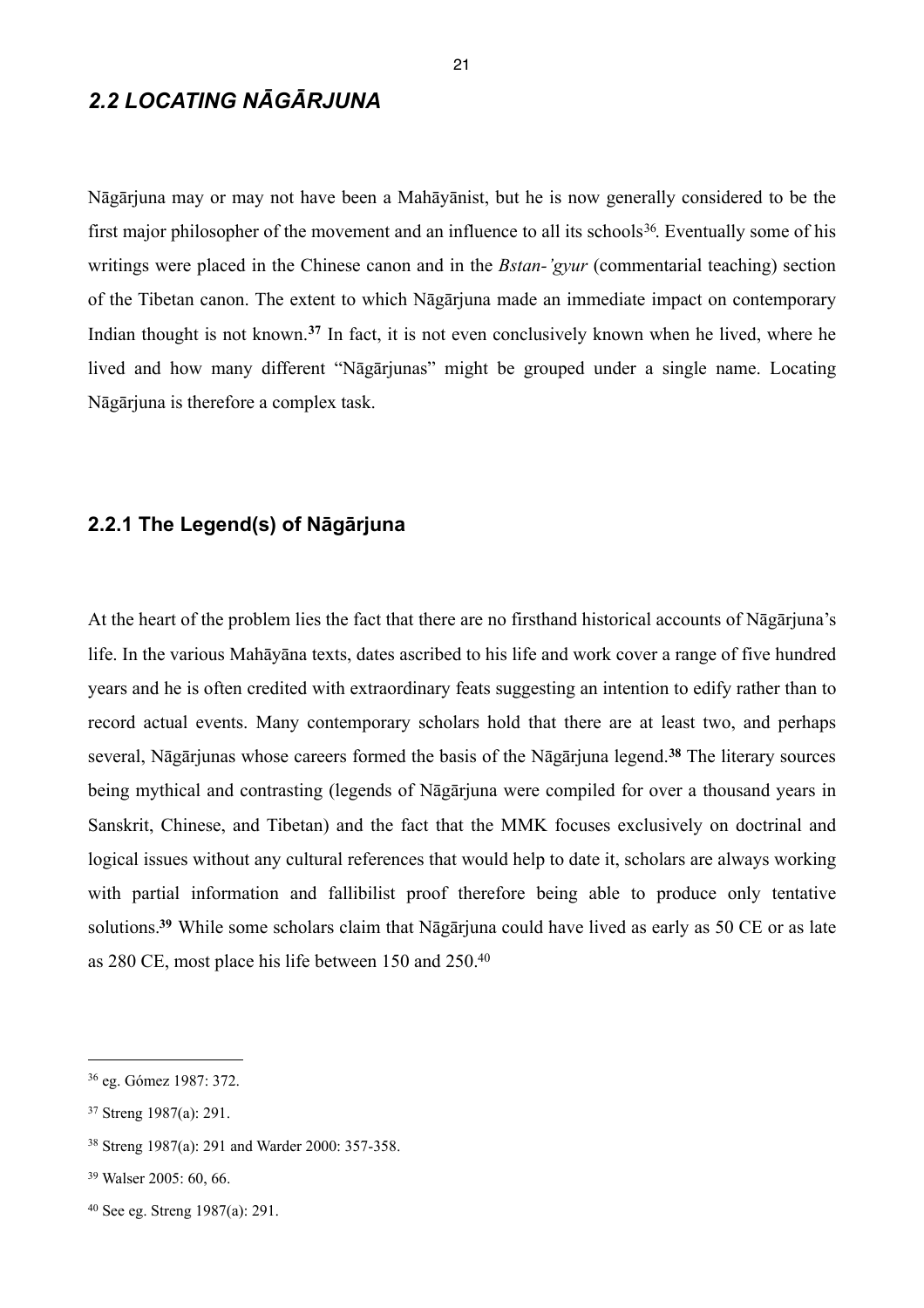## *2.2 LOCATING NĀGĀRJUNA*

Nāgārjuna may or may not have been a Mahāyānist, but he is now generally considered to be the first major philosopher of the movement and an influence to all its schools[36]. Eventually some of his writings were placed in the Chinese canon and in the *Bstan-'gyur* (commentarial teaching) section of the Tibetan canon. The extent to which Nāgārjuna made an immediate impact on contemporary Indian thought is not known.[37] In fact, it is not even conclusively known when he lived, where he lived and how many different "Nāgārjunas" might be grouped under a single name. Locating Nāgārjuna is therefore a complex task.

### 2.2.1 The Legend(s) of Nāgārjuna

At the heart of the problem lies the fact that there are no firsthand historical accounts of Nāgārjuna's life. In the various Mahāyāna texts, dates ascribed to his life and work cover a range of five hundred years and he is often credited with extraordinary feats suggesting an intention to edify rather than to record actual events. Many contemporary scholars hold that there are at least two, and perhaps several, Nāgārjunas whose careers formed the basis of the Nāgārjuna legend.[38] The literary sources being mythical and contrasting (legends of Nāgārjuna were compiled for over a thousand years in Sanskrit, Chinese, and Tibetan) and the fact that the MMK focuses exclusively on doctrinal and logical issues without any cultural references that would help to date it, scholars are always working with partial information and fallibilist proof therefore being able to produce only tentative solutions.[39] While some scholars claim that Nāgārjuna could have lived as early as 50 CE or as late as 280 CE, most place his life between 150 and 250.[40]

---

[36] eg. Gómez 1987: 372.

[37] Streng 1987(a): 291.

[38] Streng 1987(a): 291 and Warder 2000: 357-358.

[39] Walser 2005: 60, 66.

[40] See eg. Streng 1987(a): 291.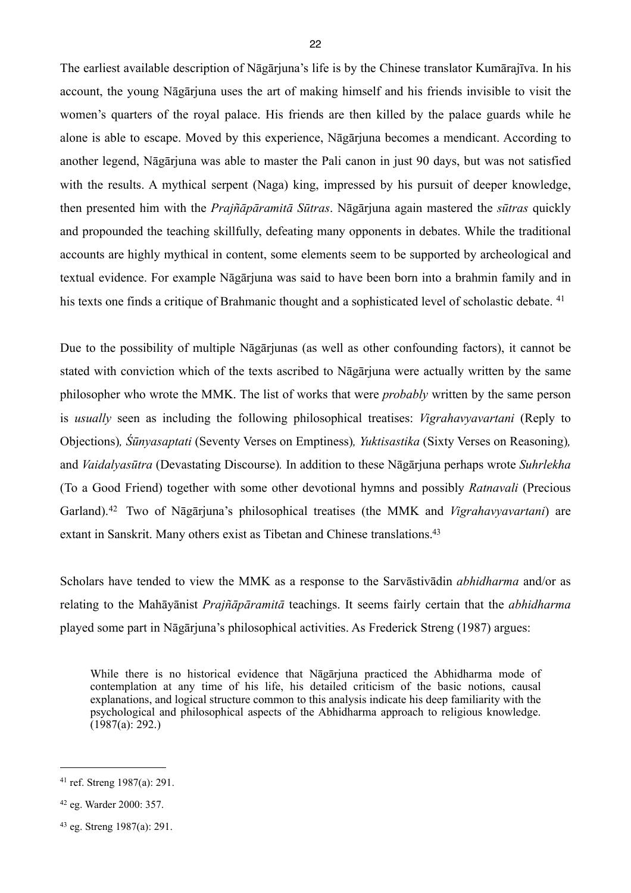The earliest available description of Nāgārjuna's life is by the Chinese translator Kumārajīva. In his account, the young Nāgārjuna uses the art of making himself and his friends invisible to visit the women's quarters of the royal palace. His friends are then killed by the palace guards while he alone is able to escape. Moved by this experience, Nāgārjuna becomes a mendicant. According to another legend, Nāgārjuna was able to master the Pali canon in just 90 days, but was not satisfied with the results. A mythical serpent (Naga) king, impressed by his pursuit of deeper knowledge, then presented him with the *Prajñāpāramitā Sūtras*. Nāgārjuna again mastered the *sūtras* quickly and propounded the teaching skillfully, defeating many opponents in debates. While the traditional accounts are highly mythical in content, some elements seem to be supported by archeological and textual evidence. For example Nāgārjuna was said to have been born into a brahmin family and in his texts one finds a critique of Brahmanic thought and a sophisticated level of scholastic debate. [41]

Due to the possibility of multiple Nāgārjunas (as well as other confounding factors), it cannot be stated with conviction which of the texts ascribed to Nāgārjuna were actually written by the same philosopher who wrote the MMK. The list of works that were *probably* written by the same person is *usually* seen as including the following philosophical treatises: *Vigrahavyavartani* (Reply to Objections), *Śūnyasaptati* (Seventy Verses on Emptiness), *Yuktisastika* (Sixty Verses on Reasoning), and *Vaidalyasūtra* (Devastating Discourse). In addition to these Nāgārjuna perhaps wrote *Suhrlekha* (To a Good Friend) together with some other devotional hymns and possibly *Ratnavali* (Precious Garland).[42] Two of Nāgārjuna's philosophical treatises (the MMK and *Vigrahavyavartani*) are extant in Sanskrit. Many others exist as Tibetan and Chinese translations.[43]

Scholars have tended to view the MMK as a response to the Sarvāstivādin *abhidharma* and/or as relating to the Mahāyānist *Prajñāpāramitā* teachings. It seems fairly certain that the *abhidharma* played some part in Nāgārjuna's philosophical activities. As Frederick Streng (1987) argues:

> While there is no historical evidence that Nāgārjuna practiced the Abhidharma mode of contemplation at any time of his life, his detailed criticism of the basic notions, causal explanations, and logical structure common to this analysis indicate his deep familiarity with the psychological and philosophical aspects of the Abhidharma approach to religious knowledge. (1987(a): 292.)

---

[41] ref. Streng 1987(a): 291.

[42] eg. Warder 2000: 357.

[43] eg. Streng 1987(a): 291.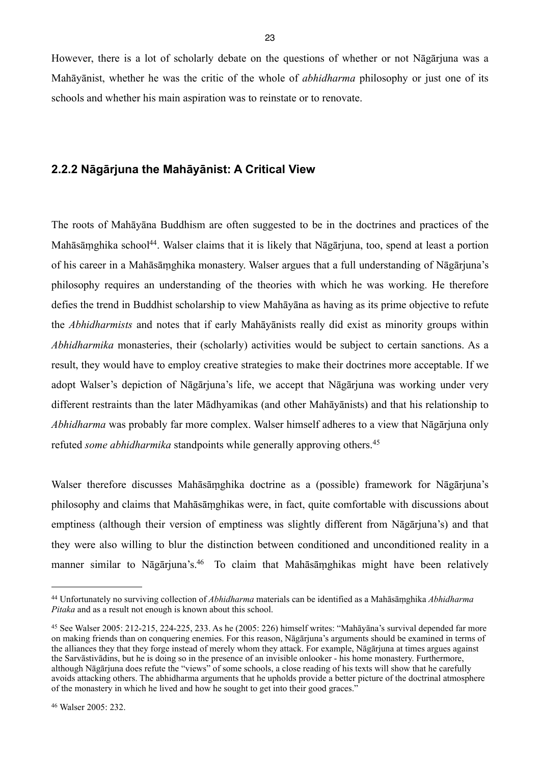However, there is a lot of scholarly debate on the questions of whether or not Nāgārjuna was a Mahāyānist, whether he was the critic of the whole of *abhidharma* philosophy or just one of its schools and whether his main aspiration was to reinstate or to renovate.

### 2.2.2 Nāgārjuna the Mahāyānist: A Critical View

The roots of Mahāyāna Buddhism are often suggested to be in the doctrines and practices of the Mahāsāṃghika school[44]. Walser claims that it is likely that Nāgārjuna, too, spend at least a portion of his career in a Mahāsāṃghika monastery. Walser argues that a full understanding of Nāgārjuna's philosophy requires an understanding of the theories with which he was working. He therefore defies the trend in Buddhist scholarship to view Mahāyāna as having as its prime objective to refute the *Abhidharmists* and notes that if early Mahāyānists really did exist as minority groups within *Abhidharmika* monasteries, their (scholarly) activities would be subject to certain sanctions. As a result, they would have to employ creative strategies to make their doctrines more acceptable. If we adopt Walser's depiction of Nāgārjuna's life, we accept that Nāgārjuna was working under very different restraints than the later Mādhyamikas (and other Mahāyānists) and that his relationship to *Abhidharma* was probably far more complex. Walser himself adheres to a view that Nāgārjuna only refuted *some abhidharmika* standpoints while generally approving others.[45]

Walser therefore discusses Mahāsāṃghika doctrine as a (possible) framework for Nāgārjuna's philosophy and claims that Mahāsāṃghikas were, in fact, quite comfortable with discussions about emptiness (although their version of emptiness was slightly different from Nāgārjuna's) and that they were also willing to blur the distinction between conditioned and unconditioned reality in a manner similar to Nāgārjuna's.[46] To claim that Mahāsāṃghikas might have been relatively

---

[44] Unfortunately no surviving collection of *Abhidharma* materials can be identified as a Mahāsāṃghika *Abhidharma Pitaka* and as a result not enough is known about this school.

[45] See Walser 2005: 212-215, 224-225, 233. As he (2005: 226) himself writes: "Mahāyāna's survival depended far more on making friends than on conquering enemies. For this reason, Nāgārjuna's arguments should be examined in terms of the alliances they that they forge instead of merely whom they attack. For example, Nāgārjuna at times argues against the Sarvāstivādins, but he is doing so in the presence of an invisible onlooker - his home monastery. Furthermore, although Nāgārjuna does refute the "views" of some schools, a close reading of his texts will show that he carefully avoids attacking others. The abhidharma arguments that he upholds provide a better picture of the doctrinal atmosphere of the monastery in which he lived and how he sought to get into their good graces."

[46] Walser 2005: 232.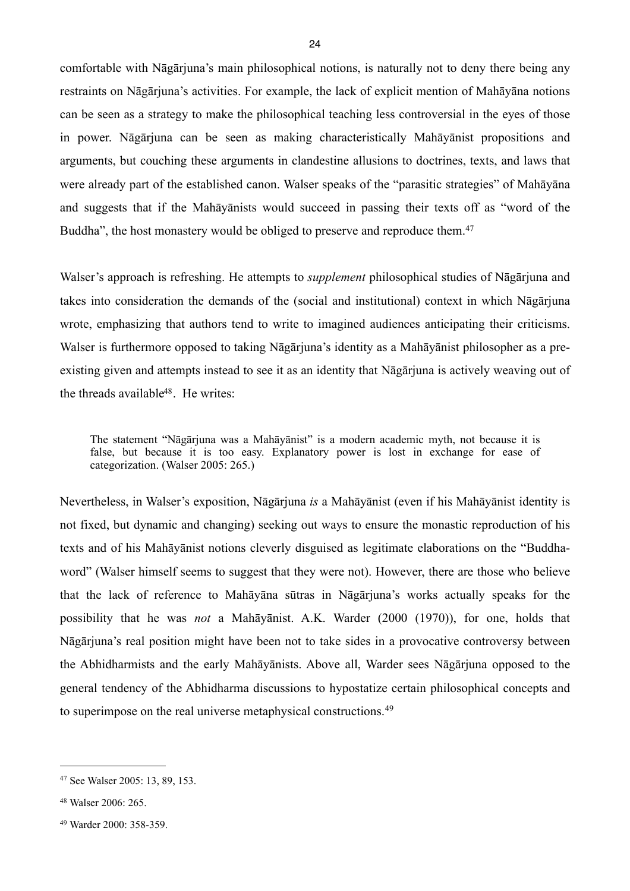comfortable with Nāgārjuna's main philosophical notions, is naturally not to deny there being any restraints on Nāgārjuna's activities. For example, the lack of explicit mention of Mahāyāna notions can be seen as a strategy to make the philosophical teaching less controversial in the eyes of those in power. Nāgārjuna can be seen as making characteristically Mahāyānist propositions and arguments, but couching these arguments in clandestine allusions to doctrines, texts, and laws that were already part of the established canon. Walser speaks of the "parasitic strategies" of Mahāyāna and suggests that if the Mahāyānists would succeed in passing their texts off as "word of the Buddha", the host monastery would be obliged to preserve and reproduce them.[47]

Walser's approach is refreshing. He attempts to *supplement* philosophical studies of Nāgārjuna and takes into consideration the demands of the (social and institutional) context in which Nāgārjuna wrote, emphasizing that authors tend to write to imagined audiences anticipating their criticisms. Walser is furthermore opposed to taking Nāgārjuna's identity as a Mahāyānist philosopher as a pre-existing given and attempts instead to see it as an identity that Nāgārjuna is actively weaving out of the threads available[48]. He writes:

> The statement "Nāgārjuna was a Mahāyānist" is a modern academic myth, not because it is false, but because it is too easy. Explanatory power is lost in exchange for ease of categorization. (Walser 2005: 265.)

Nevertheless, in Walser's exposition, Nāgārjuna *is* a Mahāyānist (even if his Mahāyānist identity is not fixed, but dynamic and changing) seeking out ways to ensure the monastic reproduction of his texts and of his Mahāyānist notions cleverly disguised as legitimate elaborations on the "Buddha-word" (Walser himself seems to suggest that they were not). However, there are those who believe that the lack of reference to Mahāyāna sūtras in Nāgārjuna's works actually speaks for the possibility that he was *not* a Mahāyānist. A.K. Warder (2000 (1970)), for one, holds that Nāgārjuna's real position might have been not to take sides in a provocative controversy between the Abhidharmists and the early Mahāyānists. Above all, Warder sees Nāgārjuna opposed to the general tendency of the Abhidharma discussions to hypostatize certain philosophical concepts and to superimpose on the real universe metaphysical constructions.[49]

---

[47] See Walser 2005: 13, 89, 153.

[48] Walser 2006: 265.

[49] Warder 2000: 358-359.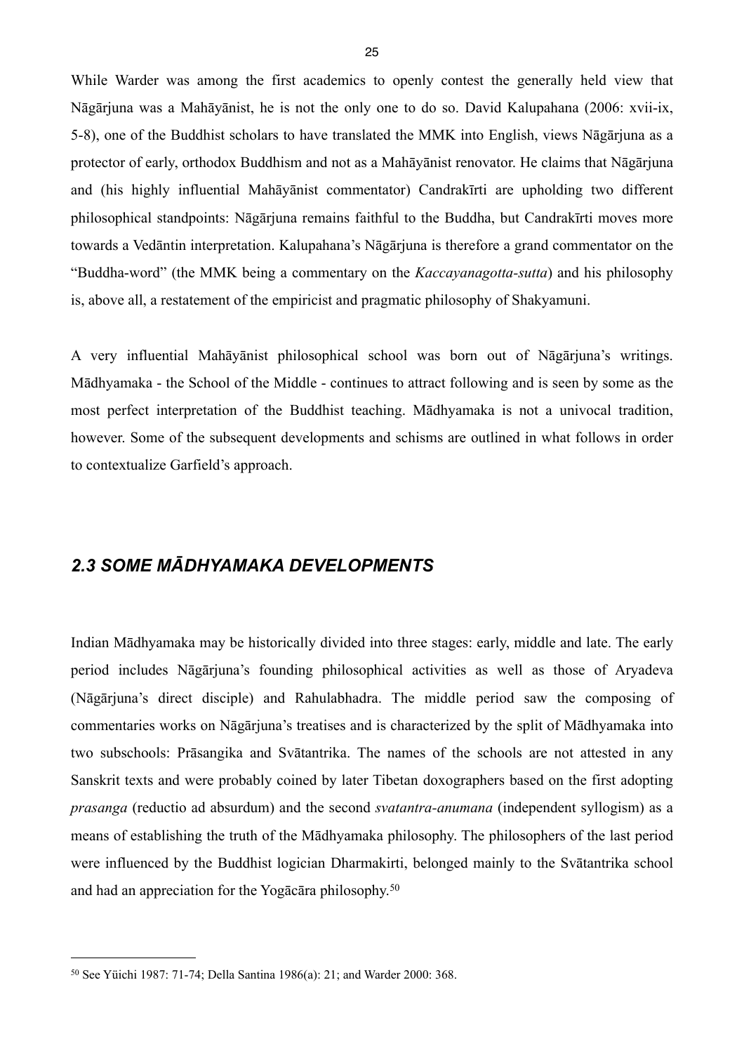While Warder was among the first academics to openly contest the generally held view that Nāgārjuna was a Mahāyānist, he is not the only one to do so. David Kalupahana (2006: xvii-ix, 5-8), one of the Buddhist scholars to have translated the MMK into English, views Nāgārjuna as a protector of early, orthodox Buddhism and not as a Mahāyānist renovator. He claims that Nāgārjuna and (his highly influential Mahāyānist commentator) Candrakīrti are upholding two different philosophical standpoints: Nāgārjuna remains faithful to the Buddha, but Candrakīrti moves more towards a Vedāntin interpretation. Kalupahana's Nāgārjuna is therefore a grand commentator on the "Buddha-word" (the MMK being a commentary on the *Kaccayanagotta-sutta*) and his philosophy is, above all, a restatement of the empiricist and pragmatic philosophy of Shakyamuni.

A very influential Mahāyānist philosophical school was born out of Nāgārjuna's writings. Mādhyamaka - the School of the Middle - continues to attract following and is seen by some as the most perfect interpretation of the Buddhist teaching. Mādhyamaka is not a univocal tradition, however. Some of the subsequent developments and schisms are outlined in what follows in order to contextualize Garfield's approach.

## *2.3 SOME MĀDHYAMAKA DEVELOPMENTS*

Indian Mādhyamaka may be historically divided into three stages: early, middle and late. The early period includes Nāgārjuna's founding philosophical activities as well as those of Aryadeva (Nāgārjuna's direct disciple) and Rahulabhadra. The middle period saw the composing of commentaries works on Nāgārjuna's treatises and is characterized by the split of Mādhyamaka into two subschools: Prāsangika and Svātantrika. The names of the schools are not attested in any Sanskrit texts and were probably coined by later Tibetan doxographers based on the first adopting *prasanga* (reductio ad absurdum) and the second *svatantra-anumana* (independent syllogism) as a means of establishing the truth of the Mādhyamaka philosophy. The philosophers of the last period were influenced by the Buddhist logician Dharmakirti, belonged mainly to the Svātantrika school and had an appreciation for the Yogācāra philosophy.[50]

---

[50] See Yüichi 1987: 71-74; Della Santina 1986(a): 21; and Warder 2000: 368.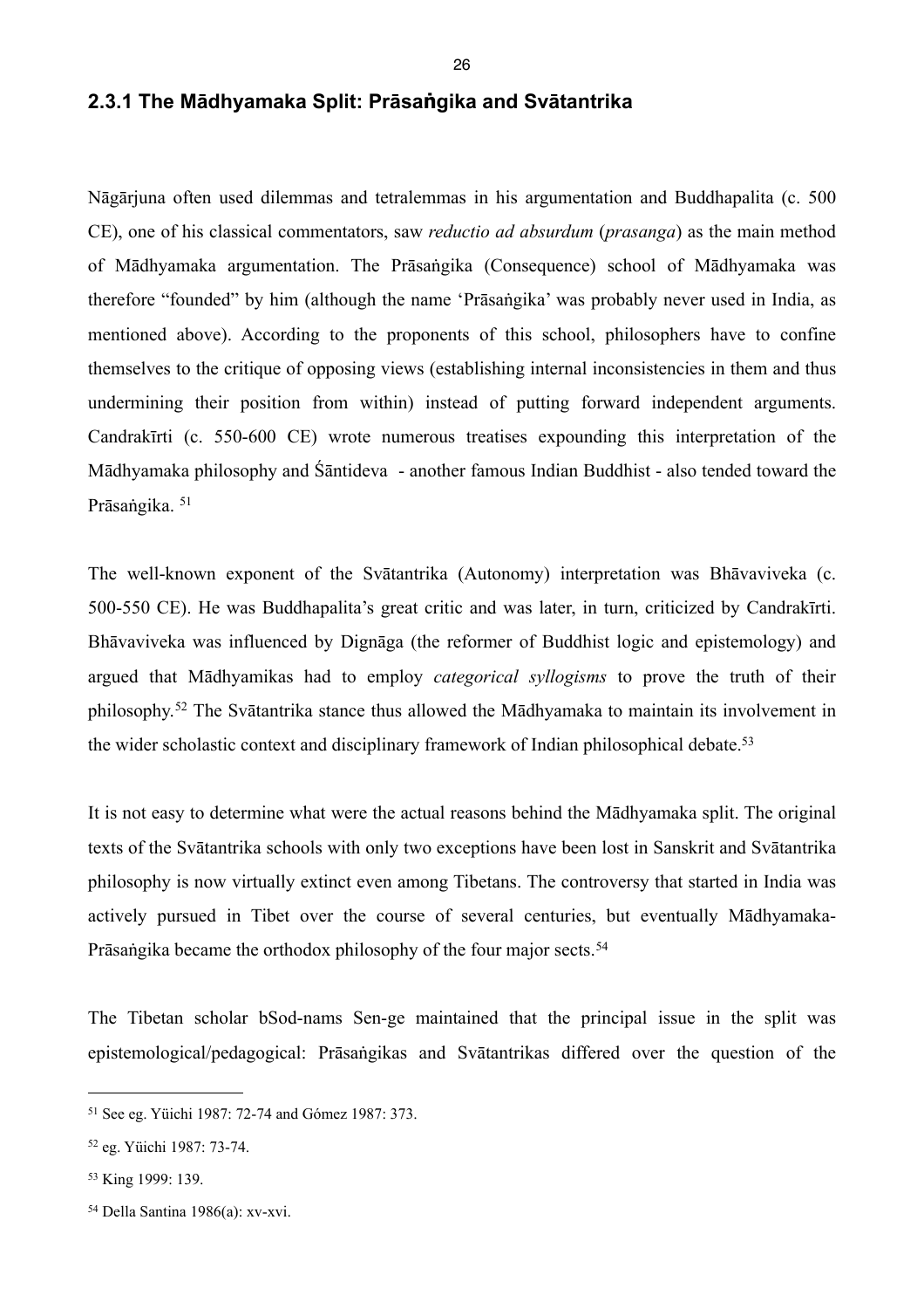### 2.3.1 The Mādhyamaka Split: Prāsaṅgika and Svātantrika

Nāgārjuna often used dilemmas and tetralemmas in his argumentation and Buddhapalita (c. 500 CE), one of his classical commentators, saw *reductio ad absurdum* (*prasanga*) as the main method of Mādhyamaka argumentation. The Prāsaṅgika (Consequence) school of Mādhyamaka was therefore "founded" by him (although the name 'Prāsaṅgika' was probably never used in India, as mentioned above). According to the proponents of this school, philosophers have to confine themselves to the critique of opposing views (establishing internal inconsistencies in them and thus undermining their position from within) instead of putting forward independent arguments. Candrakīrti (c. 550-600 CE) wrote numerous treatises expounding this interpretation of the Mādhyamaka philosophy and Śāntideva - another famous Indian Buddhist - also tended toward the Prāsaṅgika. [51]

The well-known exponent of the Svātantrika (Autonomy) interpretation was Bhāvaviveka (c. 500-550 CE). He was Buddhapalita's great critic and was later, in turn, criticized by Candrakīrti. Bhāvaviveka was influenced by Dignāga (the reformer of Buddhist logic and epistemology) and argued that Mādhyamikas had to employ *categorical syllogisms* to prove the truth of their philosophy.[52] The Svātantrika stance thus allowed the Mādhyamaka to maintain its involvement in the wider scholastic context and disciplinary framework of Indian philosophical debate.[53]

It is not easy to determine what were the actual reasons behind the Mādhyamaka split. The original texts of the Svātantrika schools with only two exceptions have been lost in Sanskrit and Svātantrika philosophy is now virtually extinct even among Tibetans. The controversy that started in India was actively pursued in Tibet over the course of several centuries, but eventually Mādhyamaka-Prāsaṅgika became the orthodox philosophy of the four major sects.[54]

The Tibetan scholar bSod-nams Sen-ge maintained that the principal issue in the split was epistemological/pedagogical: Prāsaṅgikas and Svātantrikas differed over the question of the

---

[51] See eg. Yüichi 1987: 72-74 and Gómez 1987: 373.

[52] eg. Yüichi 1987: 73-74.

[53] King 1999: 139.

[54] Della Santina 1986(a): xv-xvi.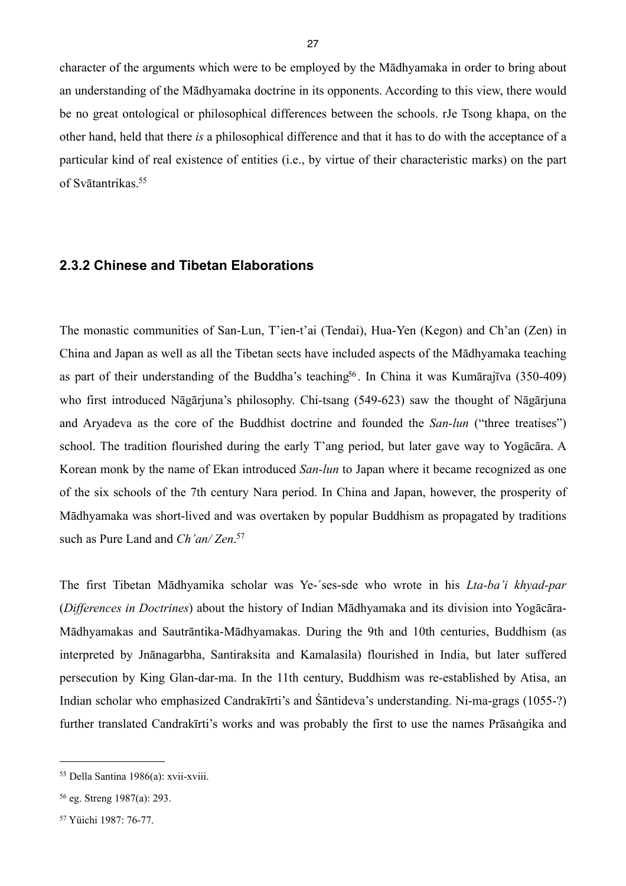character of the arguments which were to be employed by the Mādhyamaka in order to bring about an understanding of the Mādhyamaka doctrine in its opponents. According to this view, there would be no great ontological or philosophical differences between the schools. rJe Tsong khapa, on the other hand, held that there *is* a philosophical difference and that it has to do with the acceptance of a particular kind of real existence of entities (i.e., by virtue of their characteristic marks) on the part of Svātantrikas.[55]

### 2.3.2 Chinese and Tibetan Elaborations

The monastic communities of San-Lun, T'ien-t'ai (Tendai), Hua-Yen (Kegon) and Ch'an (Zen) in China and Japan as well as all the Tibetan sects have included aspects of the Mādhyamaka teaching as part of their understanding of the Buddha's teaching[56]. In China it was Kumārajīva (350-409) who first introduced Nāgārjuna's philosophy. Chi-tsang (549-623) saw the thought of Nāgārjuna and Aryadeva as the core of the Buddhist doctrine and founded the *San-lun* ("three treatises") school. The tradition flourished during the early T'ang period, but later gave way to Yogācāra. A Korean monk by the name of Ekan introduced *San-lun* to Japan where it became recognized as one of the six schools of the 7th century Nara period. In China and Japan, however, the prosperity of Mādhyamaka was short-lived and was overtaken by popular Buddhism as propagated by traditions such as Pure Land and *Ch'an/ Zen*.[57]

The first Tibetan Mādhyamika scholar was Ye-´ses-sde who wrote in his *Lta-ba'i khyad-par* (*Differences in Doctrines*) about the history of Indian Mādhyamaka and its division into Yogācāra-Mādhyamakas and Sautrāntika-Mādhyamakas. During the 9th and 10th centuries, Buddhism (as interpreted by Jnānagarbha, Santiraksita and Kamalasila) flourished in India, but later suffered persecution by King Glan-dar-ma. In the 11th century, Buddhism was re-established by Atisa, an Indian scholar who emphasized Candrakīrti's and Śāntideva's understanding. Ni-ma-grags (1055-?) further translated Candrakīrti's works and was probably the first to use the names Prāsaṅgika and

---

[55] Della Santina 1986(a): xvii-xviii.

[56] eg. Streng 1987(a): 293.

[57] Yüichi 1987: 76-77.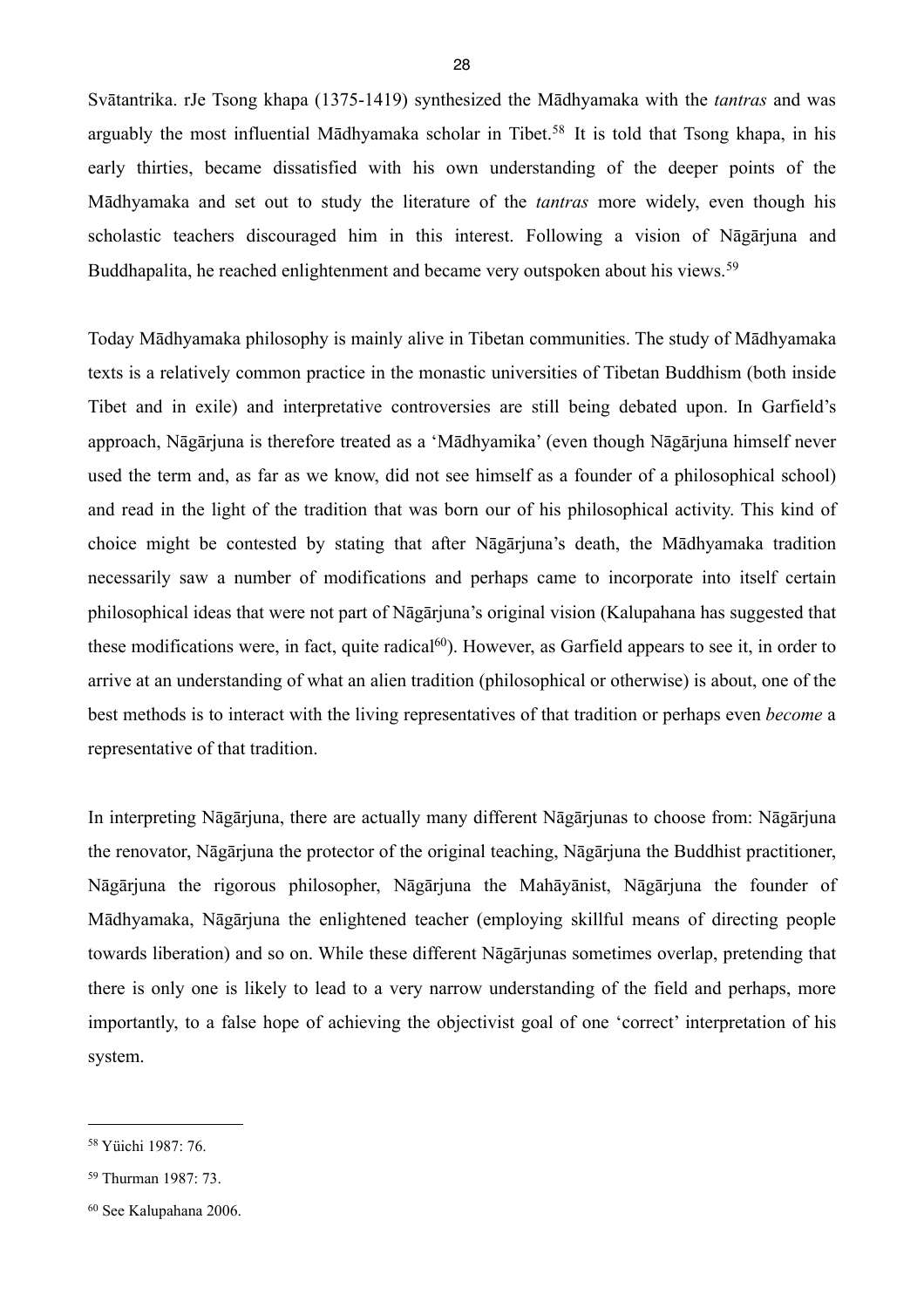Svātantrika. rJe Tsong khapa (1375-1419) synthesized the Mādhyamaka with the *tantras* and was arguably the most influential Mādhyamaka scholar in Tibet.[58] It is told that Tsong khapa, in his early thirties, became dissatisfied with his own understanding of the deeper points of the Mādhyamaka and set out to study the literature of the *tantras* more widely, even though his scholastic teachers discouraged him in this interest. Following a vision of Nāgārjuna and Buddhapalita, he reached enlightenment and became very outspoken about his views.[59]

Today Mādhyamaka philosophy is mainly alive in Tibetan communities. The study of Mādhyamaka texts is a relatively common practice in the monastic universities of Tibetan Buddhism (both inside Tibet and in exile) and interpretative controversies are still being debated upon. In Garfield's approach, Nāgārjuna is therefore treated as a 'Mādhyamika' (even though Nāgārjuna himself never used the term and, as far as we know, did not see himself as a founder of a philosophical school) and read in the light of the tradition that was born our of his philosophical activity. This kind of choice might be contested by stating that after Nāgārjuna's death, the Mādhyamaka tradition necessarily saw a number of modifications and perhaps came to incorporate into itself certain philosophical ideas that were not part of Nāgārjuna's original vision (Kalupahana has suggested that these modifications were, in fact, quite radical[60]). However, as Garfield appears to see it, in order to arrive at an understanding of what an alien tradition (philosophical or otherwise) is about, one of the best methods is to interact with the living representatives of that tradition or perhaps even *become* a representative of that tradition.

In interpreting Nāgārjuna, there are actually many different Nāgārjunas to choose from: Nāgārjuna the renovator, Nāgārjuna the protector of the original teaching, Nāgārjuna the Buddhist practitioner, Nāgārjuna the rigorous philosopher, Nāgārjuna the Mahāyānist, Nāgārjuna the founder of Mādhyamaka, Nāgārjuna the enlightened teacher (employing skillful means of directing people towards liberation) and so on. While these different Nāgārjunas sometimes overlap, pretending that there is only one is likely to lead to a very narrow understanding of the field and perhaps, more importantly, to a false hope of achieving the objectivist goal of one 'correct' interpretation of his system.

---

[58] Yüichi 1987: 76.

[59] Thurman 1987: 73.

[60] See Kalupahana 2006.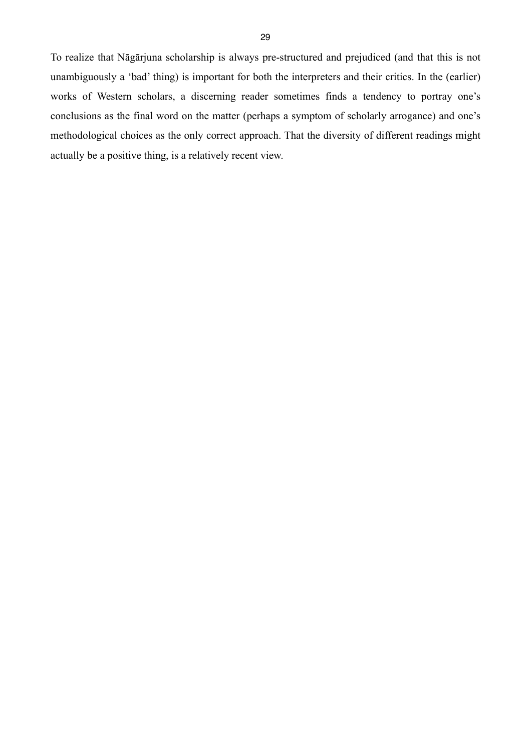To realize that Nāgārjuna scholarship is always pre-structured and prejudiced (and that this is not unambiguously a 'bad' thing) is important for both the interpreters and their critics. In the (earlier) works of Western scholars, a discerning reader sometimes finds a tendency to portray one's conclusions as the final word on the matter (perhaps a symptom of scholarly arrogance) and one's methodological choices as the only correct approach. That the diversity of different readings might actually be a positive thing, is a relatively recent view.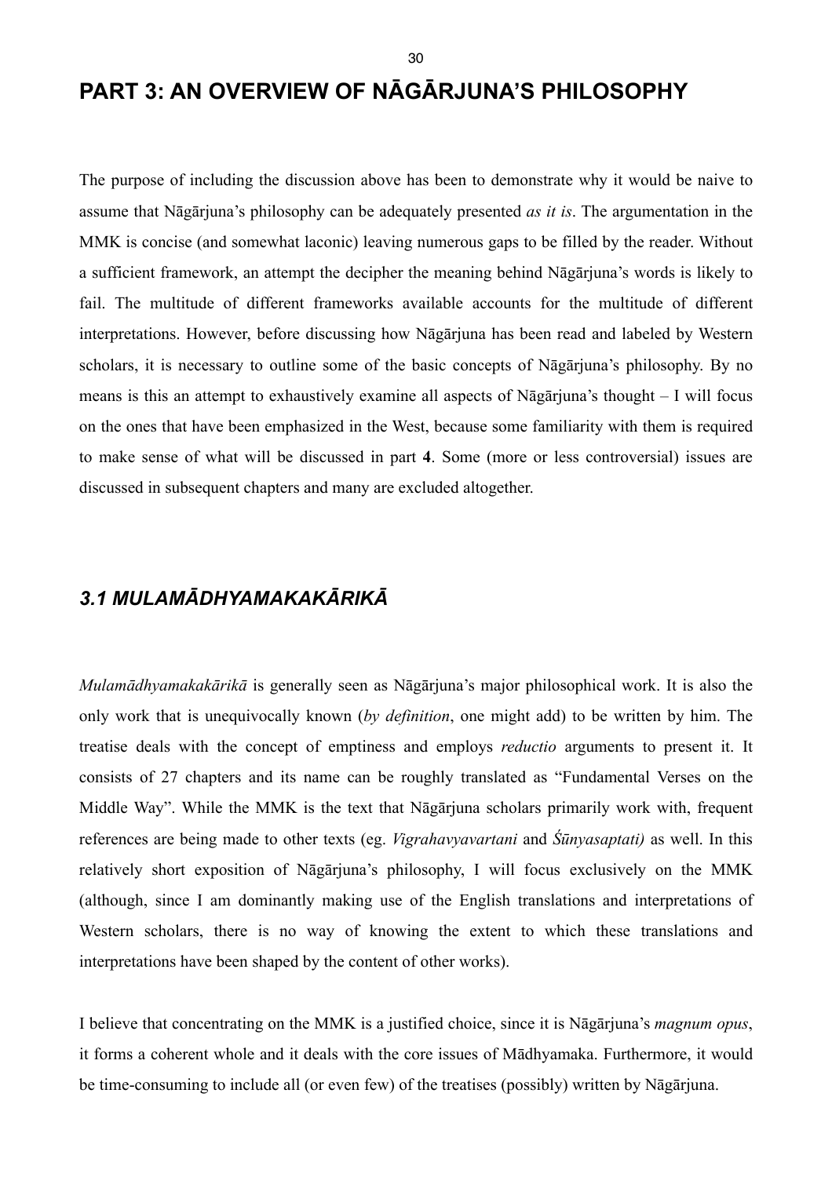# PART 3: AN OVERVIEW OF NĀGĀRJUNA'S PHILOSOPHY

The purpose of including the discussion above has been to demonstrate why it would be naive to assume that Nāgārjuna's philosophy can be adequately presented *as it is*. The argumentation in the MMK is concise (and somewhat laconic) leaving numerous gaps to be filled by the reader. Without a sufficient framework, an attempt the decipher the meaning behind Nāgārjuna's words is likely to fail. The multitude of different frameworks available accounts for the multitude of different interpretations. However, before discussing how Nāgārjuna has been read and labeled by Western scholars, it is necessary to outline some of the basic concepts of Nāgārjuna's philosophy. By no means is this an attempt to exhaustively examine all aspects of Nāgārjuna's thought – I will focus on the ones that have been emphasized in the West, because some familiarity with them is required to make sense of what will be discussed in part **4**. Some (more or less controversial) issues are discussed in subsequent chapters and many are excluded altogether.

## *3.1 MULAMĀDHYAMAKAKĀRIKĀ*

*Mulamādhyamakakārikā* is generally seen as Nāgārjuna's major philosophical work. It is also the only work that is unequivocally known (*by definition*, one might add) to be written by him. The treatise deals with the concept of emptiness and employs *reductio* arguments to present it. It consists of 27 chapters and its name can be roughly translated as "Fundamental Verses on the Middle Way". While the MMK is the text that Nāgārjuna scholars primarily work with, frequent references are being made to other texts (eg. *Vigrahavyavartani* and *Śūnyasaptati)* as well. In this relatively short exposition of Nāgārjuna's philosophy, I will focus exclusively on the MMK (although, since I am dominantly making use of the English translations and interpretations of Western scholars, there is no way of knowing the extent to which these translations and interpretations have been shaped by the content of other works).

I believe that concentrating on the MMK is a justified choice, since it is Nāgārjuna's *magnum opus*, it forms a coherent whole and it deals with the core issues of Mādhyamaka. Furthermore, it would be time-consuming to include all (or even few) of the treatises (possibly) written by Nāgārjuna.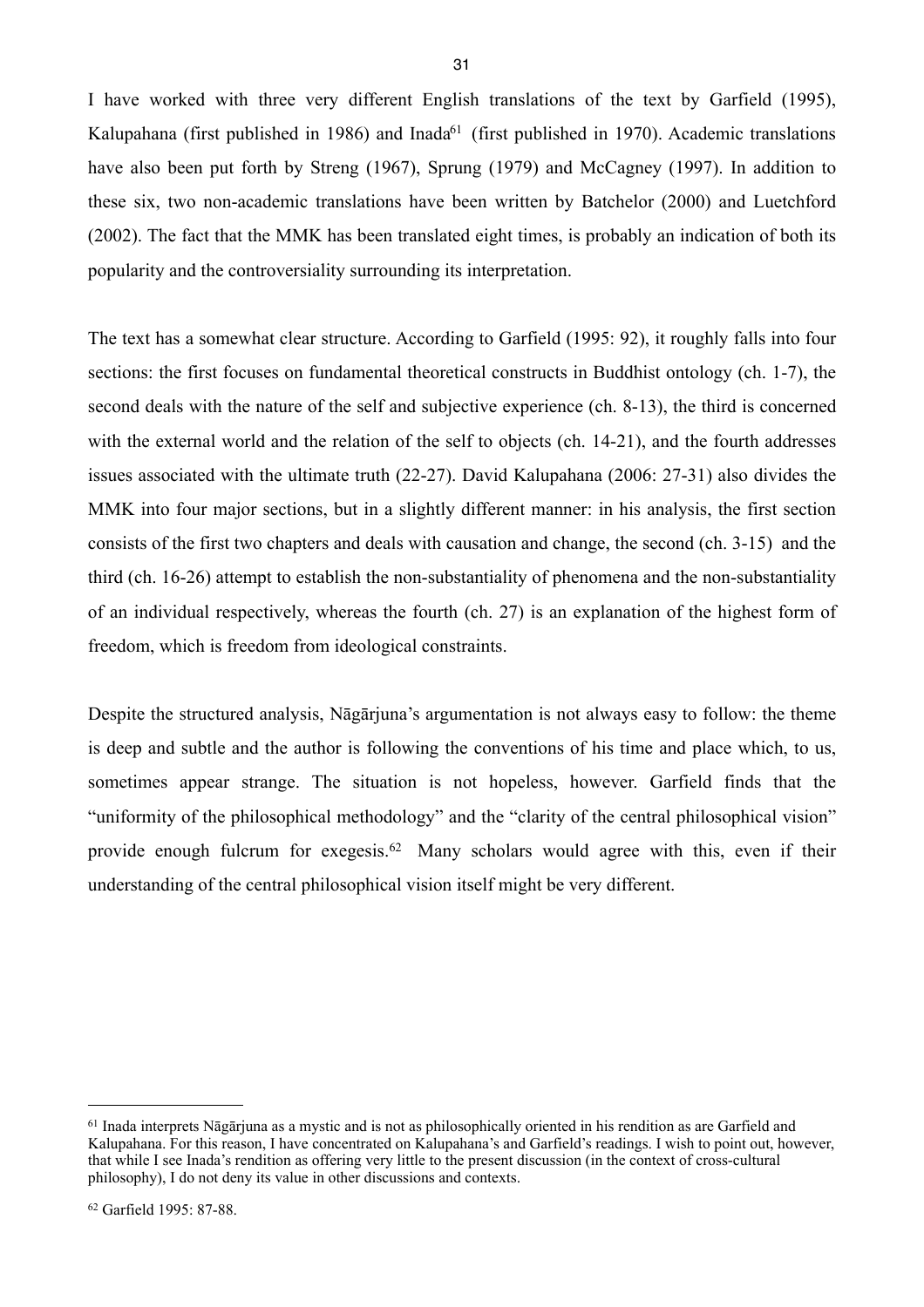I have worked with three very different English translations of the text by Garfield (1995), Kalupahana (first published in 1986) and Inada[61] (first published in 1970). Academic translations have also been put forth by Streng (1967), Sprung (1979) and McCagney (1997). In addition to these six, two non-academic translations have been written by Batchelor (2000) and Luetchford (2002). The fact that the MMK has been translated eight times, is probably an indication of both its popularity and the controversiality surrounding its interpretation.

The text has a somewhat clear structure. According to Garfield (1995: 92), it roughly falls into four sections: the first focuses on fundamental theoretical constructs in Buddhist ontology (ch. 1-7), the second deals with the nature of the self and subjective experience (ch. 8-13), the third is concerned with the external world and the relation of the self to objects (ch. 14-21), and the fourth addresses issues associated with the ultimate truth (22-27). David Kalupahana (2006: 27-31) also divides the MMK into four major sections, but in a slightly different manner: in his analysis, the first section consists of the first two chapters and deals with causation and change, the second (ch. 3-15) and the third (ch. 16-26) attempt to establish the non-substantiality of phenomena and the non-substantiality of an individual respectively, whereas the fourth (ch. 27) is an explanation of the highest form of freedom, which is freedom from ideological constraints.

Despite the structured analysis, Nāgārjuna's argumentation is not always easy to follow: the theme is deep and subtle and the author is following the conventions of his time and place which, to us, sometimes appear strange. The situation is not hopeless, however. Garfield finds that the "uniformity of the philosophical methodology" and the "clarity of the central philosophical vision" provide enough fulcrum for exegesis.[62] Many scholars would agree with this, even if their understanding of the central philosophical vision itself might be very different.

---

[61] Inada interprets Nāgārjuna as a mystic and is not as philosophically oriented in his rendition as are Garfield and Kalupahana. For this reason, I have concentrated on Kalupahana's and Garfield's readings. I wish to point out, however, that while I see Inada's rendition as offering very little to the present discussion (in the context of cross-cultural philosophy), I do not deny its value in other discussions and contexts.

[62] Garfield 1995: 87-88.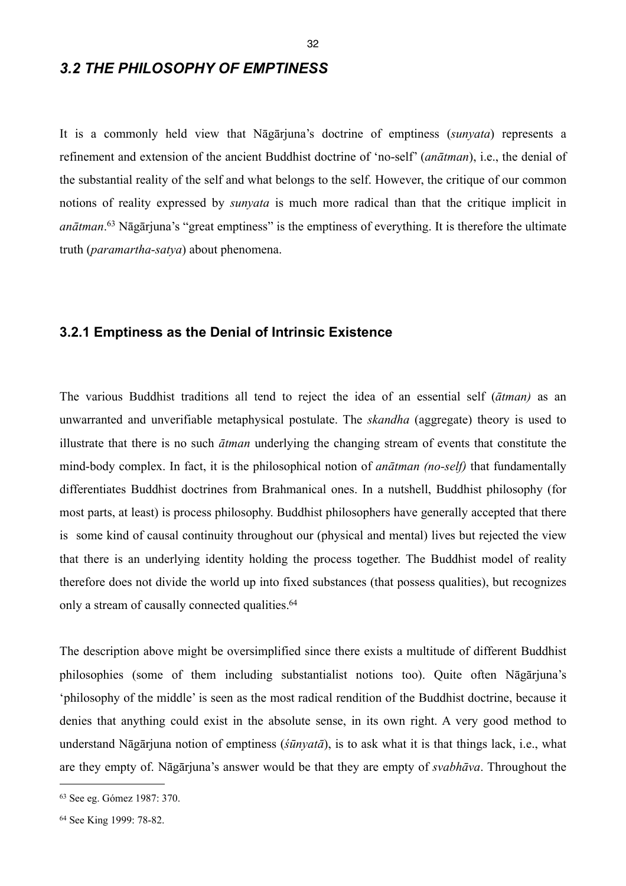## *3.2 THE PHILOSOPHY OF EMPTINESS*

It is a commonly held view that Nāgārjuna's doctrine of emptiness (*sunyata*) represents a refinement and extension of the ancient Buddhist doctrine of 'no-self' (*anātman*), i.e., the denial of the substantial reality of the self and what belongs to the self. However, the critique of our common notions of reality expressed by *sunyata* is much more radical than that the critique implicit in *anātman*.[63] Nāgārjuna's "great emptiness" is the emptiness of everything. It is therefore the ultimate truth (*paramartha-satya*) about phenomena.

### 3.2.1 Emptiness as the Denial of Intrinsic Existence

The various Buddhist traditions all tend to reject the idea of an essential self (*ātman)* as an unwarranted and unverifiable metaphysical postulate. The *skandha* (aggregate) theory is used to illustrate that there is no such *ātman* underlying the changing stream of events that constitute the mind-body complex. In fact, it is the philosophical notion of *anātman (no-self)* that fundamentally differentiates Buddhist doctrines from Brahmanical ones. In a nutshell, Buddhist philosophy (for most parts, at least) is process philosophy. Buddhist philosophers have generally accepted that there is some kind of causal continuity throughout our (physical and mental) lives but rejected the view that there is an underlying identity holding the process together. The Buddhist model of reality therefore does not divide the world up into fixed substances (that possess qualities), but recognizes only a stream of causally connected qualities.[64]

The description above might be oversimplified since there exists a multitude of different Buddhist philosophies (some of them including substantialist notions too). Quite often Nāgārjuna's 'philosophy of the middle' is seen as the most radical rendition of the Buddhist doctrine, because it denies that anything could exist in the absolute sense, in its own right. A very good method to understand Nāgārjuna notion of emptiness (*śūnyatā*), is to ask what it is that things lack, i.e., what are they empty of. Nāgārjuna's answer would be that they are empty of *svabhāva*. Throughout the

---

[63] See eg. Gómez 1987: 370.

[64] See King 1999: 78-82.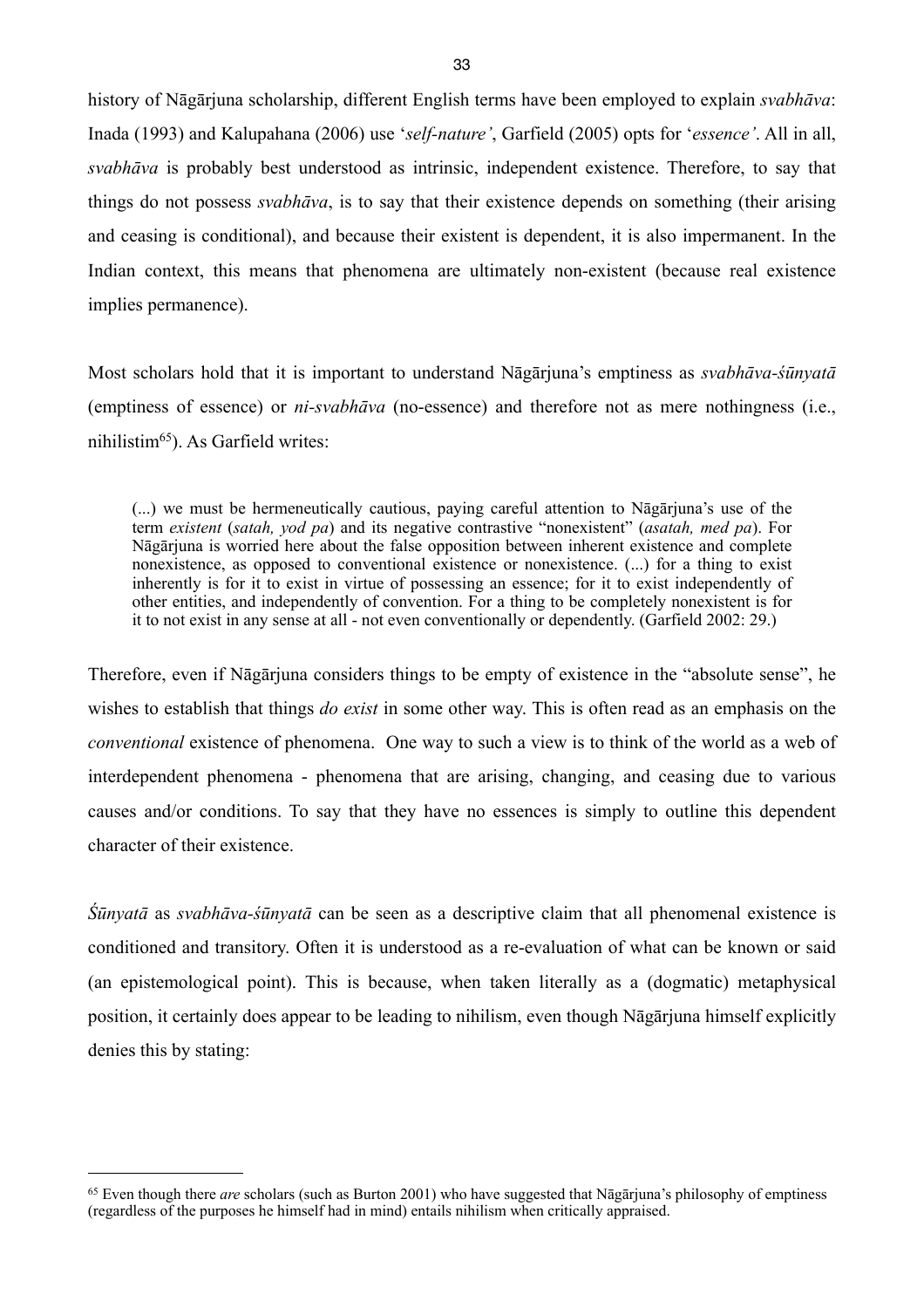history of Nāgārjuna scholarship, different English terms have been employed to explain *svabhāva*: Inada (1993) and Kalupahana (2006) use '*self-nature'*, Garfield (2005) opts for '*essence'*. All in all, *svabhāva* is probably best understood as intrinsic, independent existence. Therefore, to say that things do not possess *svabhāva*, is to say that their existence depends on something (their arising and ceasing is conditional), and because their existent is dependent, it is also impermanent. In the Indian context, this means that phenomena are ultimately non-existent (because real existence implies permanence).

Most scholars hold that it is important to understand Nāgārjuna's emptiness as *svabhāva-śūnyatā* (emptiness of essence) or *ni-svabhāva* (no-essence) and therefore not as mere nothingness (i.e., nihilistim[65]). As Garfield writes:

> (...) we must be hermeneutically cautious, paying careful attention to Nāgārjuna's use of the term *existent* (*satah, yod pa*) and its negative contrastive "nonexistent" (*asatah, med pa*). For Nāgārjuna is worried here about the false opposition between inherent existence and complete nonexistence, as opposed to conventional existence or nonexistence. (...) for a thing to exist inherently is for it to exist in virtue of possessing an essence; for it to exist independently of other entities, and independently of convention. For a thing to be completely nonexistent is for it to not exist in any sense at all - not even conventionally or dependently. (Garfield 2002: 29.)

Therefore, even if Nāgārjuna considers things to be empty of existence in the "absolute sense", he wishes to establish that things *do exist* in some other way. This is often read as an emphasis on the *conventional* existence of phenomena. One way to such a view is to think of the world as a web of interdependent phenomena - phenomena that are arising, changing, and ceasing due to various causes and/or conditions. To say that they have no essences is simply to outline this dependent character of their existence.

*Śūnyatā* as *svabhāva-śūnyatā* can be seen as a descriptive claim that all phenomenal existence is conditioned and transitory. Often it is understood as a re-evaluation of what can be known or said (an epistemological point). This is because, when taken literally as a (dogmatic) metaphysical position, it certainly does appear to be leading to nihilism, even though Nāgārjuna himself explicitly denies this by stating:

---

[65] Even though there *are* scholars (such as Burton 2001) who have suggested that Nāgārjuna's philosophy of emptiness (regardless of the purposes he himself had in mind) entails nihilism when critically appraised.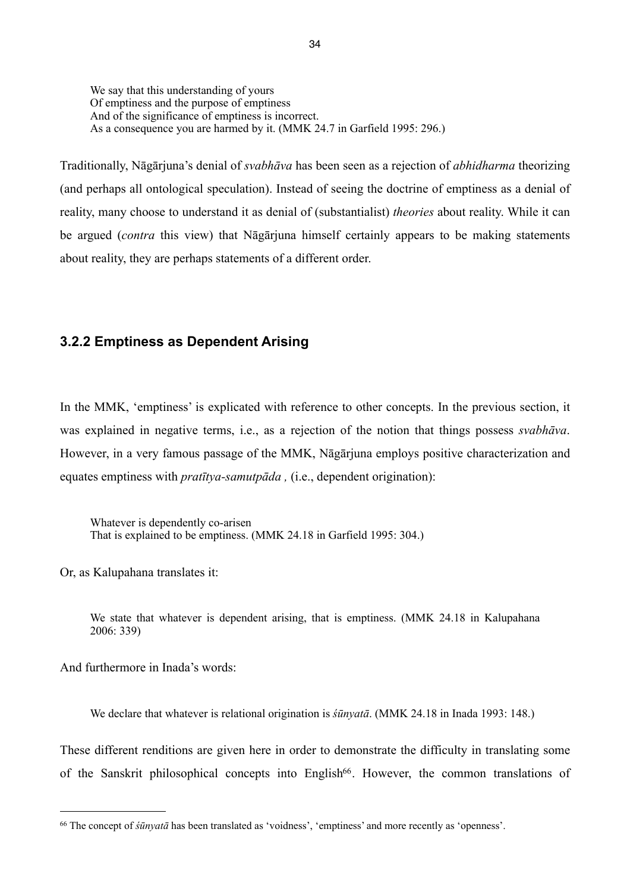> We say that this understanding of yours
> Of emptiness and the purpose of emptiness
> And of the significance of emptiness is incorrect.
> As a consequence you are harmed by it. (MMK 24.7 in Garfield 1995: 296.)

Traditionally, Nāgārjuna's denial of *svabhāva* has been seen as a rejection of *abhidharma* theorizing (and perhaps all ontological speculation). Instead of seeing the doctrine of emptiness as a denial of reality, many choose to understand it as denial of (substantialist) *theories* about reality. While it can be argued (*contra* this view) that Nāgārjuna himself certainly appears to be making statements about reality, they are perhaps statements of a different order.

### 3.2.2 Emptiness as Dependent Arising

In the MMK, 'emptiness' is explicated with reference to other concepts. In the previous section, it was explained in negative terms, i.e., as a rejection of the notion that things possess *svabhāva*. However, in a very famous passage of the MMK, Nāgārjuna employs positive characterization and equates emptiness with *pratītya-samutpāda ,* (i.e., dependent origination):

> Whatever is dependently co-arisen
> That is explained to be emptiness. (MMK 24.18 in Garfield 1995: 304.)

Or, as Kalupahana translates it:

> We state that whatever is dependent arising, that is emptiness. (MMK 24.18 in Kalupahana 2006: 339)

And furthermore in Inada's words:

> We declare that whatever is relational origination is *śūnyatā*. (MMK 24.18 in Inada 1993: 148.)

These different renditions are given here in order to demonstrate the difficulty in translating some of the Sanskrit philosophical concepts into English[66]. However, the common translations of

[66] The concept of *śūnyatā* has been translated as 'voidness', 'emptiness' and more recently as 'openness'.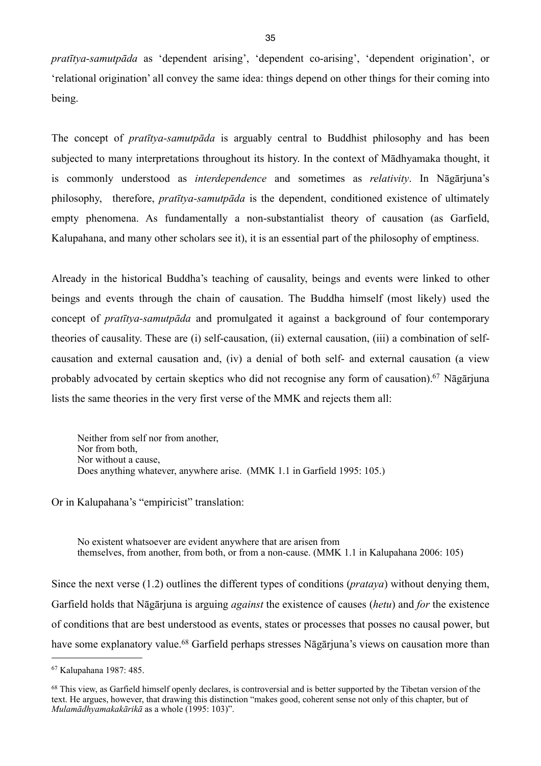*pratītya-samutpāda* as 'dependent arising', 'dependent co-arising', 'dependent origination', or 'relational origination' all convey the same idea: things depend on other things for their coming into being.

The concept of *pratītya-samutpāda* is arguably central to Buddhist philosophy and has been subjected to many interpretations throughout its history. In the context of Mādhyamaka thought, it is commonly understood as *interdependence* and sometimes as *relativity*. In Nāgārjuna's philosophy, therefore, *pratītya-samutpāda* is the dependent, conditioned existence of ultimately empty phenomena. As fundamentally a non-substantialist theory of causation (as Garfield, Kalupahana, and many other scholars see it), it is an essential part of the philosophy of emptiness.

Already in the historical Buddha's teaching of causality, beings and events were linked to other beings and events through the chain of causation. The Buddha himself (most likely) used the concept of *pratītya-samutpāda* and promulgated it against a background of four contemporary theories of causality. These are (i) self-causation, (ii) external causation, (iii) a combination of self-causation and external causation and, (iv) a denial of both self- and external causation (a view probably advocated by certain skeptics who did not recognise any form of causation).[67] Nāgārjuna lists the same theories in the very first verse of the MMK and rejects them all:

> Neither from self nor from another,
> Nor from both,
> Nor without a cause,
> Does anything whatever, anywhere arise. (MMK 1.1 in Garfield 1995: 105.)

Or in Kalupahana's "empiricist" translation:

> No existent whatsoever are evident anywhere that are arisen from
> themselves, from another, from both, or from a non-cause. (MMK 1.1 in Kalupahana 2006: 105)

Since the next verse (1.2) outlines the different types of conditions (*prataya*) without denying them, Garfield holds that Nāgārjuna is arguing *against* the existence of causes (*hetu*) and *for* the existence of conditions that are best understood as events, states or processes that posses no causal power, but have some explanatory value.[68] Garfield perhaps stresses Nāgārjuna's views on causation more than

---

[67] Kalupahana 1987: 485.

[68] This view, as Garfield himself openly declares, is controversial and is better supported by the Tibetan version of the text. He argues, however, that drawing this distinction "makes good, coherent sense not only of this chapter, but of *Mulamādhyamakakārikā* as a whole (1995: 103)".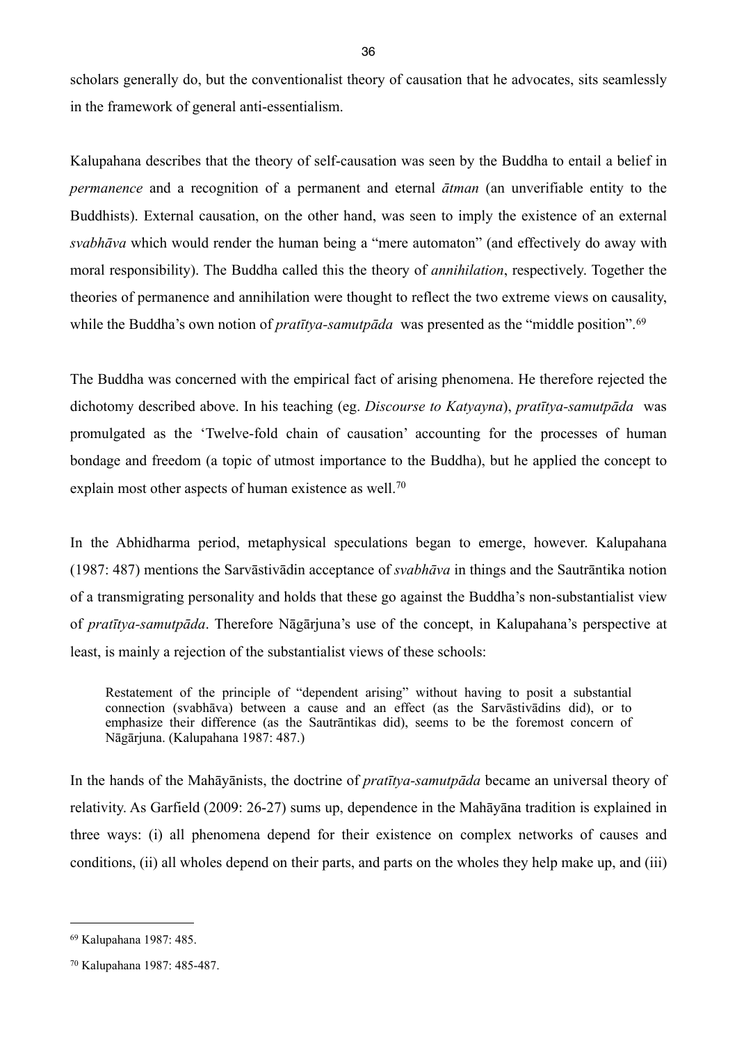scholars generally do, but the conventionalist theory of causation that he advocates, sits seamlessly in the framework of general anti-essentialism.

Kalupahana describes that the theory of self-causation was seen by the Buddha to entail a belief in *permanence* and a recognition of a permanent and eternal *ātman* (an unverifiable entity to the Buddhists). External causation, on the other hand, was seen to imply the existence of an external *svabhāva* which would render the human being a "mere automaton" (and effectively do away with moral responsibility). The Buddha called this the theory of *annihilation*, respectively. Together the theories of permanence and annihilation were thought to reflect the two extreme views on causality, while the Buddha's own notion of *pratītya-samutpāda* was presented as the "middle position".[69]

The Buddha was concerned with the empirical fact of arising phenomena. He therefore rejected the dichotomy described above. In his teaching (eg. *Discourse to Katyayna*), *pratītya-samutpāda* was promulgated as the 'Twelve-fold chain of causation' accounting for the processes of human bondage and freedom (a topic of utmost importance to the Buddha), but he applied the concept to explain most other aspects of human existence as well.[70]

In the Abhidharma period, metaphysical speculations began to emerge, however. Kalupahana (1987: 487) mentions the Sarvāstivādin acceptance of *svabhāva* in things and the Sautrāntika notion of a transmigrating personality and holds that these go against the Buddha's non-substantialist view of *pratītya-samutpāda*. Therefore Nāgārjuna's use of the concept, in Kalupahana's perspective at least, is mainly a rejection of the substantialist views of these schools:

> Restatement of the principle of "dependent arising" without having to posit a substantial connection (svabhāva) between a cause and an effect (as the Sarvāstivādins did), or to emphasize their difference (as the Sautrāntikas did), seems to be the foremost concern of Nāgārjuna. (Kalupahana 1987: 487.)

In the hands of the Mahāyānists, the doctrine of *pratītya-samutpāda* became an universal theory of relativity. As Garfield (2009: 26-27) sums up, dependence in the Mahāyāna tradition is explained in three ways: (i) all phenomena depend for their existence on complex networks of causes and conditions, (ii) all wholes depend on their parts, and parts on the wholes they help make up, and (iii)

---

[69] Kalupahana 1987: 485.

[70] Kalupahana 1987: 485-487.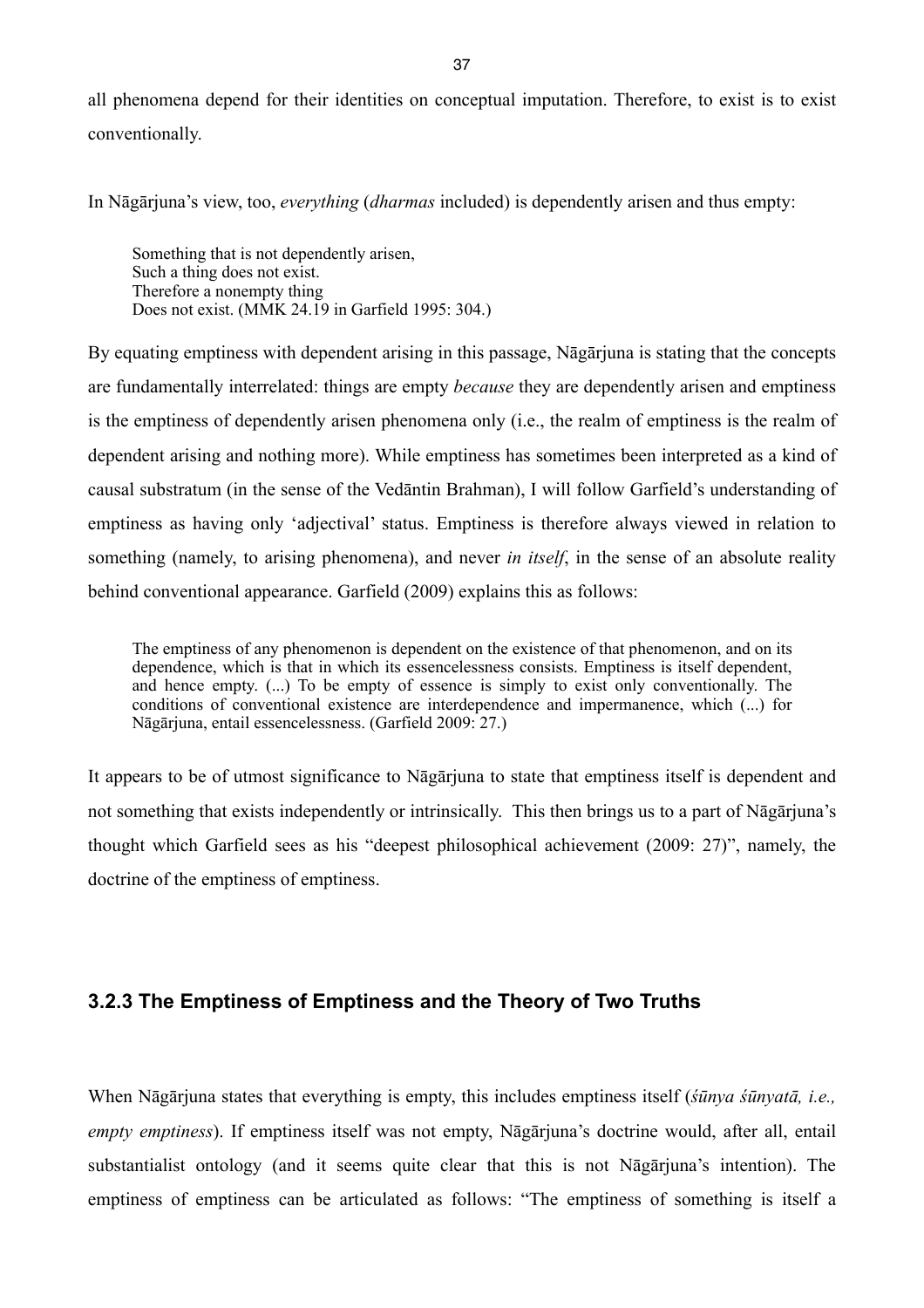all phenomena depend for their identities on conceptual imputation. Therefore, to exist is to exist conventionally.

In Nāgārjuna's view, too, *everything* (*dharmas* included) is dependently arisen and thus empty:

> Something that is not dependently arisen,
> Such a thing does not exist.
> Therefore a nonempty thing
> Does not exist. (MMK 24.19 in Garfield 1995: 304.)

By equating emptiness with dependent arising in this passage, Nāgārjuna is stating that the concepts are fundamentally interrelated: things are empty *because* they are dependently arisen and emptiness is the emptiness of dependently arisen phenomena only (i.e., the realm of emptiness is the realm of dependent arising and nothing more). While emptiness has sometimes been interpreted as a kind of causal substratum (in the sense of the Vedāntin Brahman), I will follow Garfield's understanding of emptiness as having only 'adjectival' status. Emptiness is therefore always viewed in relation to something (namely, to arising phenomena), and never *in itself*, in the sense of an absolute reality behind conventional appearance. Garfield (2009) explains this as follows:

> The emptiness of any phenomenon is dependent on the existence of that phenomenon, and on its dependence, which is that in which its essencelessness consists. Emptiness is itself dependent, and hence empty. (...) To be empty of essence is simply to exist only conventionally. The conditions of conventional existence are interdependence and impermanence, which (...) for Nāgārjuna, entail essencelessness. (Garfield 2009: 27.)

It appears to be of utmost significance to Nāgārjuna to state that emptiness itself is dependent and not something that exists independently or intrinsically. This then brings us to a part of Nāgārjuna's thought which Garfield sees as his "deepest philosophical achievement (2009: 27)", namely, the doctrine of the emptiness of emptiness.

### 3.2.3 The Emptiness of Emptiness and the Theory of Two Truths

When Nāgārjuna states that everything is empty, this includes emptiness itself (*śūnya śūnyatā, i.e., empty emptiness*). If emptiness itself was not empty, Nāgārjuna's doctrine would, after all, entail substantialist ontology (and it seems quite clear that this is not Nāgārjuna's intention). The emptiness of emptiness can be articulated as follows: "The emptiness of something is itself a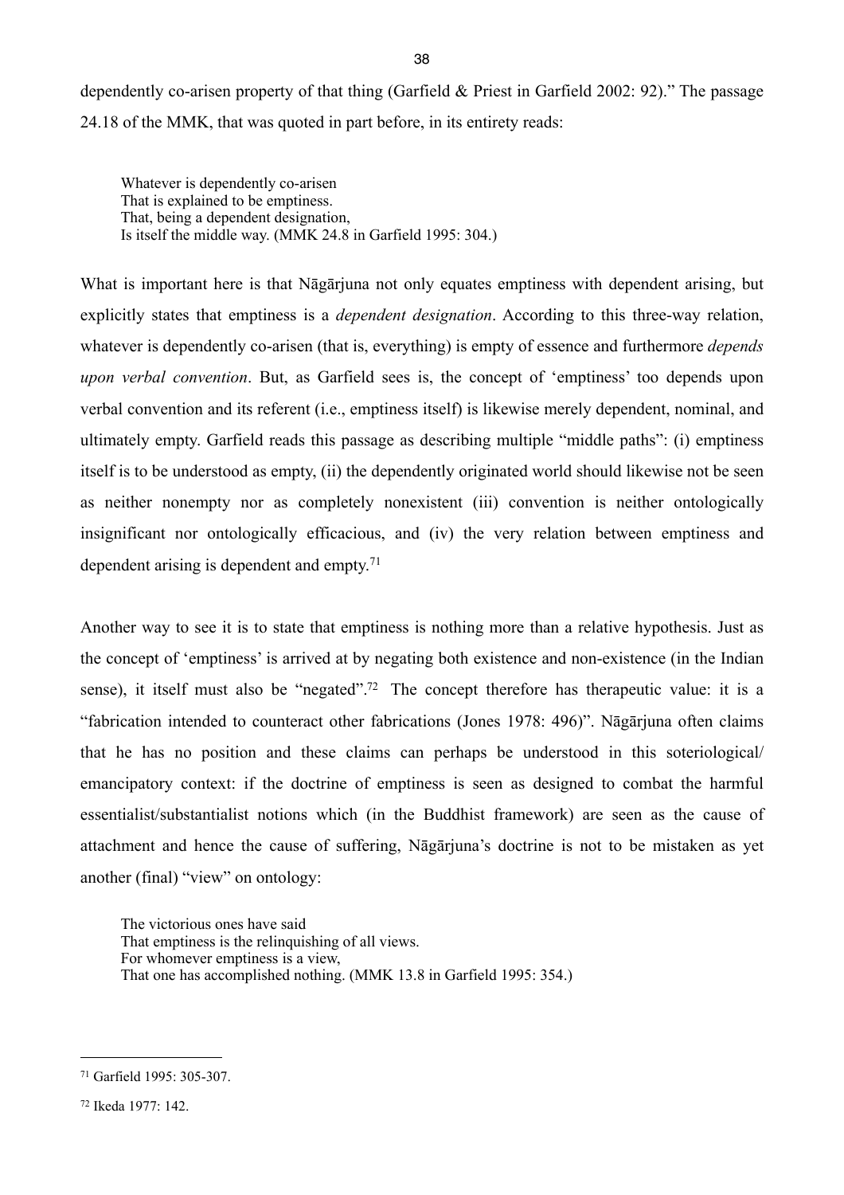dependently co-arisen property of that thing (Garfield & Priest in Garfield 2002: 92)." The passage 24.18 of the MMK, that was quoted in part before, in its entirety reads:

> Whatever is dependently co-arisen  
> That is explained to be emptiness.  
> That, being a dependent designation,  
> Is itself the middle way. (MMK 24.8 in Garfield 1995: 304.)

What is important here is that Nāgārjuna not only equates emptiness with dependent arising, but explicitly states that emptiness is a *dependent designation*. According to this three-way relation, whatever is dependently co-arisen (that is, everything) is empty of essence and furthermore *depends upon verbal convention*. But, as Garfield sees is, the concept of 'emptiness' too depends upon verbal convention and its referent (i.e., emptiness itself) is likewise merely dependent, nominal, and ultimately empty. Garfield reads this passage as describing multiple "middle paths": (i) emptiness itself is to be understood as empty, (ii) the dependently originated world should likewise not be seen as neither nonempty nor as completely nonexistent (iii) convention is neither ontologically insignificant nor ontologically efficacious, and (iv) the very relation between emptiness and dependent arising is dependent and empty.[71]

Another way to see it is to state that emptiness is nothing more than a relative hypothesis. Just as the concept of 'emptiness' is arrived at by negating both existence and non-existence (in the Indian sense), it itself must also be "negated".[72] The concept therefore has therapeutic value: it is a "fabrication intended to counteract other fabrications (Jones 1978: 496)". Nāgārjuna often claims that he has no position and these claims can perhaps be understood in this soteriological/ emancipatory context: if the doctrine of emptiness is seen as designed to combat the harmful essentialist/substantialist notions which (in the Buddhist framework) are seen as the cause of attachment and hence the cause of suffering, Nāgārjuna's doctrine is not to be mistaken as yet another (final) "view" on ontology:

> The victorious ones have said  
> That emptiness is the relinquishing of all views.  
> For whomever emptiness is a view,  
> That one has accomplished nothing. (MMK 13.8 in Garfield 1995: 354.)

---

[71] Garfield 1995: 305-307.

[72] Ikeda 1977: 142.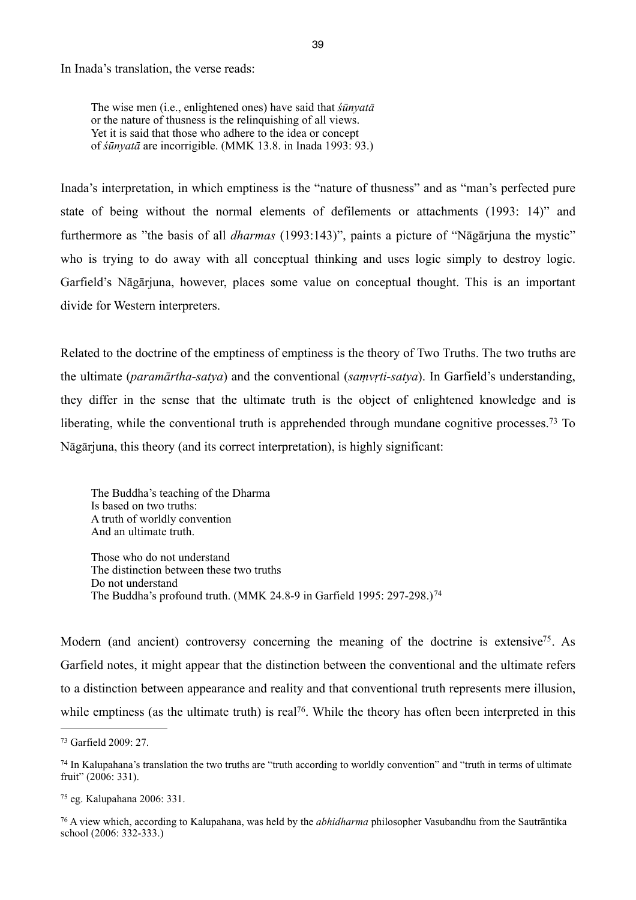In Inada's translation, the verse reads:

> The wise men (i.e., enlightened ones) have said that *śūnyatā*
> or the nature of thusness is the relinquishing of all views.
> Yet it is said that those who adhere to the idea or concept
> of *śūnyatā* are incorrigible. (MMK 13.8. in Inada 1993: 93.)

Inada's interpretation, in which emptiness is the "nature of thusness" and as "man's perfected pure state of being without the normal elements of defilements or attachments (1993: 14)" and furthermore as "the basis of all *dharmas* (1993:143)", paints a picture of "Nāgārjuna the mystic" who is trying to do away with all conceptual thinking and uses logic simply to destroy logic. Garfield's Nāgārjuna, however, places some value on conceptual thought. This is an important divide for Western interpreters.

Related to the doctrine of the emptiness of emptiness is the theory of Two Truths. The two truths are the ultimate (*paramārtha-satya*) and the conventional (*saṃvṛti-satya*). In Garfield's understanding, they differ in the sense that the ultimate truth is the object of enlightened knowledge and is liberating, while the conventional truth is apprehended through mundane cognitive processes.[73] To Nāgārjuna, this theory (and its correct interpretation), is highly significant:

> The Buddha's teaching of the Dharma
> Is based on two truths:
> A truth of worldly convention
> And an ultimate truth.
>
> Those who do not understand
> The distinction between these two truths
> Do not understand
> The Buddha's profound truth. (MMK 24.8-9 in Garfield 1995: 297-298.)[74]

Modern (and ancient) controversy concerning the meaning of the doctrine is extensive[75]. As Garfield notes, it might appear that the distinction between the conventional and the ultimate refers to a distinction between appearance and reality and that conventional truth represents mere illusion, while emptiness (as the ultimate truth) is real[76]. While the theory has often been interpreted in this

---

[73] Garfield 2009: 27.

[74] In Kalupahana's translation the two truths are "truth according to worldly convention" and "truth in terms of ultimate fruit" (2006: 331).

[75] eg. Kalupahana 2006: 331.

[76] A view which, according to Kalupahana, was held by the *abhidharma* philosopher Vasubandhu from the Sautrāntika school (2006: 332-333.)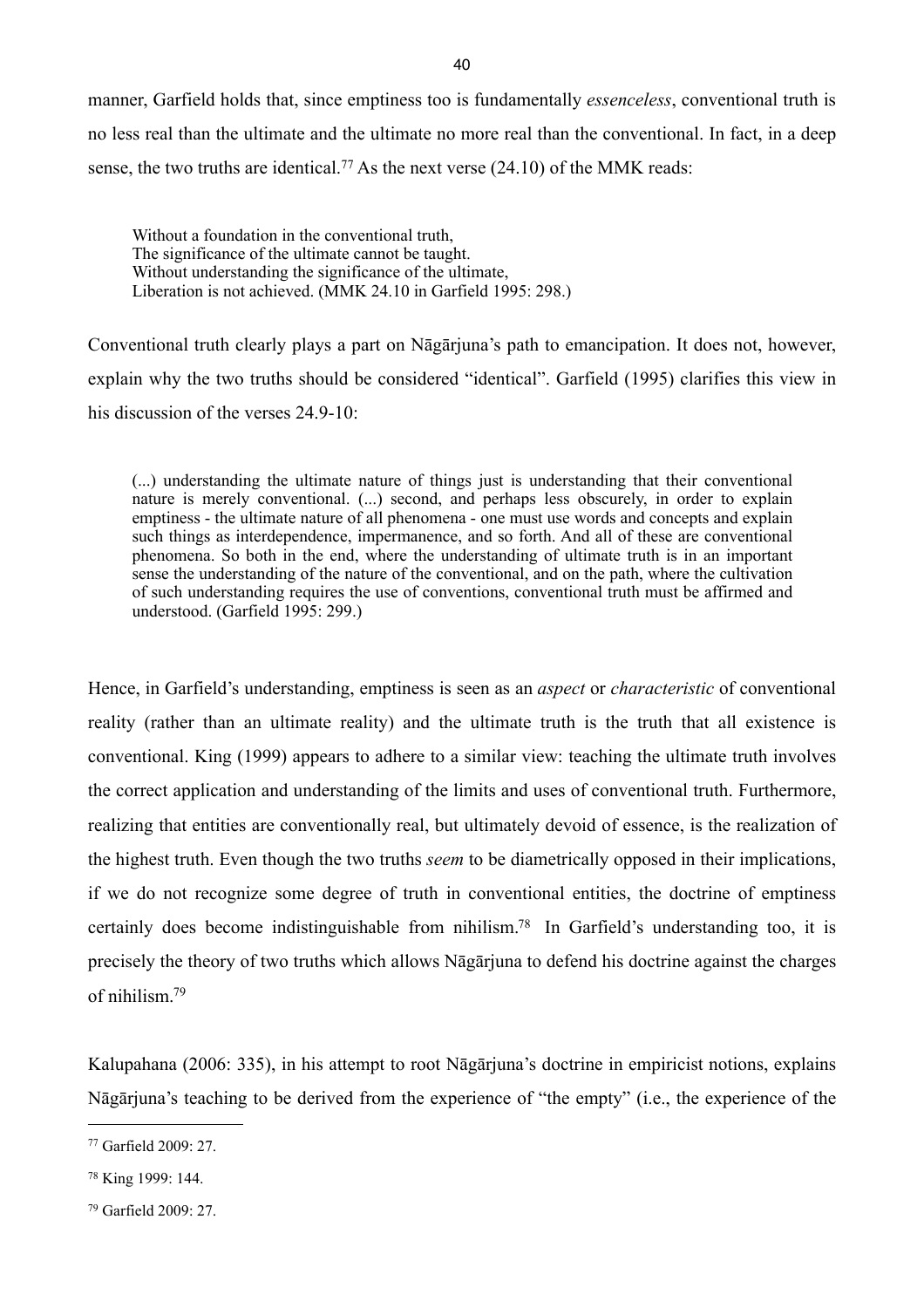manner, Garfield holds that, since emptiness too is fundamentally *essenceless*, conventional truth is no less real than the ultimate and the ultimate no more real than the conventional. In fact, in a deep sense, the two truths are identical.[77] As the next verse (24.10) of the MMK reads:

> Without a foundation in the conventional truth,
> The significance of the ultimate cannot be taught.
> Without understanding the significance of the ultimate,
> Liberation is not achieved. (MMK 24.10 in Garfield 1995: 298.)

Conventional truth clearly plays a part on Nāgārjuna's path to emancipation. It does not, however, explain why the two truths should be considered "identical". Garfield (1995) clarifies this view in his discussion of the verses 24.9-10:

> (...) understanding the ultimate nature of things just is understanding that their conventional nature is merely conventional. (...) second, and perhaps less obscurely, in order to explain emptiness - the ultimate nature of all phenomena - one must use words and concepts and explain such things as interdependence, impermanence, and so forth. And all of these are conventional phenomena. So both in the end, where the understanding of ultimate truth is in an important sense the understanding of the nature of the conventional, and on the path, where the cultivation of such understanding requires the use of conventions, conventional truth must be affirmed and understood. (Garfield 1995: 299.)

Hence, in Garfield's understanding, emptiness is seen as an *aspect* or *characteristic* of conventional reality (rather than an ultimate reality) and the ultimate truth is the truth that all existence is conventional. King (1999) appears to adhere to a similar view: teaching the ultimate truth involves the correct application and understanding of the limits and uses of conventional truth. Furthermore, realizing that entities are conventionally real, but ultimately devoid of essence, is the realization of the highest truth. Even though the two truths *seem* to be diametrically opposed in their implications, if we do not recognize some degree of truth in conventional entities, the doctrine of emptiness certainly does become indistinguishable from nihilism.[78] In Garfield's understanding too, it is precisely the theory of two truths which allows Nāgārjuna to defend his doctrine against the charges of nihilism.[79]

Kalupahana (2006: 335), in his attempt to root Nāgārjuna's doctrine in empiricist notions, explains Nāgārjuna's teaching to be derived from the experience of "the empty" (i.e., the experience of the

---

[77] Garfield 2009: 27.

[78] King 1999: 144.

[79] Garfield 2009: 27.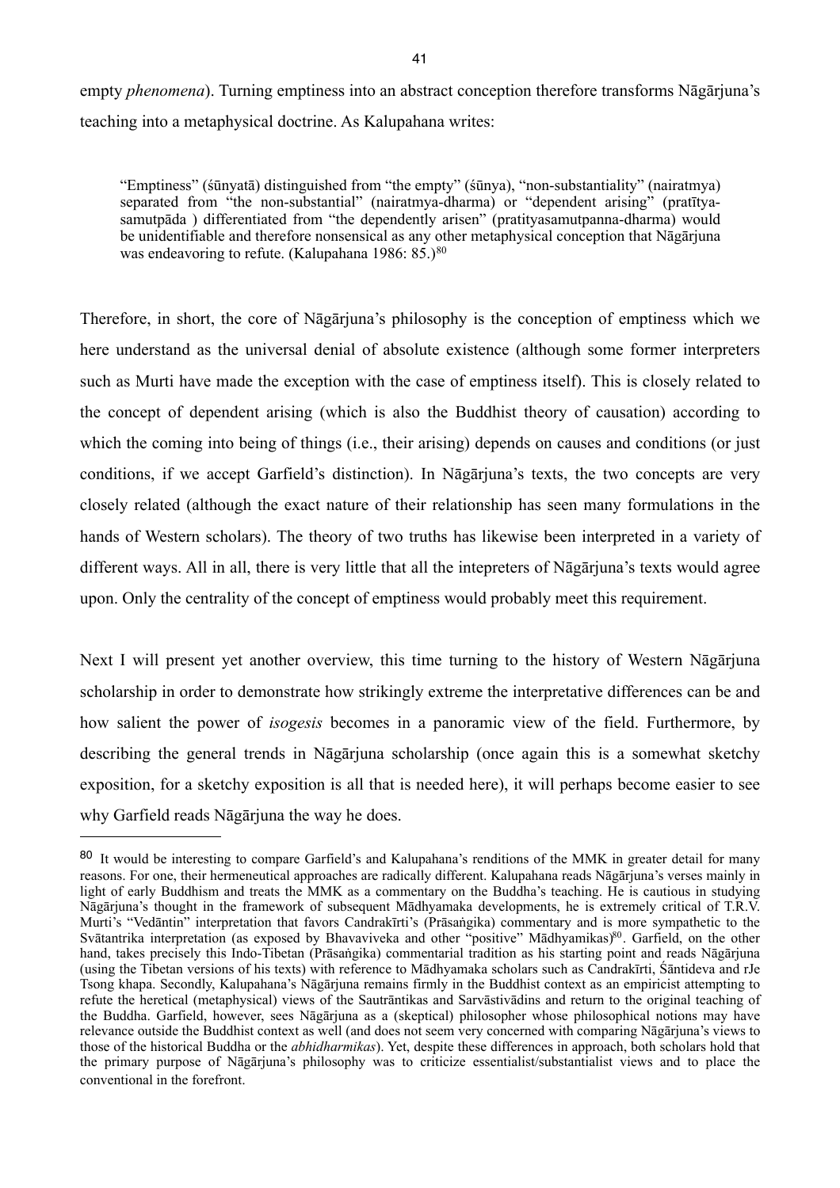empty *phenomena*). Turning emptiness into an abstract conception therefore transforms Nāgārjuna's teaching into a metaphysical doctrine. As Kalupahana writes:

> "Emptiness" (śūnyatā) distinguished from "the empty" (śūnya), "non-substantiality" (nairatmya) separated from "the non-substantial" (nairatmya-dharma) or "dependent arising" (pratītya-samutpāda ) differentiated from "the dependently arisen" (pratityasamutpanna-dharma) would be unidentifiable and therefore nonsensical as any other metaphysical conception that Nāgārjuna was endeavoring to refute. (Kalupahana 1986: 85.)[80]

Therefore, in short, the core of Nāgārjuna's philosophy is the conception of emptiness which we here understand as the universal denial of absolute existence (although some former interpreters such as Murti have made the exception with the case of emptiness itself). This is closely related to the concept of dependent arising (which is also the Buddhist theory of causation) according to which the coming into being of things (i.e., their arising) depends on causes and conditions (or just conditions, if we accept Garfield's distinction). In Nāgārjuna's texts, the two concepts are very closely related (although the exact nature of their relationship has seen many formulations in the hands of Western scholars). The theory of two truths has likewise been interpreted in a variety of different ways. All in all, there is very little that all the intepreters of Nāgārjuna's texts would agree upon. Only the centrality of the concept of emptiness would probably meet this requirement.

Next I will present yet another overview, this time turning to the history of Western Nāgārjuna scholarship in order to demonstrate how strikingly extreme the interpretative differences can be and how salient the power of *isogesis* becomes in a panoramic view of the field. Furthermore, by describing the general trends in Nāgārjuna scholarship (once again this is a somewhat sketchy exposition, for a sketchy exposition is all that is needed here), it will perhaps become easier to see why Garfield reads Nāgārjuna the way he does.

---

[80] It would be interesting to compare Garfield's and Kalupahana's renditions of the MMK in greater detail for many reasons. For one, their hermeneutical approaches are radically different. Kalupahana reads Nāgārjuna's verses mainly in light of early Buddhism and treats the MMK as a commentary on the Buddha's teaching. He is cautious in studying Nāgārjuna's thought in the framework of subsequent Mādhyamaka developments, he is extremely critical of T.R.V. Murti's "Vedāntin" interpretation that favors Candrakīrti's (Prāsaṅgika) commentary and is more sympathetic to the Svātantrika interpretation (as exposed by Bhavaviveka and other "positive" Mādhyamikas)[80]. Garfield, on the other hand, takes precisely this Indo-Tibetan (Prāsaṅgika) commentarial tradition as his starting point and reads Nāgārjuna (using the Tibetan versions of his texts) with reference to Mādhyamaka scholars such as Candrakīrti, Śāntideva and rJe Tsong khapa. Secondly, Kalupahana's Nāgārjuna remains firmly in the Buddhist context as an empiricist attempting to refute the heretical (metaphysical) views of the Sautrāntikas and Sarvāstivādins and return to the original teaching of the Buddha. Garfield, however, sees Nāgārjuna as a (skeptical) philosopher whose philosophical notions may have relevance outside the Buddhist context as well (and does not seem very concerned with comparing Nāgārjuna's views to those of the historical Buddha or the *abhidharmikas*). Yet, despite these differences in approach, both scholars hold that the primary purpose of Nāgārjuna's philosophy was to criticize essentialist/substantialist views and to place the conventional in the forefront.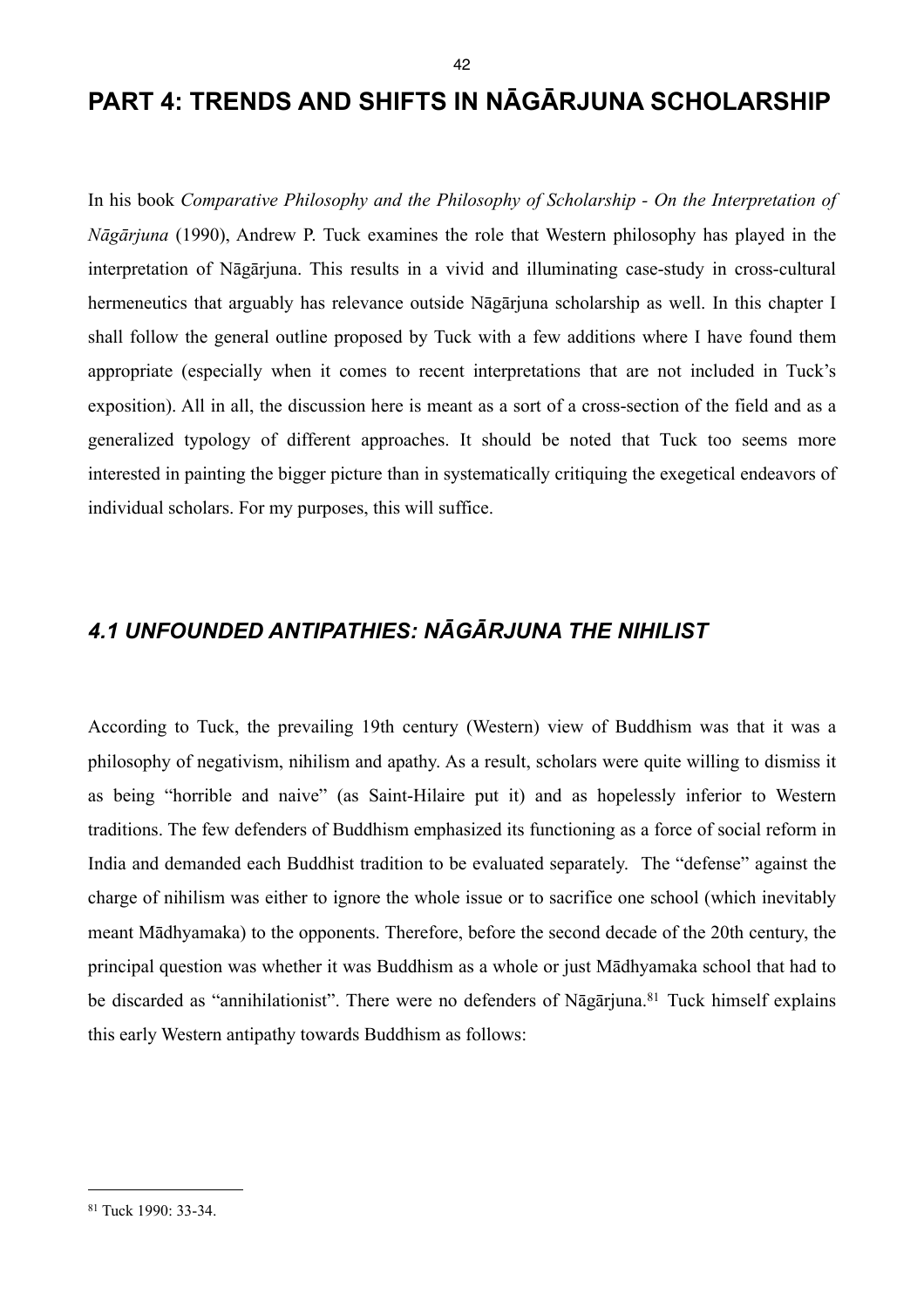# PART 4: TRENDS AND SHIFTS IN NĀGĀRJUNA SCHOLARSHIP

In his book *Comparative Philosophy and the Philosophy of Scholarship - On the Interpretation of Nāgārjuna* (1990), Andrew P. Tuck examines the role that Western philosophy has played in the interpretation of Nāgārjuna. This results in a vivid and illuminating case-study in cross-cultural hermeneutics that arguably has relevance outside Nāgārjuna scholarship as well. In this chapter I shall follow the general outline proposed by Tuck with a few additions where I have found them appropriate (especially when it comes to recent interpretations that are not included in Tuck's exposition). All in all, the discussion here is meant as a sort of a cross-section of the field and as a generalized typology of different approaches. It should be noted that Tuck too seems more interested in painting the bigger picture than in systematically critiquing the exegetical endeavors of individual scholars. For my purposes, this will suffice.

## *4.1 UNFOUNDED ANTIPATHIES: NĀGĀRJUNA THE NIHILIST*

According to Tuck, the prevailing 19th century (Western) view of Buddhism was that it was a philosophy of negativism, nihilism and apathy. As a result, scholars were quite willing to dismiss it as being "horrible and naive" (as Saint-Hilaire put it) and as hopelessly inferior to Western traditions. The few defenders of Buddhism emphasized its functioning as a force of social reform in India and demanded each Buddhist tradition to be evaluated separately. The "defense" against the charge of nihilism was either to ignore the whole issue or to sacrifice one school (which inevitably meant Mādhyamaka) to the opponents. Therefore, before the second decade of the 20th century, the principal question was whether it was Buddhism as a whole or just Mādhyamaka school that had to be discarded as "annihilationist". There were no defenders of Nāgārjuna.[81] Tuck himself explains this early Western antipathy towards Buddhism as follows:

---

[81] Tuck 1990: 33-34.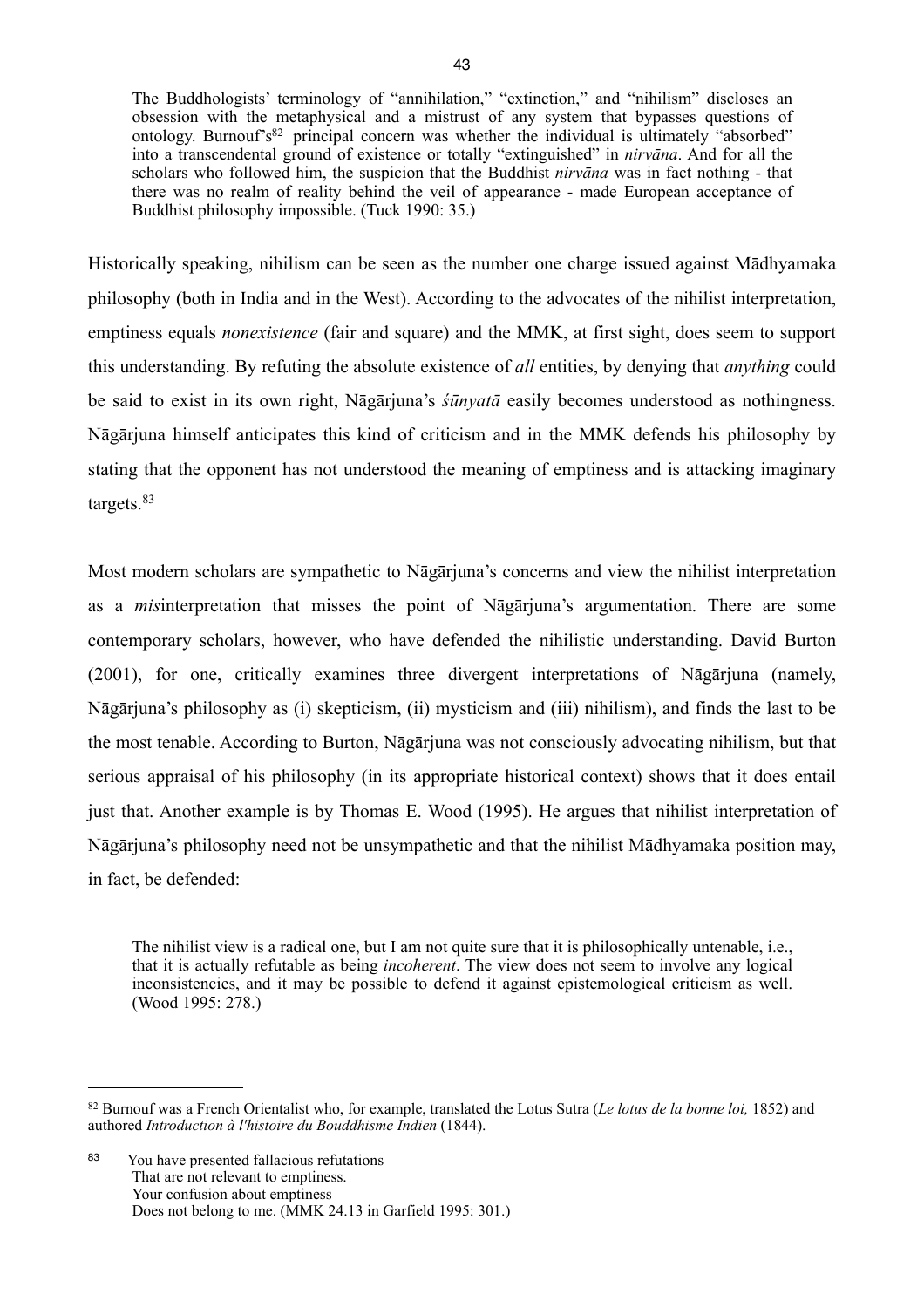> The Buddhologists' terminology of "annihilation," "extinction," and "nihilism" discloses an obsession with the metaphysical and a mistrust of any system that bypasses questions of ontology. Burnouf's[82] principal concern was whether the individual is ultimately "absorbed" into a transcendental ground of existence or totally "extinguished" in *nirvāna*. And for all the scholars who followed him, the suspicion that the Buddhist *nirvāna* was in fact nothing - that there was no realm of reality behind the veil of appearance - made European acceptance of Buddhist philosophy impossible. (Tuck 1990: 35.)

Historically speaking, nihilism can be seen as the number one charge issued against Mādhyamaka philosophy (both in India and in the West). According to the advocates of the nihilist interpretation, emptiness equals *nonexistence* (fair and square) and the MMK, at first sight, does seem to support this understanding. By refuting the absolute existence of *all* entities, by denying that *anything* could be said to exist in its own right, Nāgārjuna's *śūnyatā* easily becomes understood as nothingness. Nāgārjuna himself anticipates this kind of criticism and in the MMK defends his philosophy by stating that the opponent has not understood the meaning of emptiness and is attacking imaginary targets.[83]

Most modern scholars are sympathetic to Nāgārjuna's concerns and view the nihilist interpretation as a *mis*interpretation that misses the point of Nāgārjuna's argumentation. There are some contemporary scholars, however, who have defended the nihilistic understanding. David Burton (2001), for one, critically examines three divergent interpretations of Nāgārjuna (namely, Nāgārjuna's philosophy as (i) skepticism, (ii) mysticism and (iii) nihilism), and finds the last to be the most tenable. According to Burton, Nāgārjuna was not consciously advocating nihilism, but that serious appraisal of his philosophy (in its appropriate historical context) shows that it does entail just that. Another example is by Thomas E. Wood (1995). He argues that nihilist interpretation of Nāgārjuna's philosophy need not be unsympathetic and that the nihilist Mādhyamaka position may, in fact, be defended:

> The nihilist view is a radical one, but I am not quite sure that it is philosophically untenable, i.e., that it is actually refutable as being *incoherent*. The view does not seem to involve any logical inconsistencies, and it may be possible to defend it against epistemological criticism as well. (Wood 1995: 278.)

---

[82] Burnouf was a French Orientalist who, for example, translated the Lotus Sutra (*Le lotus de la bonne loi,* 1852) and authored *Introduction à l'histoire du Bouddhisme Indien* (1844).

[83] You have presented fallacious refutations
That are not relevant to emptiness.
Your confusion about emptiness
Does not belong to me. (MMK 24.13 in Garfield 1995: 301.)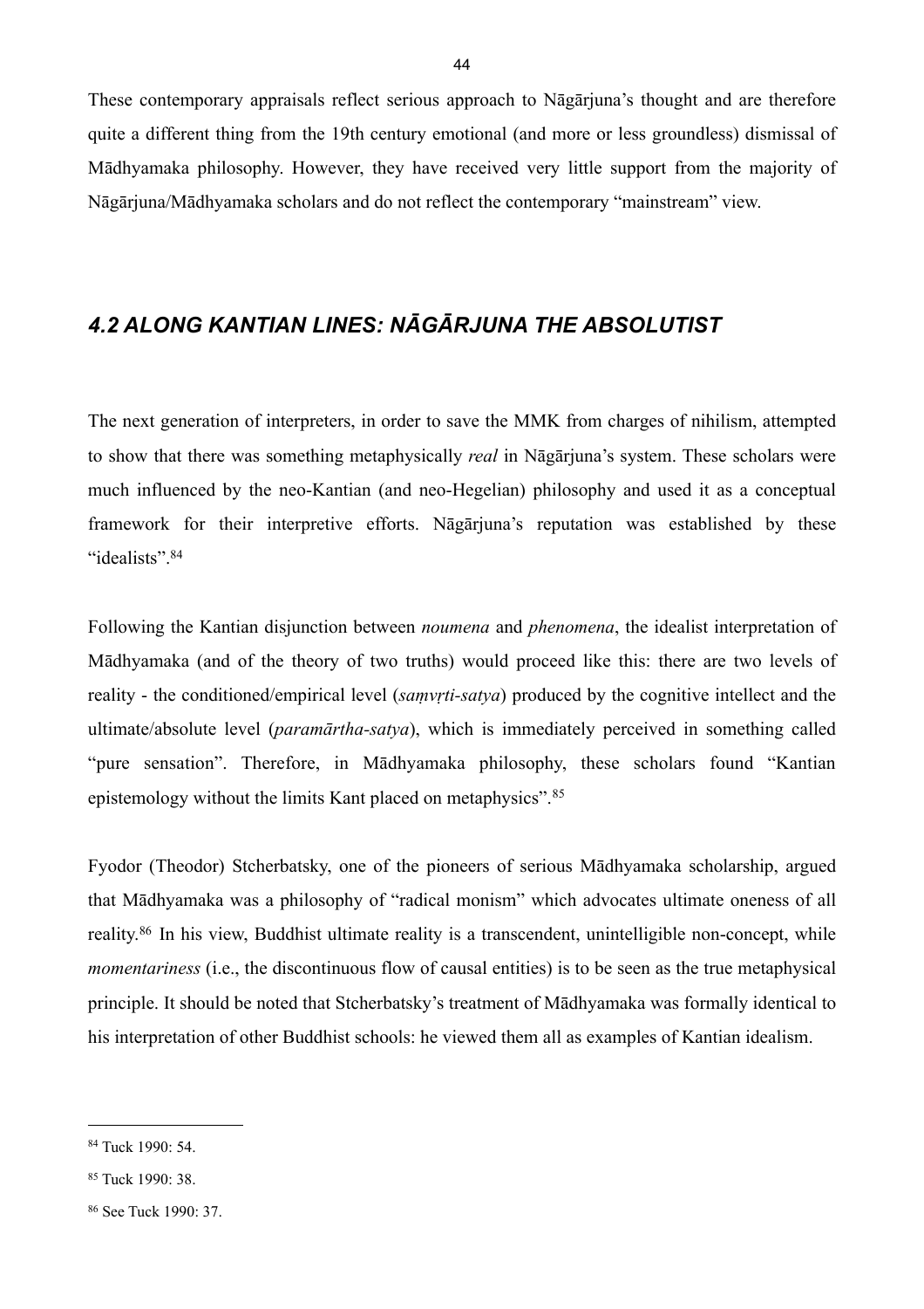These contemporary appraisals reflect serious approach to Nāgārjuna's thought and are therefore quite a different thing from the 19th century emotional (and more or less groundless) dismissal of Mādhyamaka philosophy. However, they have received very little support from the majority of Nāgārjuna/Mādhyamaka scholars and do not reflect the contemporary "mainstream" view.

## *4.2 ALONG KANTIAN LINES: NĀGĀRJUNA THE ABSOLUTIST*

The next generation of interpreters, in order to save the MMK from charges of nihilism, attempted to show that there was something metaphysically *real* in Nāgārjuna's system. These scholars were much influenced by the neo-Kantian (and neo-Hegelian) philosophy and used it as a conceptual framework for their interpretive efforts. Nāgārjuna's reputation was established by these "idealists".[84]

Following the Kantian disjunction between *noumena* and *phenomena*, the idealist interpretation of Mādhyamaka (and of the theory of two truths) would proceed like this: there are two levels of reality - the conditioned/empirical level (*saṃvṛti-satya*) produced by the cognitive intellect and the ultimate/absolute level (*paramārtha-satya*), which is immediately perceived in something called "pure sensation". Therefore, in Mādhyamaka philosophy, these scholars found "Kantian epistemology without the limits Kant placed on metaphysics".[85]

Fyodor (Theodor) Stcherbatsky, one of the pioneers of serious Mādhyamaka scholarship, argued that Mādhyamaka was a philosophy of "radical monism" which advocates ultimate oneness of all reality.[86] In his view, Buddhist ultimate reality is a transcendent, unintelligible non-concept, while *momentariness* (i.e., the discontinuous flow of causal entities) is to be seen as the true metaphysical principle. It should be noted that Stcherbatsky's treatment of Mādhyamaka was formally identical to his interpretation of other Buddhist schools: he viewed them all as examples of Kantian idealism.

---

[84] Tuck 1990: 54.

[85] Tuck 1990: 38.

[86] See Tuck 1990: 37.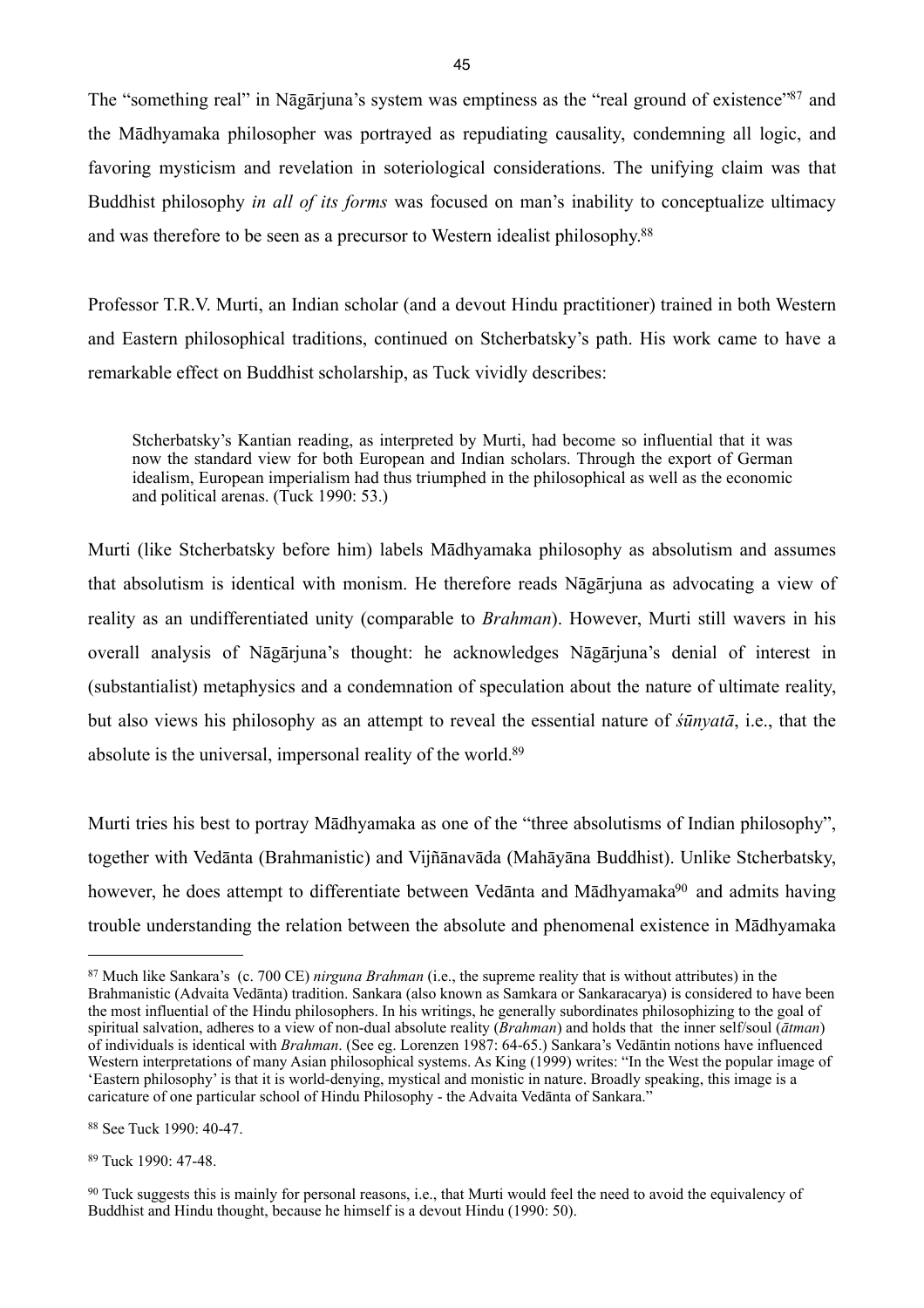The "something real" in Nāgārjuna's system was emptiness as the "real ground of existence"[87] and the Mādhyamaka philosopher was portrayed as repudiating causality, condemning all logic, and favoring mysticism and revelation in soteriological considerations. The unifying claim was that Buddhist philosophy *in all of its forms* was focused on man's inability to conceptualize ultimacy and was therefore to be seen as a precursor to Western idealist philosophy.[88]

Professor T.R.V. Murti, an Indian scholar (and a devout Hindu practitioner) trained in both Western and Eastern philosophical traditions, continued on Stcherbatsky's path. His work came to have a remarkable effect on Buddhist scholarship, as Tuck vividly describes:

> Stcherbatsky's Kantian reading, as interpreted by Murti, had become so influential that it was now the standard view for both European and Indian scholars. Through the export of German idealism, European imperialism had thus triumphed in the philosophical as well as the economic and political arenas. (Tuck 1990: 53.)

Murti (like Stcherbatsky before him) labels Mādhyamaka philosophy as absolutism and assumes that absolutism is identical with monism. He therefore reads Nāgārjuna as advocating a view of reality as an undifferentiated unity (comparable to *Brahman*). However, Murti still wavers in his overall analysis of Nāgārjuna's thought: he acknowledges Nāgārjuna's denial of interest in (substantialist) metaphysics and a condemnation of speculation about the nature of ultimate reality, but also views his philosophy as an attempt to reveal the essential nature of *śūnyatā*, i.e., that the absolute is the universal, impersonal reality of the world.[89]

Murti tries his best to portray Mādhyamaka as one of the "three absolutisms of Indian philosophy", together with Vedānta (Brahmanistic) and Vijñānavāda (Mahāyāna Buddhist). Unlike Stcherbatsky, however, he does attempt to differentiate between Vedānta and Mādhyamaka[90] and admits having trouble understanding the relation between the absolute and phenomenal existence in Mādhyamaka

---

[87] Much like Sankara's (c. 700 CE) *nirguna Brahman* (i.e., the supreme reality that is without attributes) in the Brahmanistic (Advaita Vedānta) tradition. Sankara (also known as Samkara or Sankaracarya) is considered to have been the most influential of the Hindu philosophers. In his writings, he generally subordinates philosophizing to the goal of spiritual salvation, adheres to a view of non-dual absolute reality (*Brahman*) and holds that the inner self/soul (*ātman*) of individuals is identical with *Brahman*. (See eg. Lorenzen 1987: 64-65.) Sankara's Vedāntin notions have influenced Western interpretations of many Asian philosophical systems. As King (1999) writes: "In the West the popular image of 'Eastern philosophy' is that it is world-denying, mystical and monistic in nature. Broadly speaking, this image is a caricature of one particular school of Hindu Philosophy - the Advaita Vedānta of Sankara."

[88] See Tuck 1990: 40-47.

[89] Tuck 1990: 47-48.

[90] Tuck suggests this is mainly for personal reasons, i.e., that Murti would feel the need to avoid the equivalency of Buddhist and Hindu thought, because he himself is a devout Hindu (1990: 50).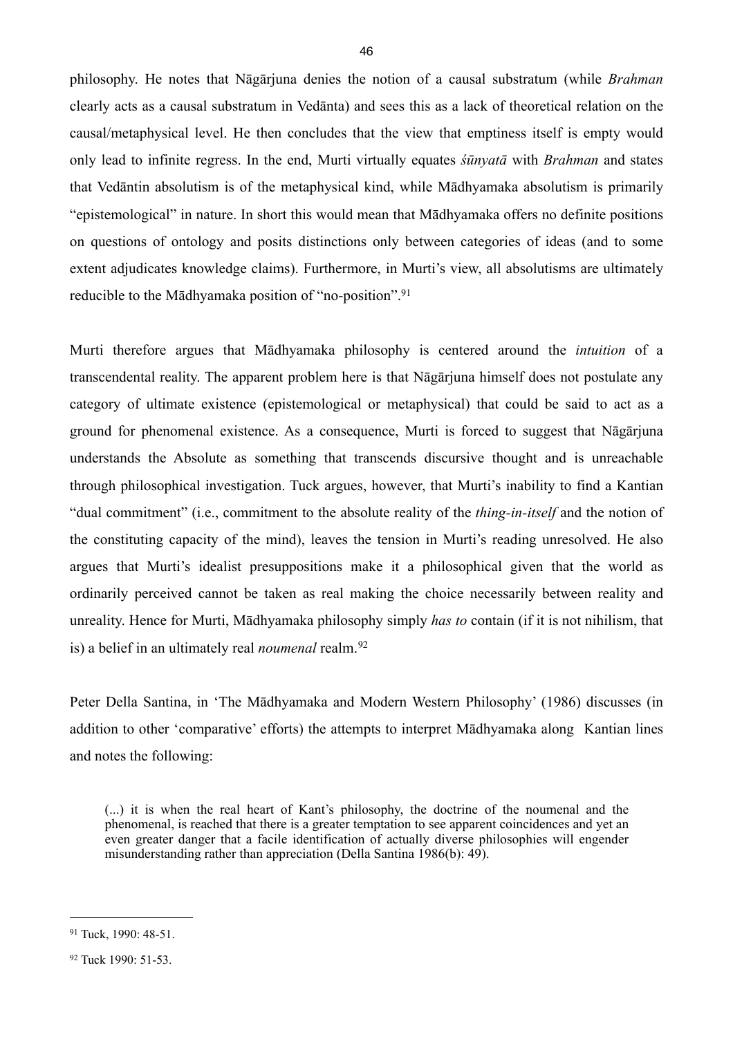philosophy. He notes that Nāgārjuna denies the notion of a causal substratum (while *Brahman* clearly acts as a causal substratum in Vedānta) and sees this as a lack of theoretical relation on the causal/metaphysical level. He then concludes that the view that emptiness itself is empty would only lead to infinite regress. In the end, Murti virtually equates *śūnyatā* with *Brahman* and states that Vedāntin absolutism is of the metaphysical kind, while Mādhyamaka absolutism is primarily "epistemological" in nature. In short this would mean that Mādhyamaka offers no definite positions on questions of ontology and posits distinctions only between categories of ideas (and to some extent adjudicates knowledge claims). Furthermore, in Murti's view, all absolutisms are ultimately reducible to the Mādhyamaka position of "no-position".[91]

Murti therefore argues that Mādhyamaka philosophy is centered around the *intuition* of a transcendental reality. The apparent problem here is that Nāgārjuna himself does not postulate any category of ultimate existence (epistemological or metaphysical) that could be said to act as a ground for phenomenal existence. As a consequence, Murti is forced to suggest that Nāgārjuna understands the Absolute as something that transcends discursive thought and is unreachable through philosophical investigation. Tuck argues, however, that Murti's inability to find a Kantian "dual commitment" (i.e., commitment to the absolute reality of the *thing-in-itself* and the notion of the constituting capacity of the mind), leaves the tension in Murti's reading unresolved. He also argues that Murti's idealist presuppositions make it a philosophical given that the world as ordinarily perceived cannot be taken as real making the choice necessarily between reality and unreality. Hence for Murti, Mādhyamaka philosophy simply *has to* contain (if it is not nihilism, that is) a belief in an ultimately real *noumenal* realm.[92]

Peter Della Santina, in 'The Mādhyamaka and Modern Western Philosophy' (1986) discusses (in addition to other 'comparative' efforts) the attempts to interpret Mādhyamaka along Kantian lines and notes the following:

> (...) it is when the real heart of Kant's philosophy, the doctrine of the noumenal and the phenomenal, is reached that there is a greater temptation to see apparent coincidences and yet an even greater danger that a facile identification of actually diverse philosophies will engender misunderstanding rather than appreciation (Della Santina 1986(b): 49).

---

[91] Tuck, 1990: 48-51.

[92] Tuck 1990: 51-53.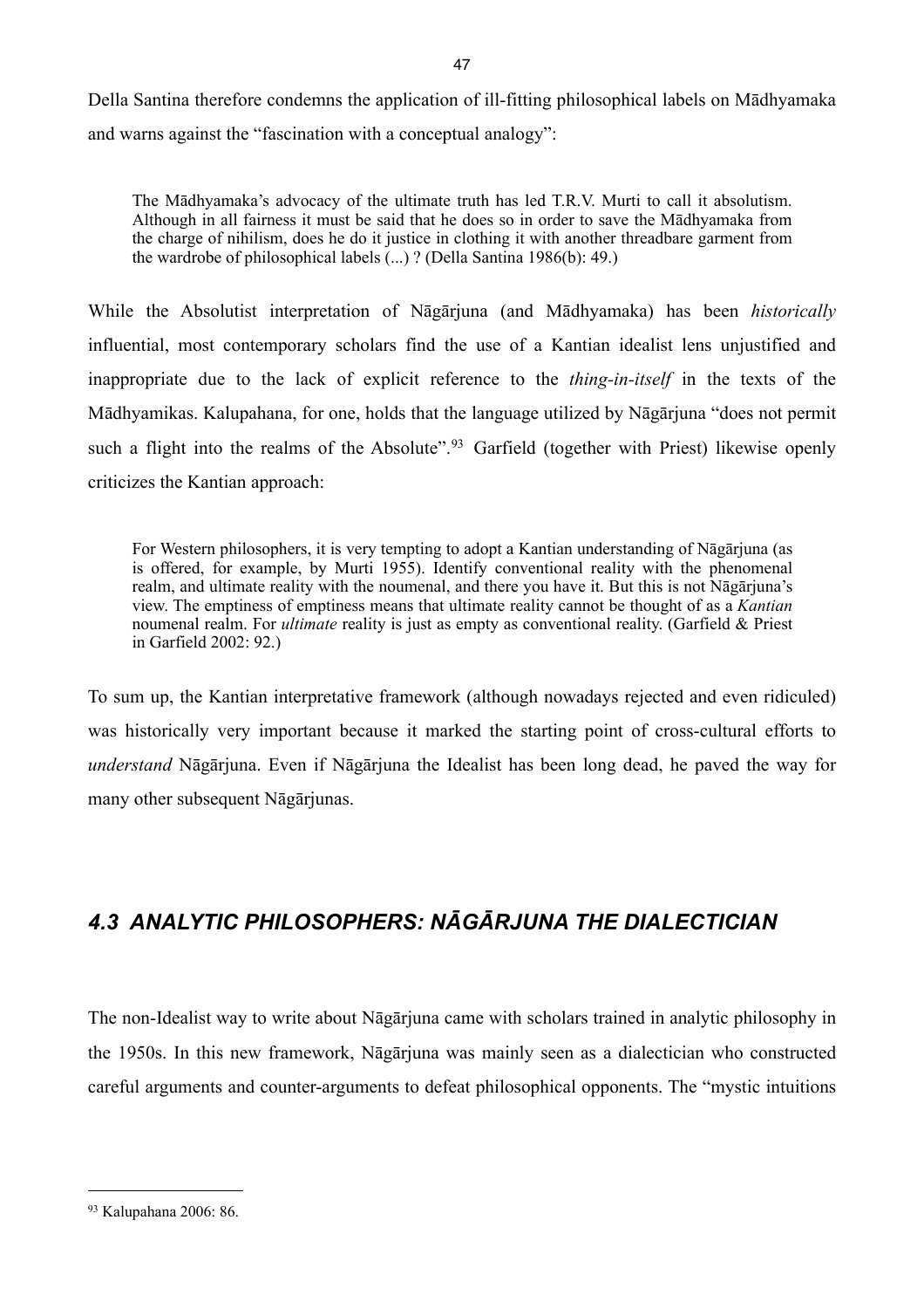Della Santina therefore condemns the application of ill-fitting philosophical labels on Mādhyamaka and warns against the "fascination with a conceptual analogy":

> The Mādhyamaka's advocacy of the ultimate truth has led T.R.V. Murti to call it absolutism. Although in all fairness it must be said that he does so in order to save the Mādhyamaka from the charge of nihilism, does he do it justice in clothing it with another threadbare garment from the wardrobe of philosophical labels (...) ? (Della Santina 1986(b): 49.)

While the Absolutist interpretation of Nāgārjuna (and Mādhyamaka) has been *historically* influential, most contemporary scholars find the use of a Kantian idealist lens unjustified and inappropriate due to the lack of explicit reference to the *thing-in-itself* in the texts of the Mādhyamikas. Kalupahana, for one, holds that the language utilized by Nāgārjuna "does not permit such a flight into the realms of the Absolute".[93] Garfield (together with Priest) likewise openly criticizes the Kantian approach:

> For Western philosophers, it is very tempting to adopt a Kantian understanding of Nāgārjuna (as is offered, for example, by Murti 1955). Identify conventional reality with the phenomenal realm, and ultimate reality with the noumenal, and there you have it. But this is not Nāgārjuna's view. The emptiness of emptiness means that ultimate reality cannot be thought of as a *Kantian* noumenal realm. For *ultimate* reality is just as empty as conventional reality. (Garfield & Priest in Garfield 2002: 92.)

To sum up, the Kantian interpretative framework (although nowadays rejected and even ridiculed) was historically very important because it marked the starting point of cross-cultural efforts to *understand* Nāgārjuna. Even if Nāgārjuna the Idealist has been long dead, he paved the way for many other subsequent Nāgārjunas.

## *4.3 ANALYTIC PHILOSOPHERS: NĀGĀRJUNA THE DIALECTICIAN*

The non-Idealist way to write about Nāgārjuna came with scholars trained in analytic philosophy in the 1950s. In this new framework, Nāgārjuna was mainly seen as a dialectician who constructed careful arguments and counter-arguments to defeat philosophical opponents. The "mystic intuitions

---

[93] Kalupahana 2006: 86.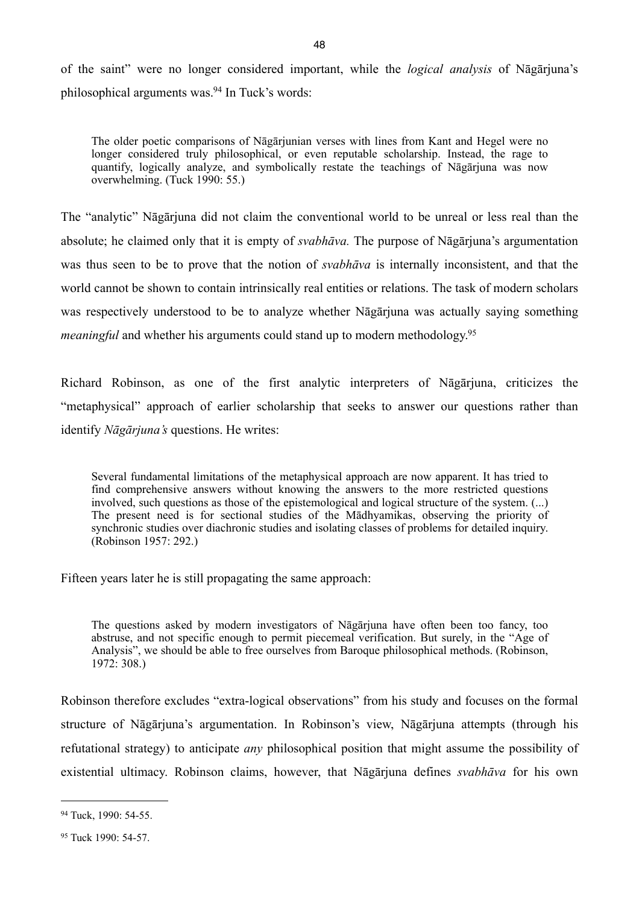of the saint" were no longer considered important, while the *logical analysis* of Nāgārjuna's philosophical arguments was.[94] In Tuck's words:

> The older poetic comparisons of Nāgārjunian verses with lines from Kant and Hegel were no longer considered truly philosophical, or even reputable scholarship. Instead, the rage to quantify, logically analyze, and symbolically restate the teachings of Nāgārjuna was now overwhelming. (Tuck 1990: 55.)

The "analytic" Nāgārjuna did not claim the conventional world to be unreal or less real than the absolute; he claimed only that it is empty of *svabhāva.* The purpose of Nāgārjuna's argumentation was thus seen to be to prove that the notion of *svabhāva* is internally inconsistent, and that the world cannot be shown to contain intrinsically real entities or relations. The task of modern scholars was respectively understood to be to analyze whether Nāgārjuna was actually saying something *meaningful* and whether his arguments could stand up to modern methodology.[95]

Richard Robinson, as one of the first analytic interpreters of Nāgārjuna, criticizes the "metaphysical" approach of earlier scholarship that seeks to answer our questions rather than identify *Nāgārjuna's* questions. He writes:

> Several fundamental limitations of the metaphysical approach are now apparent. It has tried to find comprehensive answers without knowing the answers to the more restricted questions involved, such questions as those of the epistemological and logical structure of the system. (...) The present need is for sectional studies of the Mādhyamikas, observing the priority of synchronic studies over diachronic studies and isolating classes of problems for detailed inquiry. (Robinson 1957: 292.)

Fifteen years later he is still propagating the same approach:

> The questions asked by modern investigators of Nāgārjuna have often been too fancy, too abstruse, and not specific enough to permit piecemeal verification. But surely, in the "Age of Analysis", we should be able to free ourselves from Baroque philosophical methods. (Robinson, 1972: 308.)

Robinson therefore excludes "extra-logical observations" from his study and focuses on the formal structure of Nāgārjuna's argumentation. In Robinson's view, Nāgārjuna attempts (through his refutational strategy) to anticipate *any* philosophical position that might assume the possibility of existential ultimacy. Robinson claims, however, that Nāgārjuna defines *svabhāva* for his own

---

[94] Tuck, 1990: 54-55.

[95] Tuck 1990: 54-57.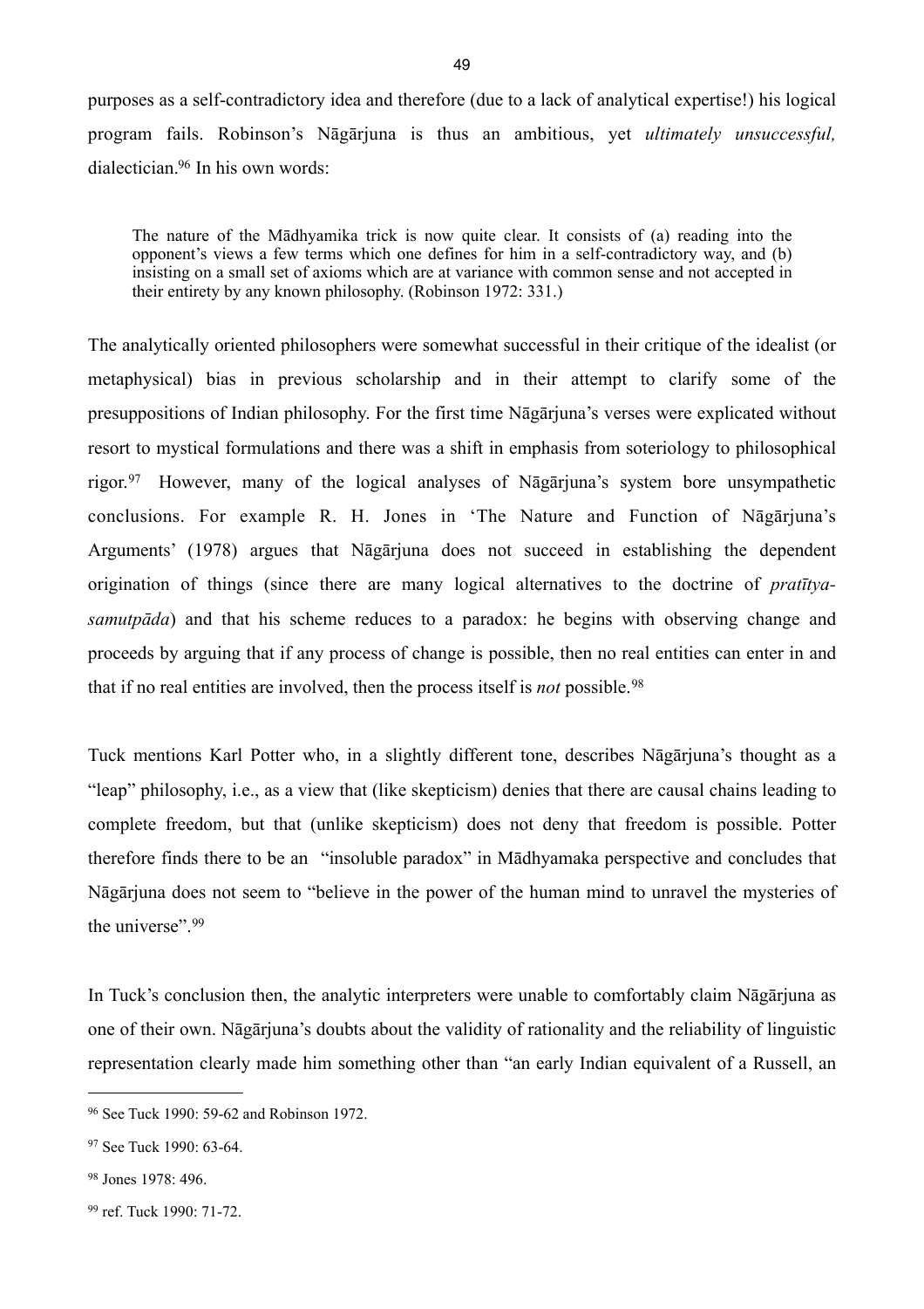purposes as a self-contradictory idea and therefore (due to a lack of analytical expertise!) his logical program fails. Robinson's Nāgārjuna is thus an ambitious, yet *ultimately unsuccessful,* dialectician.[96] In his own words:

> The nature of the Mādhyamika trick is now quite clear. It consists of (a) reading into the opponent's views a few terms which one defines for him in a self-contradictory way, and (b) insisting on a small set of axioms which are at variance with common sense and not accepted in their entirety by any known philosophy. (Robinson 1972: 331.)

The analytically oriented philosophers were somewhat successful in their critique of the idealist (or metaphysical) bias in previous scholarship and in their attempt to clarify some of the presuppositions of Indian philosophy. For the first time Nāgārjuna's verses were explicated without resort to mystical formulations and there was a shift in emphasis from soteriology to philosophical rigor.[97] However, many of the logical analyses of Nāgārjuna's system bore unsympathetic conclusions. For example R. H. Jones in 'The Nature and Function of Nāgārjuna's Arguments' (1978) argues that Nāgārjuna does not succeed in establishing the dependent origination of things (since there are many logical alternatives to the doctrine of *pratītya-samutpāda*) and that his scheme reduces to a paradox: he begins with observing change and proceeds by arguing that if any process of change is possible, then no real entities can enter in and that if no real entities are involved, then the process itself is *not* possible.[98]

Tuck mentions Karl Potter who, in a slightly different tone, describes Nāgārjuna's thought as a "leap" philosophy, i.e., as a view that (like skepticism) denies that there are causal chains leading to complete freedom, but that (unlike skepticism) does not deny that freedom is possible. Potter therefore finds there to be an "insoluble paradox" in Mādhyamaka perspective and concludes that Nāgārjuna does not seem to "believe in the power of the human mind to unravel the mysteries of the universe".[99]

In Tuck's conclusion then, the analytic interpreters were unable to comfortably claim Nāgārjuna as one of their own. Nāgārjuna's doubts about the validity of rationality and the reliability of linguistic representation clearly made him something other than "an early Indian equivalent of a Russell, an

---

[96] See Tuck 1990: 59-62 and Robinson 1972.

[97] See Tuck 1990: 63-64.

[98] Jones 1978: 496.

[99] ref. Tuck 1990: 71-72.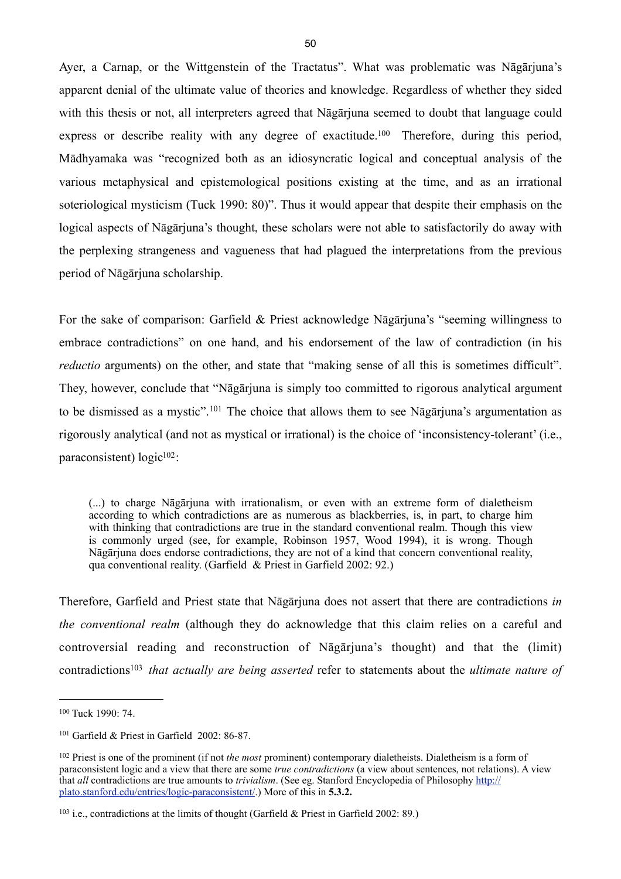Ayer, a Carnap, or the Wittgenstein of the Tractatus". What was problematic was Nāgārjuna's apparent denial of the ultimate value of theories and knowledge. Regardless of whether they sided with this thesis or not, all interpreters agreed that Nāgārjuna seemed to doubt that language could express or describe reality with any degree of exactitude.[100] Therefore, during this period, Mādhyamaka was "recognized both as an idiosyncratic logical and conceptual analysis of the various metaphysical and epistemological positions existing at the time, and as an irrational soteriological mysticism (Tuck 1990: 80)". Thus it would appear that despite their emphasis on the logical aspects of Nāgārjuna's thought, these scholars were not able to satisfactorily do away with the perplexing strangeness and vagueness that had plagued the interpretations from the previous period of Nāgārjuna scholarship.

For the sake of comparison: Garfield & Priest acknowledge Nāgārjuna's "seeming willingness to embrace contradictions" on one hand, and his endorsement of the law of contradiction (in his *reductio* arguments) on the other, and state that "making sense of all this is sometimes difficult". They, however, conclude that "Nāgārjuna is simply too committed to rigorous analytical argument to be dismissed as a mystic".[101] The choice that allows them to see Nāgārjuna's argumentation as rigorously analytical (and not as mystical or irrational) is the choice of 'inconsistency-tolerant' (i.e., paraconsistent) logic[102]:

> (...) to charge Nāgārjuna with irrationalism, or even with an extreme form of dialetheism according to which contradictions are as numerous as blackberries, is, in part, to charge him with thinking that contradictions are true in the standard conventional realm. Though this view is commonly urged (see, for example, Robinson 1957, Wood 1994), it is wrong. Though Nāgārjuna does endorse contradictions, they are not of a kind that concern conventional reality, qua conventional reality. (Garfield & Priest in Garfield 2002: 92.)

Therefore, Garfield and Priest state that Nāgārjuna does not assert that there are contradictions *in the conventional realm* (although they do acknowledge that this claim relies on a careful and controversial reading and reconstruction of Nāgārjuna's thought) and that the (limit) contradictions[103] *that actually are being asserted* refer to statements about the *ultimate nature of*

---

[100] Tuck 1990: 74.

[101] Garfield & Priest in Garfield 2002: 86-87.

[102] Priest is one of the prominent (if not *the most* prominent) contemporary dialetheists. Dialetheism is a form of paraconsistent logic and a view that there are some *true contradictions* (a view about sentences, not relations). A view that *all* contradictions are true amounts to *trivialism*. (See eg. Stanford Encyclopedia of Philosophy [http://plato.stanford.edu/entries/logic-paraconsistent/](http://plato.stanford.edu/entries/logic-paraconsistent/).) More of this in **5.3.2.**

[103] i.e., contradictions at the limits of thought (Garfield & Priest in Garfield 2002: 89.)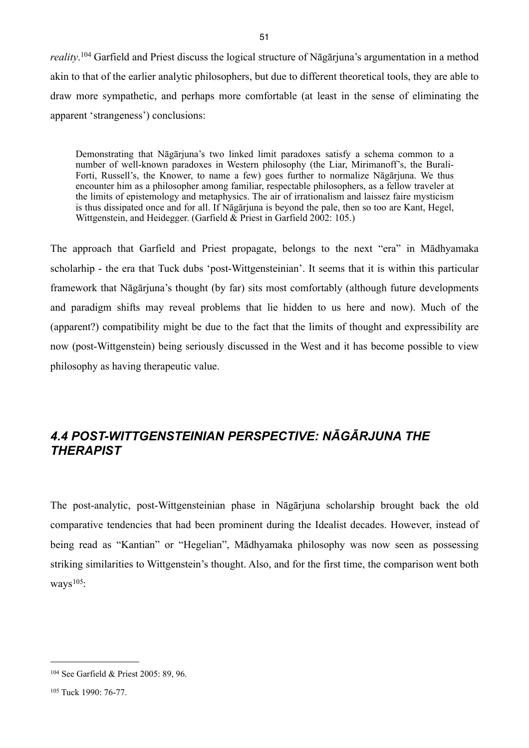*reality*.[104] Garfield and Priest discuss the logical structure of Nāgārjuna's argumentation in a method akin to that of the earlier analytic philosophers, but due to different theoretical tools, they are able to draw more sympathetic, and perhaps more comfortable (at least in the sense of eliminating the apparent 'strangeness') conclusions:

> Demonstrating that Nāgārjuna's two linked limit paradoxes satisfy a schema common to a number of well-known paradoxes in Western philosophy (the Liar, Mirimanoff's, the Burali-Forti, Russell's, the Knower, to name a few) goes further to normalize Nāgārjuna. We thus encounter him as a philosopher among familiar, respectable philosophers, as a fellow traveler at the limits of epistemology and metaphysics. The air of irrationalism and laissez faire mysticism is thus dissipated once and for all. If Nāgārjuna is beyond the pale, then so too are Kant, Hegel, Wittgenstein, and Heidegger. (Garfield & Priest in Garfield 2002: 105.)

The approach that Garfield and Priest propagate, belongs to the next "era" in Mādhyamaka scholarhip - the era that Tuck dubs 'post-Wittgensteinian'. It seems that it is within this particular framework that Nāgārjuna's thought (by far) sits most comfortably (although future developments and paradigm shifts may reveal problems that lie hidden to us here and now). Much of the (apparent?) compatibility might be due to the fact that the limits of thought and expressibility are now (post-Wittgenstein) being seriously discussed in the West and it has become possible to view philosophy as having therapeutic value.

## *4.4 POST-WITTGENSTEINIAN PERSPECTIVE: NĀGĀRJUNA THE THERAPIST*

The post-analytic, post-Wittgensteinian phase in Nāgārjuna scholarship brought back the old comparative tendencies that had been prominent during the Idealist decades. However, instead of being read as "Kantian" or "Hegelian", Mādhyamaka philosophy was now seen as possessing striking similarities to Wittgenstein's thought. Also, and for the first time, the comparison went both ways[105]:

---

[104] See Garfield & Priest 2005: 89, 96.

[105] Tuck 1990: 76-77.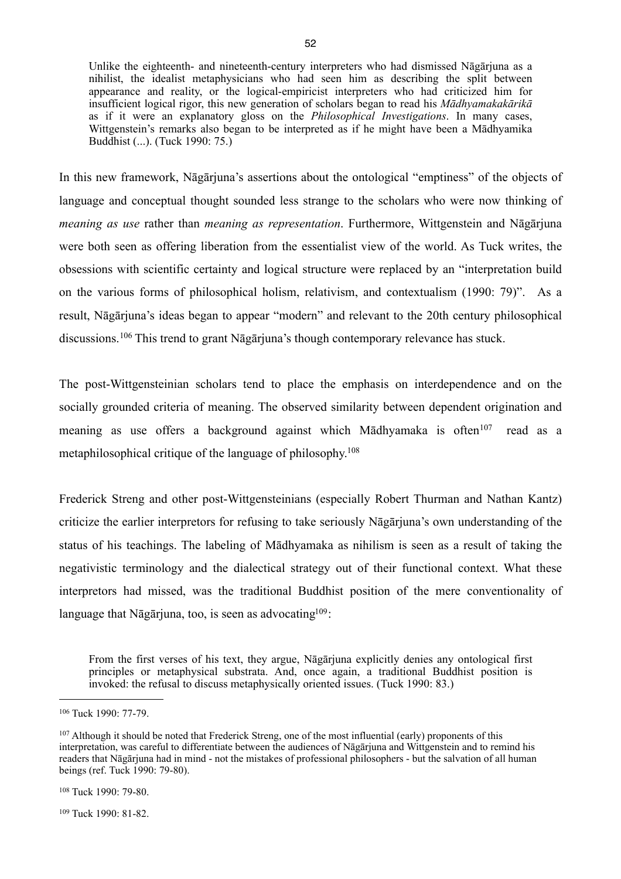> Unlike the eighteenth- and nineteenth-century interpreters who had dismissed Nāgārjuna as a nihilist, the idealist metaphysicians who had seen him as describing the split between appearance and reality, or the logical-empiricist interpreters who had criticized him for insufficient logical rigor, this new generation of scholars began to read his *Mādhyamakakārikā* as if it were an explanatory gloss on the *Philosophical Investigations*. In many cases, Wittgenstein's remarks also began to be interpreted as if he might have been a Mādhyamika Buddhist (...). (Tuck 1990: 75.)

In this new framework, Nāgārjuna's assertions about the ontological "emptiness" of the objects of language and conceptual thought sounded less strange to the scholars who were now thinking of *meaning as use* rather than *meaning as representation*. Furthermore, Wittgenstein and Nāgārjuna were both seen as offering liberation from the essentialist view of the world. As Tuck writes, the obsessions with scientific certainty and logical structure were replaced by an "interpretation build on the various forms of philosophical holism, relativism, and contextualism (1990: 79)". As a result, Nāgārjuna's ideas began to appear "modern" and relevant to the 20th century philosophical discussions.[106] This trend to grant Nāgārjuna's though contemporary relevance has stuck.

The post-Wittgensteinian scholars tend to place the emphasis on interdependence and on the socially grounded criteria of meaning. The observed similarity between dependent origination and meaning as use offers a background against which Mādhyamaka is often[107] read as a metaphilosophical critique of the language of philosophy.[108]

Frederick Streng and other post-Wittgensteinians (especially Robert Thurman and Nathan Kantz) criticize the earlier interpretors for refusing to take seriously Nāgārjuna's own understanding of the status of his teachings. The labeling of Mādhyamaka as nihilism is seen as a result of taking the negativistic terminology and the dialectical strategy out of their functional context. What these interpretors had missed, was the traditional Buddhist position of the mere conventionality of language that Nāgārjuna, too, is seen as advocating[109]:

> From the first verses of his text, they argue, Nāgārjuna explicitly denies any ontological first principles or metaphysical substrata. And, once again, a traditional Buddhist position is invoked: the refusal to discuss metaphysically oriented issues. (Tuck 1990: 83.)

---

[106] Tuck 1990: 77-79.

[107] Although it should be noted that Frederick Streng, one of the most influential (early) proponents of this interpretation, was careful to differentiate between the audiences of Nāgārjuna and Wittgenstein and to remind his readers that Nāgārjuna had in mind - not the mistakes of professional philosophers - but the salvation of all human beings (ref. Tuck 1990: 79-80).

[108] Tuck 1990: 79-80.

[109] Tuck 1990: 81-82.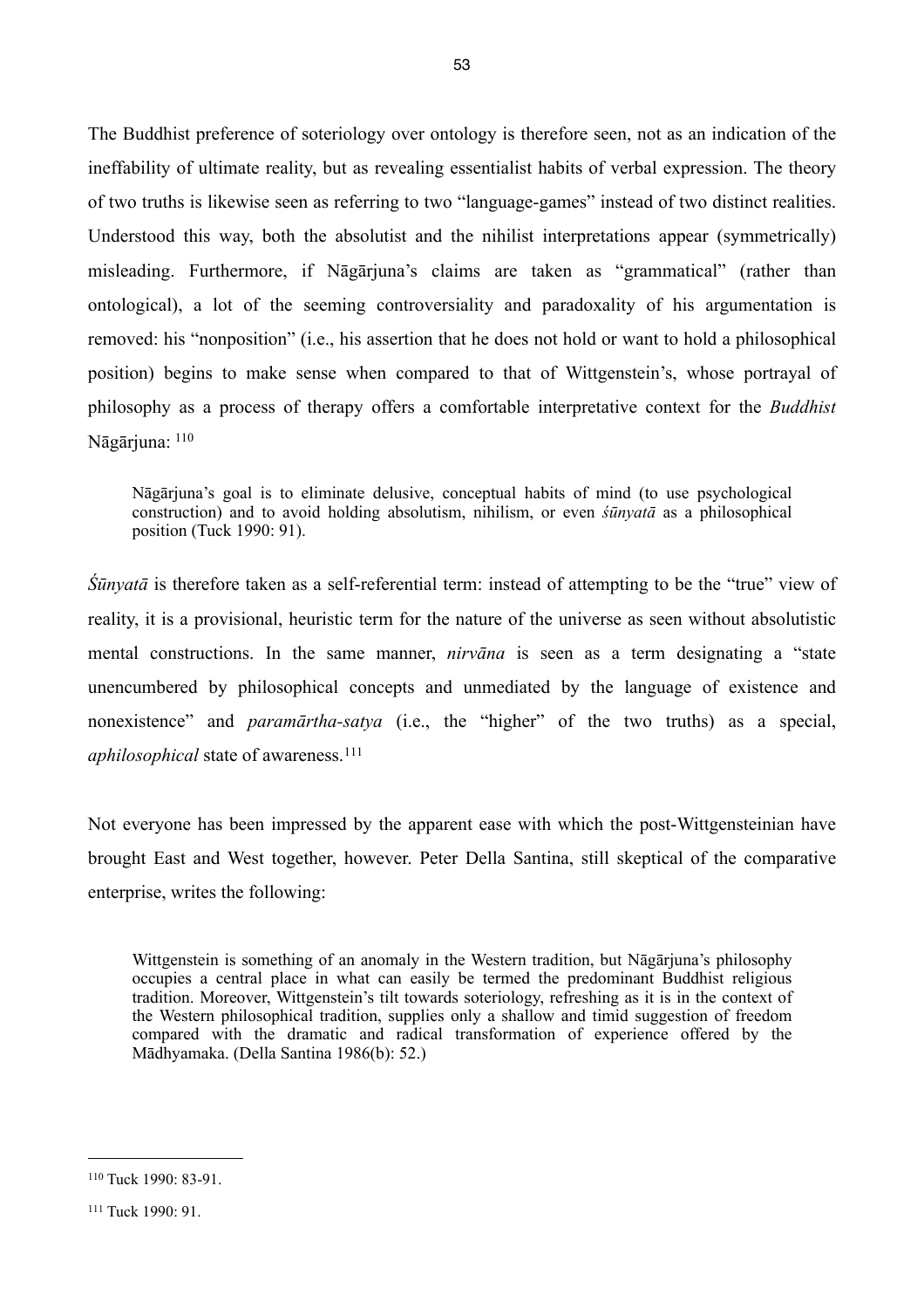The Buddhist preference of soteriology over ontology is therefore seen, not as an indication of the ineffability of ultimate reality, but as revealing essentialist habits of verbal expression. The theory of two truths is likewise seen as referring to two "language-games" instead of two distinct realities. Understood this way, both the absolutist and the nihilist interpretations appear (symmetrically) misleading. Furthermore, if Nāgārjuna's claims are taken as "grammatical" (rather than ontological), a lot of the seeming controversiality and paradoxality of his argumentation is removed: his "nonposition" (i.e., his assertion that he does not hold or want to hold a philosophical position) begins to make sense when compared to that of Wittgenstein's, whose portrayal of philosophy as a process of therapy offers a comfortable interpretative context for the *Buddhist* Nāgārjuna: [110]

> Nāgārjuna's goal is to eliminate delusive, conceptual habits of mind (to use psychological construction) and to avoid holding absolutism, nihilism, or even *śūnyatā* as a philosophical position (Tuck 1990: 91).

*Śūnyatā* is therefore taken as a self-referential term: instead of attempting to be the "true" view of reality, it is a provisional, heuristic term for the nature of the universe as seen without absolutistic mental constructions. In the same manner, *nirvāna* is seen as a term designating a "state unencumbered by philosophical concepts and unmediated by the language of existence and nonexistence" and *paramārtha-satya* (i.e., the "higher" of the two truths) as a special, *aphilosophical* state of awareness.[111]

Not everyone has been impressed by the apparent ease with which the post-Wittgensteinian have brought East and West together, however. Peter Della Santina, still skeptical of the comparative enterprise, writes the following:

> Wittgenstein is something of an anomaly in the Western tradition, but Nāgārjuna's philosophy occupies a central place in what can easily be termed the predominant Buddhist religious tradition. Moreover, Wittgenstein's tilt towards soteriology, refreshing as it is in the context of the Western philosophical tradition, supplies only a shallow and timid suggestion of freedom compared with the dramatic and radical transformation of experience offered by the Mādhyamaka. (Della Santina 1986(b): 52.)

---

[110] Tuck 1990: 83-91.

[111] Tuck 1990: 91.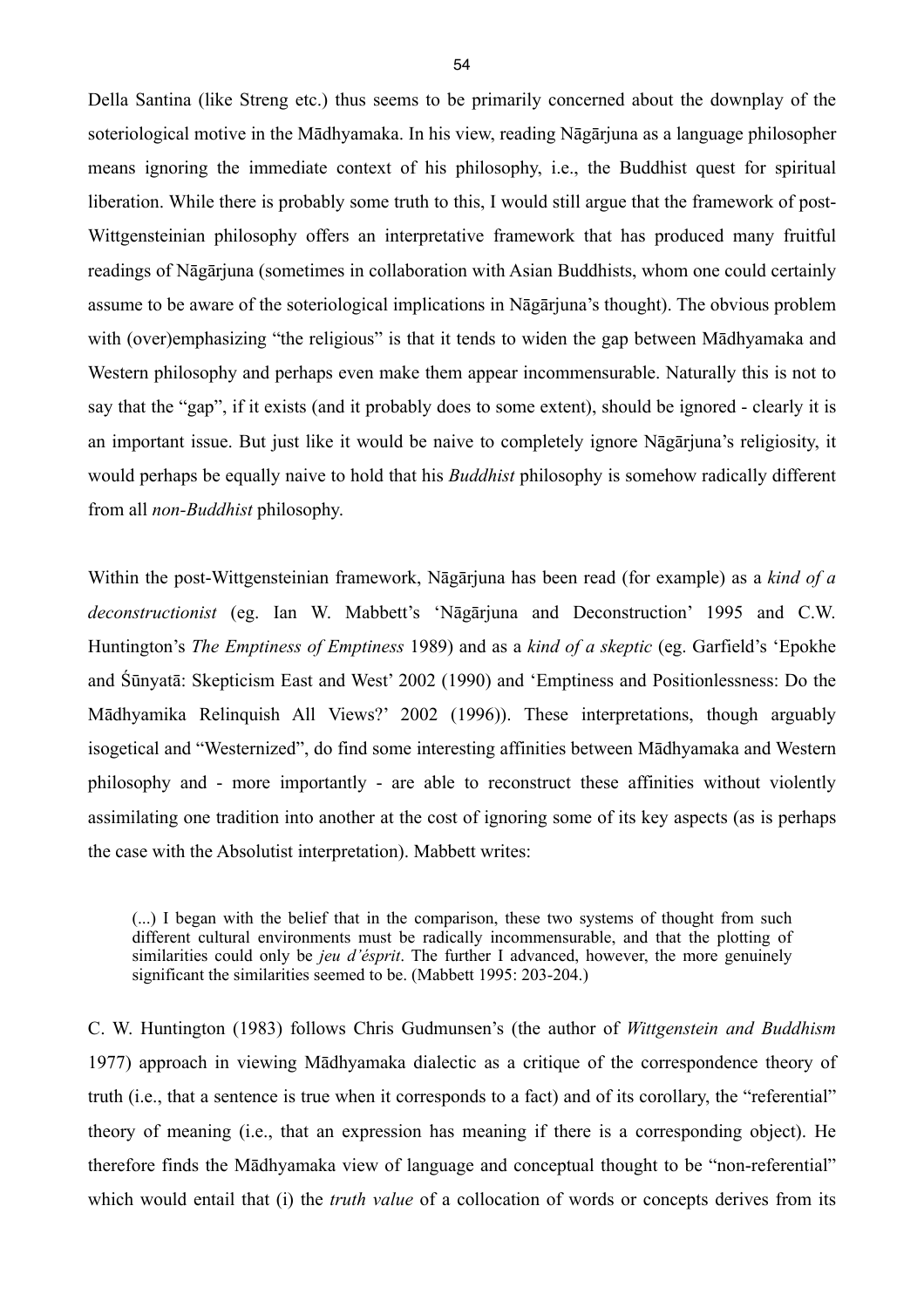Della Santina (like Streng etc.) thus seems to be primarily concerned about the downplay of the soteriological motive in the Mādhyamaka. In his view, reading Nāgārjuna as a language philosopher means ignoring the immediate context of his philosophy, i.e., the Buddhist quest for spiritual liberation. While there is probably some truth to this, I would still argue that the framework of post-Wittgensteinian philosophy offers an interpretative framework that has produced many fruitful readings of Nāgārjuna (sometimes in collaboration with Asian Buddhists, whom one could certainly assume to be aware of the soteriological implications in Nāgārjuna's thought). The obvious problem with (over)emphasizing "the religious" is that it tends to widen the gap between Mādhyamaka and Western philosophy and perhaps even make them appear incommensurable. Naturally this is not to say that the "gap", if it exists (and it probably does to some extent), should be ignored - clearly it is an important issue. But just like it would be naive to completely ignore Nāgārjuna's religiosity, it would perhaps be equally naive to hold that his *Buddhist* philosophy is somehow radically different from all *non-Buddhist* philosophy.

Within the post-Wittgensteinian framework, Nāgārjuna has been read (for example) as a *kind of a deconstructionist* (eg. Ian W. Mabbett's 'Nāgārjuna and Deconstruction' 1995 and C.W. Huntington's *The Emptiness of Emptiness* 1989) and as a *kind of a skeptic* (eg. Garfield's 'Epokhe and Śūnyatā: Skepticism East and West' 2002 (1990) and 'Emptiness and Positionlessness: Do the Mādhyamika Relinquish All Views?' 2002 (1996)). These interpretations, though arguably isogetical and "Westernized", do find some interesting affinities between Mādhyamaka and Western philosophy and - more importantly - are able to reconstruct these affinities without violently assimilating one tradition into another at the cost of ignoring some of its key aspects (as is perhaps the case with the Absolutist interpretation). Mabbett writes:

> (...) I began with the belief that in the comparison, these two systems of thought from such different cultural environments must be radically incommensurable, and that the plotting of similarities could only be *jeu d'ésprit*. The further I advanced, however, the more genuinely significant the similarities seemed to be. (Mabbett 1995: 203-204.)

C. W. Huntington (1983) follows Chris Gudmunsen's (the author of *Wittgenstein and Buddhism* 1977) approach in viewing Mādhyamaka dialectic as a critique of the correspondence theory of truth (i.e., that a sentence is true when it corresponds to a fact) and of its corollary, the "referential" theory of meaning (i.e., that an expression has meaning if there is a corresponding object). He therefore finds the Mādhyamaka view of language and conceptual thought to be "non-referential" which would entail that (i) the *truth value* of a collocation of words or concepts derives from its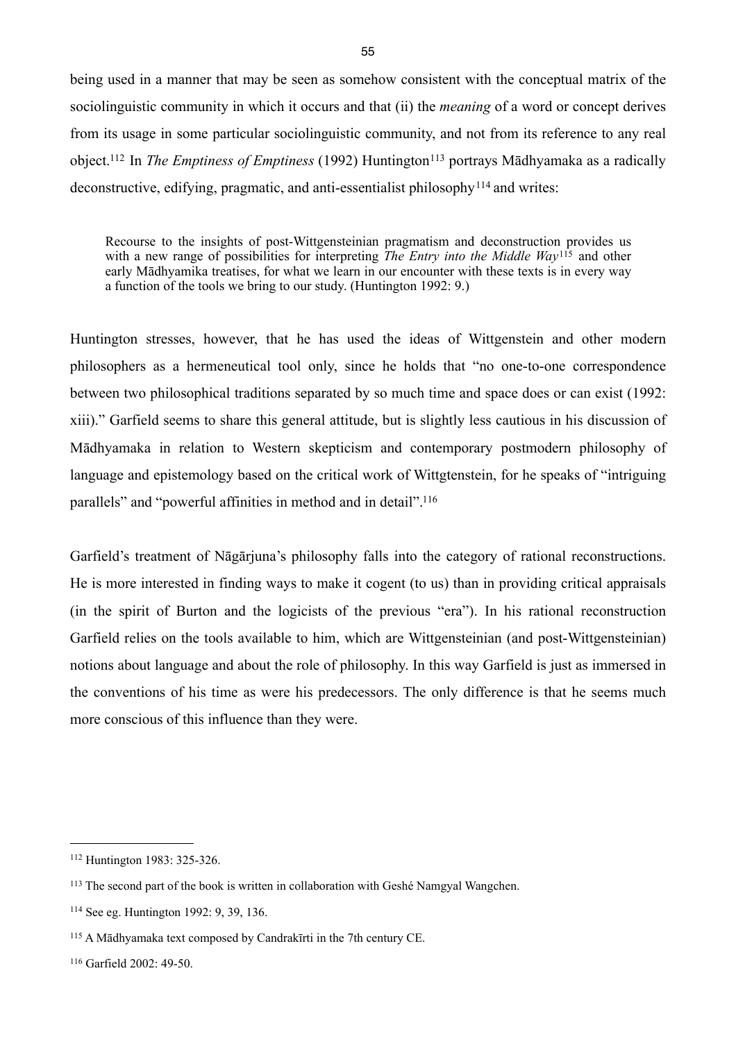being used in a manner that may be seen as somehow consistent with the conceptual matrix of the sociolinguistic community in which it occurs and that (ii) the *meaning* of a word or concept derives from its usage in some particular sociolinguistic community, and not from its reference to any real object.[112] In *The Emptiness of Emptiness* (1992) Huntington[113] portrays Mādhyamaka as a radically deconstructive, edifying, pragmatic, and anti-essentialist philosophy[114] and writes:

> Recourse to the insights of post-Wittgensteinian pragmatism and deconstruction provides us with a new range of possibilities for interpreting *The Entry into the Middle Way*[115] and other early Mādhyamika treatises, for what we learn in our encounter with these texts is in every way a function of the tools we bring to our study. (Huntington 1992: 9.)

Huntington stresses, however, that he has used the ideas of Wittgenstein and other modern philosophers as a hermeneutical tool only, since he holds that "no one-to-one correspondence between two philosophical traditions separated by so much time and space does or can exist (1992: xiii)." Garfield seems to share this general attitude, but is slightly less cautious in his discussion of Mādhyamaka in relation to Western skepticism and contemporary postmodern philosophy of language and epistemology based on the critical work of Wittgtenstein, for he speaks of "intriguing parallels" and "powerful affinities in method and in detail".[116]

Garfield's treatment of Nāgārjuna's philosophy falls into the category of rational reconstructions. He is more interested in finding ways to make it cogent (to us) than in providing critical appraisals (in the spirit of Burton and the logicists of the previous "era"). In his rational reconstruction Garfield relies on the tools available to him, which are Wittgensteinian (and post-Wittgensteinian) notions about language and about the role of philosophy. In this way Garfield is just as immersed in the conventions of his time as were his predecessors. The only difference is that he seems much more conscious of this influence than they were.

---

[112] Huntington 1983: 325-326.

[113] The second part of the book is written in collaboration with Geshé Namgyal Wangchen.

[114] See eg. Huntington 1992: 9, 39, 136.

[115] A Mādhyamaka text composed by Candrakīrti in the 7th century CE.

[116] Garfield 2002: 49-50.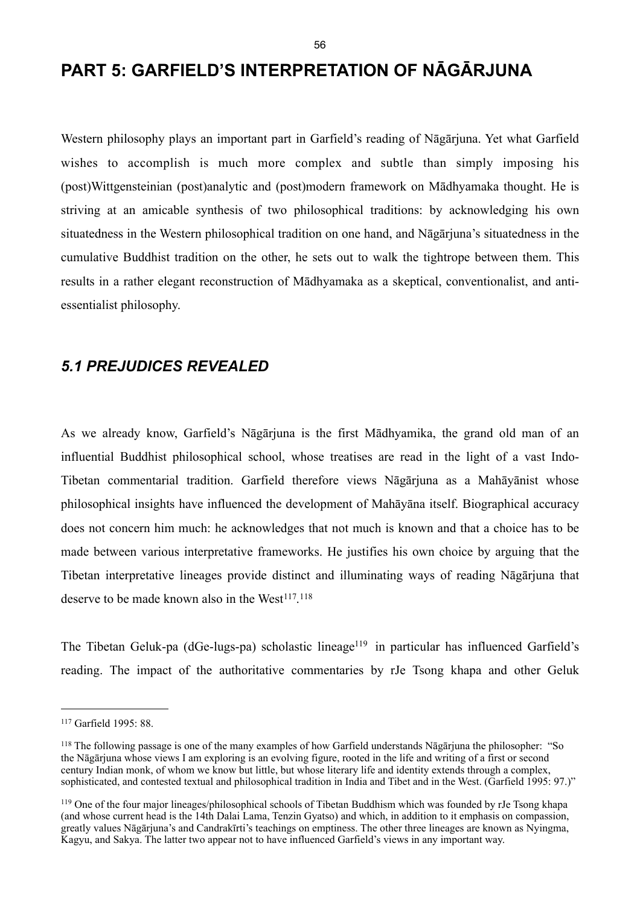# PART 5: GARFIELD'S INTERPRETATION OF NĀGĀRJUNA

Western philosophy plays an important part in Garfield's reading of Nāgārjuna. Yet what Garfield wishes to accomplish is much more complex and subtle than simply imposing his (post)Wittgensteinian (post)analytic and (post)modern framework on Mādhyamaka thought. He is striving at an amicable synthesis of two philosophical traditions: by acknowledging his own situatedness in the Western philosophical tradition on one hand, and Nāgārjuna's situatedness in the cumulative Buddhist tradition on the other, he sets out to walk the tightrope between them. This results in a rather elegant reconstruction of Mādhyamaka as a skeptical, conventionalist, and anti-essentialist philosophy.

## *5.1 PREJUDICES REVEALED*

As we already know, Garfield's Nāgārjuna is the first Mādhyamika, the grand old man of an influential Buddhist philosophical school, whose treatises are read in the light of a vast Indo-Tibetan commentarial tradition. Garfield therefore views Nāgārjuna as a Mahāyānist whose philosophical insights have influenced the development of Mahāyāna itself. Biographical accuracy does not concern him much: he acknowledges that not much is known and that a choice has to be made between various interpretative frameworks. He justifies his own choice by arguing that the Tibetan interpretative lineages provide distinct and illuminating ways of reading Nāgārjuna that deserve to be made known also in the West[117].[118]

The Tibetan Geluk-pa (dGe-lugs-pa) scholastic lineage[119] in particular has influenced Garfield's reading. The impact of the authoritative commentaries by rJe Tsong khapa and other Geluk

---

[117] Garfield 1995: 88.

[118] The following passage is one of the many examples of how Garfield understands Nāgārjuna the philosopher: "So the Nāgārjuna whose views I am exploring is an evolving figure, rooted in the life and writing of a first or second century Indian monk, of whom we know but little, but whose literary life and identity extends through a complex, sophisticated, and contested textual and philosophical tradition in India and Tibet and in the West. (Garfield 1995: 97.)"

[119] One of the four major lineages/philosophical schools of Tibetan Buddhism which was founded by rJe Tsong khapa (and whose current head is the 14th Dalai Lama, Tenzin Gyatso) and which, in addition to it emphasis on compassion, greatly values Nāgārjuna's and Candrakīrti's teachings on emptiness. The other three lineages are known as Nyingma, Kagyu, and Sakya. The latter two appear not to have influenced Garfield's views in any important way.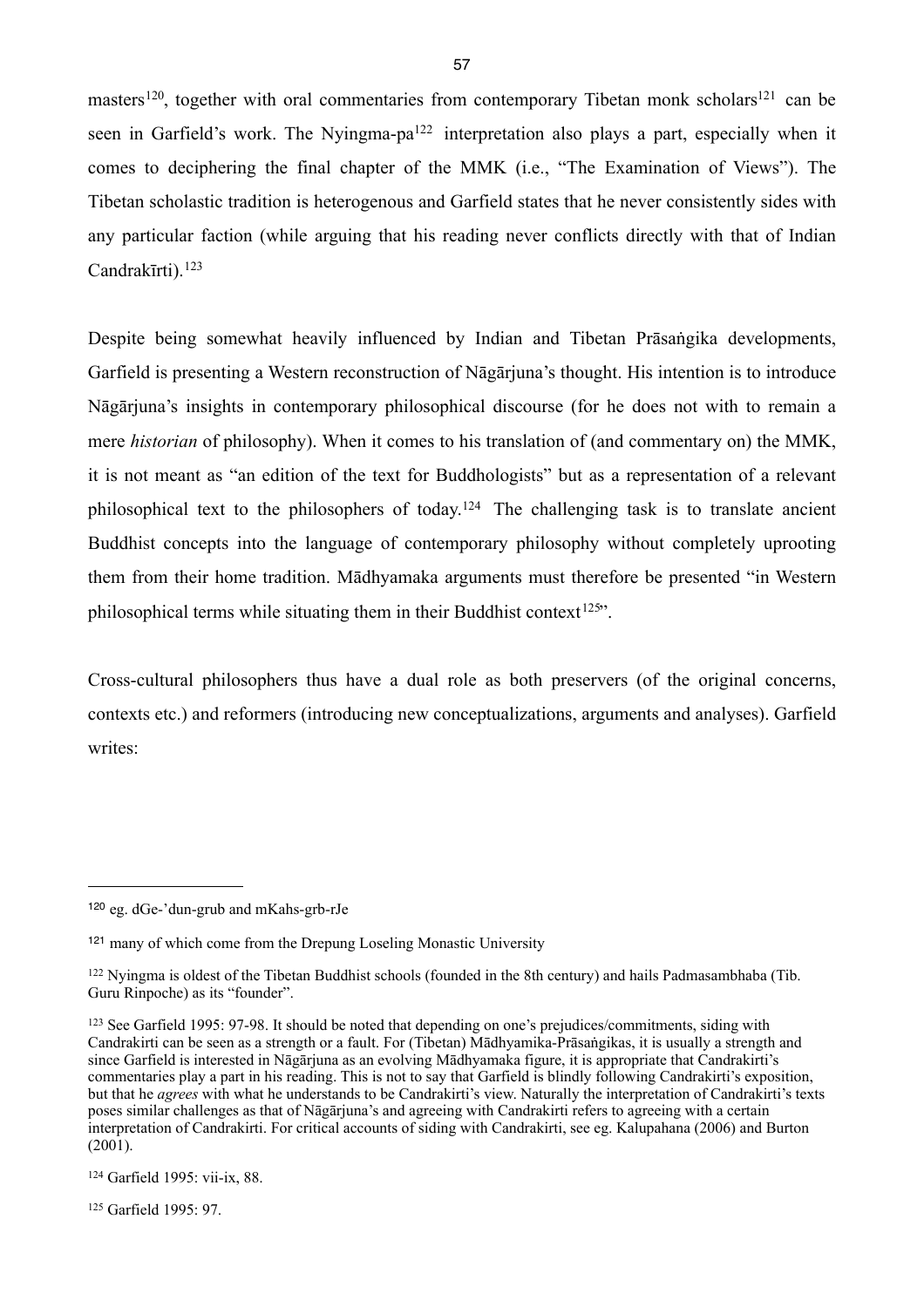masters[120], together with oral commentaries from contemporary Tibetan monk scholars[121] can be seen in Garfield's work. The Nyingma-pa[122] interpretation also plays a part, especially when it comes to deciphering the final chapter of the MMK (i.e., "The Examination of Views"). The Tibetan scholastic tradition is heterogenous and Garfield states that he never consistently sides with any particular faction (while arguing that his reading never conflicts directly with that of Indian Candrakīrti).[123]

Despite being somewhat heavily influenced by Indian and Tibetan Prāsaṅgika developments, Garfield is presenting a Western reconstruction of Nāgārjuna's thought. His intention is to introduce Nāgārjuna's insights in contemporary philosophical discourse (for he does not with to remain a mere *historian* of philosophy). When it comes to his translation of (and commentary on) the MMK, it is not meant as "an edition of the text for Buddhologists" but as a representation of a relevant philosophical text to the philosophers of today.[124] The challenging task is to translate ancient Buddhist concepts into the language of contemporary philosophy without completely uprooting them from their home tradition. Mādhyamaka arguments must therefore be presented "in Western philosophical terms while situating them in their Buddhist context[125]".

Cross-cultural philosophers thus have a dual role as both preservers (of the original concerns, contexts etc.) and reformers (introducing new conceptualizations, arguments and analyses). Garfield writes:

---

[120] eg. dGe-'dun-grub and mKahs-grb-rJe

[121] many of which come from the Drepung Loseling Monastic University

[122] Nyingma is oldest of the Tibetan Buddhist schools (founded in the 8th century) and hails Padmasambhaba (Tib. Guru Rinpoche) as its "founder".

[123] See Garfield 1995: 97-98. It should be noted that depending on one's prejudices/commitments, siding with Candrakirti can be seen as a strength or a fault. For (Tibetan) Mādhyamika-Prāsaṅgikas, it is usually a strength and since Garfield is interested in Nāgārjuna as an evolving Mādhyamaka figure, it is appropriate that Candrakirti's commentaries play a part in his reading. This is not to say that Garfield is blindly following Candrakirti's exposition, but that he *agrees* with what he understands to be Candrakirti's view. Naturally the interpretation of Candrakirti's texts poses similar challenges as that of Nāgārjuna's and agreeing with Candrakirti refers to agreeing with a certain interpretation of Candrakirti. For critical accounts of siding with Candrakirti, see eg. Kalupahana (2006) and Burton (2001).

[124] Garfield 1995: vii-ix, 88.

[125] Garfield 1995: 97.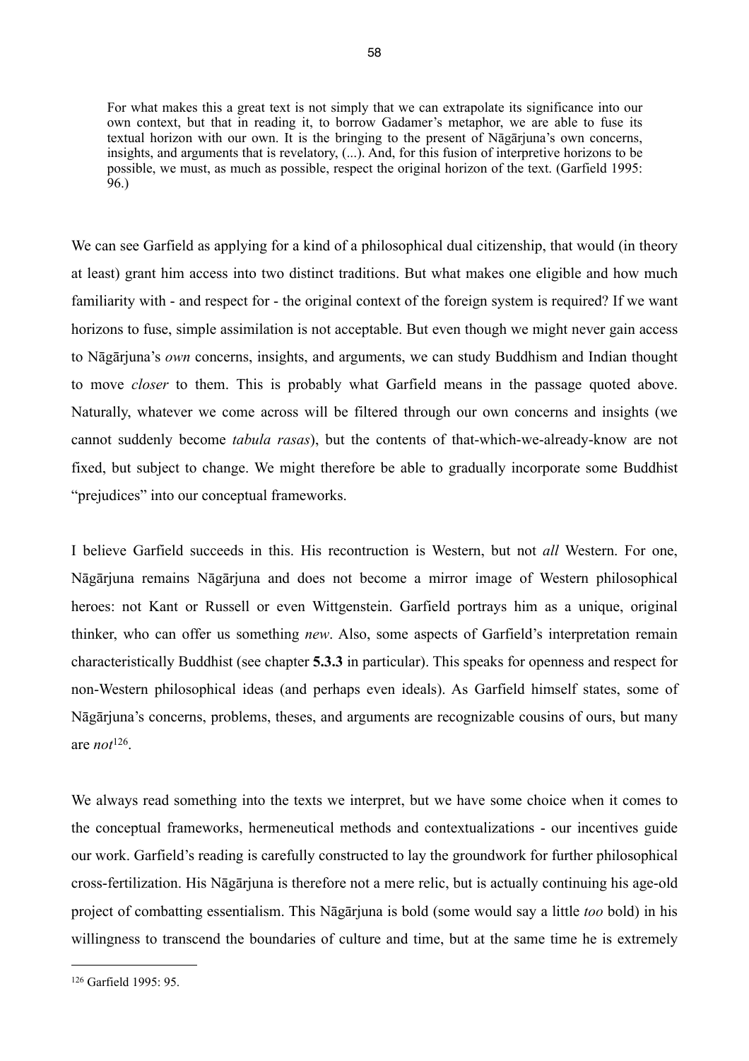> For what makes this a great text is not simply that we can extrapolate its significance into our own context, but that in reading it, to borrow Gadamer's metaphor, we are able to fuse its textual horizon with our own. It is the bringing to the present of Nāgārjuna's own concerns, insights, and arguments that is revelatory, (...). And, for this fusion of interpretive horizons to be possible, we must, as much as possible, respect the original horizon of the text. (Garfield 1995: 96.)

We can see Garfield as applying for a kind of a philosophical dual citizenship, that would (in theory at least) grant him access into two distinct traditions. But what makes one eligible and how much familiarity with - and respect for - the original context of the foreign system is required? If we want horizons to fuse, simple assimilation is not acceptable. But even though we might never gain access to Nāgārjuna's *own* concerns, insights, and arguments, we can study Buddhism and Indian thought to move *closer* to them. This is probably what Garfield means in the passage quoted above. Naturally, whatever we come across will be filtered through our own concerns and insights (we cannot suddenly become *tabula rasas*), but the contents of that-which-we-already-know are not fixed, but subject to change. We might therefore be able to gradually incorporate some Buddhist "prejudices" into our conceptual frameworks.

I believe Garfield succeeds in this. His recontruction is Western, but not *all* Western. For one, Nāgārjuna remains Nāgārjuna and does not become a mirror image of Western philosophical heroes: not Kant or Russell or even Wittgenstein. Garfield portrays him as a unique, original thinker, who can offer us something *new*. Also, some aspects of Garfield's interpretation remain characteristically Buddhist (see chapter **5.3.3** in particular). This speaks for openness and respect for non-Western philosophical ideas (and perhaps even ideals). As Garfield himself states, some of Nāgārjuna's concerns, problems, theses, and arguments are recognizable cousins of ours, but many are *not*[126].

We always read something into the texts we interpret, but we have some choice when it comes to the conceptual frameworks, hermeneutical methods and contextualizations - our incentives guide our work. Garfield's reading is carefully constructed to lay the groundwork for further philosophical cross-fertilization. His Nāgārjuna is therefore not a mere relic, but is actually continuing his age-old project of combatting essentialism. This Nāgārjuna is bold (some would say a little *too* bold) in his willingness to transcend the boundaries of culture and time, but at the same time he is extremely

---

[126] Garfield 1995: 95.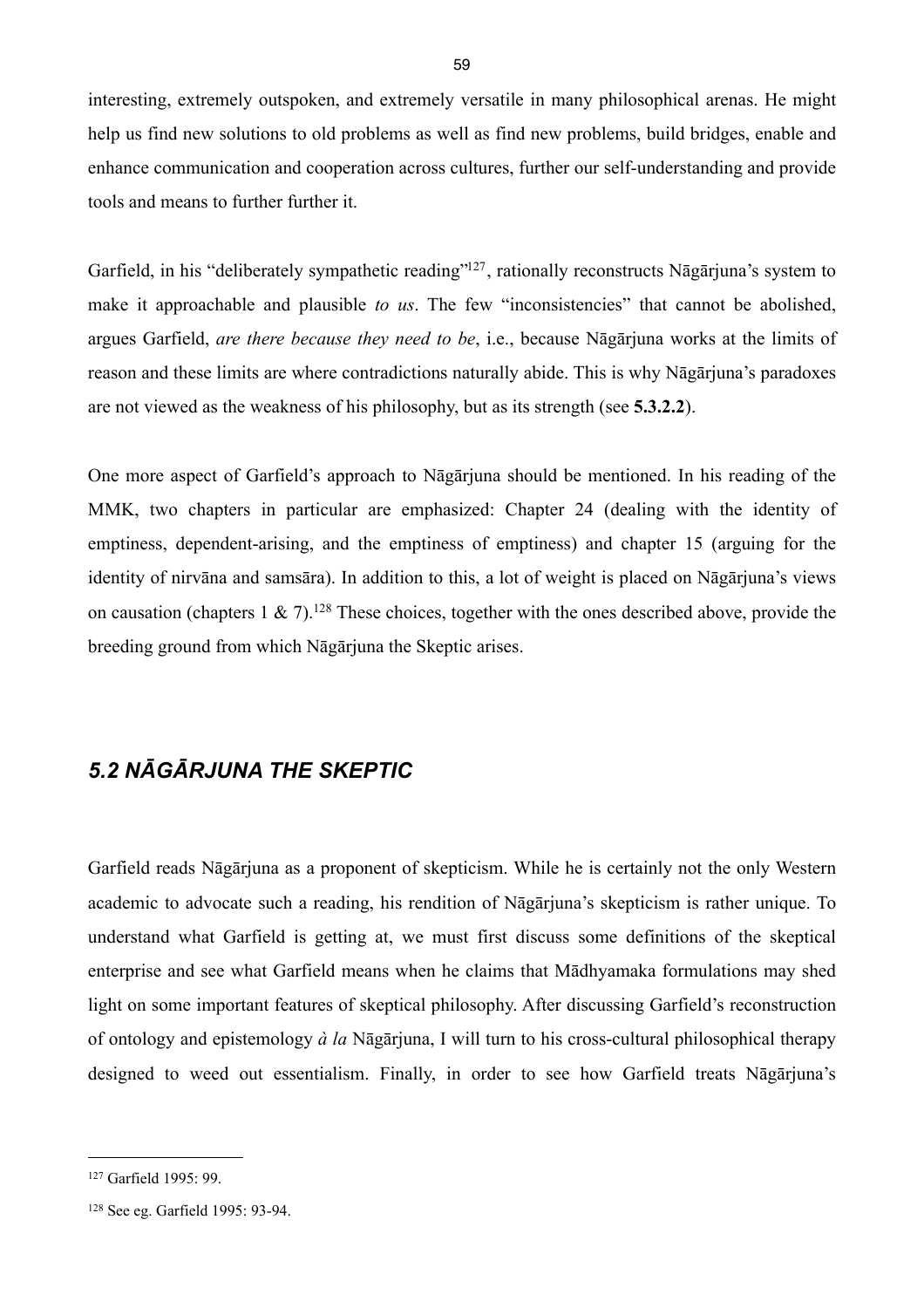interesting, extremely outspoken, and extremely versatile in many philosophical arenas. He might help us find new solutions to old problems as well as find new problems, build bridges, enable and enhance communication and cooperation across cultures, further our self-understanding and provide tools and means to further further it.

Garfield, in his "deliberately sympathetic reading"[127], rationally reconstructs Nāgārjuna's system to make it approachable and plausible *to us*. The few "inconsistencies" that cannot be abolished, argues Garfield, *are there because they need to be*, i.e., because Nāgārjuna works at the limits of reason and these limits are where contradictions naturally abide. This is why Nāgārjuna's paradoxes are not viewed as the weakness of his philosophy, but as its strength (see **5.3.2.2**).

One more aspect of Garfield's approach to Nāgārjuna should be mentioned. In his reading of the MMK, two chapters in particular are emphasized: Chapter 24 (dealing with the identity of emptiness, dependent-arising, and the emptiness of emptiness) and chapter 15 (arguing for the identity of nirvāna and samsāra). In addition to this, a lot of weight is placed on Nāgārjuna's views on causation (chapters 1 & 7).[128] These choices, together with the ones described above, provide the breeding ground from which Nāgārjuna the Skeptic arises.

## *5.2 NĀGĀRJUNA THE SKEPTIC*

Garfield reads Nāgārjuna as a proponent of skepticism. While he is certainly not the only Western academic to advocate such a reading, his rendition of Nāgārjuna's skepticism is rather unique. To understand what Garfield is getting at, we must first discuss some definitions of the skeptical enterprise and see what Garfield means when he claims that Mādhyamaka formulations may shed light on some important features of skeptical philosophy. After discussing Garfield's reconstruction of ontology and epistemology *à la* Nāgārjuna, I will turn to his cross-cultural philosophical therapy designed to weed out essentialism. Finally, in order to see how Garfield treats Nāgārjuna's

---

[127] Garfield 1995: 99.

[128] See eg. Garfield 1995: 93-94.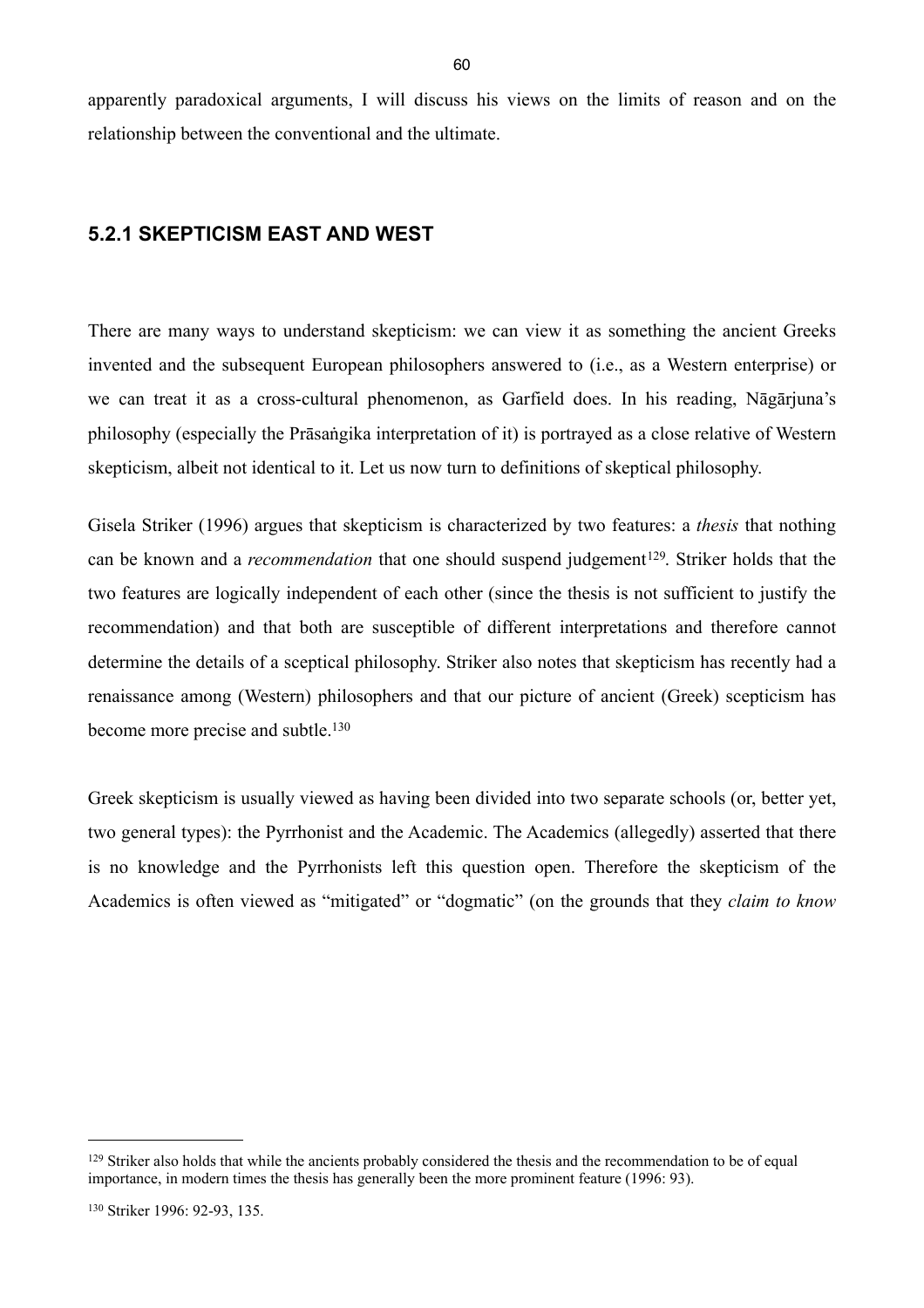apparently paradoxical arguments, I will discuss his views on the limits of reason and on the relationship between the conventional and the ultimate.

### 5.2.1 SKEPTICISM EAST AND WEST

There are many ways to understand skepticism: we can view it as something the ancient Greeks invented and the subsequent European philosophers answered to (i.e., as a Western enterprise) or we can treat it as a cross-cultural phenomenon, as Garfield does. In his reading, Nāgārjuna's philosophy (especially the Prāsaṅgika interpretation of it) is portrayed as a close relative of Western skepticism, albeit not identical to it. Let us now turn to definitions of skeptical philosophy.

Gisela Striker (1996) argues that skepticism is characterized by two features: a *thesis* that nothing can be known and a *recommendation* that one should suspend judgement[129]. Striker holds that the two features are logically independent of each other (since the thesis is not sufficient to justify the recommendation) and that both are susceptible of different interpretations and therefore cannot determine the details of a sceptical philosophy. Striker also notes that skepticism has recently had a renaissance among (Western) philosophers and that our picture of ancient (Greek) scepticism has become more precise and subtle.[130]

Greek skepticism is usually viewed as having been divided into two separate schools (or, better yet, two general types): the Pyrrhonist and the Academic. The Academics (allegedly) asserted that there is no knowledge and the Pyrrhonists left this question open. Therefore the skepticism of the Academics is often viewed as "mitigated" or "dogmatic" (on the grounds that they *claim to know*

---

[129] Striker also holds that while the ancients probably considered the thesis and the recommendation to be of equal importance, in modern times the thesis has generally been the more prominent feature (1996: 93).

[130] Striker 1996: 92-93, 135.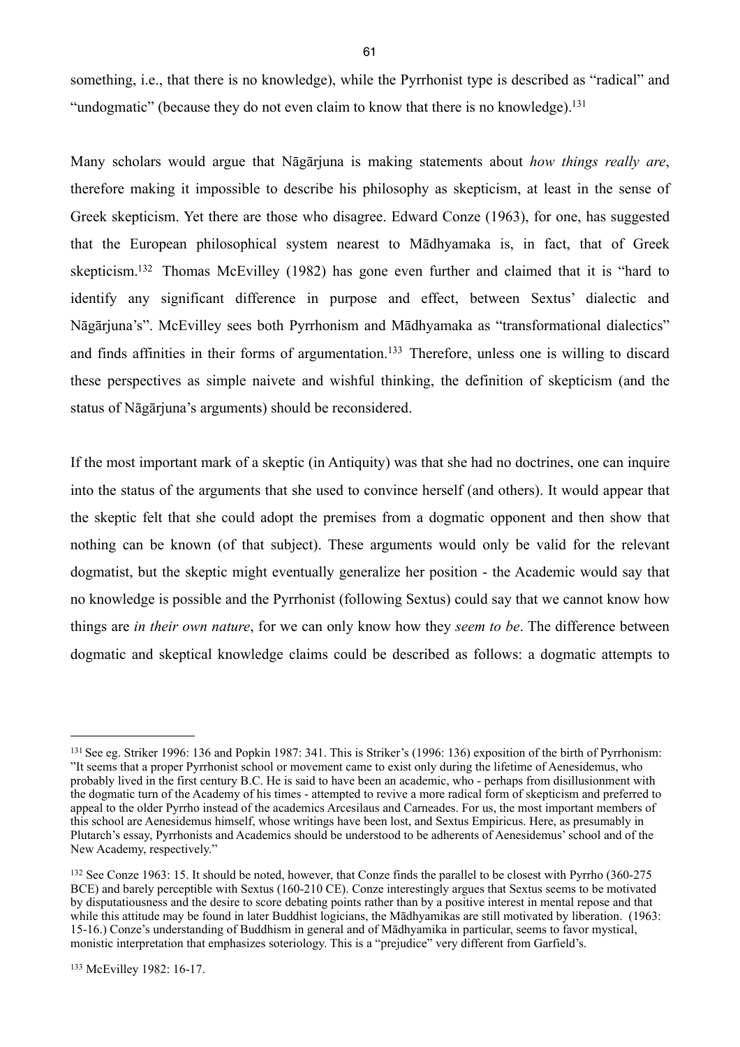something, i.e., that there is no knowledge), while the Pyrrhonist type is described as "radical" and "undogmatic" (because they do not even claim to know that there is no knowledge).[131]

Many scholars would argue that Nāgārjuna is making statements about *how things really are*, therefore making it impossible to describe his philosophy as skepticism, at least in the sense of Greek skepticism. Yet there are those who disagree. Edward Conze (1963), for one, has suggested that the European philosophical system nearest to Mādhyamaka is, in fact, that of Greek skepticism.[132] Thomas McEvilley (1982) has gone even further and claimed that it is "hard to identify any significant difference in purpose and effect, between Sextus' dialectic and Nāgārjuna's". McEvilley sees both Pyrrhonism and Mādhyamaka as "transformational dialectics" and finds affinities in their forms of argumentation.[133] Therefore, unless one is willing to discard these perspectives as simple naivete and wishful thinking, the definition of skepticism (and the status of Nāgārjuna's arguments) should be reconsidered.

If the most important mark of a skeptic (in Antiquity) was that she had no doctrines, one can inquire into the status of the arguments that she used to convince herself (and others). It would appear that the skeptic felt that she could adopt the premises from a dogmatic opponent and then show that nothing can be known (of that subject). These arguments would only be valid for the relevant dogmatist, but the skeptic might eventually generalize her position - the Academic would say that no knowledge is possible and the Pyrrhonist (following Sextus) could say that we cannot know how things are *in their own nature*, for we can only know how they *seem to be*. The difference between dogmatic and skeptical knowledge claims could be described as follows: a dogmatic attempts to

---

[131] See eg. Striker 1996: 136 and Popkin 1987: 341. This is Striker's (1996: 136) exposition of the birth of Pyrrhonism: "It seems that a proper Pyrrhonist school or movement came to exist only during the lifetime of Aenesidemus, who probably lived in the first century B.C. He is said to have been an academic, who - perhaps from disillusionment with the dogmatic turn of the Academy of his times - attempted to revive a more radical form of skepticism and preferred to appeal to the older Pyrrho instead of the academics Arcesilaus and Carneades. For us, the most important members of this school are Aenesidemus himself, whose writings have been lost, and Sextus Empiricus. Here, as presumably in Plutarch's essay, Pyrrhonists and Academics should be understood to be adherents of Aenesidemus' school and of the New Academy, respectively."

[132] See Conze 1963: 15. It should be noted, however, that Conze finds the parallel to be closest with Pyrrho (360-275 BCE) and barely perceptible with Sextus (160-210 CE). Conze interestingly argues that Sextus seems to be motivated by disputatiousness and the desire to score debating points rather than by a positive interest in mental repose and that while this attitude may be found in later Buddhist logicians, the Mādhyamikas are still motivated by liberation. (1963: 15-16.) Conze's understanding of Buddhism in general and of Mādhyamika in particular, seems to favor mystical, monistic interpretation that emphasizes soteriology. This is a "prejudice" very different from Garfield's.

[133] McEvilley 1982: 16-17.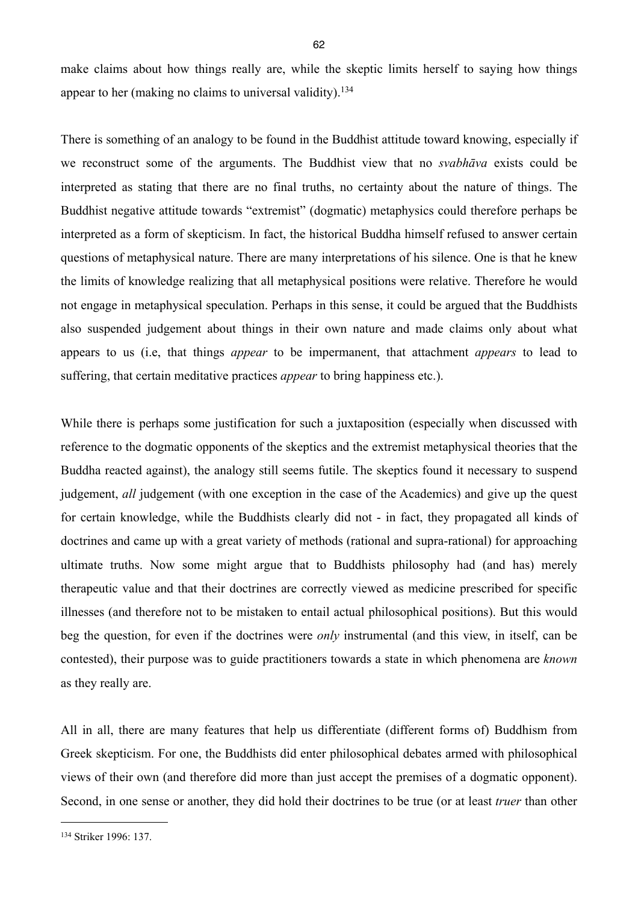make claims about how things really are, while the skeptic limits herself to saying how things appear to her (making no claims to universal validity).[134]

There is something of an analogy to be found in the Buddhist attitude toward knowing, especially if we reconstruct some of the arguments. The Buddhist view that no *svabhāva* exists could be interpreted as stating that there are no final truths, no certainty about the nature of things. The Buddhist negative attitude towards "extremist" (dogmatic) metaphysics could therefore perhaps be interpreted as a form of skepticism. In fact, the historical Buddha himself refused to answer certain questions of metaphysical nature. There are many interpretations of his silence. One is that he knew the limits of knowledge realizing that all metaphysical positions were relative. Therefore he would not engage in metaphysical speculation. Perhaps in this sense, it could be argued that the Buddhists also suspended judgement about things in their own nature and made claims only about what appears to us (i.e, that things *appear* to be impermanent, that attachment *appears* to lead to suffering, that certain meditative practices *appear* to bring happiness etc.).

While there is perhaps some justification for such a juxtaposition (especially when discussed with reference to the dogmatic opponents of the skeptics and the extremist metaphysical theories that the Buddha reacted against), the analogy still seems futile. The skeptics found it necessary to suspend judgement, *all* judgement (with one exception in the case of the Academics) and give up the quest for certain knowledge, while the Buddhists clearly did not - in fact, they propagated all kinds of doctrines and came up with a great variety of methods (rational and supra-rational) for approaching ultimate truths. Now some might argue that to Buddhists philosophy had (and has) merely therapeutic value and that their doctrines are correctly viewed as medicine prescribed for specific illnesses (and therefore not to be mistaken to entail actual philosophical positions). But this would beg the question, for even if the doctrines were *only* instrumental (and this view, in itself, can be contested), their purpose was to guide practitioners towards a state in which phenomena are *known* as they really are.

All in all, there are many features that help us differentiate (different forms of) Buddhism from Greek skepticism. For one, the Buddhists did enter philosophical debates armed with philosophical views of their own (and therefore did more than just accept the premises of a dogmatic opponent). Second, in one sense or another, they did hold their doctrines to be true (or at least *truer* than other

---

[134] Striker 1996: 137.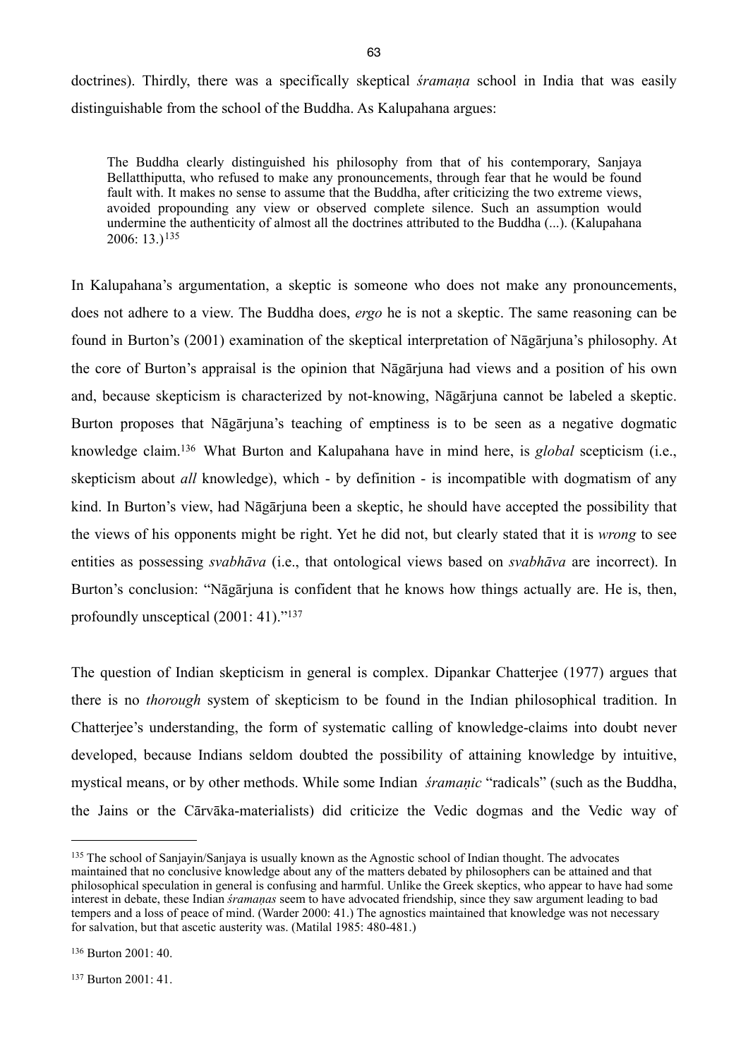doctrines). Thirdly, there was a specifically skeptical *śramaṇa* school in India that was easily distinguishable from the school of the Buddha. As Kalupahana argues:

> The Buddha clearly distinguished his philosophy from that of his contemporary, Sanjaya Bellatthiputta, who refused to make any pronouncements, through fear that he would be found fault with. It makes no sense to assume that the Buddha, after criticizing the two extreme views, avoided propounding any view or observed complete silence. Such an assumption would undermine the authenticity of almost all the doctrines attributed to the Buddha (...). (Kalupahana 2006: 13.)[135]

In Kalupahana's argumentation, a skeptic is someone who does not make any pronouncements, does not adhere to a view. The Buddha does, *ergo* he is not a skeptic. The same reasoning can be found in Burton's (2001) examination of the skeptical interpretation of Nāgārjuna's philosophy. At the core of Burton's appraisal is the opinion that Nāgārjuna had views and a position of his own and, because skepticism is characterized by not-knowing, Nāgārjuna cannot be labeled a skeptic. Burton proposes that Nāgārjuna's teaching of emptiness is to be seen as a negative dogmatic knowledge claim.[136] What Burton and Kalupahana have in mind here, is *global* scepticism (i.e., skepticism about *all* knowledge), which - by definition - is incompatible with dogmatism of any kind. In Burton's view, had Nāgārjuna been a skeptic, he should have accepted the possibility that the views of his opponents might be right. Yet he did not, but clearly stated that it is *wrong* to see entities as possessing *svabhāva* (i.e., that ontological views based on *svabhāva* are incorrect). In Burton's conclusion: "Nāgārjuna is confident that he knows how things actually are. He is, then, profoundly unsceptical (2001: 41)."[137]

The question of Indian skepticism in general is complex. Dipankar Chatterjee (1977) argues that there is no *thorough* system of skepticism to be found in the Indian philosophical tradition. In Chatterjee's understanding, the form of systematic calling of knowledge-claims into doubt never developed, because Indians seldom doubted the possibility of attaining knowledge by intuitive, mystical means, or by other methods. While some Indian *śramaṇic* "radicals" (such as the Buddha, the Jains or the Cārvāka-materialists) did criticize the Vedic dogmas and the Vedic way of

---

[135] The school of Sanjayin/Sanjaya is usually known as the Agnostic school of Indian thought. The advocates maintained that no conclusive knowledge about any of the matters debated by philosophers can be attained and that philosophical speculation in general is confusing and harmful. Unlike the Greek skeptics, who appear to have had some interest in debate, these Indian *śramaṇas* seem to have advocated friendship, since they saw argument leading to bad tempers and a loss of peace of mind. (Warder 2000: 41.) The agnostics maintained that knowledge was not necessary for salvation, but that ascetic austerity was. (Matilal 1985: 480-481.)

[136] Burton 2001: 40.

[137] Burton 2001: 41.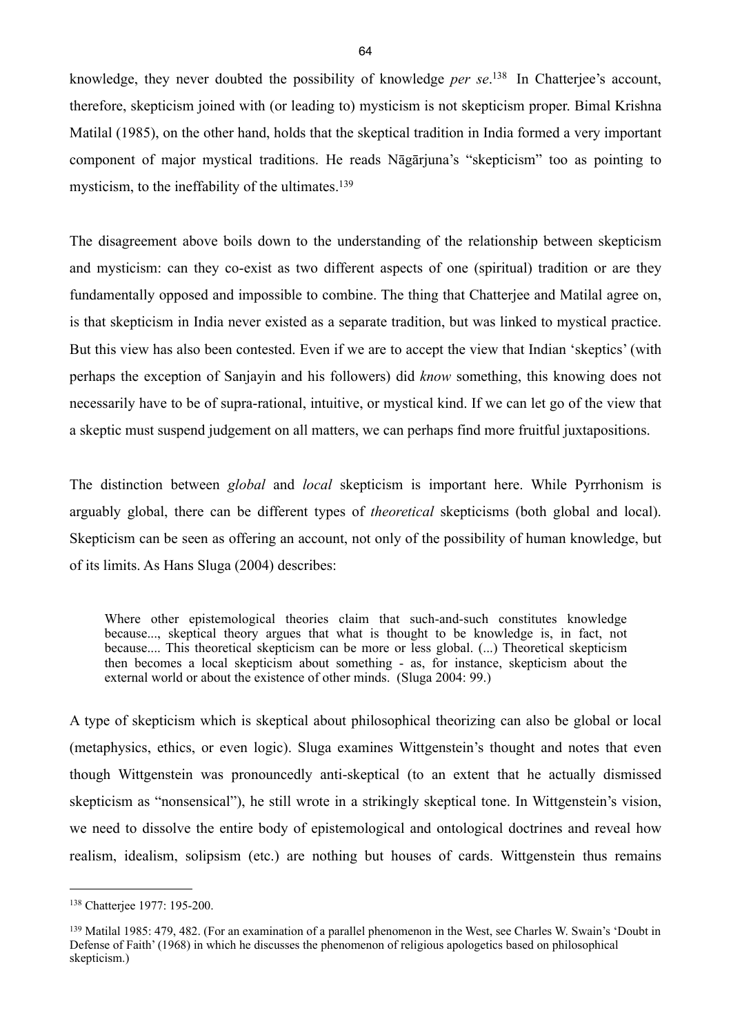knowledge, they never doubted the possibility of knowledge *per se*.[138] In Chatterjee's account, therefore, skepticism joined with (or leading to) mysticism is not skepticism proper. Bimal Krishna Matilal (1985), on the other hand, holds that the skeptical tradition in India formed a very important component of major mystical traditions. He reads Nāgārjuna's "skepticism" too as pointing to mysticism, to the ineffability of the ultimates.[139]

The disagreement above boils down to the understanding of the relationship between skepticism and mysticism: can they co-exist as two different aspects of one (spiritual) tradition or are they fundamentally opposed and impossible to combine. The thing that Chatterjee and Matilal agree on, is that skepticism in India never existed as a separate tradition, but was linked to mystical practice. But this view has also been contested. Even if we are to accept the view that Indian 'skeptics' (with perhaps the exception of Sanjayin and his followers) did *know* something, this knowing does not necessarily have to be of supra-rational, intuitive, or mystical kind. If we can let go of the view that a skeptic must suspend judgement on all matters, we can perhaps find more fruitful juxtapositions.

The distinction between *global* and *local* skepticism is important here. While Pyrrhonism is arguably global, there can be different types of *theoretical* skepticisms (both global and local). Skepticism can be seen as offering an account, not only of the possibility of human knowledge, but of its limits. As Hans Sluga (2004) describes:

> Where other epistemological theories claim that such-and-such constitutes knowledge because..., skeptical theory argues that what is thought to be knowledge is, in fact, not because.... This theoretical skepticism can be more or less global. (...) Theoretical skepticism then becomes a local skepticism about something - as, for instance, skepticism about the external world or about the existence of other minds. (Sluga 2004: 99.)

A type of skepticism which is skeptical about philosophical theorizing can also be global or local (metaphysics, ethics, or even logic). Sluga examines Wittgenstein's thought and notes that even though Wittgenstein was pronouncedly anti-skeptical (to an extent that he actually dismissed skepticism as "nonsensical"), he still wrote in a strikingly skeptical tone. In Wittgenstein's vision, we need to dissolve the entire body of epistemological and ontological doctrines and reveal how realism, idealism, solipsism (etc.) are nothing but houses of cards. Wittgenstein thus remains

---

[138] Chatterjee 1977: 195-200.

[139] Matilal 1985: 479, 482. (For an examination of a parallel phenomenon in the West, see Charles W. Swain's 'Doubt in Defense of Faith' (1968) in which he discusses the phenomenon of religious apologetics based on philosophical skepticism.)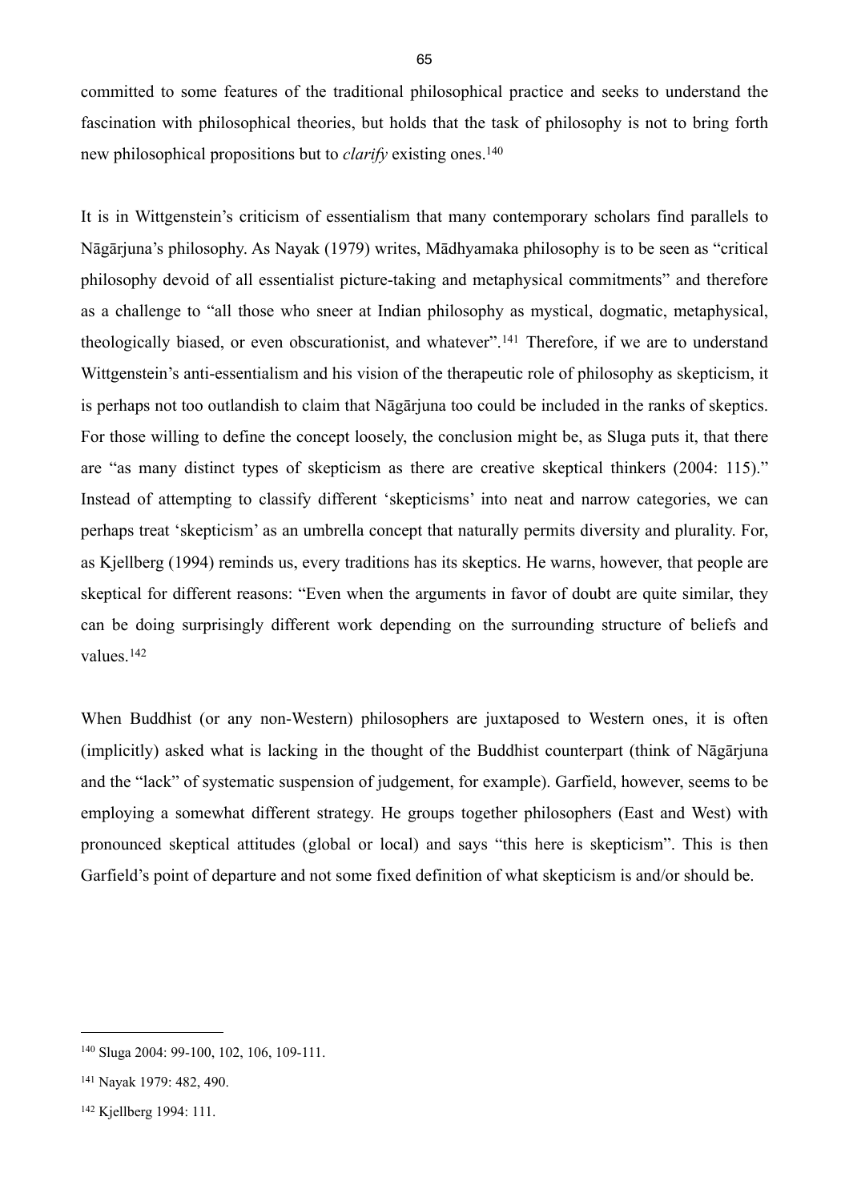committed to some features of the traditional philosophical practice and seeks to understand the fascination with philosophical theories, but holds that the task of philosophy is not to bring forth new philosophical propositions but to *clarify* existing ones.[140]

It is in Wittgenstein's criticism of essentialism that many contemporary scholars find parallels to Nāgārjuna's philosophy. As Nayak (1979) writes, Mādhyamaka philosophy is to be seen as "critical philosophy devoid of all essentialist picture-taking and metaphysical commitments" and therefore as a challenge to "all those who sneer at Indian philosophy as mystical, dogmatic, metaphysical, theologically biased, or even obscurationist, and whatever".[141] Therefore, if we are to understand Wittgenstein's anti-essentialism and his vision of the therapeutic role of philosophy as skepticism, it is perhaps not too outlandish to claim that Nāgārjuna too could be included in the ranks of skeptics. For those willing to define the concept loosely, the conclusion might be, as Sluga puts it, that there are "as many distinct types of skepticism as there are creative skeptical thinkers (2004: 115)." Instead of attempting to classify different 'skepticisms' into neat and narrow categories, we can perhaps treat 'skepticism' as an umbrella concept that naturally permits diversity and plurality. For, as Kjellberg (1994) reminds us, every traditions has its skeptics. He warns, however, that people are skeptical for different reasons: "Even when the arguments in favor of doubt are quite similar, they can be doing surprisingly different work depending on the surrounding structure of beliefs and values.[142]

When Buddhist (or any non-Western) philosophers are juxtaposed to Western ones, it is often (implicitly) asked what is lacking in the thought of the Buddhist counterpart (think of Nāgārjuna and the "lack" of systematic suspension of judgement, for example). Garfield, however, seems to be employing a somewhat different strategy. He groups together philosophers (East and West) with pronounced skeptical attitudes (global or local) and says "this here is skepticism". This is then Garfield's point of departure and not some fixed definition of what skepticism is and/or should be.

---

[140] Sluga 2004: 99-100, 102, 106, 109-111.

[141] Nayak 1979: 482, 490.

[142] Kjellberg 1994: 111.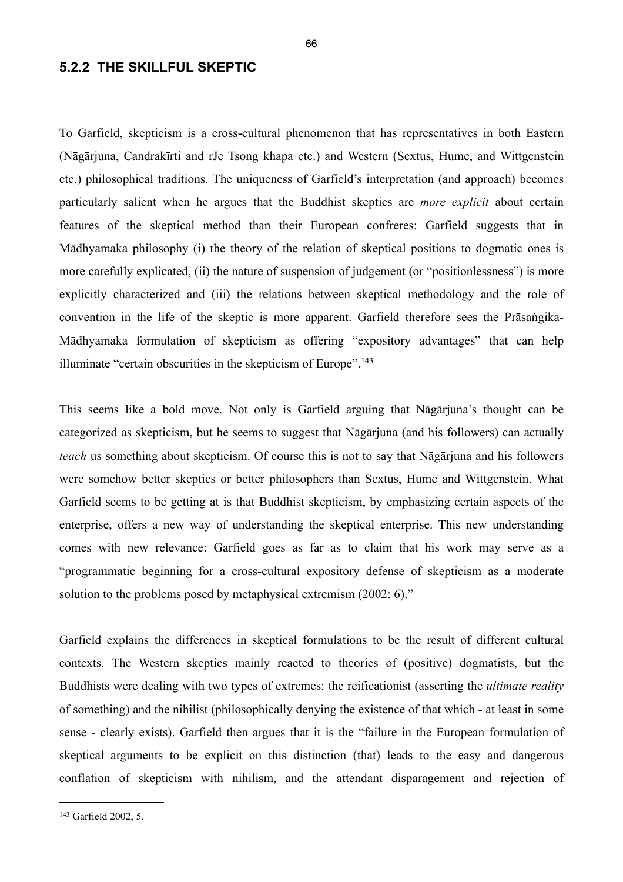### 5.2.2 THE SKILLFUL SKEPTIC

To Garfield, skepticism is a cross-cultural phenomenon that has representatives in both Eastern (Nāgārjuna, Candrakīrti and rJe Tsong khapa etc.) and Western (Sextus, Hume, and Wittgenstein etc.) philosophical traditions. The uniqueness of Garfield's interpretation (and approach) becomes particularly salient when he argues that the Buddhist skeptics are *more explicit* about certain features of the skeptical method than their European confreres: Garfield suggests that in Mādhyamaka philosophy (i) the theory of the relation of skeptical positions to dogmatic ones is more carefully explicated, (ii) the nature of suspension of judgement (or "positionlessness") is more explicitly characterized and (iii) the relations between skeptical methodology and the role of convention in the life of the skeptic is more apparent. Garfield therefore sees the Prāsaṅgika-Mādhyamaka formulation of skepticism as offering "expository advantages" that can help illuminate "certain obscurities in the skepticism of Europe".[143]

This seems like a bold move. Not only is Garfield arguing that Nāgārjuna's thought can be categorized as skepticism, but he seems to suggest that Nāgārjuna (and his followers) can actually *teach* us something about skepticism. Of course this is not to say that Nāgārjuna and his followers were somehow better skeptics or better philosophers than Sextus, Hume and Wittgenstein. What Garfield seems to be getting at is that Buddhist skepticism, by emphasizing certain aspects of the enterprise, offers a new way of understanding the skeptical enterprise. This new understanding comes with new relevance: Garfield goes as far as to claim that his work may serve as a "programmatic beginning for a cross-cultural expository defense of skepticism as a moderate solution to the problems posed by metaphysical extremism (2002: 6)."

Garfield explains the differences in skeptical formulations to be the result of different cultural contexts. The Western skeptics mainly reacted to theories of (positive) dogmatists, but the Buddhists were dealing with two types of extremes: the reificationist (asserting the *ultimate reality* of something) and the nihilist (philosophically denying the existence of that which - at least in some sense - clearly exists). Garfield then argues that it is the "failure in the European formulation of skeptical arguments to be explicit on this distinction (that) leads to the easy and dangerous conflation of skepticism with nihilism, and the attendant disparagement and rejection of

---

[143] Garfield 2002, 5.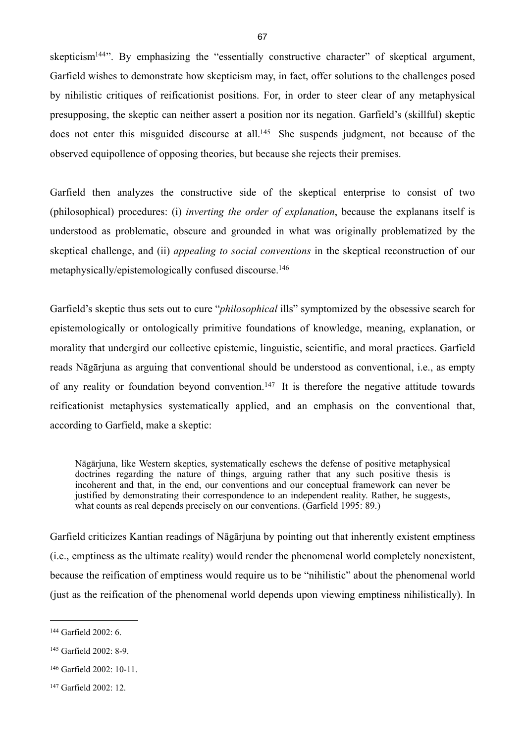skepticism[144]". By emphasizing the "essentially constructive character" of skeptical argument, Garfield wishes to demonstrate how skepticism may, in fact, offer solutions to the challenges posed by nihilistic critiques of reificationist positions. For, in order to steer clear of any metaphysical presupposing, the skeptic can neither assert a position nor its negation. Garfield's (skillful) skeptic does not enter this misguided discourse at all.[145] She suspends judgment, not because of the observed equipollence of opposing theories, but because she rejects their premises.

Garfield then analyzes the constructive side of the skeptical enterprise to consist of two (philosophical) procedures: (i) *inverting the order of explanation*, because the explanans itself is understood as problematic, obscure and grounded in what was originally problematized by the skeptical challenge, and (ii) *appealing to social conventions* in the skeptical reconstruction of our metaphysically/epistemologically confused discourse.[146]

Garfield's skeptic thus sets out to cure "*philosophical* ills" symptomized by the obsessive search for epistemologically or ontologically primitive foundations of knowledge, meaning, explanation, or morality that undergird our collective epistemic, linguistic, scientific, and moral practices. Garfield reads Nāgārjuna as arguing that conventional should be understood as conventional, i.e., as empty of any reality or foundation beyond convention.[147] It is therefore the negative attitude towards reificationist metaphysics systematically applied, and an emphasis on the conventional that, according to Garfield, make a skeptic:

> Nāgārjuna, like Western skeptics, systematically eschews the defense of positive metaphysical doctrines regarding the nature of things, arguing rather that any such positive thesis is incoherent and that, in the end, our conventions and our conceptual framework can never be justified by demonstrating their correspondence to an independent reality. Rather, he suggests, what counts as real depends precisely on our conventions. (Garfield 1995: 89.)

Garfield criticizes Kantian readings of Nāgārjuna by pointing out that inherently existent emptiness (i.e., emptiness as the ultimate reality) would render the phenomenal world completely nonexistent, because the reification of emptiness would require us to be "nihilistic" about the phenomenal world (just as the reification of the phenomenal world depends upon viewing emptiness nihilistically). In

---

[144] Garfield 2002: 6.

[145] Garfield 2002: 8-9.

[146] Garfield 2002: 10-11.

[147] Garfield 2002: 12.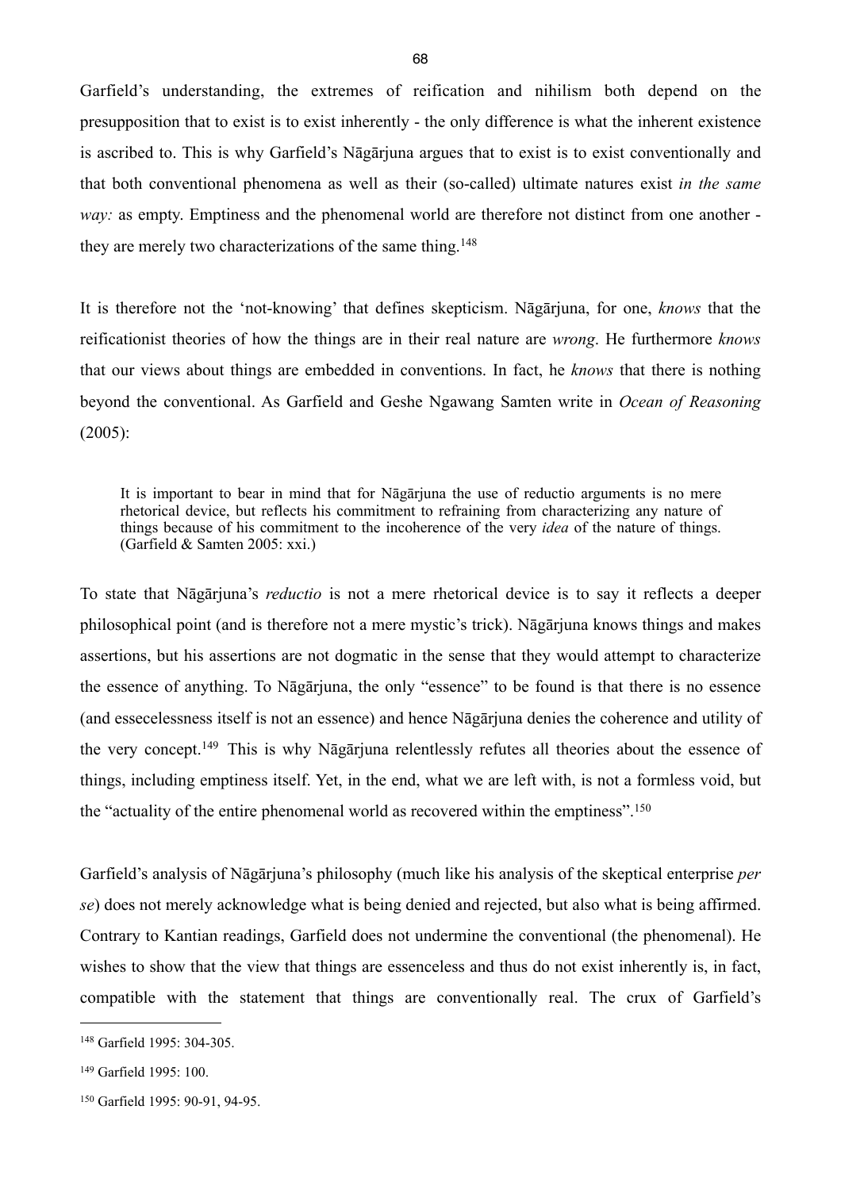Garfield's understanding, the extremes of reification and nihilism both depend on the presupposition that to exist is to exist inherently - the only difference is what the inherent existence is ascribed to. This is why Garfield's Nāgārjuna argues that to exist is to exist conventionally and that both conventional phenomena as well as their (so-called) ultimate natures exist *in the same way:* as empty. Emptiness and the phenomenal world are therefore not distinct from one another - they are merely two characterizations of the same thing.[148]

It is therefore not the 'not-knowing' that defines skepticism. Nāgārjuna, for one, *knows* that the reificationist theories of how the things are in their real nature are *wrong*. He furthermore *knows* that our views about things are embedded in conventions. In fact, he *knows* that there is nothing beyond the conventional. As Garfield and Geshe Ngawang Samten write in *Ocean of Reasoning* (2005):

> It is important to bear in mind that for Nāgārjuna the use of reductio arguments is no mere rhetorical device, but reflects his commitment to refraining from characterizing any nature of things because of his commitment to the incoherence of the very *idea* of the nature of things. (Garfield & Samten 2005: xxi.)

To state that Nāgārjuna's *reductio* is not a mere rhetorical device is to say it reflects a deeper philosophical point (and is therefore not a mere mystic's trick). Nāgārjuna knows things and makes assertions, but his assertions are not dogmatic in the sense that they would attempt to characterize the essence of anything. To Nāgārjuna, the only "essence" to be found is that there is no essence (and essecelessness itself is not an essence) and hence Nāgārjuna denies the coherence and utility of the very concept.[149] This is why Nāgārjuna relentlessly refutes all theories about the essence of things, including emptiness itself. Yet, in the end, what we are left with, is not a formless void, but the "actuality of the entire phenomenal world as recovered within the emptiness".[150]

Garfield's analysis of Nāgārjuna's philosophy (much like his analysis of the skeptical enterprise *per se*) does not merely acknowledge what is being denied and rejected, but also what is being affirmed. Contrary to Kantian readings, Garfield does not undermine the conventional (the phenomenal). He wishes to show that the view that things are essenceless and thus do not exist inherently is, in fact, compatible with the statement that things are conventionally real. The crux of Garfield's

---

[148] Garfield 1995: 304-305.

[149] Garfield 1995: 100.

[150] Garfield 1995: 90-91, 94-95.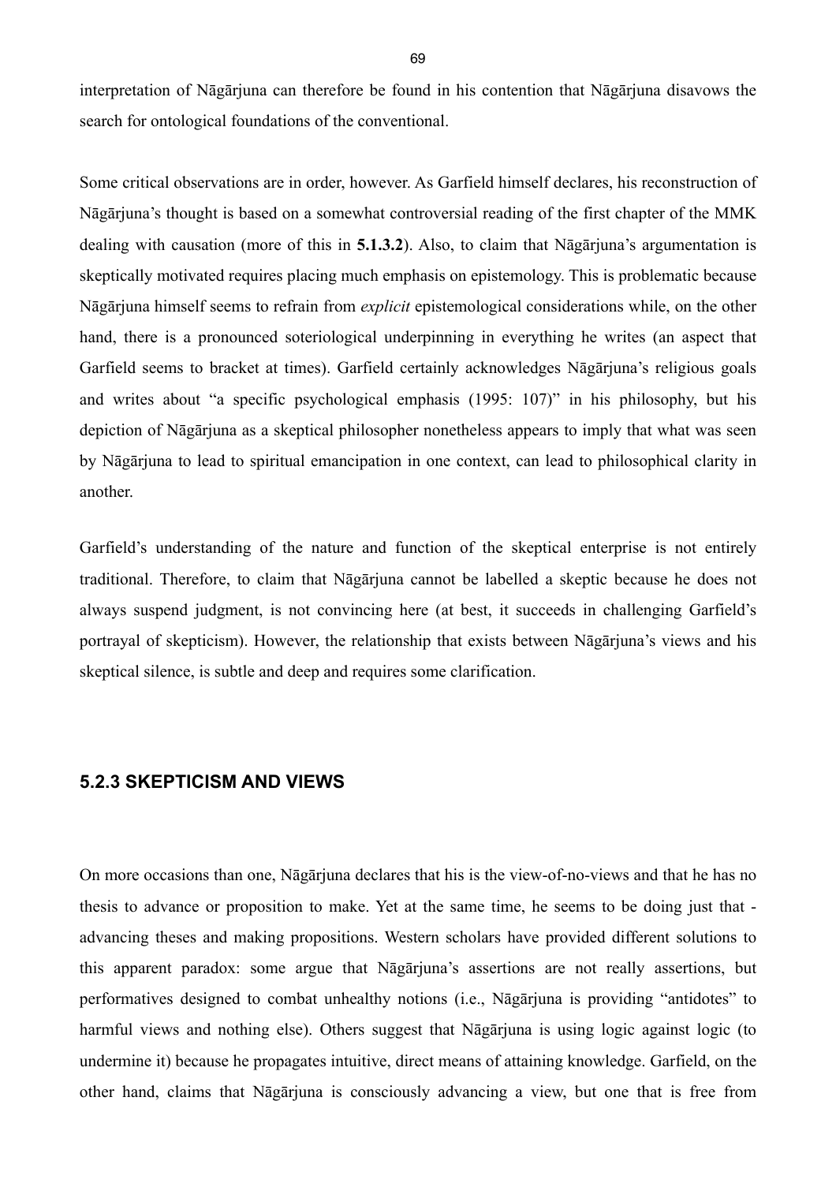interpretation of Nāgārjuna can therefore be found in his contention that Nāgārjuna disavows the search for ontological foundations of the conventional.

Some critical observations are in order, however. As Garfield himself declares, his reconstruction of Nāgārjuna's thought is based on a somewhat controversial reading of the first chapter of the MMK dealing with causation (more of this in **5.1.3.2**). Also, to claim that Nāgārjuna's argumentation is skeptically motivated requires placing much emphasis on epistemology. This is problematic because Nāgārjuna himself seems to refrain from *explicit* epistemological considerations while, on the other hand, there is a pronounced soteriological underpinning in everything he writes (an aspect that Garfield seems to bracket at times). Garfield certainly acknowledges Nāgārjuna's religious goals and writes about "a specific psychological emphasis (1995: 107)" in his philosophy, but his depiction of Nāgārjuna as a skeptical philosopher nonetheless appears to imply that what was seen by Nāgārjuna to lead to spiritual emancipation in one context, can lead to philosophical clarity in another.

Garfield's understanding of the nature and function of the skeptical enterprise is not entirely traditional. Therefore, to claim that Nāgārjuna cannot be labelled a skeptic because he does not always suspend judgment, is not convincing here (at best, it succeeds in challenging Garfield's portrayal of skepticism). However, the relationship that exists between Nāgārjuna's views and his skeptical silence, is subtle and deep and requires some clarification.

### 5.2.3 SKEPTICISM AND VIEWS

On more occasions than one, Nāgārjuna declares that his is the view-of-no-views and that he has no thesis to advance or proposition to make. Yet at the same time, he seems to be doing just that - advancing theses and making propositions. Western scholars have provided different solutions to this apparent paradox: some argue that Nāgārjuna's assertions are not really assertions, but performatives designed to combat unhealthy notions (i.e., Nāgārjuna is providing "antidotes" to harmful views and nothing else). Others suggest that Nāgārjuna is using logic against logic (to undermine it) because he propagates intuitive, direct means of attaining knowledge. Garfield, on the other hand, claims that Nāgārjuna is consciously advancing a view, but one that is free from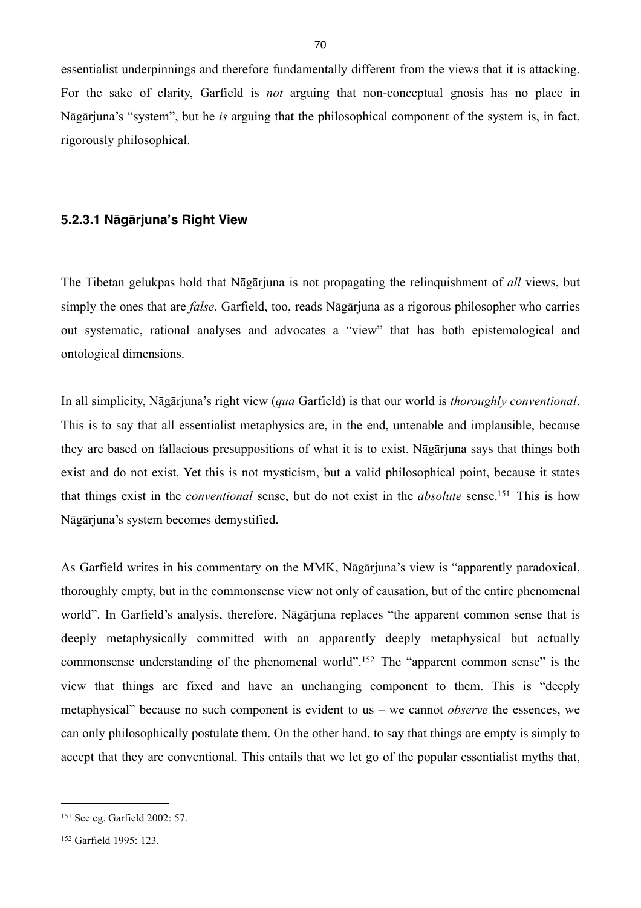essentialist underpinnings and therefore fundamentally different from the views that it is attacking. For the sake of clarity, Garfield is *not* arguing that non-conceptual gnosis has no place in Nāgārjuna's "system", but he *is* arguing that the philosophical component of the system is, in fact, rigorously philosophical.

#### 5.2.3.1 Nāgārjuna's Right View

The Tibetan gelukpas hold that Nāgārjuna is not propagating the relinquishment of *all* views, but simply the ones that are *false*. Garfield, too, reads Nāgārjuna as a rigorous philosopher who carries out systematic, rational analyses and advocates a "view" that has both epistemological and ontological dimensions.

In all simplicity, Nāgārjuna's right view (*qua* Garfield) is that our world is *thoroughly conventional*. This is to say that all essentialist metaphysics are, in the end, untenable and implausible, because they are based on fallacious presuppositions of what it is to exist. Nāgārjuna says that things both exist and do not exist. Yet this is not mysticism, but a valid philosophical point, because it states that things exist in the *conventional* sense, but do not exist in the *absolute* sense.[151] This is how Nāgārjuna's system becomes demystified.

As Garfield writes in his commentary on the MMK, Nāgārjuna's view is "apparently paradoxical, thoroughly empty, but in the commonsense view not only of causation, but of the entire phenomenal world". In Garfield's analysis, therefore, Nāgārjuna replaces "the apparent common sense that is deeply metaphysically committed with an apparently deeply metaphysical but actually commonsense understanding of the phenomenal world".[152] The "apparent common sense" is the view that things are fixed and have an unchanging component to them. This is "deeply metaphysical" because no such component is evident to us – we cannot *observe* the essences, we can only philosophically postulate them. On the other hand, to say that things are empty is simply to accept that they are conventional. This entails that we let go of the popular essentialist myths that,

---

[151] See eg. Garfield 2002: 57.

[152] Garfield 1995: 123.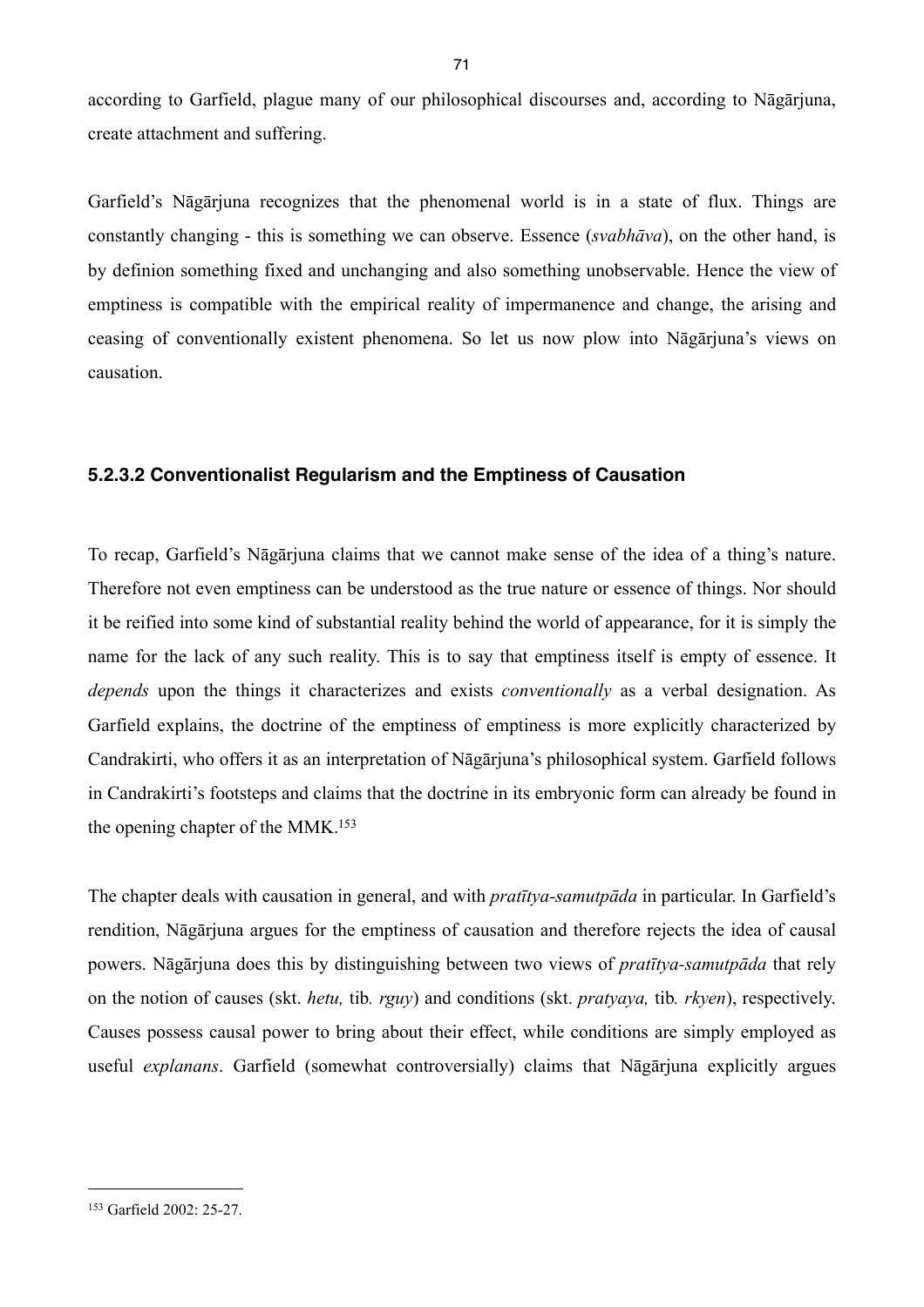according to Garfield, plague many of our philosophical discourses and, according to Nāgārjuna, create attachment and suffering.

Garfield's Nāgārjuna recognizes that the phenomenal world is in a state of flux. Things are constantly changing - this is something we can observe. Essence (*svabhāva*), on the other hand, is by definion something fixed and unchanging and also something unobservable. Hence the view of emptiness is compatible with the empirical reality of impermanence and change, the arising and ceasing of conventionally existent phenomena. So let us now plow into Nāgārjuna's views on causation.

#### 5.2.3.2 Conventionalist Regularism and the Emptiness of Causation

To recap, Garfield's Nāgārjuna claims that we cannot make sense of the idea of a thing's nature. Therefore not even emptiness can be understood as the true nature or essence of things. Nor should it be reified into some kind of substantial reality behind the world of appearance, for it is simply the name for the lack of any such reality. This is to say that emptiness itself is empty of essence. It *depends* upon the things it characterizes and exists *conventionally* as a verbal designation. As Garfield explains, the doctrine of the emptiness of emptiness is more explicitly characterized by Candrakirti, who offers it as an interpretation of Nāgārjuna's philosophical system. Garfield follows in Candrakirti's footsteps and claims that the doctrine in its embryonic form can already be found in the opening chapter of the MMK.[153]

The chapter deals with causation in general, and with *pratītya-samutpāda* in particular. In Garfield's rendition, Nāgārjuna argues for the emptiness of causation and therefore rejects the idea of causal powers. Nāgārjuna does this by distinguishing between two views of *pratītya-samutpāda* that rely on the notion of causes (skt. *hetu,* tib*. rguy*) and conditions (skt. *pratyaya,* tib*. rkyen*), respectively. Causes possess causal power to bring about their effect, while conditions are simply employed as useful *explanans*. Garfield (somewhat controversially) claims that Nāgārjuna explicitly argues

[153] Garfield 2002: 25-27.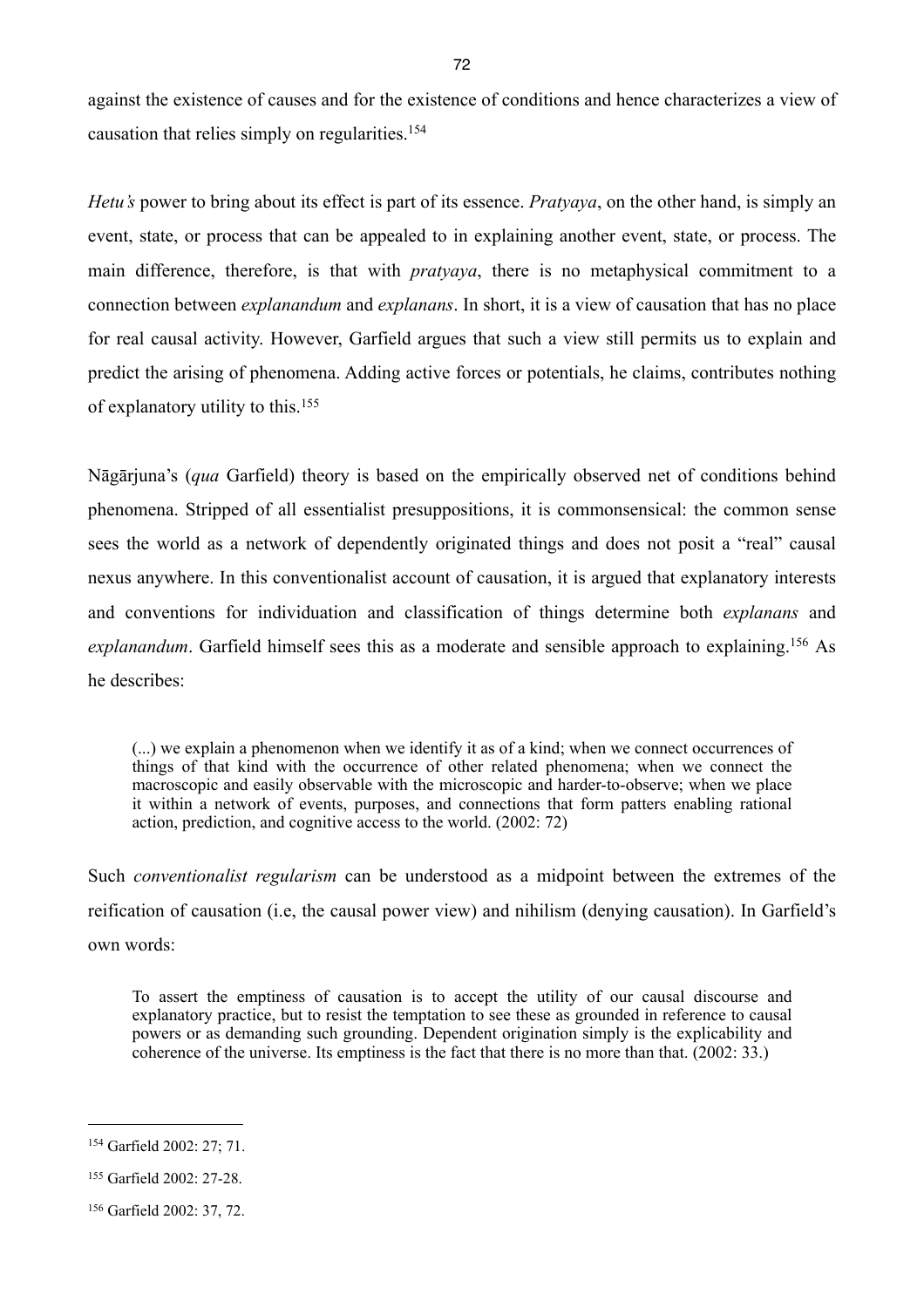against the existence of causes and for the existence of conditions and hence characterizes a view of causation that relies simply on regularities.[154]

*Hetu's* power to bring about its effect is part of its essence. *Pratyaya*, on the other hand, is simply an event, state, or process that can be appealed to in explaining another event, state, or process. The main difference, therefore, is that with *pratyaya*, there is no metaphysical commitment to a connection between *explanandum* and *explanans*. In short, it is a view of causation that has no place for real causal activity. However, Garfield argues that such a view still permits us to explain and predict the arising of phenomena. Adding active forces or potentials, he claims, contributes nothing of explanatory utility to this.[155]

Nāgārjuna's (*qua* Garfield) theory is based on the empirically observed net of conditions behind phenomena. Stripped of all essentialist presuppositions, it is commonsensical: the common sense sees the world as a network of dependently originated things and does not posit a "real" causal nexus anywhere. In this conventionalist account of causation, it is argued that explanatory interests and conventions for individuation and classification of things determine both *explanans* and *explanandum*. Garfield himself sees this as a moderate and sensible approach to explaining.[156] As he describes:

> (...) we explain a phenomenon when we identify it as of a kind; when we connect occurrences of things of that kind with the occurrence of other related phenomena; when we connect the macroscopic and easily observable with the microscopic and harder-to-observe; when we place it within a network of events, purposes, and connections that form patters enabling rational action, prediction, and cognitive access to the world. (2002: 72)

Such *conventionalist regularism* can be understood as a midpoint between the extremes of the reification of causation (i.e, the causal power view) and nihilism (denying causation). In Garfield's own words:

> To assert the emptiness of causation is to accept the utility of our causal discourse and explanatory practice, but to resist the temptation to see these as grounded in reference to causal powers or as demanding such grounding. Dependent origination simply is the explicability and coherence of the universe. Its emptiness is the fact that there is no more than that. (2002: 33.)

---

[154] Garfield 2002: 27; 71.

[155] Garfield 2002: 27-28.

[156] Garfield 2002: 37, 72.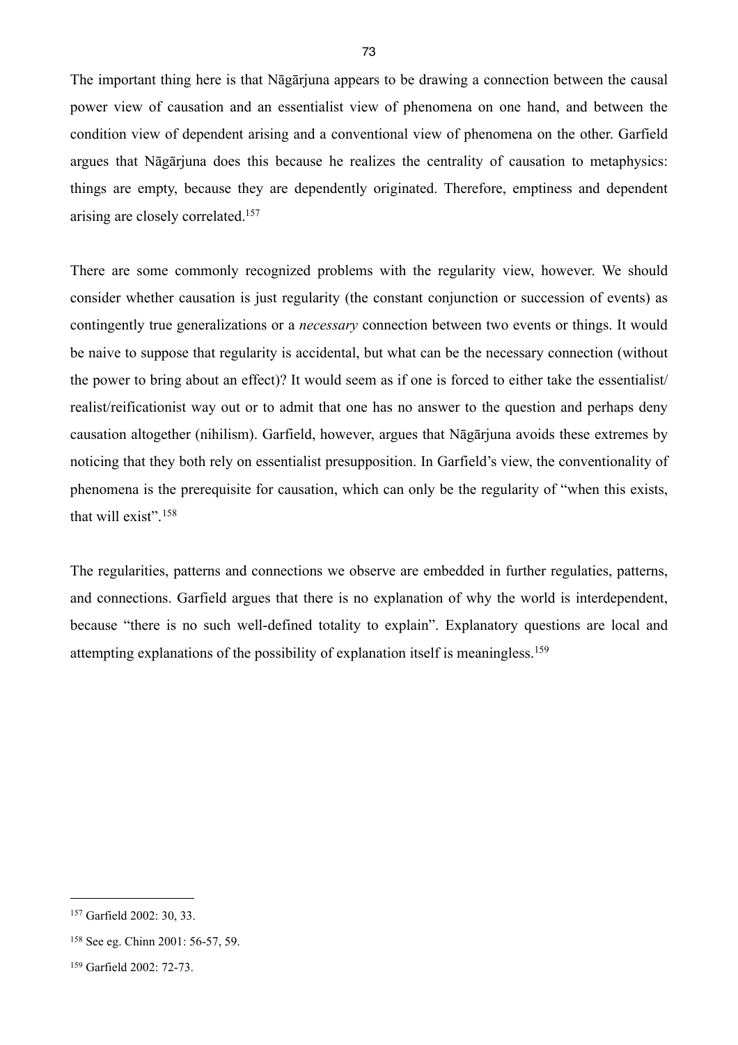The important thing here is that Nāgārjuna appears to be drawing a connection between the causal power view of causation and an essentialist view of phenomena on one hand, and between the condition view of dependent arising and a conventional view of phenomena on the other. Garfield argues that Nāgārjuna does this because he realizes the centrality of causation to metaphysics: things are empty, because they are dependently originated. Therefore, emptiness and dependent arising are closely correlated.[157]

There are some commonly recognized problems with the regularity view, however. We should consider whether causation is just regularity (the constant conjunction or succession of events) as contingently true generalizations or a *necessary* connection between two events or things. It would be naive to suppose that regularity is accidental, but what can be the necessary connection (without the power to bring about an effect)? It would seem as if one is forced to either take the essentialist/realist/reificationist way out or to admit that one has no answer to the question and perhaps deny causation altogether (nihilism). Garfield, however, argues that Nāgārjuna avoids these extremes by noticing that they both rely on essentialist presupposition. In Garfield's view, the conventionality of phenomena is the prerequisite for causation, which can only be the regularity of "when this exists, that will exist".[158]

The regularities, patterns and connections we observe are embedded in further regulaties, patterns, and connections. Garfield argues that there is no explanation of why the world is interdependent, because "there is no such well-defined totality to explain". Explanatory questions are local and attempting explanations of the possibility of explanation itself is meaningless.[159]

---

[157] Garfield 2002: 30, 33.

[158] See eg. Chinn 2001: 56-57, 59.

[159] Garfield 2002: 72-73.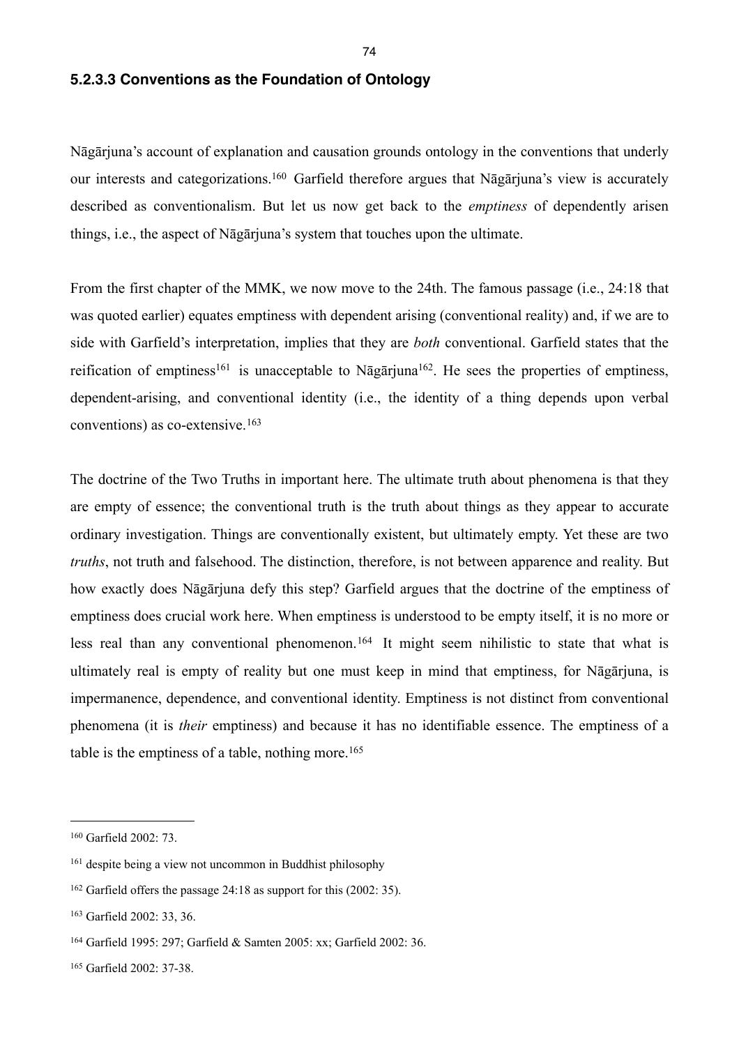### 5.2.3.3 Conventions as the Foundation of Ontology

Nāgārjuna's account of explanation and causation grounds ontology in the conventions that underly our interests and categorizations.[160] Garfield therefore argues that Nāgārjuna's view is accurately described as conventionalism. But let us now get back to the *emptiness* of dependently arisen things, i.e., the aspect of Nāgārjuna's system that touches upon the ultimate.

From the first chapter of the MMK, we now move to the 24th. The famous passage (i.e., 24:18 that was quoted earlier) equates emptiness with dependent arising (conventional reality) and, if we are to side with Garfield's interpretation, implies that they are *both* conventional. Garfield states that the reification of emptiness[161] is unacceptable to Nāgārjuna[162]. He sees the properties of emptiness, dependent-arising, and conventional identity (i.e., the identity of a thing depends upon verbal conventions) as co-extensive.[163]

The doctrine of the Two Truths in important here. The ultimate truth about phenomena is that they are empty of essence; the conventional truth is the truth about things as they appear to accurate ordinary investigation. Things are conventionally existent, but ultimately empty. Yet these are two *truths*, not truth and falsehood. The distinction, therefore, is not between apparence and reality. But how exactly does Nāgārjuna defy this step? Garfield argues that the doctrine of the emptiness of emptiness does crucial work here. When emptiness is understood to be empty itself, it is no more or less real than any conventional phenomenon.[164] It might seem nihilistic to state that what is ultimately real is empty of reality but one must keep in mind that emptiness, for Nāgārjuna, is impermanence, dependence, and conventional identity. Emptiness is not distinct from conventional phenomena (it is *their* emptiness) and because it has no identifiable essence. The emptiness of a table is the emptiness of a table, nothing more.[165]

---

[160] Garfield 2002: 73.

[161] despite being a view not uncommon in Buddhist philosophy

[162] Garfield offers the passage 24:18 as support for this (2002: 35).

[163] Garfield 2002: 33, 36.

[164] Garfield 1995: 297; Garfield & Samten 2005: xx; Garfield 2002: 36.

[165] Garfield 2002: 37-38.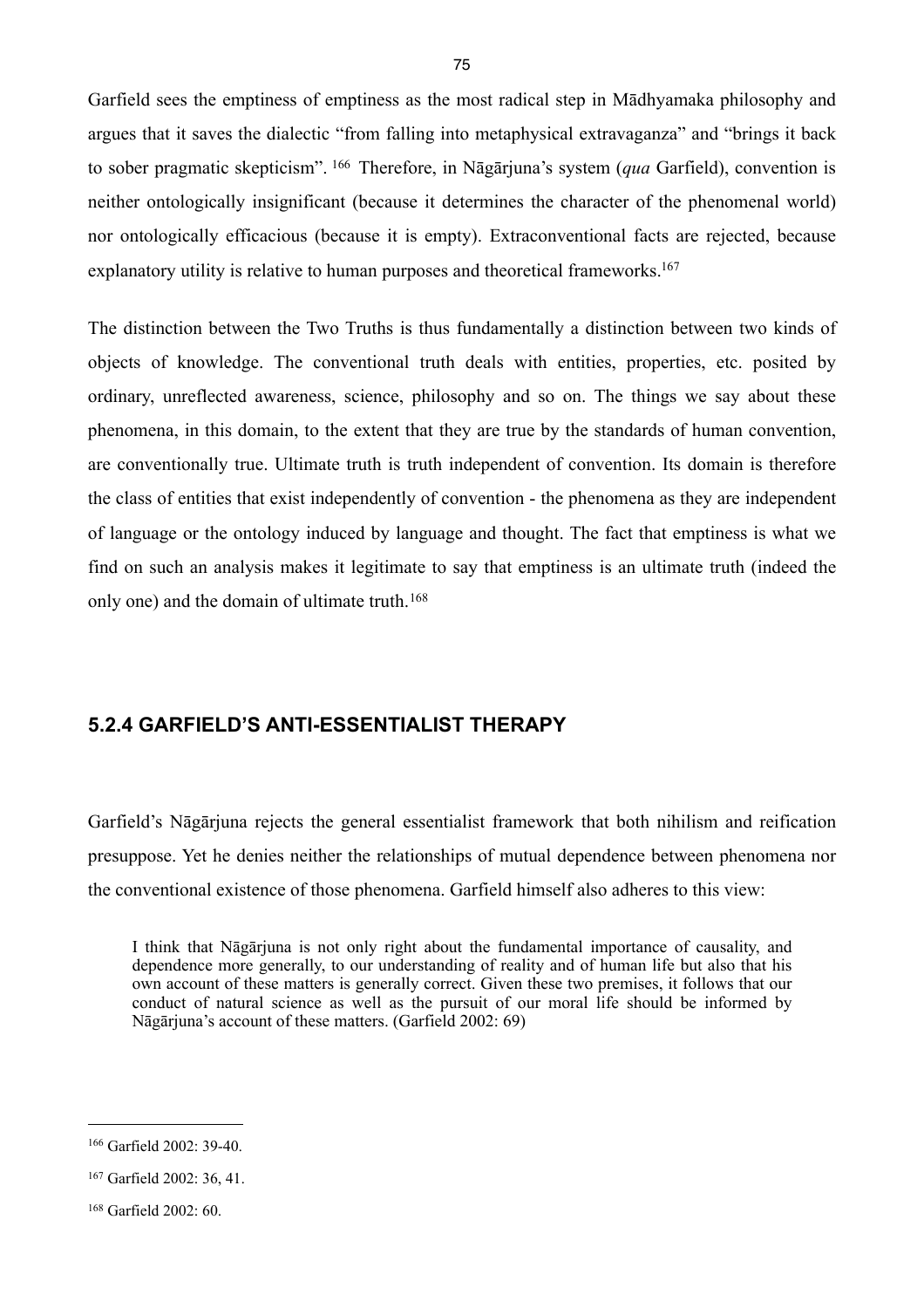Garfield sees the emptiness of emptiness as the most radical step in Mādhyamaka philosophy and argues that it saves the dialectic "from falling into metaphysical extravaganza" and "brings it back to sober pragmatic skepticism". [166] Therefore, in Nāgārjuna's system (*qua* Garfield), convention is neither ontologically insignificant (because it determines the character of the phenomenal world) nor ontologically efficacious (because it is empty). Extraconventional facts are rejected, because explanatory utility is relative to human purposes and theoretical frameworks.[167]

The distinction between the Two Truths is thus fundamentally a distinction between two kinds of objects of knowledge. The conventional truth deals with entities, properties, etc. posited by ordinary, unreflected awareness, science, philosophy and so on. The things we say about these phenomena, in this domain, to the extent that they are true by the standards of human convention, are conventionally true. Ultimate truth is truth independent of convention. Its domain is therefore the class of entities that exist independently of convention - the phenomena as they are independent of language or the ontology induced by language and thought. The fact that emptiness is what we find on such an analysis makes it legitimate to say that emptiness is an ultimate truth (indeed the only one) and the domain of ultimate truth.[168]

### 5.2.4 GARFIELD'S ANTI-ESSENTIALIST THERAPY

Garfield's Nāgārjuna rejects the general essentialist framework that both nihilism and reification presuppose. Yet he denies neither the relationships of mutual dependence between phenomena nor the conventional existence of those phenomena. Garfield himself also adheres to this view:

> I think that Nāgārjuna is not only right about the fundamental importance of causality, and dependence more generally, to our understanding of reality and of human life but also that his own account of these matters is generally correct. Given these two premises, it follows that our conduct of natural science as well as the pursuit of our moral life should be informed by Nāgārjuna's account of these matters. (Garfield 2002: 69)

---

[166] Garfield 2002: 39-40.

[167] Garfield 2002: 36, 41.

[168] Garfield 2002: 60.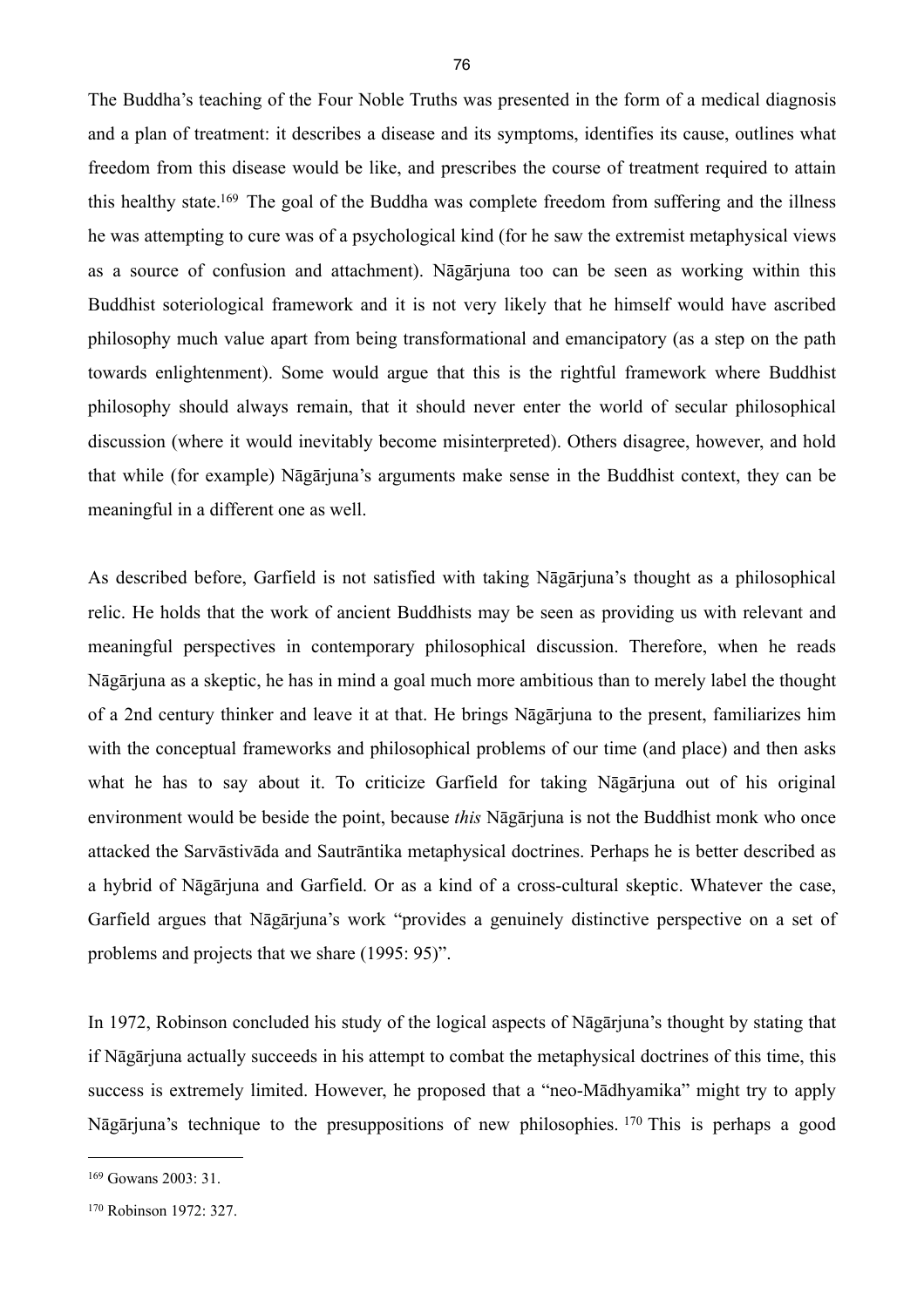The Buddha's teaching of the Four Noble Truths was presented in the form of a medical diagnosis and a plan of treatment: it describes a disease and its symptoms, identifies its cause, outlines what freedom from this disease would be like, and prescribes the course of treatment required to attain this healthy state.[169] The goal of the Buddha was complete freedom from suffering and the illness he was attempting to cure was of a psychological kind (for he saw the extremist metaphysical views as a source of confusion and attachment). Nāgārjuna too can be seen as working within this Buddhist soteriological framework and it is not very likely that he himself would have ascribed philosophy much value apart from being transformational and emancipatory (as a step on the path towards enlightenment). Some would argue that this is the rightful framework where Buddhist philosophy should always remain, that it should never enter the world of secular philosophical discussion (where it would inevitably become misinterpreted). Others disagree, however, and hold that while (for example) Nāgārjuna's arguments make sense in the Buddhist context, they can be meaningful in a different one as well.

As described before, Garfield is not satisfied with taking Nāgārjuna's thought as a philosophical relic. He holds that the work of ancient Buddhists may be seen as providing us with relevant and meaningful perspectives in contemporary philosophical discussion. Therefore, when he reads Nāgārjuna as a skeptic, he has in mind a goal much more ambitious than to merely label the thought of a 2nd century thinker and leave it at that. He brings Nāgārjuna to the present, familiarizes him with the conceptual frameworks and philosophical problems of our time (and place) and then asks what he has to say about it. To criticize Garfield for taking Nāgārjuna out of his original environment would be beside the point, because *this* Nāgārjuna is not the Buddhist monk who once attacked the Sarvāstivāda and Sautrāntika metaphysical doctrines. Perhaps he is better described as a hybrid of Nāgārjuna and Garfield. Or as a kind of a cross-cultural skeptic. Whatever the case, Garfield argues that Nāgārjuna's work "provides a genuinely distinctive perspective on a set of problems and projects that we share (1995: 95)".

In 1972, Robinson concluded his study of the logical aspects of Nāgārjuna's thought by stating that if Nāgārjuna actually succeeds in his attempt to combat the metaphysical doctrines of this time, this success is extremely limited. However, he proposed that a "neo-Mādhyamika" might try to apply Nāgārjuna's technique to the presuppositions of new philosophies.[170] This is perhaps a good

---

[169] Gowans 2003: 31.

[170] Robinson 1972: 327.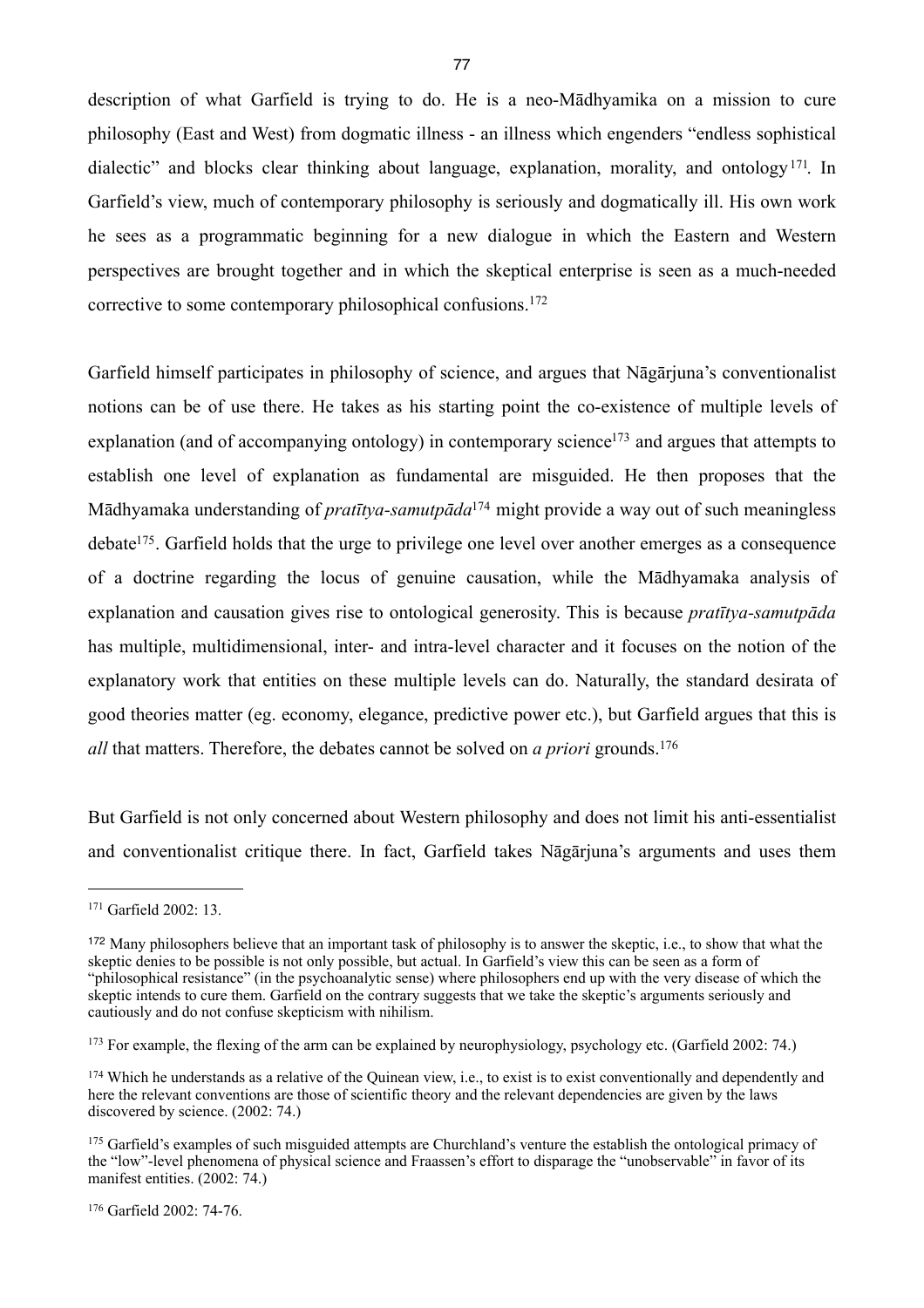description of what Garfield is trying to do. He is a neo-Mādhyamika on a mission to cure philosophy (East and West) from dogmatic illness - an illness which engenders "endless sophistical dialectic" and blocks clear thinking about language, explanation, morality, and ontology[171]. In Garfield's view, much of contemporary philosophy is seriously and dogmatically ill. His own work he sees as a programmatic beginning for a new dialogue in which the Eastern and Western perspectives are brought together and in which the skeptical enterprise is seen as a much-needed corrective to some contemporary philosophical confusions.[172]

Garfield himself participates in philosophy of science, and argues that Nāgārjuna's conventionalist notions can be of use there. He takes as his starting point the co-existence of multiple levels of explanation (and of accompanying ontology) in contemporary science[173] and argues that attempts to establish one level of explanation as fundamental are misguided. He then proposes that the Mādhyamaka understanding of *pratītya-samutpāda*[174] might provide a way out of such meaningless debate[175]. Garfield holds that the urge to privilege one level over another emerges as a consequence of a doctrine regarding the locus of genuine causation, while the Mādhyamaka analysis of explanation and causation gives rise to ontological generosity. This is because *pratītya-samutpāda* has multiple, multidimensional, inter- and intra-level character and it focuses on the notion of the explanatory work that entities on these multiple levels can do. Naturally, the standard desirata of good theories matter (eg. economy, elegance, predictive power etc.), but Garfield argues that this is *all* that matters. Therefore, the debates cannot be solved on *a priori* grounds.[176]

But Garfield is not only concerned about Western philosophy and does not limit his anti-essentialist and conventionalist critique there. In fact, Garfield takes Nāgārjuna's arguments and uses them

---

[171] Garfield 2002: 13.

[172] Many philosophers believe that an important task of philosophy is to answer the skeptic, i.e., to show that what the skeptic denies to be possible is not only possible, but actual. In Garfield's view this can be seen as a form of "philosophical resistance" (in the psychoanalytic sense) where philosophers end up with the very disease of which the skeptic intends to cure them. Garfield on the contrary suggests that we take the skeptic's arguments seriously and cautiously and do not confuse skepticism with nihilism.

[173] For example, the flexing of the arm can be explained by neurophysiology, psychology etc. (Garfield 2002: 74.)

[174] Which he understands as a relative of the Quinean view, i.e., to exist is to exist conventionally and dependently and here the relevant conventions are those of scientific theory and the relevant dependencies are given by the laws discovered by science. (2002: 74.)

[175] Garfield's examples of such misguided attempts are Churchland's venture the establish the ontological primacy of the "low"-level phenomena of physical science and Fraassen's effort to disparage the "unobservable" in favor of its manifest entities. (2002: 74.)

[176] Garfield 2002: 74-76.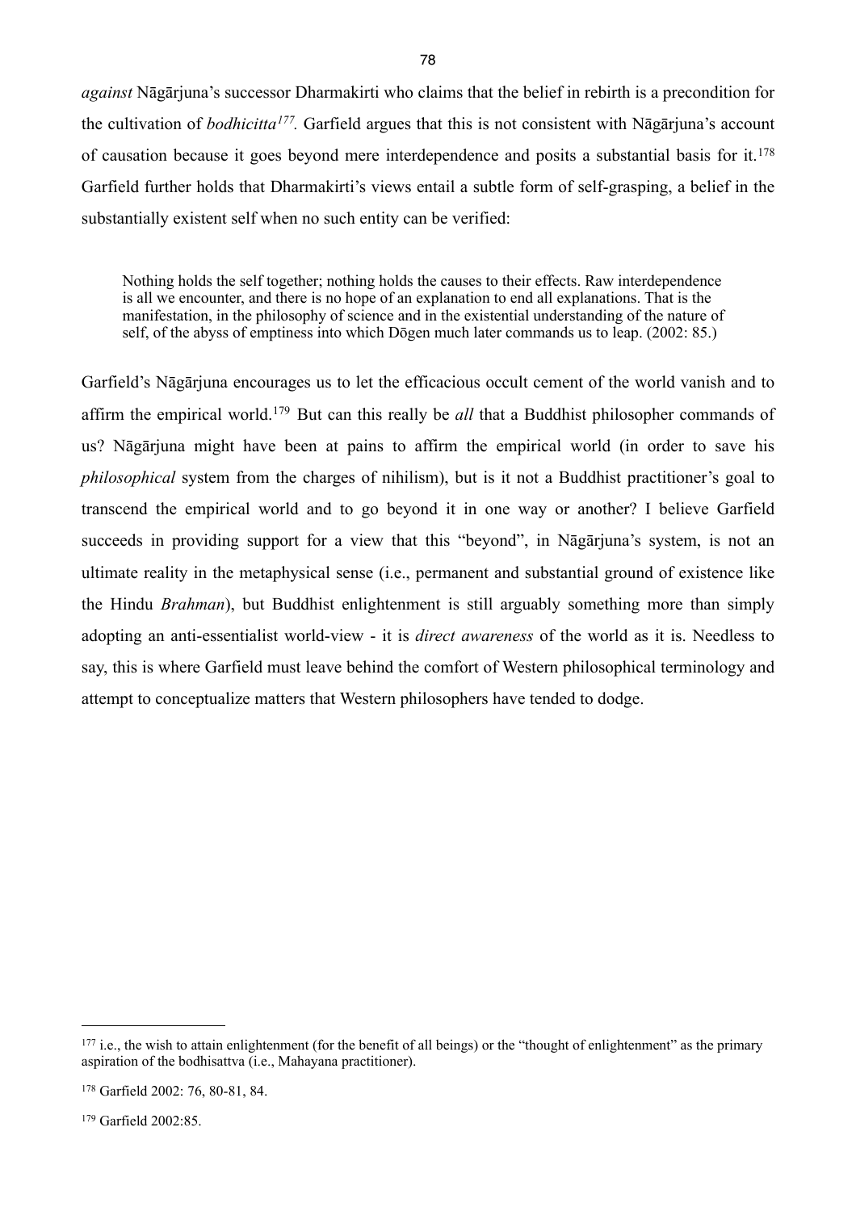*against* Nāgārjuna's successor Dharmakirti who claims that the belief in rebirth is a precondition for the cultivation of *bodhicitta*[177]. Garfield argues that this is not consistent with Nāgārjuna's account of causation because it goes beyond mere interdependence and posits a substantial basis for it.[178] Garfield further holds that Dharmakirti's views entail a subtle form of self-grasping, a belief in the substantially existent self when no such entity can be verified:

> Nothing holds the self together; nothing holds the causes to their effects. Raw interdependence is all we encounter, and there is no hope of an explanation to end all explanations. That is the manifestation, in the philosophy of science and in the existential understanding of the nature of self, of the abyss of emptiness into which Dōgen much later commands us to leap. (2002: 85.)

Garfield's Nāgārjuna encourages us to let the efficacious occult cement of the world vanish and to affirm the empirical world.[179] But can this really be *all* that a Buddhist philosopher commands of us? Nāgārjuna might have been at pains to affirm the empirical world (in order to save his *philosophical* system from the charges of nihilism), but is it not a Buddhist practitioner's goal to transcend the empirical world and to go beyond it in one way or another? I believe Garfield succeeds in providing support for a view that this "beyond", in Nāgārjuna's system, is not an ultimate reality in the metaphysical sense (i.e., permanent and substantial ground of existence like the Hindu *Brahman*), but Buddhist enlightenment is still arguably something more than simply adopting an anti-essentialist world-view - it is *direct awareness* of the world as it is. Needless to say, this is where Garfield must leave behind the comfort of Western philosophical terminology and attempt to conceptualize matters that Western philosophers have tended to dodge.

---

[177] i.e., the wish to attain enlightenment (for the benefit of all beings) or the "thought of enlightenment" as the primary aspiration of the bodhisattva (i.e., Mahayana practitioner).

[178] Garfield 2002: 76, 80-81, 84.

[179] Garfield 2002:85.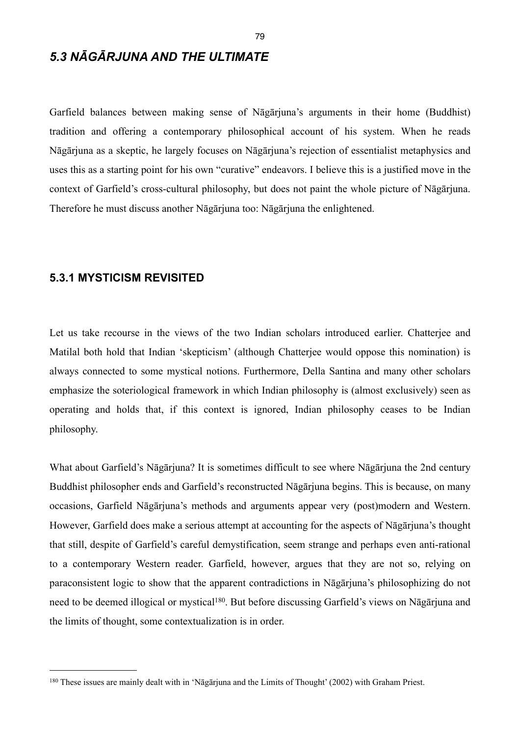## *5.3 NĀGĀRJUNA AND THE ULTIMATE*

Garfield balances between making sense of Nāgārjuna's arguments in their home (Buddhist) tradition and offering a contemporary philosophical account of his system. When he reads Nāgārjuna as a skeptic, he largely focuses on Nāgārjuna's rejection of essentialist metaphysics and uses this as a starting point for his own "curative" endeavors. I believe this is a justified move in the context of Garfield's cross-cultural philosophy, but does not paint the whole picture of Nāgārjuna. Therefore he must discuss another Nāgārjuna too: Nāgārjuna the enlightened.

### 5.3.1 MYSTICISM REVISITED

Let us take recourse in the views of the two Indian scholars introduced earlier. Chatterjee and Matilal both hold that Indian 'skepticism' (although Chatterjee would oppose this nomination) is always connected to some mystical notions. Furthermore, Della Santina and many other scholars emphasize the soteriological framework in which Indian philosophy is (almost exclusively) seen as operating and holds that, if this context is ignored, Indian philosophy ceases to be Indian philosophy.

What about Garfield's Nāgārjuna? It is sometimes difficult to see where Nāgārjuna the 2nd century Buddhist philosopher ends and Garfield's reconstructed Nāgārjuna begins. This is because, on many occasions, Garfield Nāgārjuna's methods and arguments appear very (post)modern and Western. However, Garfield does make a serious attempt at accounting for the aspects of Nāgārjuna's thought that still, despite of Garfield's careful demystification, seem strange and perhaps even anti-rational to a contemporary Western reader. Garfield, however, argues that they are not so, relying on paraconsistent logic to show that the apparent contradictions in Nāgārjuna's philosophizing do not need to be deemed illogical or mystical[180]. But before discussing Garfield's views on Nāgārjuna and the limits of thought, some contextualization is in order.

[180] These issues are mainly dealt with in 'Nāgārjuna and the Limits of Thought' (2002) with Graham Priest.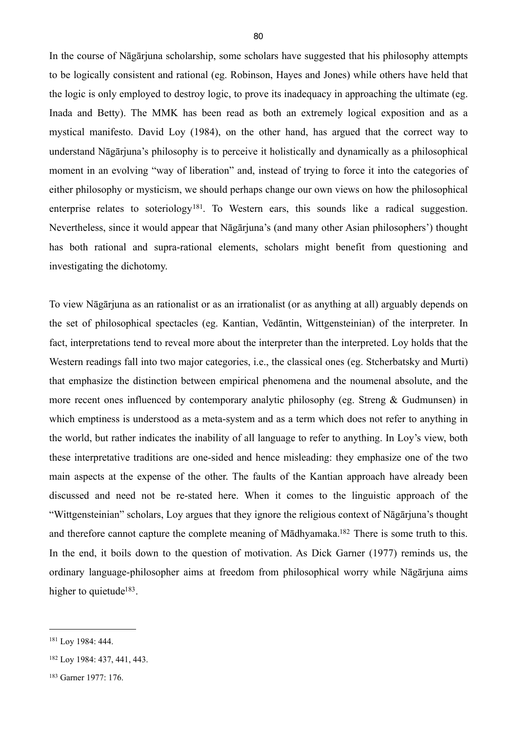In the course of Nāgārjuna scholarship, some scholars have suggested that his philosophy attempts to be logically consistent and rational (eg. Robinson, Hayes and Jones) while others have held that the logic is only employed to destroy logic, to prove its inadequacy in approaching the ultimate (eg. Inada and Betty). The MMK has been read as both an extremely logical exposition and as a mystical manifesto. David Loy (1984), on the other hand, has argued that the correct way to understand Nāgārjuna's philosophy is to perceive it holistically and dynamically as a philosophical moment in an evolving "way of liberation" and, instead of trying to force it into the categories of either philosophy or mysticism, we should perhaps change our own views on how the philosophical enterprise relates to soteriology[181]. To Western ears, this sounds like a radical suggestion. Nevertheless, since it would appear that Nāgārjuna's (and many other Asian philosophers') thought has both rational and supra-rational elements, scholars might benefit from questioning and investigating the dichotomy.

To view Nāgārjuna as an rationalist or as an irrationalist (or as anything at all) arguably depends on the set of philosophical spectacles (eg. Kantian, Vedāntin, Wittgensteinian) of the interpreter. In fact, interpretations tend to reveal more about the interpreter than the interpreted. Loy holds that the Western readings fall into two major categories, i.e., the classical ones (eg. Stcherbatsky and Murti) that emphasize the distinction between empirical phenomena and the noumenal absolute, and the more recent ones influenced by contemporary analytic philosophy (eg. Streng & Gudmunsen) in which emptiness is understood as a meta-system and as a term which does not refer to anything in the world, but rather indicates the inability of all language to refer to anything. In Loy's view, both these interpretative traditions are one-sided and hence misleading: they emphasize one of the two main aspects at the expense of the other. The faults of the Kantian approach have already been discussed and need not be re-stated here. When it comes to the linguistic approach of the "Wittgensteinian" scholars, Loy argues that they ignore the religious context of Nāgārjuna's thought and therefore cannot capture the complete meaning of Mādhyamaka.[182] There is some truth to this. In the end, it boils down to the question of motivation. As Dick Garner (1977) reminds us, the ordinary language-philosopher aims at freedom from philosophical worry while Nāgārjuna aims higher to quietude[183].

---

[181] Loy 1984: 444.

[182] Loy 1984: 437, 441, 443.

[183] Garner 1977: 176.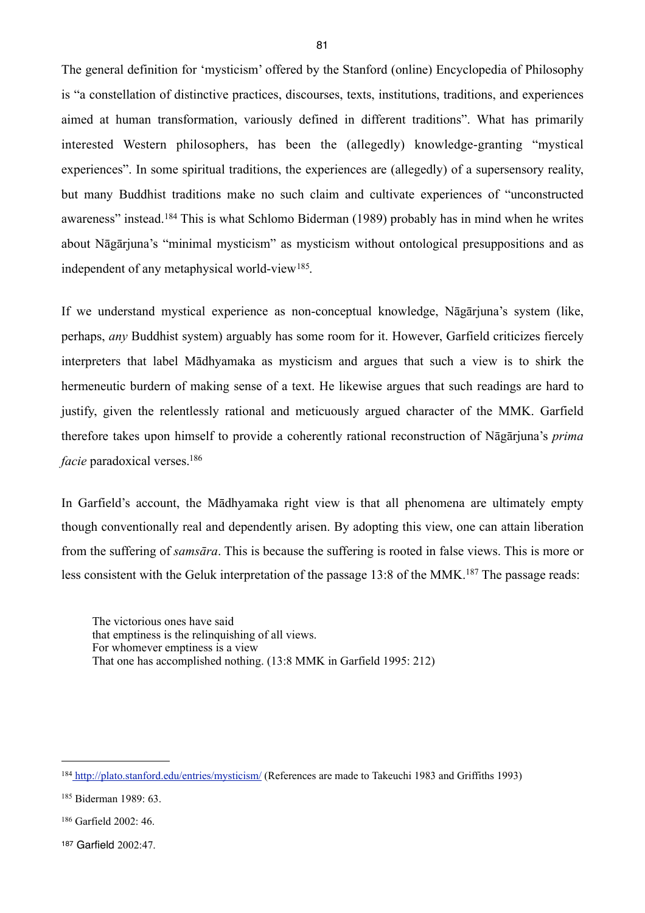The general definition for 'mysticism' offered by the Stanford (online) Encyclopedia of Philosophy is "a constellation of distinctive practices, discourses, texts, institutions, traditions, and experiences aimed at human transformation, variously defined in different traditions". What has primarily interested Western philosophers, has been the (allegedly) knowledge-granting "mystical experiences". In some spiritual traditions, the experiences are (allegedly) of a supersensory reality, but many Buddhist traditions make no such claim and cultivate experiences of "unconstructed awareness" instead.[184] This is what Schlomo Biderman (1989) probably has in mind when he writes about Nāgārjuna's "minimal mysticism" as mysticism without ontological presuppositions and as independent of any metaphysical world-view[185].

If we understand mystical experience as non-conceptual knowledge, Nāgārjuna's system (like, perhaps, *any* Buddhist system) arguably has some room for it. However, Garfield criticizes fiercely interpreters that label Mādhyamaka as mysticism and argues that such a view is to shirk the hermeneutic burdern of making sense of a text. He likewise argues that such readings are hard to justify, given the relentlessly rational and meticuously argued character of the MMK. Garfield therefore takes upon himself to provide a coherently rational reconstruction of Nāgārjuna's *prima facie* paradoxical verses.[186]

In Garfield's account, the Mādhyamaka right view is that all phenomena are ultimately empty though conventionally real and dependently arisen. By adopting this view, one can attain liberation from the suffering of *samsāra*. This is because the suffering is rooted in false views. This is more or less consistent with the Geluk interpretation of the passage 13:8 of the MMK.[187] The passage reads:

> The victorious ones have said
> that emptiness is the relinquishing of all views.
> For whomever emptiness is a view
> That one has accomplished nothing. (13:8 MMK in Garfield 1995: 212)

---

[184] http://plato.stanford.edu/entries/mysticism/ (References are made to Takeuchi 1983 and Griffiths 1993)

[185] Biderman 1989: 63.

[186] Garfield 2002: 46.

[187] Garfield 2002:47.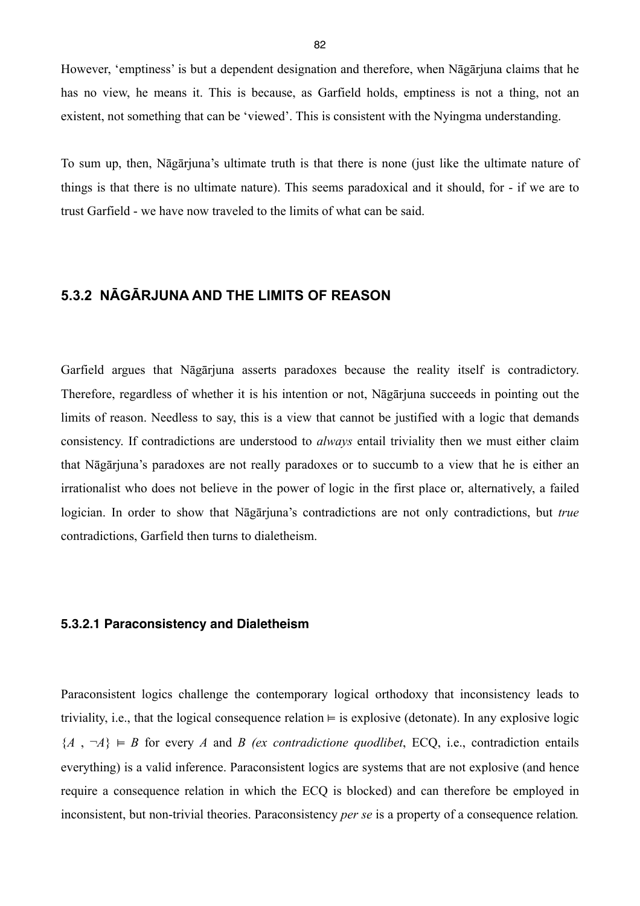However, 'emptiness' is but a dependent designation and therefore, when Nāgārjuna claims that he has no view, he means it. This is because, as Garfield holds, emptiness is not a thing, not an existent, not something that can be 'viewed'. This is consistent with the Nyingma understanding.

To sum up, then, Nāgārjuna's ultimate truth is that there is none (just like the ultimate nature of things is that there is no ultimate nature). This seems paradoxical and it should, for - if we are to trust Garfield - we have now traveled to the limits of what can be said.

## 5.3.2 NĀGĀRJUNA AND THE LIMITS OF REASON

Garfield argues that Nāgārjuna asserts paradoxes because the reality itself is contradictory. Therefore, regardless of whether it is his intention or not, Nāgārjuna succeeds in pointing out the limits of reason. Needless to say, this is a view that cannot be justified with a logic that demands consistency. If contradictions are understood to *always* entail triviality then we must either claim that Nāgārjuna's paradoxes are not really paradoxes or to succumb to a view that he is either an irrationalist who does not believe in the power of logic in the first place or, alternatively, a failed logician. In order to show that Nāgārjuna's contradictions are not only contradictions, but *true* contradictions, Garfield then turns to dialetheism.

### 5.3.2.1 Paraconsistency and Dialetheism

Paraconsistent logics challenge the contemporary logical orthodoxy that inconsistency leads to triviality, i.e., that the logical consequence relation ⊨ is explosive (detonate). In any explosive logic $\{A\ ,\ \neg A\} \vDash B$ for every $A$ and $B$ (*ex contradictione quodlibet*, ECQ, i.e., contradiction entails everything) is a valid inference. Paraconsistent logics are systems that are not explosive (and hence require a consequence relation in which the ECQ is blocked) and can therefore be employed in inconsistent, but non-trivial theories. Paraconsistency *per se* is a property of a consequence relation.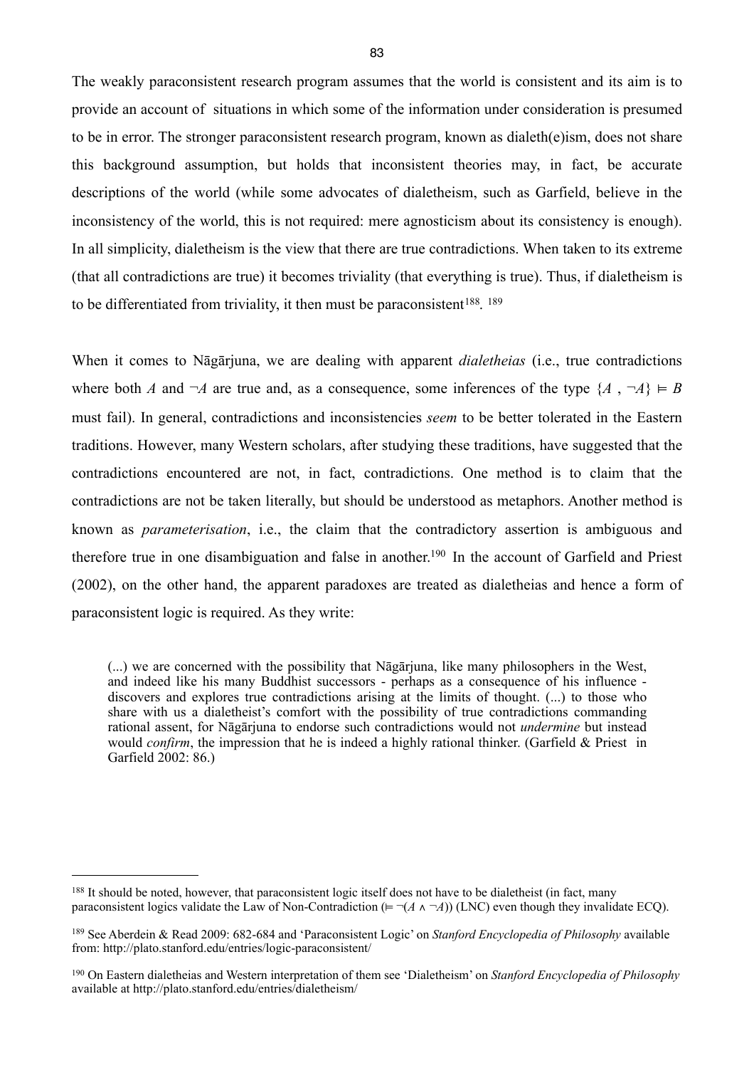The weakly paraconsistent research program assumes that the world is consistent and its aim is to provide an account of situations in which some of the information under consideration is presumed to be in error. The stronger paraconsistent research program, known as dialeth(e)ism, does not share this background assumption, but holds that inconsistent theories may, in fact, be accurate descriptions of the world (while some advocates of dialetheism, such as Garfield, believe in the inconsistency of the world, this is not required: mere agnosticism about its consistency is enough). In all simplicity, dialetheism is the view that there are true contradictions. When taken to its extreme (that all contradictions are true) it becomes triviality (that everything is true). Thus, if dialetheism is to be differentiated from triviality, it then must be paraconsistent[188]. [189]

When it comes to Nāgārjuna, we are dealing with apparent *dialetheias* (i.e., true contradictions where both $A$ and $\neg A$ are true and, as a consequence, some inferences of the type $\{A , \neg A\} \vDash B$ must fail). In general, contradictions and inconsistencies *seem* to be better tolerated in the Eastern traditions. However, many Western scholars, after studying these traditions, have suggested that the contradictions encountered are not, in fact, contradictions. One method is to claim that the contradictions are not be taken literally, but should be understood as metaphors. Another method is known as *parameterisation*, i.e., the claim that the contradictory assertion is ambiguous and therefore true in one disambiguation and false in another.[190] In the account of Garfield and Priest (2002), on the other hand, the apparent paradoxes are treated as dialetheias and hence a form of paraconsistent logic is required. As they write:

> (...) we are concerned with the possibility that Nāgārjuna, like many philosophers in the West, and indeed like his many Buddhist successors - perhaps as a consequence of his influence - discovers and explores true contradictions arising at the limits of thought. (...) to those who share with us a dialetheist's comfort with the possibility of true contradictions commanding rational assent, for Nāgārjuna to endorse such contradictions would not *undermine* but instead would *confirm*, the impression that he is indeed a highly rational thinker. (Garfield & Priest in Garfield 2002: 86.)

---

[188] It should be noted, however, that paraconsistent logic itself does not have to be dialetheist (in fact, many paraconsistent logics validate the Law of Non-Contradiction ($\vDash \neg(A \wedge \neg A)$) (LNC) even though they invalidate ECQ).

[189] See Aberdein & Read 2009: 682-684 and 'Paraconsistent Logic' on *Stanford Encyclopedia of Philosophy* available from: http://plato.stanford.edu/entries/logic-paraconsistent/

[190] On Eastern dialetheias and Western interpretation of them see 'Dialetheism' on *Stanford Encyclopedia of Philosophy* available at http://plato.stanford.edu/entries/dialetheism/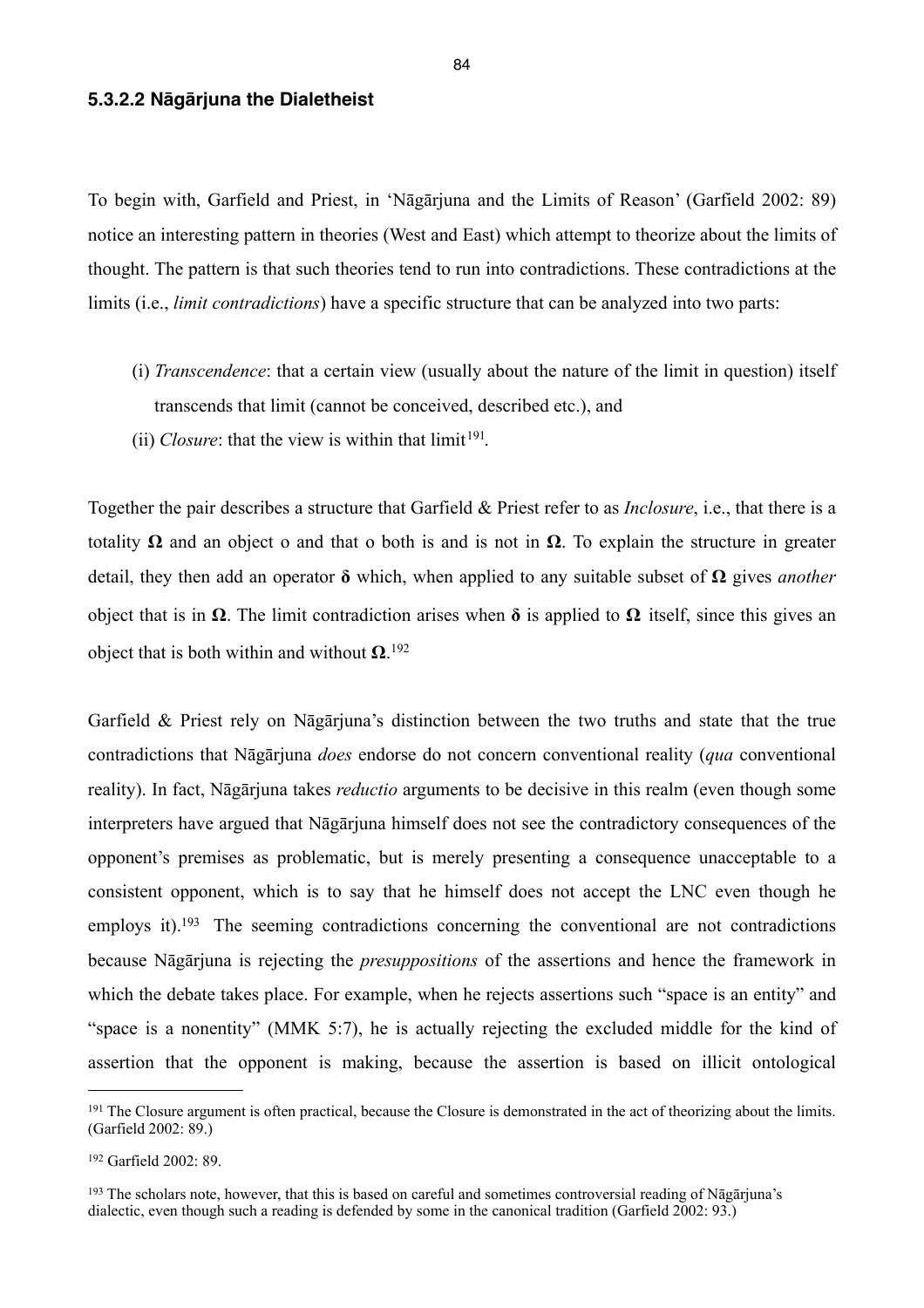### 5.3.2.2 Nāgārjuna the Dialetheist

To begin with, Garfield and Priest, in 'Nāgārjuna and the Limits of Reason' (Garfield 2002: 89) notice an interesting pattern in theories (West and East) which attempt to theorize about the limits of thought. The pattern is that such theories tend to run into contradictions. These contradictions at the limits (i.e., *limit contradictions*) have a specific structure that can be analyzed into two parts:

(i) *Transcendence*: that a certain view (usually about the nature of the limit in question) itself transcends that limit (cannot be conceived, described etc.), and

(ii) *Closure*: that the view is within that limit[191].

Together the pair describes a structure that Garfield & Priest refer to as *Inclosure*, i.e., that there is a totality $\mathbf{\Omega}$ and an object o and that o both is and is not in $\mathbf{\Omega}$. To explain the structure in greater detail, they then add an operator $\boldsymbol{\delta}$ which, when applied to any suitable subset of $\mathbf{\Omega}$ gives *another* object that is in $\mathbf{\Omega}$. The limit contradiction arises when $\boldsymbol{\delta}$ is applied to $\mathbf{\Omega}$ itself, since this gives an object that is both within and without $\mathbf{\Omega}$.[192]

Garfield & Priest rely on Nāgārjuna's distinction between the two truths and state that the true contradictions that Nāgārjuna *does* endorse do not concern conventional reality (*qua* conventional reality). In fact, Nāgārjuna takes *reductio* arguments to be decisive in this realm (even though some interpreters have argued that Nāgārjuna himself does not see the contradictory consequences of the opponent's premises as problematic, but is merely presenting a consequence unacceptable to a consistent opponent, which is to say that he himself does not accept the LNC even though he employs it).[193] The seeming contradictions concerning the conventional are not contradictions because Nāgārjuna is rejecting the *presuppositions* of the assertions and hence the framework in which the debate takes place. For example, when he rejects assertions such "space is an entity" and "space is a nonentity" (MMK 5:7), he is actually rejecting the excluded middle for the kind of assertion that the opponent is making, because the assertion is based on illicit ontological

---

[191] The Closure argument is often practical, because the Closure is demonstrated in the act of theorizing about the limits. (Garfield 2002: 89.)

[192] Garfield 2002: 89.

[193] The scholars note, however, that this is based on careful and sometimes controversial reading of Nāgārjuna's dialectic, even though such a reading is defended by some in the canonical tradition (Garfield 2002: 93.)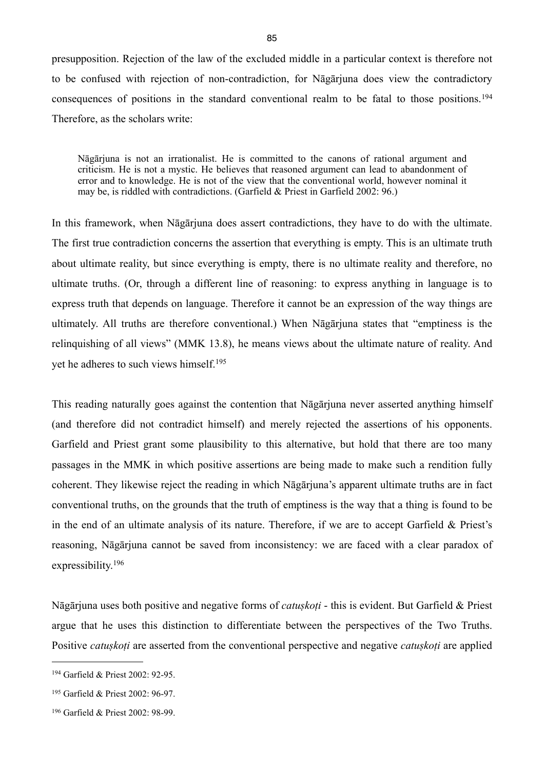presupposition. Rejection of the law of the excluded middle in a particular context is therefore not to be confused with rejection of non-contradiction, for Nāgārjuna does view the contradictory consequences of positions in the standard conventional realm to be fatal to those positions.[194] Therefore, as the scholars write:

> Nāgārjuna is not an irrationalist. He is committed to the canons of rational argument and criticism. He is not a mystic. He believes that reasoned argument can lead to abandonment of error and to knowledge. He is not of the view that the conventional world, however nominal it may be, is riddled with contradictions. (Garfield & Priest in Garfield 2002: 96.)

In this framework, when Nāgārjuna does assert contradictions, they have to do with the ultimate. The first true contradiction concerns the assertion that everything is empty. This is an ultimate truth about ultimate reality, but since everything is empty, there is no ultimate reality and therefore, no ultimate truths. (Or, through a different line of reasoning: to express anything in language is to express truth that depends on language. Therefore it cannot be an expression of the way things are ultimately. All truths are therefore conventional.) When Nāgārjuna states that "emptiness is the relinquishing of all views" (MMK 13.8), he means views about the ultimate nature of reality. And yet he adheres to such views himself.[195]

This reading naturally goes against the contention that Nāgārjuna never asserted anything himself (and therefore did not contradict himself) and merely rejected the assertions of his opponents. Garfield and Priest grant some plausibility to this alternative, but hold that there are too many passages in the MMK in which positive assertions are being made to make such a rendition fully coherent. They likewise reject the reading in which Nāgārjuna's apparent ultimate truths are in fact conventional truths, on the grounds that the truth of emptiness is the way that a thing is found to be in the end of an ultimate analysis of its nature. Therefore, if we are to accept Garfield & Priest's reasoning, Nāgārjuna cannot be saved from inconsistency: we are faced with a clear paradox of expressibility.[196]

Nāgārjuna uses both positive and negative forms of *catuṣkoṭi* - this is evident. But Garfield & Priest argue that he uses this distinction to differentiate between the perspectives of the Two Truths. Positive *catuṣkoṭi* are asserted from the conventional perspective and negative *catuṣkoṭi* are applied

---

[194] Garfield & Priest 2002: 92-95.

[195] Garfield & Priest 2002: 96-97.

[196] Garfield & Priest 2002: 98-99.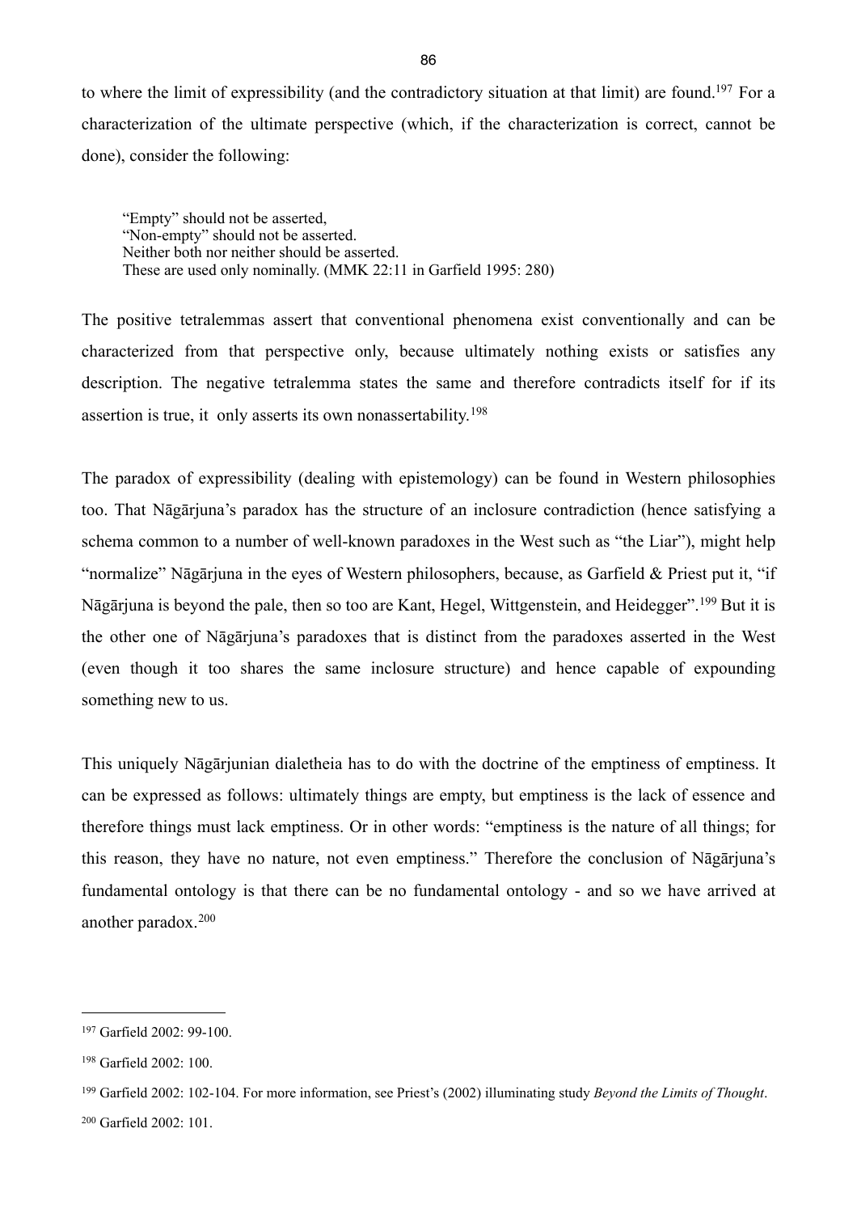to where the limit of expressibility (and the contradictory situation at that limit) are found.[197] For a characterization of the ultimate perspective (which, if the characterization is correct, cannot be done), consider the following:

> "Empty" should not be asserted,
> "Non-empty" should not be asserted.
> Neither both nor neither should be asserted.
> These are used only nominally. (MMK 22:11 in Garfield 1995: 280)

The positive tetralemmas assert that conventional phenomena exist conventionally and can be characterized from that perspective only, because ultimately nothing exists or satisfies any description. The negative tetralemma states the same and therefore contradicts itself for if its assertion is true, it only asserts its own nonassertability.[198]

The paradox of expressibility (dealing with epistemology) can be found in Western philosophies too. That Nāgārjuna's paradox has the structure of an inclosure contradiction (hence satisfying a schema common to a number of well-known paradoxes in the West such as "the Liar"), might help "normalize" Nāgārjuna in the eyes of Western philosophers, because, as Garfield & Priest put it, "if Nāgārjuna is beyond the pale, then so too are Kant, Hegel, Wittgenstein, and Heidegger".[199] But it is the other one of Nāgārjuna's paradoxes that is distinct from the paradoxes asserted in the West (even though it too shares the same inclosure structure) and hence capable of expounding something new to us.

This uniquely Nāgārjunian dialetheia has to do with the doctrine of the emptiness of emptiness. It can be expressed as follows: ultimately things are empty, but emptiness is the lack of essence and therefore things must lack emptiness. Or in other words: "emptiness is the nature of all things; for this reason, they have no nature, not even emptiness." Therefore the conclusion of Nāgārjuna's fundamental ontology is that there can be no fundamental ontology - and so we have arrived at another paradox.[200]

---

[197] Garfield 2002: 99-100.

[198] Garfield 2002: 100.

[199] Garfield 2002: 102-104. For more information, see Priest's (2002) illuminating study *Beyond the Limits of Thought*.

[200] Garfield 2002: 101.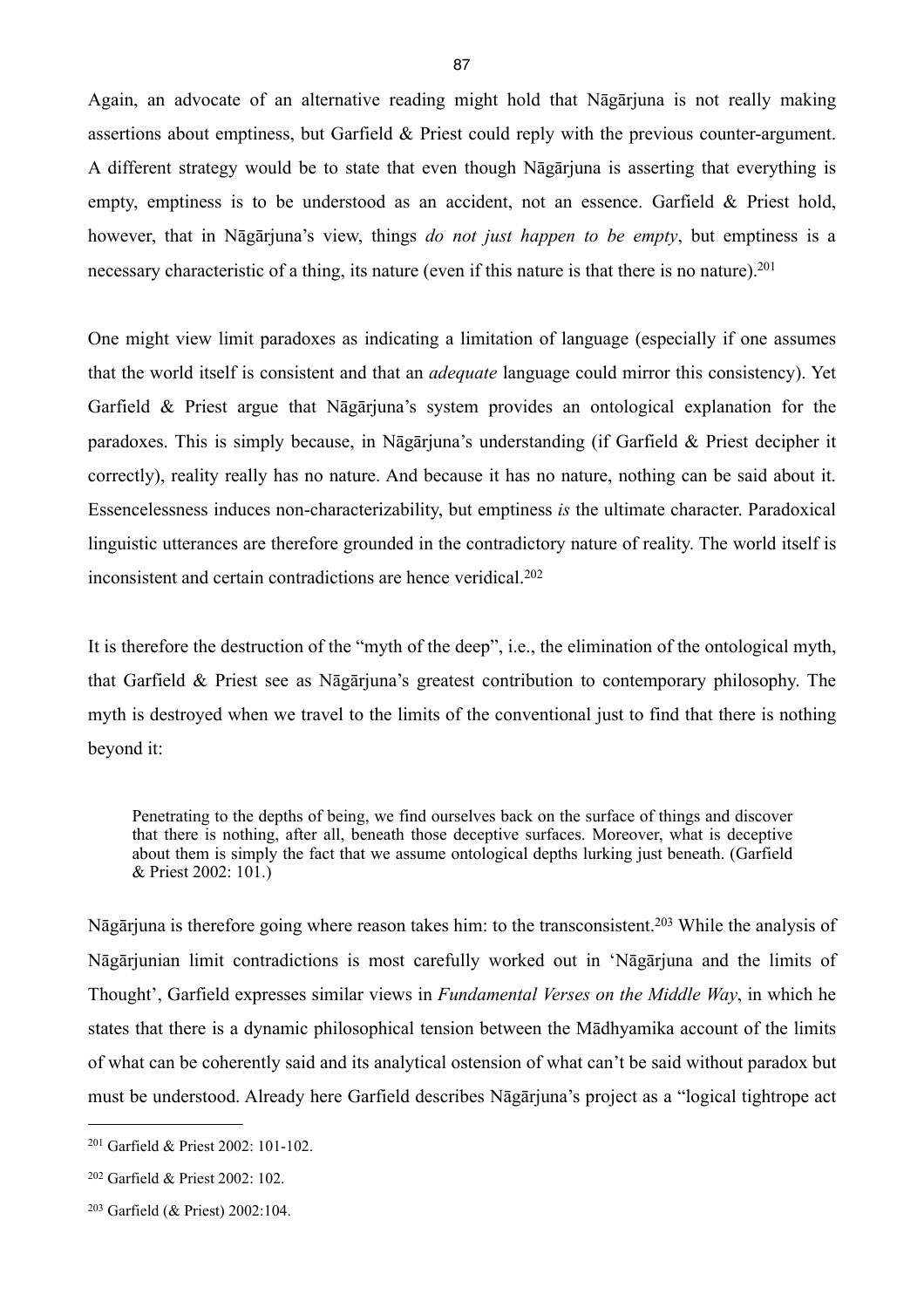Again, an advocate of an alternative reading might hold that Nāgārjuna is not really making assertions about emptiness, but Garfield & Priest could reply with the previous counter-argument. A different strategy would be to state that even though Nāgārjuna is asserting that everything is empty, emptiness is to be understood as an accident, not an essence. Garfield & Priest hold, however, that in Nāgārjuna's view, things *do not just happen to be empty*, but emptiness is a necessary characteristic of a thing, its nature (even if this nature is that there is no nature).[201]

One might view limit paradoxes as indicating a limitation of language (especially if one assumes that the world itself is consistent and that an *adequate* language could mirror this consistency). Yet Garfield & Priest argue that Nāgārjuna's system provides an ontological explanation for the paradoxes. This is simply because, in Nāgārjuna's understanding (if Garfield & Priest decipher it correctly), reality really has no nature. And because it has no nature, nothing can be said about it. Essencelessness induces non-characterizability, but emptiness *is* the ultimate character. Paradoxical linguistic utterances are therefore grounded in the contradictory nature of reality. The world itself is inconsistent and certain contradictions are hence veridical.[202]

It is therefore the destruction of the "myth of the deep", i.e., the elimination of the ontological myth, that Garfield & Priest see as Nāgārjuna's greatest contribution to contemporary philosophy. The myth is destroyed when we travel to the limits of the conventional just to find that there is nothing beyond it:

> Penetrating to the depths of being, we find ourselves back on the surface of things and discover that there is nothing, after all, beneath those deceptive surfaces. Moreover, what is deceptive about them is simply the fact that we assume ontological depths lurking just beneath. (Garfield & Priest 2002: 101.)

Nāgārjuna is therefore going where reason takes him: to the transconsistent.[203] While the analysis of Nāgārjunian limit contradictions is most carefully worked out in 'Nāgārjuna and the limits of Thought', Garfield expresses similar views in *Fundamental Verses on the Middle Way*, in which he states that there is a dynamic philosophical tension between the Mādhyamika account of the limits of what can be coherently said and its analytical ostension of what can't be said without paradox but must be understood. Already here Garfield describes Nāgārjuna's project as a "logical tightrope act

---

[201] Garfield & Priest 2002: 101-102.

[202] Garfield & Priest 2002: 102.

[203] Garfield (& Priest) 2002:104.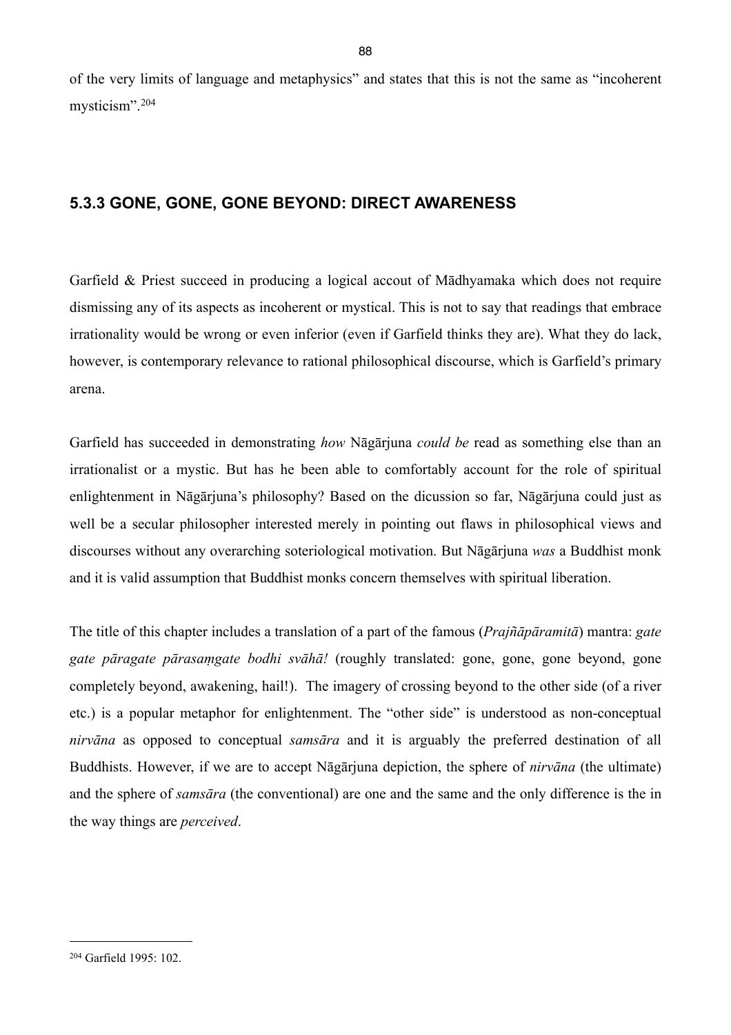of the very limits of language and metaphysics" and states that this is not the same as "incoherent mysticism".[204]

### 5.3.3 GONE, GONE, GONE BEYOND: DIRECT AWARENESS

Garfield & Priest succeed in producing a logical accout of Mādhyamaka which does not require dismissing any of its aspects as incoherent or mystical. This is not to say that readings that embrace irrationality would be wrong or even inferior (even if Garfield thinks they are). What they do lack, however, is contemporary relevance to rational philosophical discourse, which is Garfield's primary arena.

Garfield has succeeded in demonstrating *how* Nāgārjuna *could be* read as something else than an irrationalist or a mystic. But has he been able to comfortably account for the role of spiritual enlightenment in Nāgārjuna's philosophy? Based on the dicussion so far, Nāgārjuna could just as well be a secular philosopher interested merely in pointing out flaws in philosophical views and discourses without any overarching soteriological motivation. But Nāgārjuna *was* a Buddhist monk and it is valid assumption that Buddhist monks concern themselves with spiritual liberation.

The title of this chapter includes a translation of a part of the famous (*Prajñāpāramitā*) mantra: *gate gate pāragate pārasaṃgate bodhi svāhā!* (roughly translated: gone, gone, gone beyond, gone completely beyond, awakening, hail!). The imagery of crossing beyond to the other side (of a river etc.) is a popular metaphor for enlightenment. The "other side" is understood as non-conceptual *nirvāna* as opposed to conceptual *samsāra* and it is arguably the preferred destination of all Buddhists. However, if we are to accept Nāgārjuna depiction, the sphere of *nirvāna* (the ultimate) and the sphere of *samsāra* (the conventional) are one and the same and the only difference is the in the way things are *perceived*.

---

[204] Garfield 1995: 102.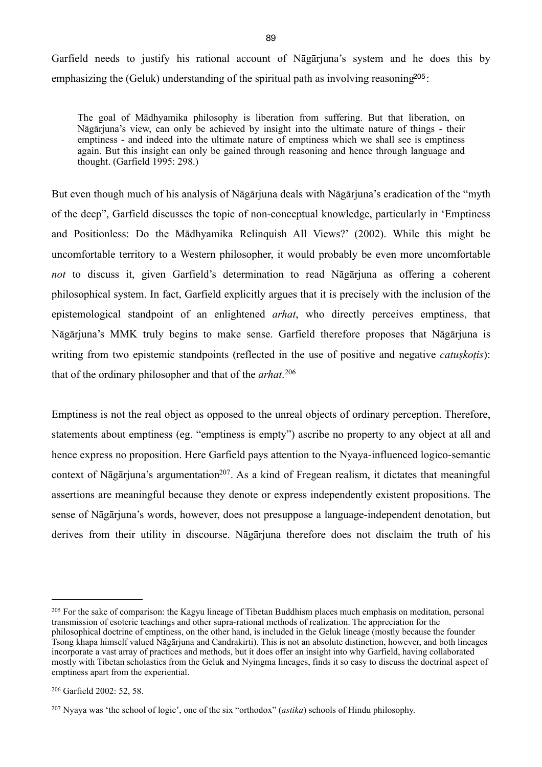Garfield needs to justify his rational account of Nāgārjuna's system and he does this by emphasizing the (Geluk) understanding of the spiritual path as involving reasoning[205]:

> The goal of Mādhyamika philosophy is liberation from suffering. But that liberation, on Nāgārjuna's view, can only be achieved by insight into the ultimate nature of things - their emptiness - and indeed into the ultimate nature of emptiness which we shall see is emptiness again. But this insight can only be gained through reasoning and hence through language and thought. (Garfield 1995: 298.)

But even though much of his analysis of Nāgārjuna deals with Nāgārjuna's eradication of the "myth of the deep", Garfield discusses the topic of non-conceptual knowledge, particularly in 'Emptiness and Positionless: Do the Mādhyamika Relinquish All Views?' (2002). While this might be uncomfortable territory to a Western philosopher, it would probably be even more uncomfortable *not* to discuss it, given Garfield's determination to read Nāgārjuna as offering a coherent philosophical system. In fact, Garfield explicitly argues that it is precisely with the inclusion of the epistemological standpoint of an enlightened *arhat*, who directly perceives emptiness, that Nāgārjuna's MMK truly begins to make sense. Garfield therefore proposes that Nāgārjuna is writing from two epistemic standpoints (reflected in the use of positive and negative *catuṣkoṭis*): that of the ordinary philosopher and that of the *arhat*.[206]

Emptiness is not the real object as opposed to the unreal objects of ordinary perception. Therefore, statements about emptiness (eg. "emptiness is empty") ascribe no property to any object at all and hence express no proposition. Here Garfield pays attention to the Nyaya-influenced logico-semantic context of Nāgārjuna's argumentation[207]. As a kind of Fregean realism, it dictates that meaningful assertions are meaningful because they denote or express independently existent propositions. The sense of Nāgārjuna's words, however, does not presuppose a language-independent denotation, but derives from their utility in discourse. Nāgārjuna therefore does not disclaim the truth of his

---

[205] For the sake of comparison: the Kagyu lineage of Tibetan Buddhism places much emphasis on meditation, personal transmission of esoteric teachings and other supra-rational methods of realization. The appreciation for the philosophical doctrine of emptiness, on the other hand, is included in the Geluk lineage (mostly because the founder Tsong khapa himself valued Nāgārjuna and Candrakirti). This is not an absolute distinction, however, and both lineages incorporate a vast array of practices and methods, but it does offer an insight into why Garfield, having collaborated mostly with Tibetan scholastics from the Geluk and Nyingma lineages, finds it so easy to discuss the doctrinal aspect of emptiness apart from the experiential.

[206] Garfield 2002: 52, 58.

[207] Nyaya was 'the school of logic', one of the six "orthodox" (*astika*) schools of Hindu philosophy.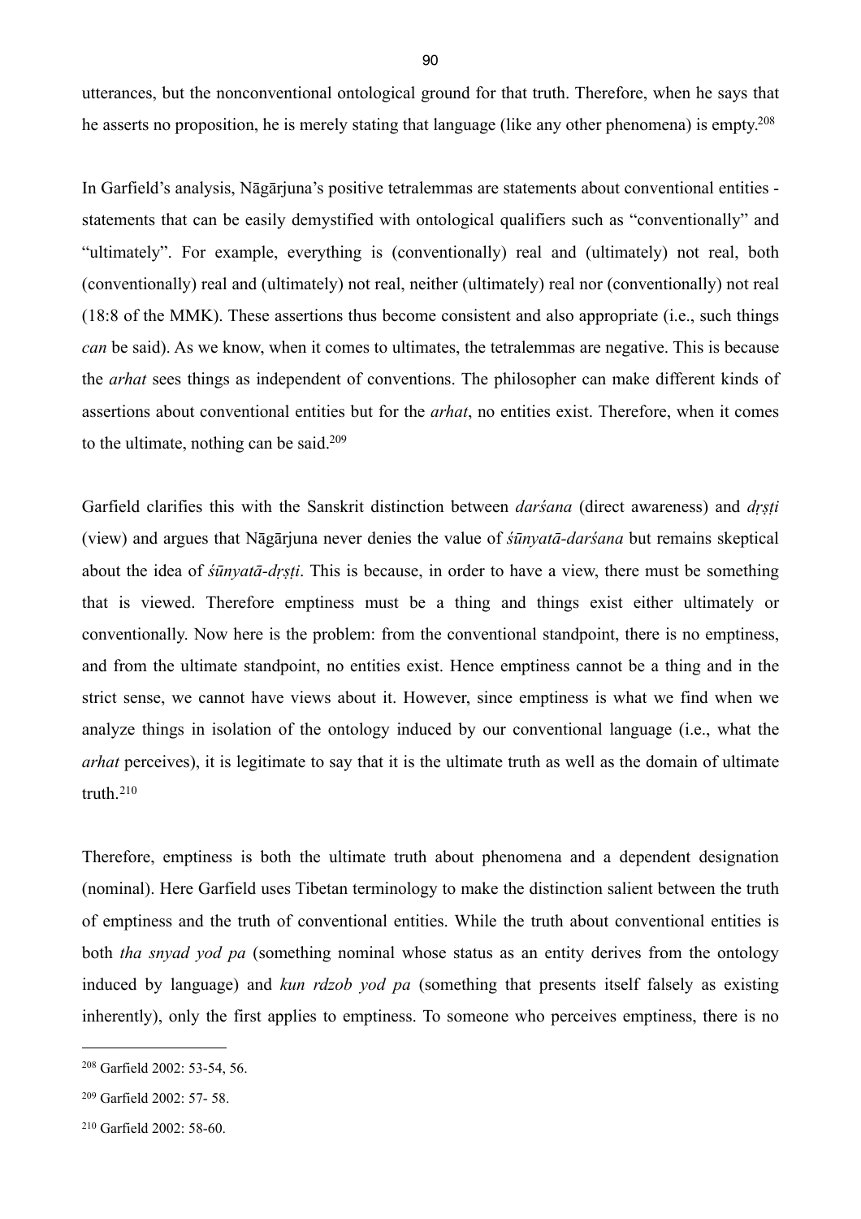utterances, but the nonconventional ontological ground for that truth. Therefore, when he says that he asserts no proposition, he is merely stating that language (like any other phenomena) is empty.[208]

In Garfield's analysis, Nāgārjuna's positive tetralemmas are statements about conventional entities - statements that can be easily demystified with ontological qualifiers such as "conventionally" and "ultimately". For example, everything is (conventionally) real and (ultimately) not real, both (conventionally) real and (ultimately) not real, neither (ultimately) real nor (conventionally) not real (18:8 of the MMK). These assertions thus become consistent and also appropriate (i.e., such things *can* be said). As we know, when it comes to ultimates, the tetralemmas are negative. This is because the *arhat* sees things as independent of conventions. The philosopher can make different kinds of assertions about conventional entities but for the *arhat*, no entities exist. Therefore, when it comes to the ultimate, nothing can be said.[209]

Garfield clarifies this with the Sanskrit distinction between *darśana* (direct awareness) and *dṛṣṭi* (view) and argues that Nāgārjuna never denies the value of *śūnyatā-darśana* but remains skeptical about the idea of *śūnyatā-dṛṣṭi*. This is because, in order to have a view, there must be something that is viewed. Therefore emptiness must be a thing and things exist either ultimately or conventionally. Now here is the problem: from the conventional standpoint, there is no emptiness, and from the ultimate standpoint, no entities exist. Hence emptiness cannot be a thing and in the strict sense, we cannot have views about it. However, since emptiness is what we find when we analyze things in isolation of the ontology induced by our conventional language (i.e., what the *arhat* perceives), it is legitimate to say that it is the ultimate truth as well as the domain of ultimate truth.[210]

Therefore, emptiness is both the ultimate truth about phenomena and a dependent designation (nominal). Here Garfield uses Tibetan terminology to make the distinction salient between the truth of emptiness and the truth of conventional entities. While the truth about conventional entities is both *tha snyad yod pa* (something nominal whose status as an entity derives from the ontology induced by language) and *kun rdzob yod pa* (something that presents itself falsely as existing inherently), only the first applies to emptiness. To someone who perceives emptiness, there is no

---

[208] Garfield 2002: 53-54, 56.

[209] Garfield 2002: 57- 58.

[210] Garfield 2002: 58-60.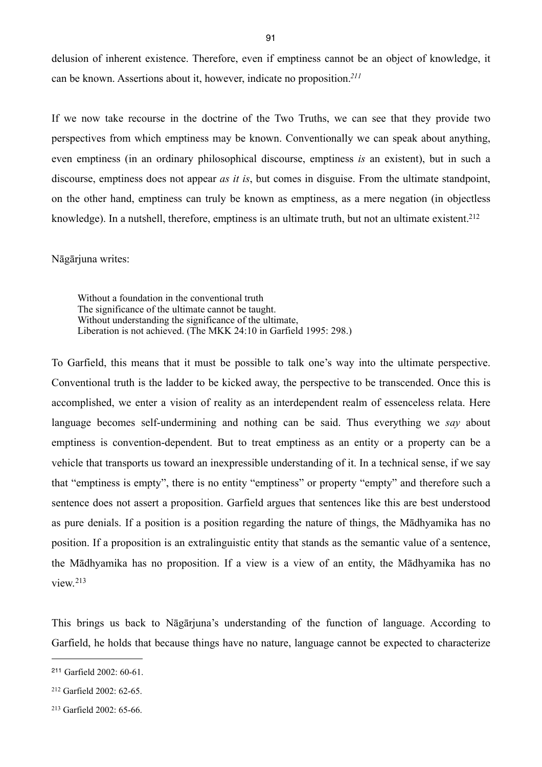delusion of inherent existence. Therefore, even if emptiness cannot be an object of knowledge, it can be known. Assertions about it, however, indicate no proposition.[211]

If we now take recourse in the doctrine of the Two Truths, we can see that they provide two perspectives from which emptiness may be known. Conventionally we can speak about anything, even emptiness (in an ordinary philosophical discourse, emptiness *is* an existent), but in such a discourse, emptiness does not appear *as it is*, but comes in disguise. From the ultimate standpoint, on the other hand, emptiness can truly be known as emptiness, as a mere negation (in objectless knowledge). In a nutshell, therefore, emptiness is an ultimate truth, but not an ultimate existent.[212]

Nāgārjuna writes:

> Without a foundation in the conventional truth
> The significance of the ultimate cannot be taught.
> Without understanding the significance of the ultimate,
> Liberation is not achieved. (The MKK 24:10 in Garfield 1995: 298.)

To Garfield, this means that it must be possible to talk one's way into the ultimate perspective. Conventional truth is the ladder to be kicked away, the perspective to be transcended. Once this is accomplished, we enter a vision of reality as an interdependent realm of essenceless relata. Here language becomes self-undermining and nothing can be said. Thus everything we *say* about emptiness is convention-dependent. But to treat emptiness as an entity or a property can be a vehicle that transports us toward an inexpressible understanding of it. In a technical sense, if we say that "emptiness is empty", there is no entity "emptiness" or property "empty" and therefore such a sentence does not assert a proposition. Garfield argues that sentences like this are best understood as pure denials. If a position is a position regarding the nature of things, the Mādhyamika has no position. If a proposition is an extralinguistic entity that stands as the semantic value of a sentence, the Mādhyamika has no proposition. If a view is a view of an entity, the Mādhyamika has no view.[213]

This brings us back to Nāgārjuna's understanding of the function of language. According to Garfield, he holds that because things have no nature, language cannot be expected to characterize

---

[211] Garfield 2002: 60-61.

[212] Garfield 2002: 62-65.

[213] Garfield 2002: 65-66.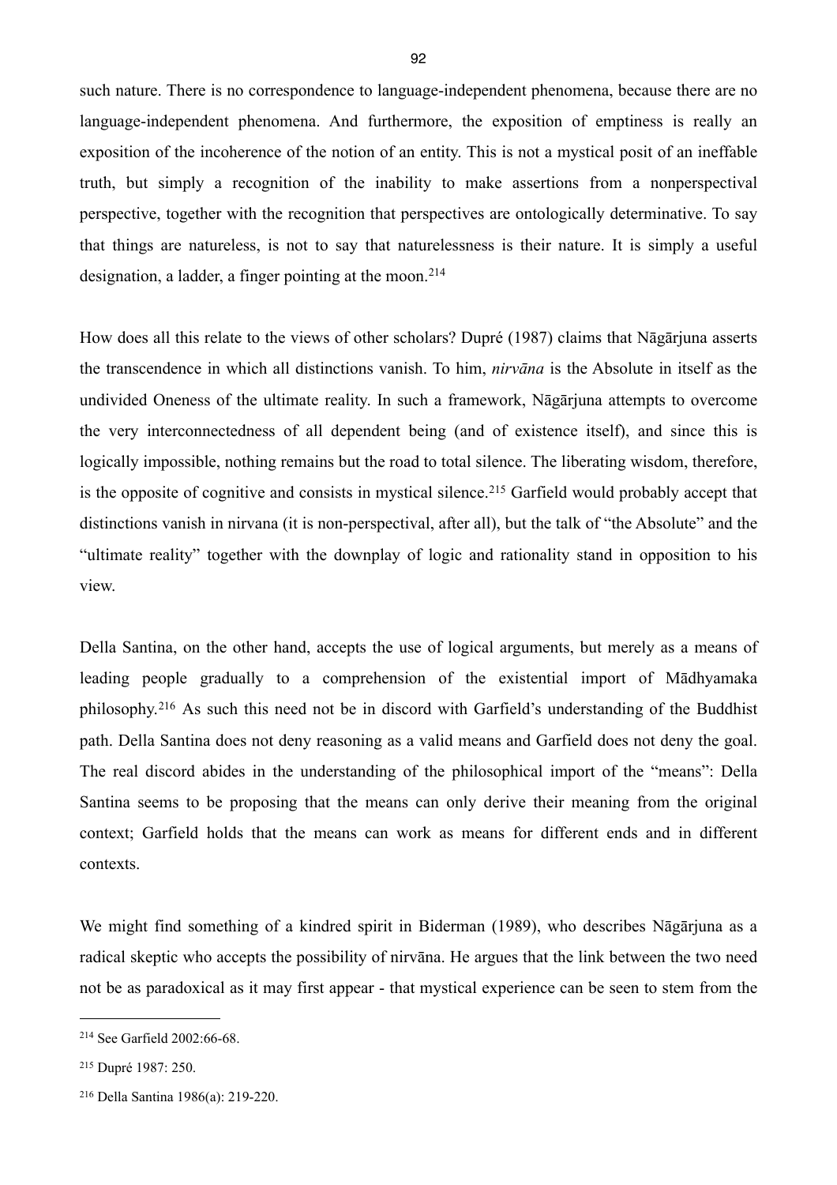such nature. There is no correspondence to language-independent phenomena, because there are no language-independent phenomena. And furthermore, the exposition of emptiness is really an exposition of the incoherence of the notion of an entity. This is not a mystical posit of an ineffable truth, but simply a recognition of the inability to make assertions from a nonperspectival perspective, together with the recognition that perspectives are ontologically determinative. To say that things are natureless, is not to say that naturelessness is their nature. It is simply a useful designation, a ladder, a finger pointing at the moon.[214]

How does all this relate to the views of other scholars? Dupré (1987) claims that Nāgārjuna asserts the transcendence in which all distinctions vanish. To him, *nirvāna* is the Absolute in itself as the undivided Oneness of the ultimate reality. In such a framework, Nāgārjuna attempts to overcome the very interconnectedness of all dependent being (and of existence itself), and since this is logically impossible, nothing remains but the road to total silence. The liberating wisdom, therefore, is the opposite of cognitive and consists in mystical silence.[215] Garfield would probably accept that distinctions vanish in nirvana (it is non-perspectival, after all), but the talk of "the Absolute" and the "ultimate reality" together with the downplay of logic and rationality stand in opposition to his view.

Della Santina, on the other hand, accepts the use of logical arguments, but merely as a means of leading people gradually to a comprehension of the existential import of Mādhyamaka philosophy.[216] As such this need not be in discord with Garfield's understanding of the Buddhist path. Della Santina does not deny reasoning as a valid means and Garfield does not deny the goal. The real discord abides in the understanding of the philosophical import of the "means": Della Santina seems to be proposing that the means can only derive their meaning from the original context; Garfield holds that the means can work as means for different ends and in different contexts.

We might find something of a kindred spirit in Biderman (1989), who describes Nāgārjuna as a radical skeptic who accepts the possibility of nirvāna. He argues that the link between the two need not be as paradoxical as it may first appear - that mystical experience can be seen to stem from the

---

[214] See Garfield 2002:66-68.

[215] Dupré 1987: 250.

[216] Della Santina 1986(a): 219-220.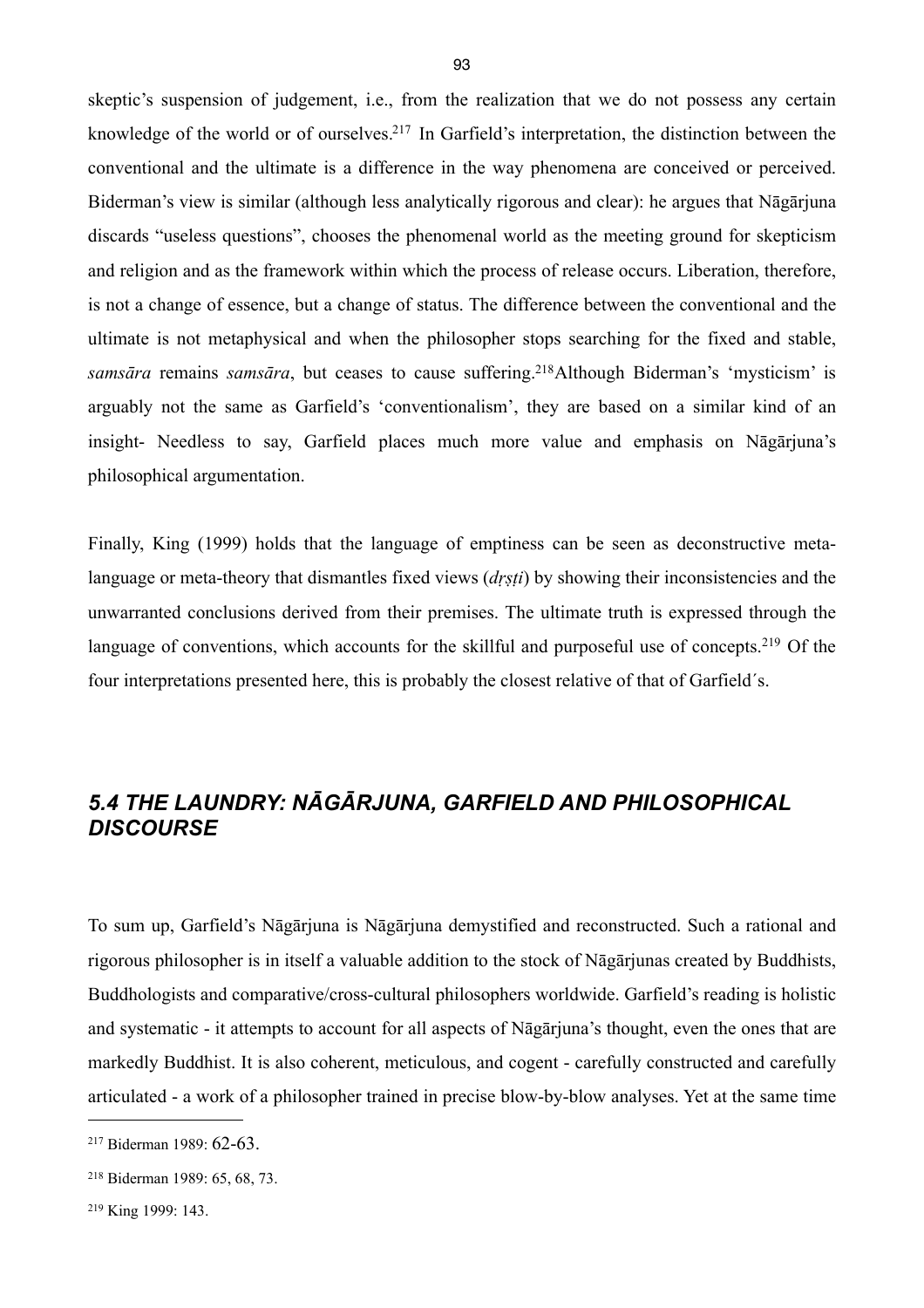skeptic's suspension of judgement, i.e., from the realization that we do not possess any certain knowledge of the world or of ourselves.[217] In Garfield's interpretation, the distinction between the conventional and the ultimate is a difference in the way phenomena are conceived or perceived. Biderman's view is similar (although less analytically rigorous and clear): he argues that Nāgārjuna discards "useless questions", chooses the phenomenal world as the meeting ground for skepticism and religion and as the framework within which the process of release occurs. Liberation, therefore, is not a change of essence, but a change of status. The difference between the conventional and the ultimate is not metaphysical and when the philosopher stops searching for the fixed and stable, *samsāra* remains *samsāra*, but ceases to cause suffering.[218]Although Biderman's 'mysticism' is arguably not the same as Garfield's 'conventionalism', they are based on a similar kind of an insight- Needless to say, Garfield places much more value and emphasis on Nāgārjuna's philosophical argumentation.

Finally, King (1999) holds that the language of emptiness can be seen as deconstructive meta-language or meta-theory that dismantles fixed views (*dṛṣṭi*) by showing their inconsistencies and the unwarranted conclusions derived from their premises. The ultimate truth is expressed through the language of conventions, which accounts for the skillful and purposeful use of concepts.[219] Of the four interpretations presented here, this is probably the closest relative of that of Garfield´s.

## *5.4 THE LAUNDRY: NĀGĀRJUNA, GARFIELD AND PHILOSOPHICAL DISCOURSE*

To sum up, Garfield's Nāgārjuna is Nāgārjuna demystified and reconstructed. Such a rational and rigorous philosopher is in itself a valuable addition to the stock of Nāgārjunas created by Buddhists, Buddhologists and comparative/cross-cultural philosophers worldwide. Garfield's reading is holistic and systematic - it attempts to account for all aspects of Nāgārjuna's thought, even the ones that are markedly Buddhist. It is also coherent, meticulous, and cogent - carefully constructed and carefully articulated - a work of a philosopher trained in precise blow-by-blow analyses. Yet at the same time

---

[217] Biderman 1989: 62-63.

[218] Biderman 1989: 65, 68, 73.

[219] King 1999: 143.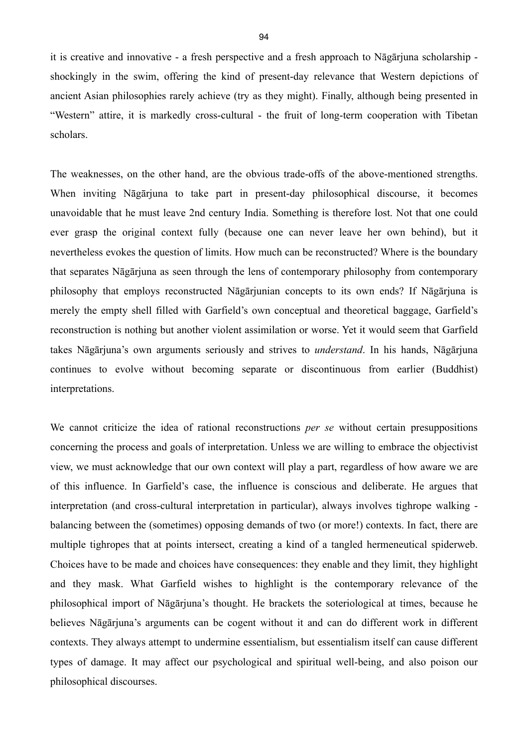it is creative and innovative - a fresh perspective and a fresh approach to Nāgārjuna scholarship - shockingly in the swim, offering the kind of present-day relevance that Western depictions of ancient Asian philosophies rarely achieve (try as they might). Finally, although being presented in "Western" attire, it is markedly cross-cultural - the fruit of long-term cooperation with Tibetan scholars.

The weaknesses, on the other hand, are the obvious trade-offs of the above-mentioned strengths. When inviting Nāgārjuna to take part in present-day philosophical discourse, it becomes unavoidable that he must leave 2nd century India. Something is therefore lost. Not that one could ever grasp the original context fully (because one can never leave her own behind), but it nevertheless evokes the question of limits. How much can be reconstructed? Where is the boundary that separates Nāgārjuna as seen through the lens of contemporary philosophy from contemporary philosophy that employs reconstructed Nāgārjunian concepts to its own ends? If Nāgārjuna is merely the empty shell filled with Garfield's own conceptual and theoretical baggage, Garfield's reconstruction is nothing but another violent assimilation or worse. Yet it would seem that Garfield takes Nāgārjuna's own arguments seriously and strives to *understand*. In his hands, Nāgārjuna continues to evolve without becoming separate or discontinuous from earlier (Buddhist) interpretations.

We cannot criticize the idea of rational reconstructions *per se* without certain presuppositions concerning the process and goals of interpretation. Unless we are willing to embrace the objectivist view, we must acknowledge that our own context will play a part, regardless of how aware we are of this influence. In Garfield's case, the influence is conscious and deliberate. He argues that interpretation (and cross-cultural interpretation in particular), always involves tighrope walking - balancing between the (sometimes) opposing demands of two (or more!) contexts. In fact, there are multiple tighropes that at points intersect, creating a kind of a tangled hermeneutical spiderweb. Choices have to be made and choices have consequences: they enable and they limit, they highlight and they mask. What Garfield wishes to highlight is the contemporary relevance of the philosophical import of Nāgārjuna's thought. He brackets the soteriological at times, because he believes Nāgārjuna's arguments can be cogent without it and can do different work in different contexts. They always attempt to undermine essentialism, but essentialism itself can cause different types of damage. It may affect our psychological and spiritual well-being, and also poison our philosophical discourses.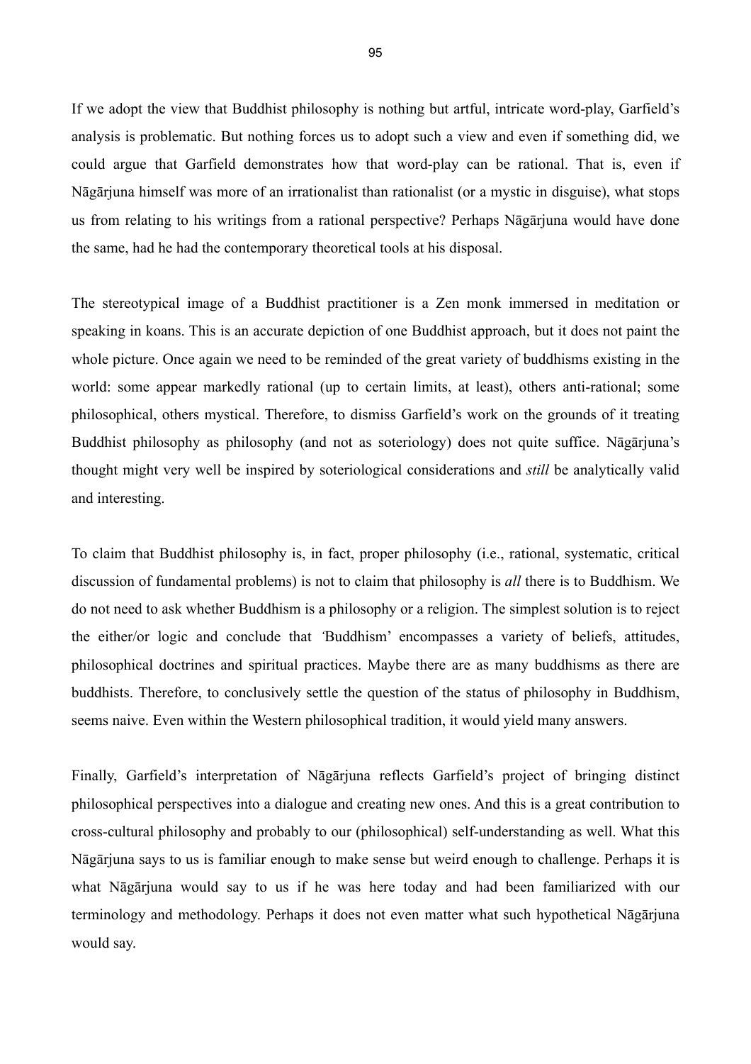If we adopt the view that Buddhist philosophy is nothing but artful, intricate word-play, Garfield's analysis is problematic. But nothing forces us to adopt such a view and even if something did, we could argue that Garfield demonstrates how that word-play can be rational. That is, even if Nāgārjuna himself was more of an irrationalist than rationalist (or a mystic in disguise), what stops us from relating to his writings from a rational perspective? Perhaps Nāgārjuna would have done the same, had he had the contemporary theoretical tools at his disposal.

The stereotypical image of a Buddhist practitioner is a Zen monk immersed in meditation or speaking in koans. This is an accurate depiction of one Buddhist approach, but it does not paint the whole picture. Once again we need to be reminded of the great variety of buddhisms existing in the world: some appear markedly rational (up to certain limits, at least), others anti-rational; some philosophical, others mystical. Therefore, to dismiss Garfield's work on the grounds of it treating Buddhist philosophy as philosophy (and not as soteriology) does not quite suffice. Nāgārjuna's thought might very well be inspired by soteriological considerations and *still* be analytically valid and interesting.

To claim that Buddhist philosophy is, in fact, proper philosophy (i.e., rational, systematic, critical discussion of fundamental problems) is not to claim that philosophy is *all* there is to Buddhism. We do not need to ask whether Buddhism is a philosophy or a religion. The simplest solution is to reject the either/or logic and conclude that 'Buddhism' encompasses a variety of beliefs, attitudes, philosophical doctrines and spiritual practices. Maybe there are as many buddhisms as there are buddhists. Therefore, to conclusively settle the question of the status of philosophy in Buddhism, seems naive. Even within the Western philosophical tradition, it would yield many answers.

Finally, Garfield's interpretation of Nāgārjuna reflects Garfield's project of bringing distinct philosophical perspectives into a dialogue and creating new ones. And this is a great contribution to cross-cultural philosophy and probably to our (philosophical) self-understanding as well. What this Nāgārjuna says to us is familiar enough to make sense but weird enough to challenge. Perhaps it is what Nāgārjuna would say to us if he was here today and had been familiarized with our terminology and methodology. Perhaps it does not even matter what such hypothetical Nāgārjuna would say.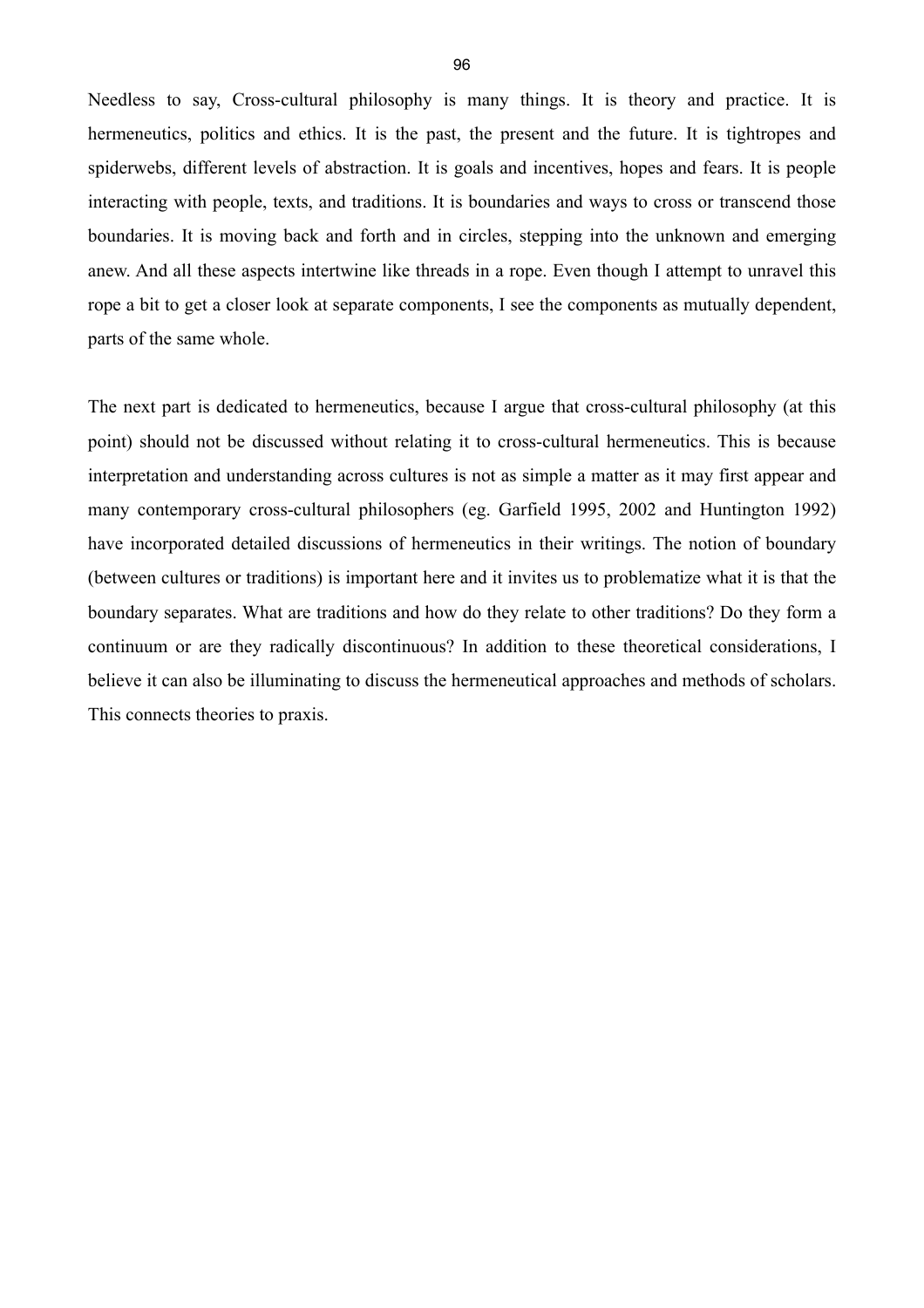Needless to say, Cross-cultural philosophy is many things. It is theory and practice. It is hermeneutics, politics and ethics. It is the past, the present and the future. It is tightropes and spiderwebs, different levels of abstraction. It is goals and incentives, hopes and fears. It is people interacting with people, texts, and traditions. It is boundaries and ways to cross or transcend those boundaries. It is moving back and forth and in circles, stepping into the unknown and emerging anew. And all these aspects intertwine like threads in a rope. Even though I attempt to unravel this rope a bit to get a closer look at separate components, I see the components as mutually dependent, parts of the same whole.

The next part is dedicated to hermeneutics, because I argue that cross-cultural philosophy (at this point) should not be discussed without relating it to cross-cultural hermeneutics. This is because interpretation and understanding across cultures is not as simple a matter as it may first appear and many contemporary cross-cultural philosophers (eg. Garfield 1995, 2002 and Huntington 1992) have incorporated detailed discussions of hermeneutics in their writings. The notion of boundary (between cultures or traditions) is important here and it invites us to problematize what it is that the boundary separates. What are traditions and how do they relate to other traditions? Do they form a continuum or are they radically discontinuous? In addition to these theoretical considerations, I believe it can also be illuminating to discuss the hermeneutical approaches and methods of scholars. This connects theories to praxis.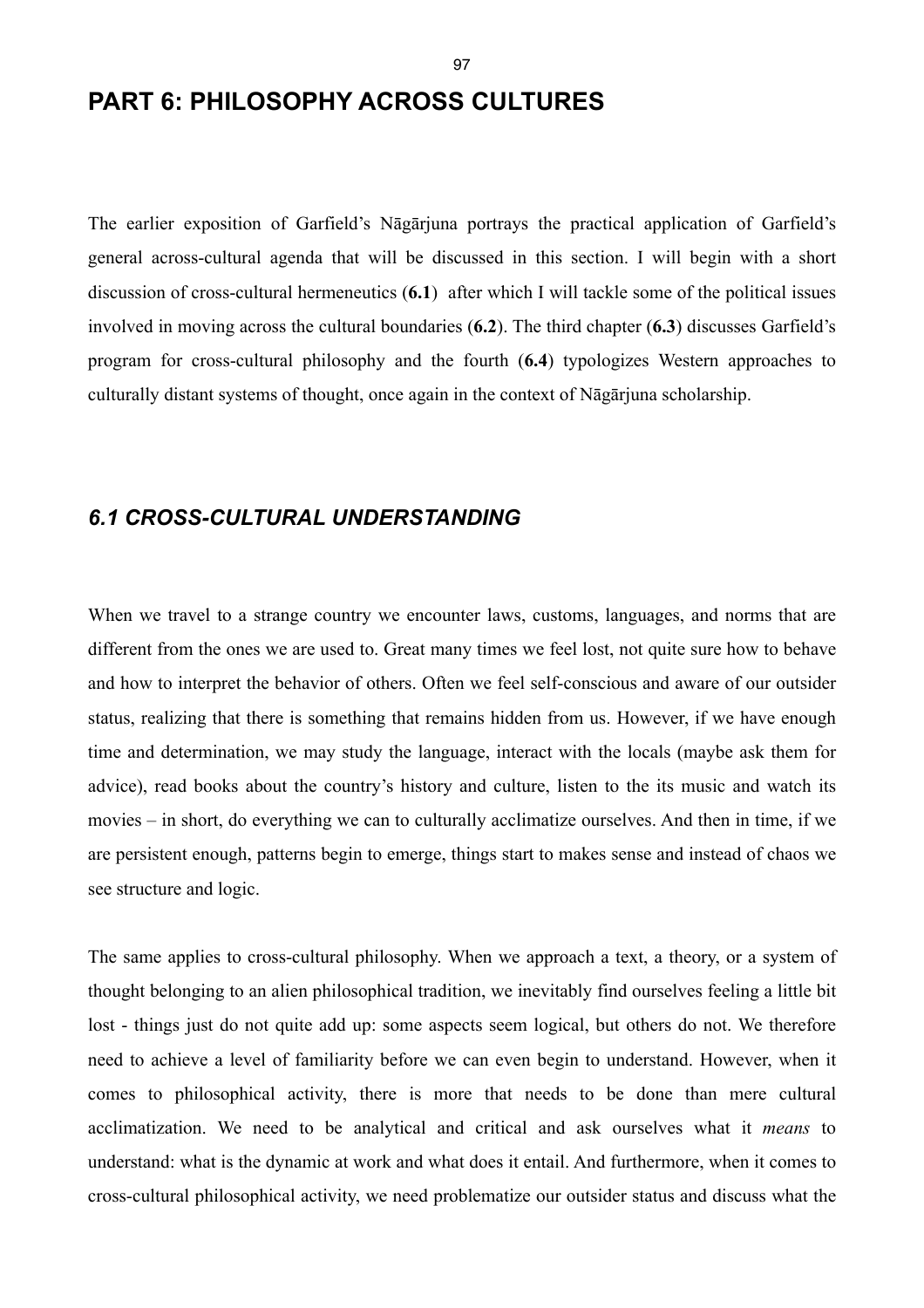# PART 6: PHILOSOPHY ACROSS CULTURES

The earlier exposition of Garfield's Nāgārjuna portrays the practical application of Garfield's general across-cultural agenda that will be discussed in this section. I will begin with a short discussion of cross-cultural hermeneutics (**6.1**) after which I will tackle some of the political issues involved in moving across the cultural boundaries (**6.2**). The third chapter (**6.3**) discusses Garfield's program for cross-cultural philosophy and the fourth (**6.4**) typologizes Western approaches to culturally distant systems of thought, once again in the context of Nāgārjuna scholarship.

## *6.1 CROSS-CULTURAL UNDERSTANDING*

When we travel to a strange country we encounter laws, customs, languages, and norms that are different from the ones we are used to. Great many times we feel lost, not quite sure how to behave and how to interpret the behavior of others. Often we feel self-conscious and aware of our outsider status, realizing that there is something that remains hidden from us. However, if we have enough time and determination, we may study the language, interact with the locals (maybe ask them for advice), read books about the country's history and culture, listen to the its music and watch its movies – in short, do everything we can to culturally acclimatize ourselves. And then in time, if we are persistent enough, patterns begin to emerge, things start to makes sense and instead of chaos we see structure and logic.

The same applies to cross-cultural philosophy. When we approach a text, a theory, or a system of thought belonging to an alien philosophical tradition, we inevitably find ourselves feeling a little bit lost - things just do not quite add up: some aspects seem logical, but others do not. We therefore need to achieve a level of familiarity before we can even begin to understand. However, when it comes to philosophical activity, there is more that needs to be done than mere cultural acclimatization. We need to be analytical and critical and ask ourselves what it *means* to understand: what is the dynamic at work and what does it entail. And furthermore, when it comes to cross-cultural philosophical activity, we need problematize our outsider status and discuss what the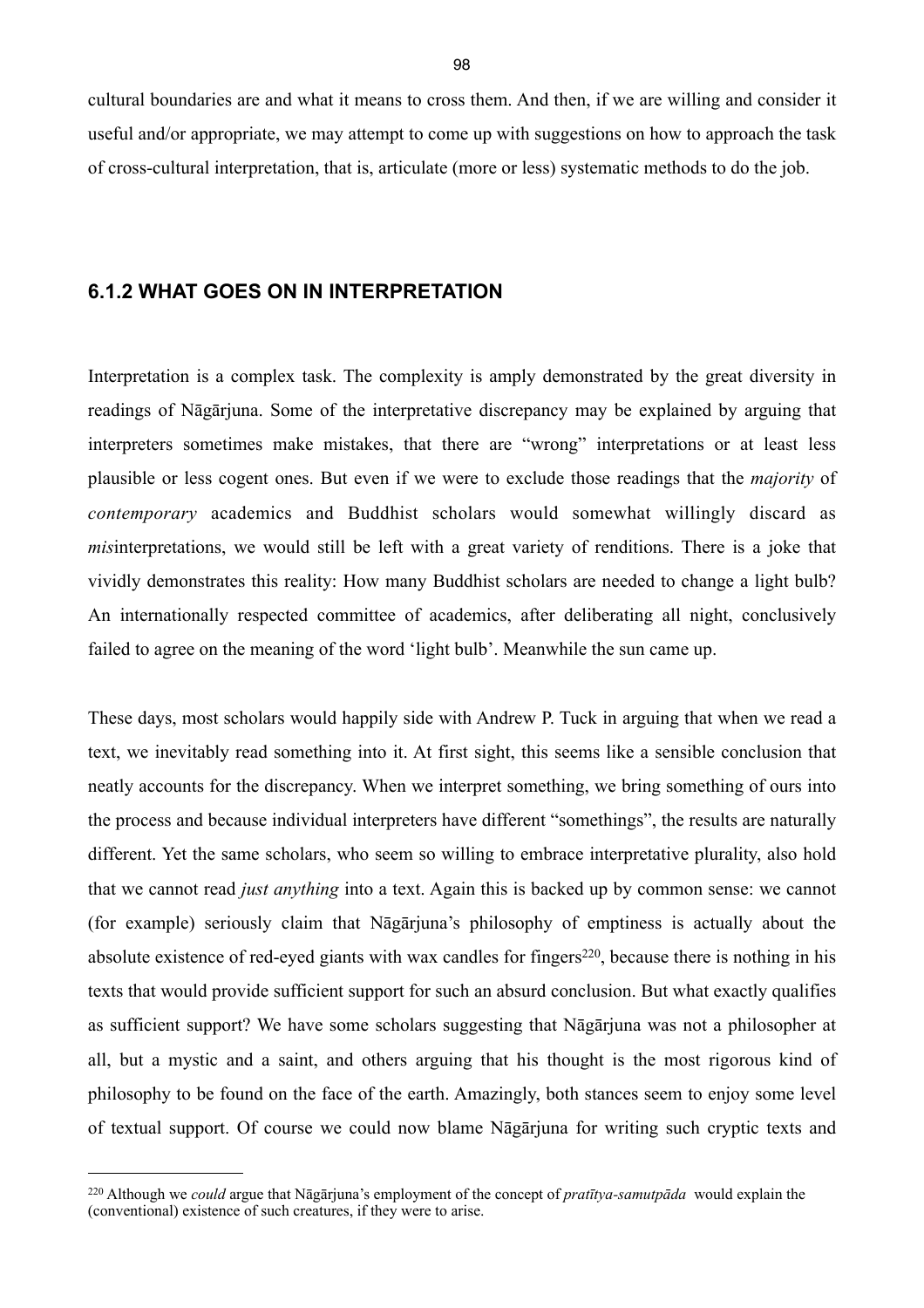cultural boundaries are and what it means to cross them. And then, if we are willing and consider it useful and/or appropriate, we may attempt to come up with suggestions on how to approach the task of cross-cultural interpretation, that is, articulate (more or less) systematic methods to do the job.

### 6.1.2 WHAT GOES ON IN INTERPRETATION

Interpretation is a complex task. The complexity is amply demonstrated by the great diversity in readings of Nāgārjuna. Some of the interpretative discrepancy may be explained by arguing that interpreters sometimes make mistakes, that there are "wrong" interpretations or at least less plausible or less cogent ones. But even if we were to exclude those readings that the *majority* of *contemporary* academics and Buddhist scholars would somewhat willingly discard as *mis*interpretations, we would still be left with a great variety of renditions. There is a joke that vividly demonstrates this reality: How many Buddhist scholars are needed to change a light bulb? An internationally respected committee of academics, after deliberating all night, conclusively failed to agree on the meaning of the word 'light bulb'. Meanwhile the sun came up.

These days, most scholars would happily side with Andrew P. Tuck in arguing that when we read a text, we inevitably read something into it. At first sight, this seems like a sensible conclusion that neatly accounts for the discrepancy. When we interpret something, we bring something of ours into the process and because individual interpreters have different "somethings", the results are naturally different. Yet the same scholars, who seem so willing to embrace interpretative plurality, also hold that we cannot read *just anything* into a text. Again this is backed up by common sense: we cannot (for example) seriously claim that Nāgārjuna's philosophy of emptiness is actually about the absolute existence of red-eyed giants with wax candles for fingers[220], because there is nothing in his texts that would provide sufficient support for such an absurd conclusion. But what exactly qualifies as sufficient support? We have some scholars suggesting that Nāgārjuna was not a philosopher at all, but a mystic and a saint, and others arguing that his thought is the most rigorous kind of philosophy to be found on the face of the earth. Amazingly, both stances seem to enjoy some level of textual support. Of course we could now blame Nāgārjuna for writing such cryptic texts and

---

[220] Although we *could* argue that Nāgārjuna's employment of the concept of *pratītya-samutpāda* would explain the (conventional) existence of such creatures, if they were to arise.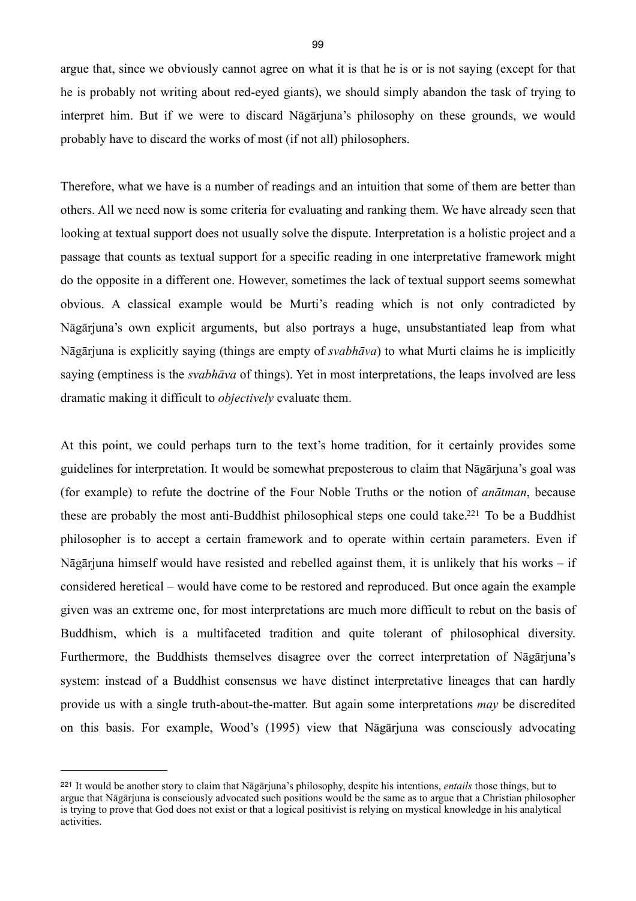argue that, since we obviously cannot agree on what it is that he is or is not saying (except for that he is probably not writing about red-eyed giants), we should simply abandon the task of trying to interpret him. But if we were to discard Nāgārjuna's philosophy on these grounds, we would probably have to discard the works of most (if not all) philosophers.

Therefore, what we have is a number of readings and an intuition that some of them are better than others. All we need now is some criteria for evaluating and ranking them. We have already seen that looking at textual support does not usually solve the dispute. Interpretation is a holistic project and a passage that counts as textual support for a specific reading in one interpretative framework might do the opposite in a different one. However, sometimes the lack of textual support seems somewhat obvious. A classical example would be Murti's reading which is not only contradicted by Nāgārjuna's own explicit arguments, but also portrays a huge, unsubstantiated leap from what Nāgārjuna is explicitly saying (things are empty of *svabhāva*) to what Murti claims he is implicitly saying (emptiness is the *svabhāva* of things). Yet in most interpretations, the leaps involved are less dramatic making it difficult to *objectively* evaluate them.

At this point, we could perhaps turn to the text's home tradition, for it certainly provides some guidelines for interpretation. It would be somewhat preposterous to claim that Nāgārjuna's goal was (for example) to refute the doctrine of the Four Noble Truths or the notion of *anātman*, because these are probably the most anti-Buddhist philosophical steps one could take.[221] To be a Buddhist philosopher is to accept a certain framework and to operate within certain parameters. Even if Nāgārjuna himself would have resisted and rebelled against them, it is unlikely that his works – if considered heretical – would have come to be restored and reproduced. But once again the example given was an extreme one, for most interpretations are much more difficult to rebut on the basis of Buddhism, which is a multifaceted tradition and quite tolerant of philosophical diversity. Furthermore, the Buddhists themselves disagree over the correct interpretation of Nāgārjuna's system: instead of a Buddhist consensus we have distinct interpretative lineages that can hardly provide us with a single truth-about-the-matter. But again some interpretations *may* be discredited on this basis. For example, Wood's (1995) view that Nāgārjuna was consciously advocating

---

[221] It would be another story to claim that Nāgārjuna's philosophy, despite his intentions, *entails* those things, but to argue that Nāgārjuna is consciously advocated such positions would be the same as to argue that a Christian philosopher is trying to prove that God does not exist or that a logical positivist is relying on mystical knowledge in his analytical activities.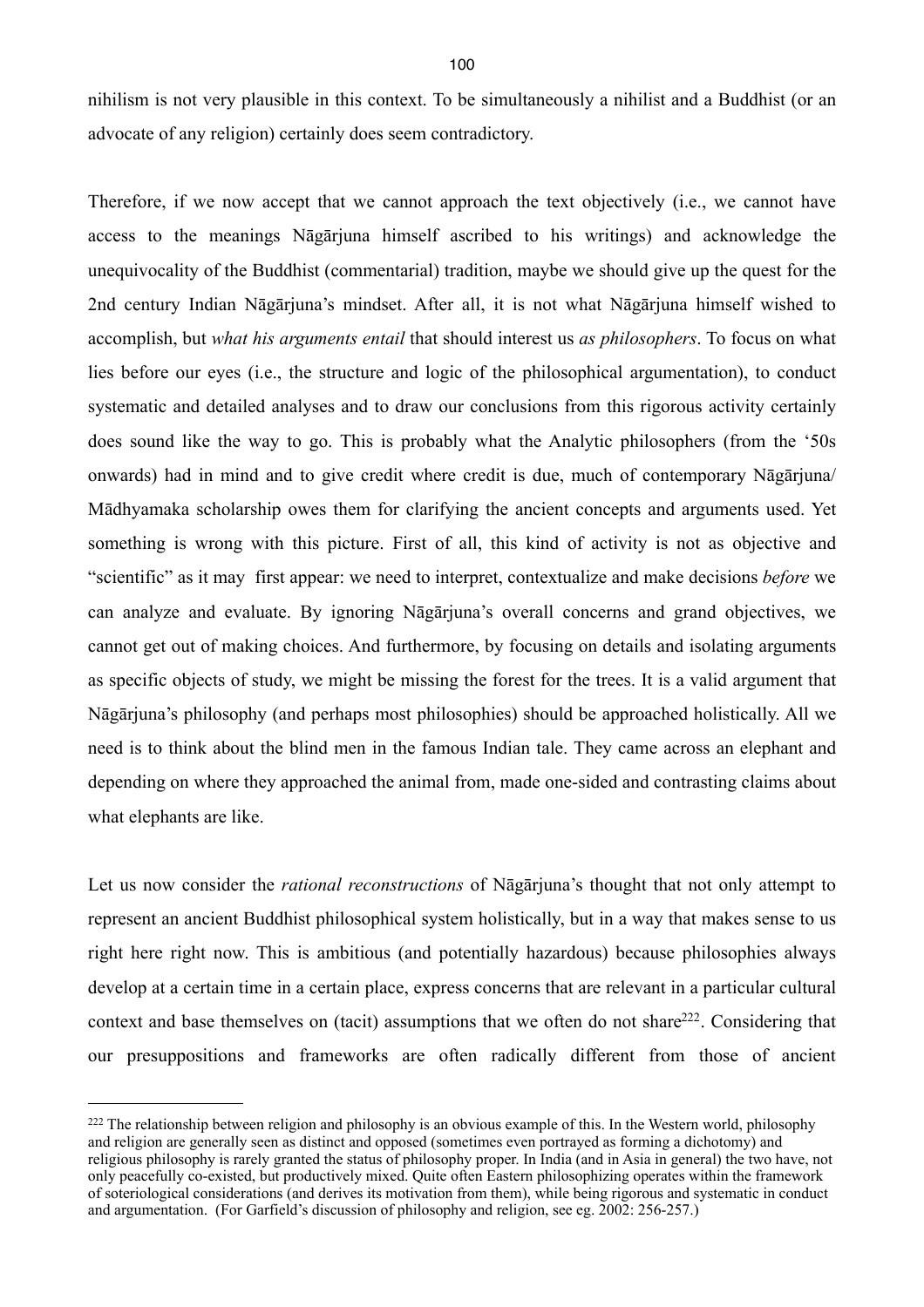nihilism is not very plausible in this context. To be simultaneously a nihilist and a Buddhist (or an advocate of any religion) certainly does seem contradictory.

Therefore, if we now accept that we cannot approach the text objectively (i.e., we cannot have access to the meanings Nāgārjuna himself ascribed to his writings) and acknowledge the unequivocality of the Buddhist (commentarial) tradition, maybe we should give up the quest for the 2nd century Indian Nāgārjuna's mindset. After all, it is not what Nāgārjuna himself wished to accomplish, but *what his arguments entail* that should interest us *as philosophers*. To focus on what lies before our eyes (i.e., the structure and logic of the philosophical argumentation), to conduct systematic and detailed analyses and to draw our conclusions from this rigorous activity certainly does sound like the way to go. This is probably what the Analytic philosophers (from the '50s onwards) had in mind and to give credit where credit is due, much of contemporary Nāgārjuna/ Mādhyamaka scholarship owes them for clarifying the ancient concepts and arguments used. Yet something is wrong with this picture. First of all, this kind of activity is not as objective and "scientific" as it may first appear: we need to interpret, contextualize and make decisions *before* we can analyze and evaluate. By ignoring Nāgārjuna's overall concerns and grand objectives, we cannot get out of making choices. And furthermore, by focusing on details and isolating arguments as specific objects of study, we might be missing the forest for the trees. It is a valid argument that Nāgārjuna's philosophy (and perhaps most philosophies) should be approached holistically. All we need is to think about the blind men in the famous Indian tale. They came across an elephant and depending on where they approached the animal from, made one-sided and contrasting claims about what elephants are like.

Let us now consider the *rational reconstructions* of Nāgārjuna's thought that not only attempt to represent an ancient Buddhist philosophical system holistically, but in a way that makes sense to us right here right now. This is ambitious (and potentially hazardous) because philosophies always develop at a certain time in a certain place, express concerns that are relevant in a particular cultural context and base themselves on (tacit) assumptions that we often do not share[222]. Considering that our presuppositions and frameworks are often radically different from those of ancient

---

[222] The relationship between religion and philosophy is an obvious example of this. In the Western world, philosophy and religion are generally seen as distinct and opposed (sometimes even portrayed as forming a dichotomy) and religious philosophy is rarely granted the status of philosophy proper. In India (and in Asia in general) the two have, not only peacefully co-existed, but productively mixed. Quite often Eastern philosophizing operates within the framework of soteriological considerations (and derives its motivation from them), while being rigorous and systematic in conduct and argumentation. (For Garfield's discussion of philosophy and religion, see eg. 2002: 256-257.)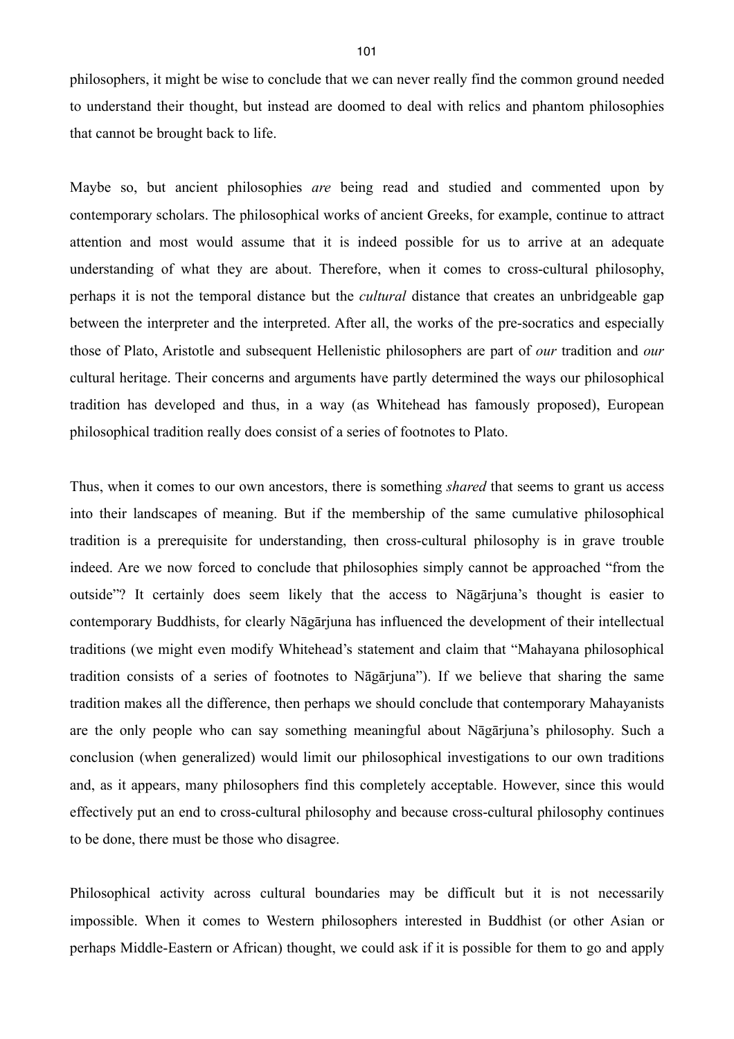philosophers, it might be wise to conclude that we can never really find the common ground needed to understand their thought, but instead are doomed to deal with relics and phantom philosophies that cannot be brought back to life.

Maybe so, but ancient philosophies *are* being read and studied and commented upon by contemporary scholars. The philosophical works of ancient Greeks, for example, continue to attract attention and most would assume that it is indeed possible for us to arrive at an adequate understanding of what they are about. Therefore, when it comes to cross-cultural philosophy, perhaps it is not the temporal distance but the *cultural* distance that creates an unbridgeable gap between the interpreter and the interpreted. After all, the works of the pre-socratics and especially those of Plato, Aristotle and subsequent Hellenistic philosophers are part of *our* tradition and *our* cultural heritage. Their concerns and arguments have partly determined the ways our philosophical tradition has developed and thus, in a way (as Whitehead has famously proposed), European philosophical tradition really does consist of a series of footnotes to Plato.

Thus, when it comes to our own ancestors, there is something *shared* that seems to grant us access into their landscapes of meaning. But if the membership of the same cumulative philosophical tradition is a prerequisite for understanding, then cross-cultural philosophy is in grave trouble indeed. Are we now forced to conclude that philosophies simply cannot be approached "from the outside"? It certainly does seem likely that the access to Nāgārjuna's thought is easier to contemporary Buddhists, for clearly Nāgārjuna has influenced the development of their intellectual traditions (we might even modify Whitehead's statement and claim that "Mahayana philosophical tradition consists of a series of footnotes to Nāgārjuna"). If we believe that sharing the same tradition makes all the difference, then perhaps we should conclude that contemporary Mahayanists are the only people who can say something meaningful about Nāgārjuna's philosophy. Such a conclusion (when generalized) would limit our philosophical investigations to our own traditions and, as it appears, many philosophers find this completely acceptable. However, since this would effectively put an end to cross-cultural philosophy and because cross-cultural philosophy continues to be done, there must be those who disagree.

Philosophical activity across cultural boundaries may be difficult but it is not necessarily impossible. When it comes to Western philosophers interested in Buddhist (or other Asian or perhaps Middle-Eastern or African) thought, we could ask if it is possible for them to go and apply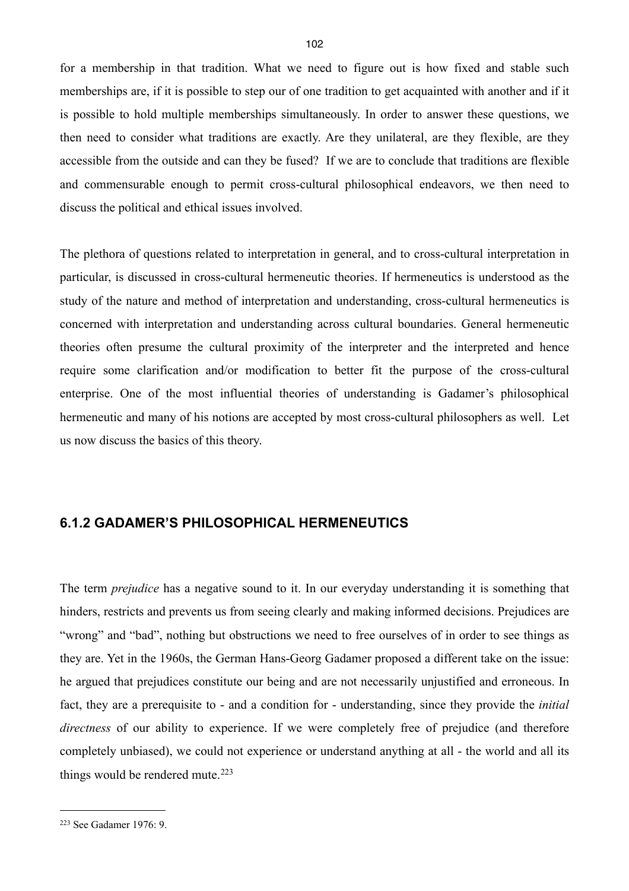for a membership in that tradition. What we need to figure out is how fixed and stable such memberships are, if it is possible to step our of one tradition to get acquainted with another and if it is possible to hold multiple memberships simultaneously. In order to answer these questions, we then need to consider what traditions are exactly. Are they unilateral, are they flexible, are they accessible from the outside and can they be fused? If we are to conclude that traditions are flexible and commensurable enough to permit cross-cultural philosophical endeavors, we then need to discuss the political and ethical issues involved.

The plethora of questions related to interpretation in general, and to cross-cultural interpretation in particular, is discussed in cross-cultural hermeneutic theories. If hermeneutics is understood as the study of the nature and method of interpretation and understanding, cross-cultural hermeneutics is concerned with interpretation and understanding across cultural boundaries. General hermeneutic theories often presume the cultural proximity of the interpreter and the interpreted and hence require some clarification and/or modification to better fit the purpose of the cross-cultural enterprise. One of the most influential theories of understanding is Gadamer's philosophical hermeneutic and many of his notions are accepted by most cross-cultural philosophers as well. Let us now discuss the basics of this theory.

### 6.1.2 GADAMER'S PHILOSOPHICAL HERMENEUTICS

The term *prejudice* has a negative sound to it. In our everyday understanding it is something that hinders, restricts and prevents us from seeing clearly and making informed decisions. Prejudices are "wrong" and "bad", nothing but obstructions we need to free ourselves of in order to see things as they are. Yet in the 1960s, the German Hans-Georg Gadamer proposed a different take on the issue: he argued that prejudices constitute our being and are not necessarily unjustified and erroneous. In fact, they are a prerequisite to - and a condition for - understanding, since they provide the *initial directness* of our ability to experience. If we were completely free of prejudice (and therefore completely unbiased), we could not experience or understand anything at all - the world and all its things would be rendered mute.[223]

[223] See Gadamer 1976: 9.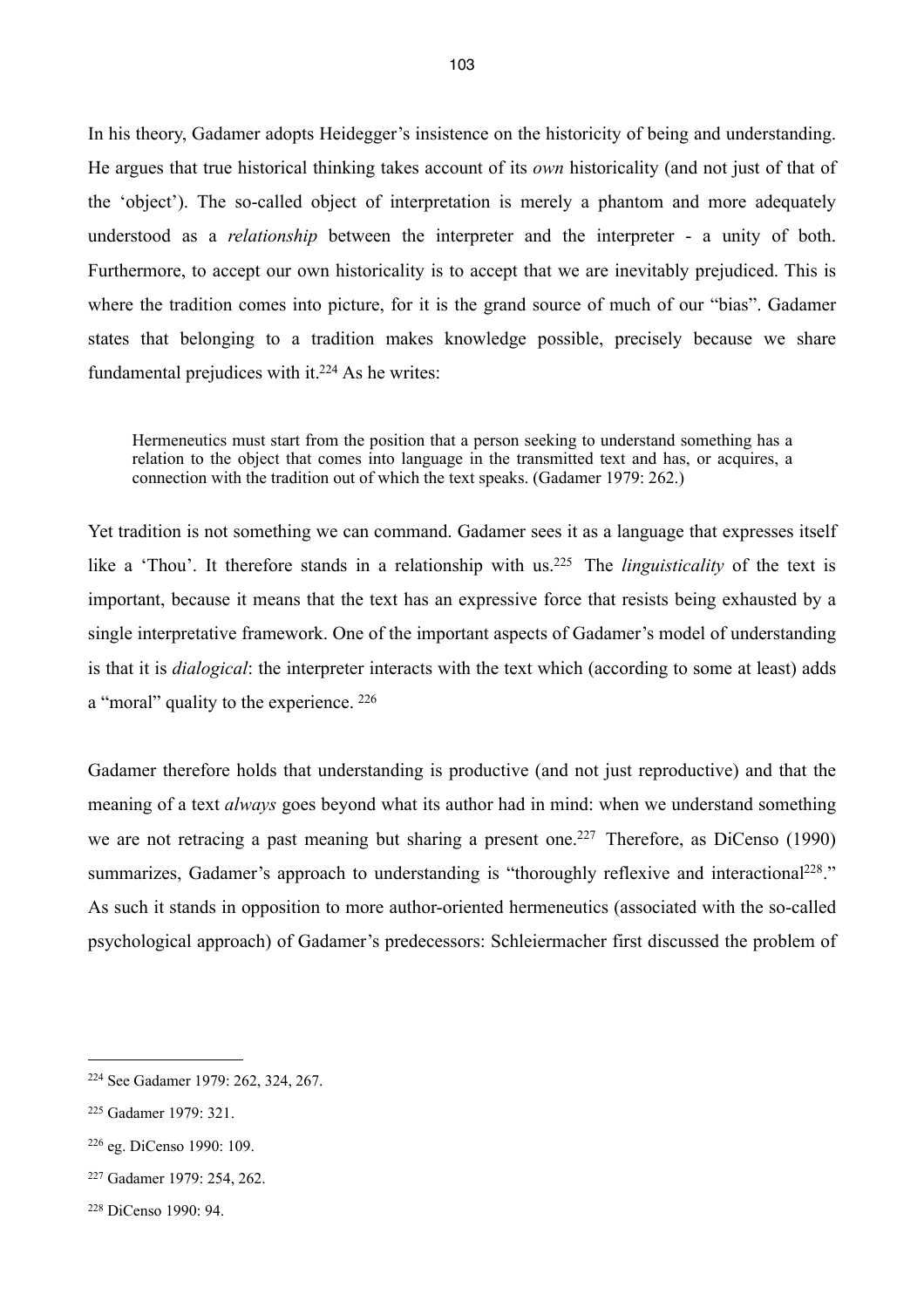In his theory, Gadamer adopts Heidegger's insistence on the historicity of being and understanding. He argues that true historical thinking takes account of its *own* historicality (and not just of that of the 'object'). The so-called object of interpretation is merely a phantom and more adequately understood as a *relationship* between the interpreter and the interpreter - a unity of both. Furthermore, to accept our own historicality is to accept that we are inevitably prejudiced. This is where the tradition comes into picture, for it is the grand source of much of our "bias". Gadamer states that belonging to a tradition makes knowledge possible, precisely because we share fundamental prejudices with it.[224] As he writes:

> Hermeneutics must start from the position that a person seeking to understand something has a relation to the object that comes into language in the transmitted text and has, or acquires, a connection with the tradition out of which the text speaks. (Gadamer 1979: 262.)

Yet tradition is not something we can command. Gadamer sees it as a language that expresses itself like a 'Thou'. It therefore stands in a relationship with us.[225] The *linguisticality* of the text is important, because it means that the text has an expressive force that resists being exhausted by a single interpretative framework. One of the important aspects of Gadamer's model of understanding is that it is *dialogical*: the interpreter interacts with the text which (according to some at least) adds a "moral" quality to the experience.[226]

Gadamer therefore holds that understanding is productive (and not just reproductive) and that the meaning of a text *always* goes beyond what its author had in mind: when we understand something we are not retracing a past meaning but sharing a present one.[227] Therefore, as DiCenso (1990) summarizes, Gadamer's approach to understanding is "thoroughly reflexive and interactional[228]." As such it stands in opposition to more author-oriented hermeneutics (associated with the so-called psychological approach) of Gadamer's predecessors: Schleiermacher first discussed the problem of

---

[224] See Gadamer 1979: 262, 324, 267.

[225] Gadamer 1979: 321.

[226] eg. DiCenso 1990: 109.

[227] Gadamer 1979: 254, 262.

[228] DiCenso 1990: 94.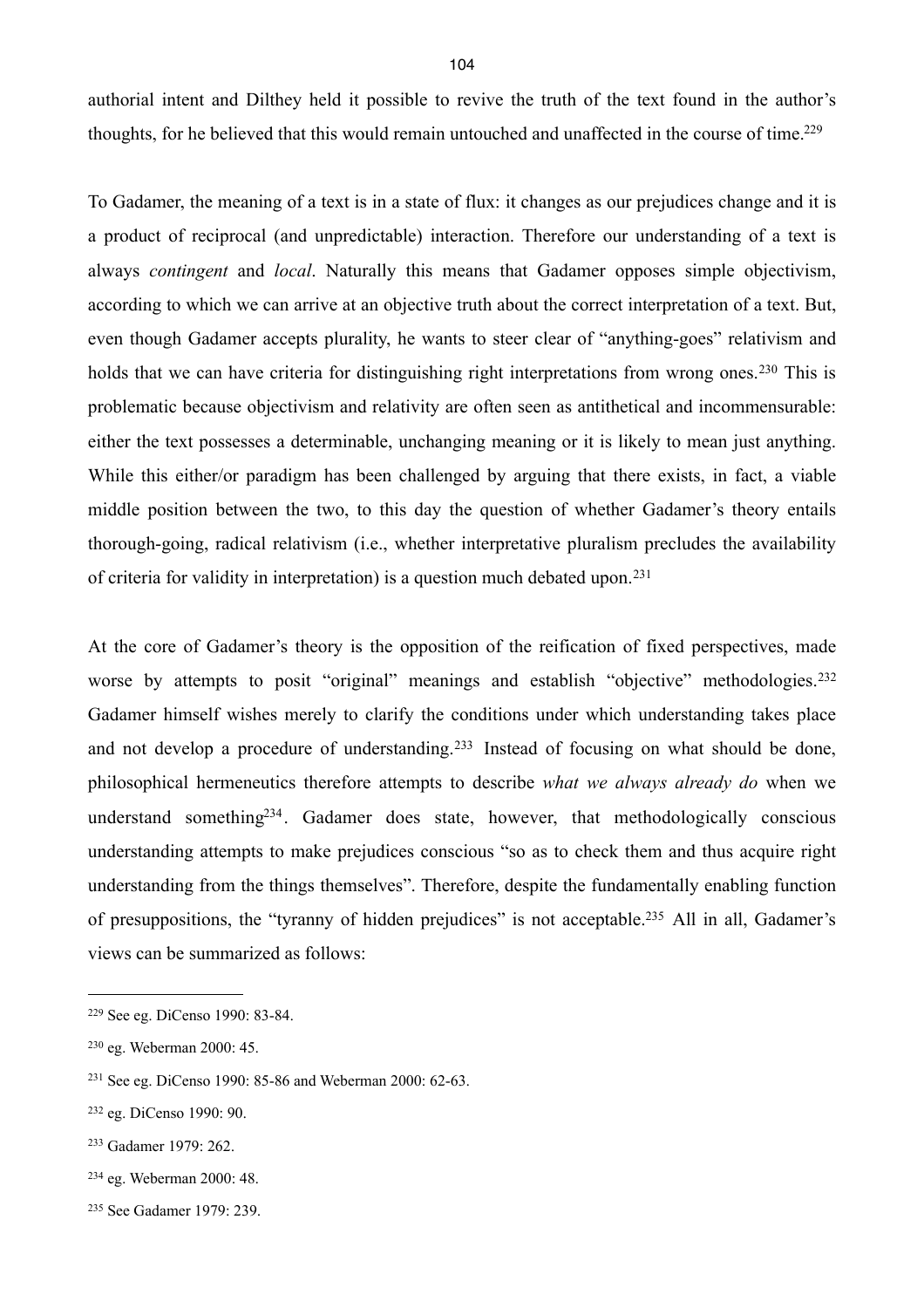authorial intent and Dilthey held it possible to revive the truth of the text found in the author's thoughts, for he believed that this would remain untouched and unaffected in the course of time.[229]

To Gadamer, the meaning of a text is in a state of flux: it changes as our prejudices change and it is a product of reciprocal (and unpredictable) interaction. Therefore our understanding of a text is always *contingent* and *local*. Naturally this means that Gadamer opposes simple objectivism, according to which we can arrive at an objective truth about the correct interpretation of a text. But, even though Gadamer accepts plurality, he wants to steer clear of "anything-goes" relativism and holds that we can have criteria for distinguishing right interpretations from wrong ones.[230] This is problematic because objectivism and relativity are often seen as antithetical and incommensurable: either the text possesses a determinable, unchanging meaning or it is likely to mean just anything. While this either/or paradigm has been challenged by arguing that there exists, in fact, a viable middle position between the two, to this day the question of whether Gadamer's theory entails thorough-going, radical relativism (i.e., whether interpretative pluralism precludes the availability of criteria for validity in interpretation) is a question much debated upon.[231]

At the core of Gadamer's theory is the opposition of the reification of fixed perspectives, made worse by attempts to posit "original" meanings and establish "objective" methodologies.[232] Gadamer himself wishes merely to clarify the conditions under which understanding takes place and not develop a procedure of understanding.[233] Instead of focusing on what should be done, philosophical hermeneutics therefore attempts to describe *what we always already do* when we understand something[234]. Gadamer does state, however, that methodologically conscious understanding attempts to make prejudices conscious "so as to check them and thus acquire right understanding from the things themselves". Therefore, despite the fundamentally enabling function of presuppositions, the "tyranny of hidden prejudices" is not acceptable.[235] All in all, Gadamer's views can be summarized as follows:

---

[229] See eg. DiCenso 1990: 83-84.

[230] eg. Weberman 2000: 45.

[231] See eg. DiCenso 1990: 85-86 and Weberman 2000: 62-63.

[232] eg. DiCenso 1990: 90.

[233] Gadamer 1979: 262.

[234] eg. Weberman 2000: 48.

[235] See Gadamer 1979: 239.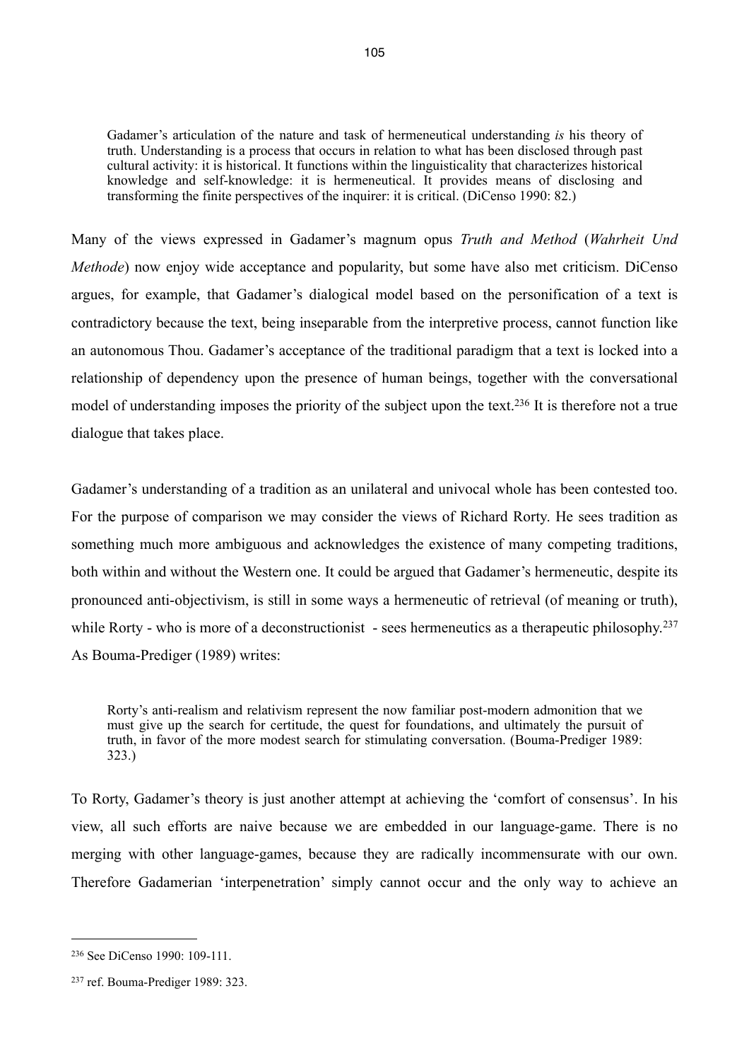> Gadamer's articulation of the nature and task of hermeneutical understanding *is* his theory of truth. Understanding is a process that occurs in relation to what has been disclosed through past cultural activity: it is historical. It functions within the linguisticality that characterizes historical knowledge and self-knowledge: it is hermeneutical. It provides means of disclosing and transforming the finite perspectives of the inquirer: it is critical. (DiCenso 1990: 82.)

Many of the views expressed in Gadamer's magnum opus *Truth and Method* (*Wahrheit Und Methode*) now enjoy wide acceptance and popularity, but some have also met criticism. DiCenso argues, for example, that Gadamer's dialogical model based on the personification of a text is contradictory because the text, being inseparable from the interpretive process, cannot function like an autonomous Thou. Gadamer's acceptance of the traditional paradigm that a text is locked into a relationship of dependency upon the presence of human beings, together with the conversational model of understanding imposes the priority of the subject upon the text.[236] It is therefore not a true dialogue that takes place.

Gadamer's understanding of a tradition as an unilateral and univocal whole has been contested too. For the purpose of comparison we may consider the views of Richard Rorty. He sees tradition as something much more ambiguous and acknowledges the existence of many competing traditions, both within and without the Western one. It could be argued that Gadamer's hermeneutic, despite its pronounced anti-objectivism, is still in some ways a hermeneutic of retrieval (of meaning or truth), while Rorty - who is more of a deconstructionist - sees hermeneutics as a therapeutic philosophy.[237] As Bouma-Prediger (1989) writes:

> Rorty's anti-realism and relativism represent the now familiar post-modern admonition that we must give up the search for certitude, the quest for foundations, and ultimately the pursuit of truth, in favor of the more modest search for stimulating conversation. (Bouma-Prediger 1989: 323.)

To Rorty, Gadamer's theory is just another attempt at achieving the 'comfort of consensus'. In his view, all such efforts are naive because we are embedded in our language-game. There is no merging with other language-games, because they are radically incommensurate with our own. Therefore Gadamerian 'interpenetration' simply cannot occur and the only way to achieve an

---

[236] See DiCenso 1990: 109-111.

[237] ref. Bouma-Prediger 1989: 323.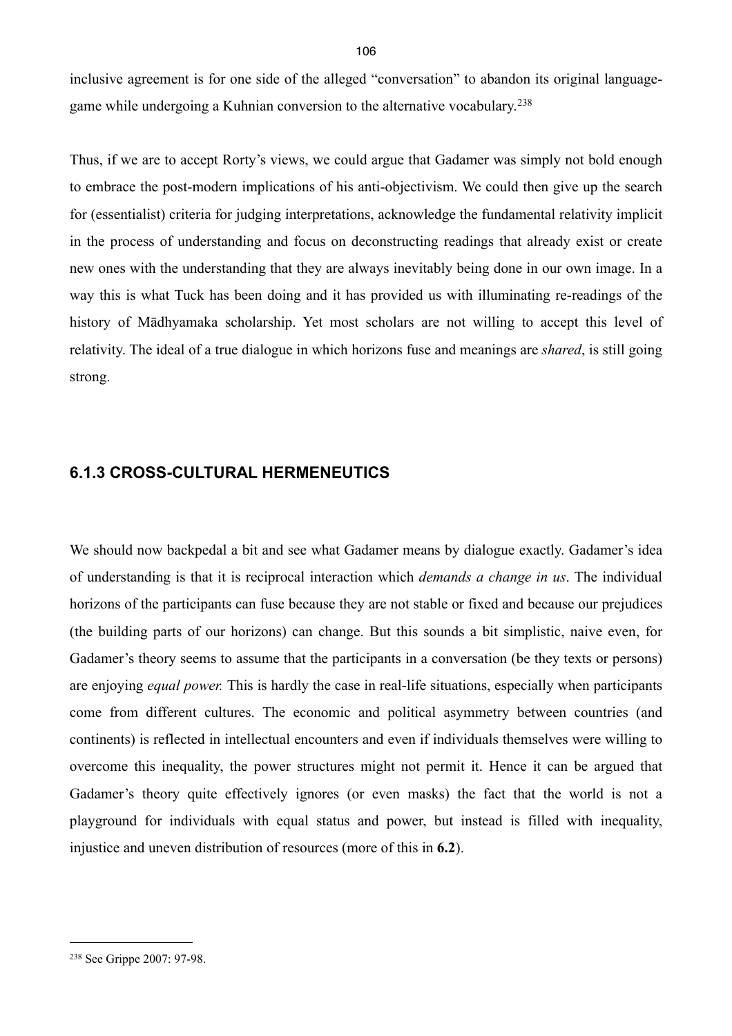inclusive agreement is for one side of the alleged "conversation" to abandon its original language-game while undergoing a Kuhnian conversion to the alternative vocabulary.[238]

Thus, if we are to accept Rorty's views, we could argue that Gadamer was simply not bold enough to embrace the post-modern implications of his anti-objectivism. We could then give up the search for (essentialist) criteria for judging interpretations, acknowledge the fundamental relativity implicit in the process of understanding and focus on deconstructing readings that already exist or create new ones with the understanding that they are always inevitably being done in our own image. In a way this is what Tuck has been doing and it has provided us with illuminating re-readings of the history of Mādhyamaka scholarship. Yet most scholars are not willing to accept this level of relativity. The ideal of a true dialogue in which horizons fuse and meanings are *shared*, is still going strong.

### 6.1.3 CROSS-CULTURAL HERMENEUTICS

We should now backpedal a bit and see what Gadamer means by dialogue exactly. Gadamer's idea of understanding is that it is reciprocal interaction which *demands a change in us*. The individual horizons of the participants can fuse because they are not stable or fixed and because our prejudices (the building parts of our horizons) can change. But this sounds a bit simplistic, naive even, for Gadamer's theory seems to assume that the participants in a conversation (be they texts or persons) are enjoying *equal power.* This is hardly the case in real-life situations, especially when participants come from different cultures. The economic and political asymmetry between countries (and continents) is reflected in intellectual encounters and even if individuals themselves were willing to overcome this inequality, the power structures might not permit it. Hence it can be argued that Gadamer's theory quite effectively ignores (or even masks) the fact that the world is not a playground for individuals with equal status and power, but instead is filled with inequality, injustice and uneven distribution of resources (more of this in **6.2**).

---

[238] See Grippe 2007: 97-98.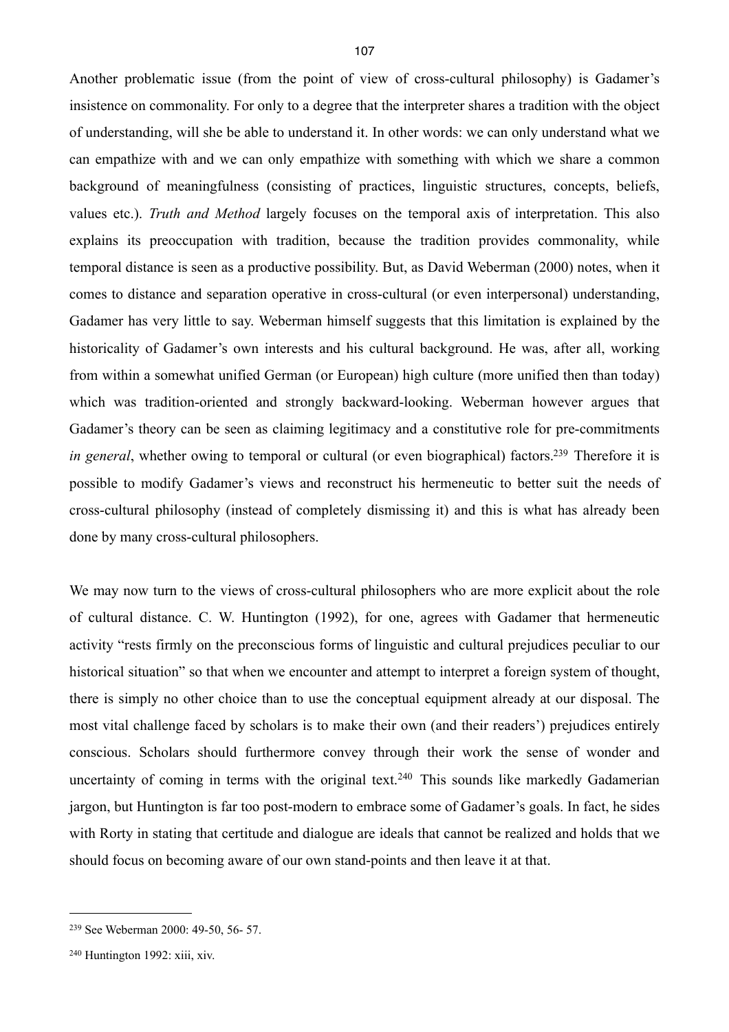Another problematic issue (from the point of view of cross-cultural philosophy) is Gadamer's insistence on commonality. For only to a degree that the interpreter shares a tradition with the object of understanding, will she be able to understand it. In other words: we can only understand what we can empathize with and we can only empathize with something with which we share a common background of meaningfulness (consisting of practices, linguistic structures, concepts, beliefs, values etc.). *Truth and Method* largely focuses on the temporal axis of interpretation. This also explains its preoccupation with tradition, because the tradition provides commonality, while temporal distance is seen as a productive possibility. But, as David Weberman (2000) notes, when it comes to distance and separation operative in cross-cultural (or even interpersonal) understanding, Gadamer has very little to say. Weberman himself suggests that this limitation is explained by the historicality of Gadamer's own interests and his cultural background. He was, after all, working from within a somewhat unified German (or European) high culture (more unified then than today) which was tradition-oriented and strongly backward-looking. Weberman however argues that Gadamer's theory can be seen as claiming legitimacy and a constitutive role for pre-commitments *in general*, whether owing to temporal or cultural (or even biographical) factors.[239] Therefore it is possible to modify Gadamer's views and reconstruct his hermeneutic to better suit the needs of cross-cultural philosophy (instead of completely dismissing it) and this is what has already been done by many cross-cultural philosophers.

We may now turn to the views of cross-cultural philosophers who are more explicit about the role of cultural distance. C. W. Huntington (1992), for one, agrees with Gadamer that hermeneutic activity "rests firmly on the preconscious forms of linguistic and cultural prejudices peculiar to our historical situation" so that when we encounter and attempt to interpret a foreign system of thought, there is simply no other choice than to use the conceptual equipment already at our disposal. The most vital challenge faced by scholars is to make their own (and their readers') prejudices entirely conscious. Scholars should furthermore convey through their work the sense of wonder and uncertainty of coming in terms with the original text.[240] This sounds like markedly Gadamerian jargon, but Huntington is far too post-modern to embrace some of Gadamer's goals. In fact, he sides with Rorty in stating that certitude and dialogue are ideals that cannot be realized and holds that we should focus on becoming aware of our own stand-points and then leave it at that.

---

[239] See Weberman 2000: 49-50, 56- 57.

[240] Huntington 1992: xiii, xiv.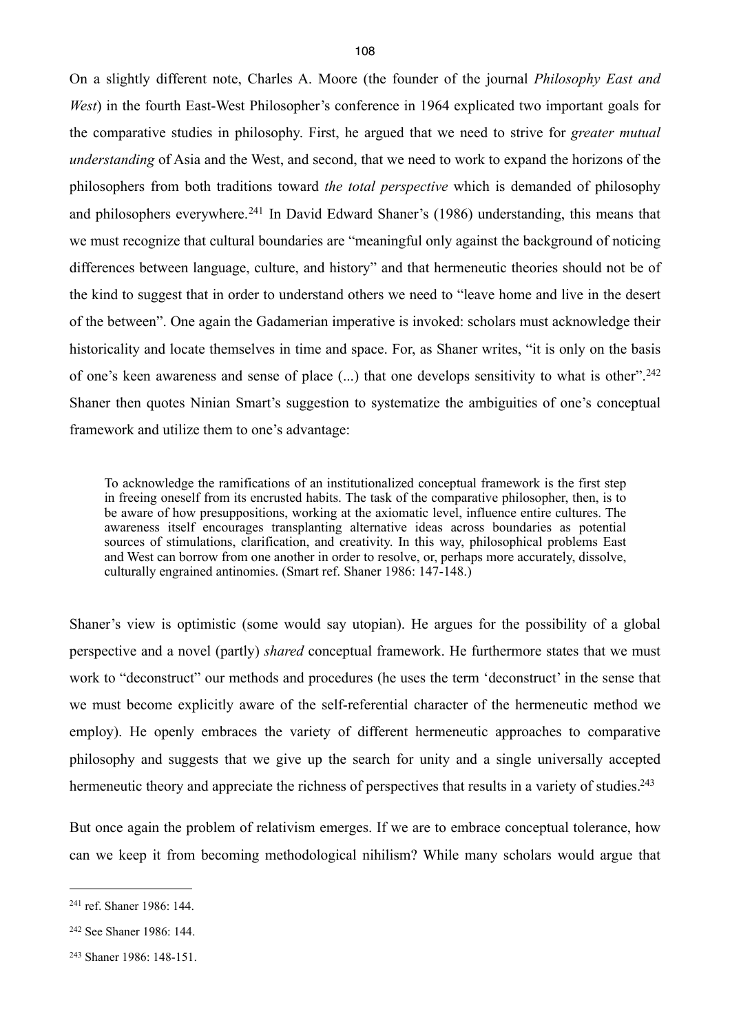On a slightly different note, Charles A. Moore (the founder of the journal *Philosophy East and West*) in the fourth East-West Philosopher's conference in 1964 explicated two important goals for the comparative studies in philosophy. First, he argued that we need to strive for *greater mutual understanding* of Asia and the West, and second, that we need to work to expand the horizons of the philosophers from both traditions toward *the total perspective* which is demanded of philosophy and philosophers everywhere.[241] In David Edward Shaner's (1986) understanding, this means that we must recognize that cultural boundaries are "meaningful only against the background of noticing differences between language, culture, and history" and that hermeneutic theories should not be of the kind to suggest that in order to understand others we need to "leave home and live in the desert of the between". One again the Gadamerian imperative is invoked: scholars must acknowledge their historicality and locate themselves in time and space. For, as Shaner writes, "it is only on the basis of one's keen awareness and sense of place (...) that one develops sensitivity to what is other".[242] Shaner then quotes Ninian Smart's suggestion to systematize the ambiguities of one's conceptual framework and utilize them to one's advantage:

> To acknowledge the ramifications of an institutionalized conceptual framework is the first step in freeing oneself from its encrusted habits. The task of the comparative philosopher, then, is to be aware of how presuppositions, working at the axiomatic level, influence entire cultures. The awareness itself encourages transplanting alternative ideas across boundaries as potential sources of stimulations, clarification, and creativity. In this way, philosophical problems East and West can borrow from one another in order to resolve, or, perhaps more accurately, dissolve, culturally engrained antinomies. (Smart ref. Shaner 1986: 147-148.)

Shaner's view is optimistic (some would say utopian). He argues for the possibility of a global perspective and a novel (partly) *shared* conceptual framework. He furthermore states that we must work to "deconstruct" our methods and procedures (he uses the term 'deconstruct' in the sense that we must become explicitly aware of the self-referential character of the hermeneutic method we employ). He openly embraces the variety of different hermeneutic approaches to comparative philosophy and suggests that we give up the search for unity and a single universally accepted hermeneutic theory and appreciate the richness of perspectives that results in a variety of studies.[243]

But once again the problem of relativism emerges. If we are to embrace conceptual tolerance, how can we keep it from becoming methodological nihilism? While many scholars would argue that

---

[241] ref. Shaner 1986: 144.

[242] See Shaner 1986: 144.

[243] Shaner 1986: 148-151.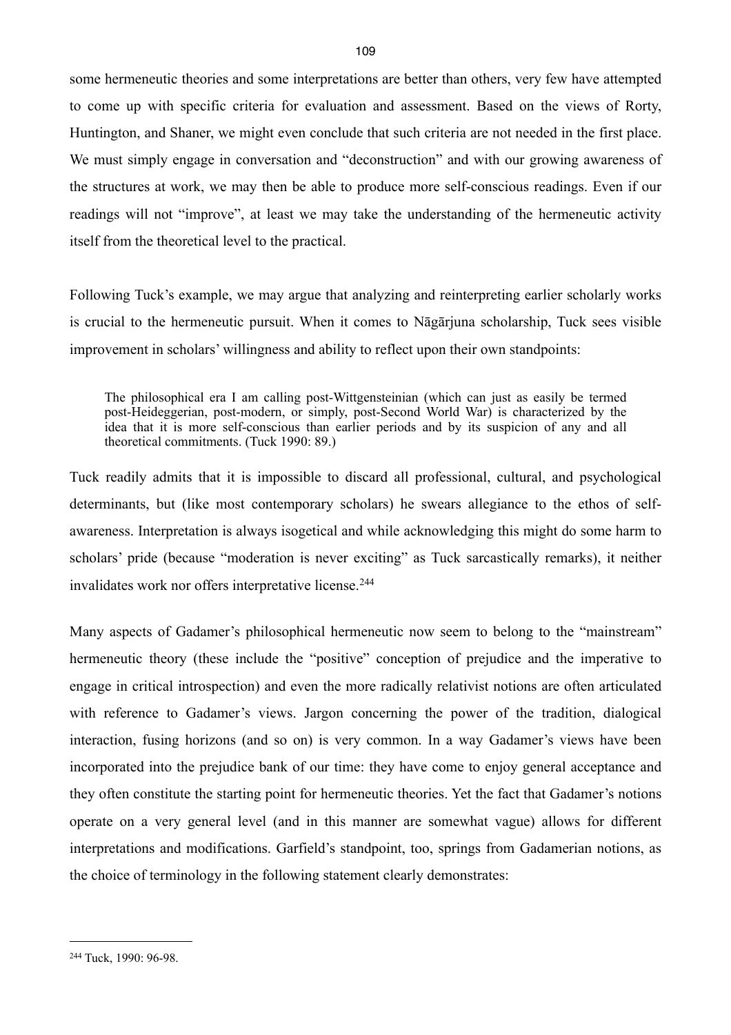some hermeneutic theories and some interpretations are better than others, very few have attempted to come up with specific criteria for evaluation and assessment. Based on the views of Rorty, Huntington, and Shaner, we might even conclude that such criteria are not needed in the first place. We must simply engage in conversation and "deconstruction" and with our growing awareness of the structures at work, we may then be able to produce more self-conscious readings. Even if our readings will not "improve", at least we may take the understanding of the hermeneutic activity itself from the theoretical level to the practical.

Following Tuck's example, we may argue that analyzing and reinterpreting earlier scholarly works is crucial to the hermeneutic pursuit. When it comes to Nāgārjuna scholarship, Tuck sees visible improvement in scholars' willingness and ability to reflect upon their own standpoints:

> The philosophical era I am calling post-Wittgensteinian (which can just as easily be termed post-Heideggerian, post-modern, or simply, post-Second World War) is characterized by the idea that it is more self-conscious than earlier periods and by its suspicion of any and all theoretical commitments. (Tuck 1990: 89.)

Tuck readily admits that it is impossible to discard all professional, cultural, and psychological determinants, but (like most contemporary scholars) he swears allegiance to the ethos of self-awareness. Interpretation is always isogetical and while acknowledging this might do some harm to scholars' pride (because "moderation is never exciting" as Tuck sarcastically remarks), it neither invalidates work nor offers interpretative license.[244]

Many aspects of Gadamer's philosophical hermeneutic now seem to belong to the "mainstream" hermeneutic theory (these include the "positive" conception of prejudice and the imperative to engage in critical introspection) and even the more radically relativist notions are often articulated with reference to Gadamer's views. Jargon concerning the power of the tradition, dialogical interaction, fusing horizons (and so on) is very common. In a way Gadamer's views have been incorporated into the prejudice bank of our time: they have come to enjoy general acceptance and they often constitute the starting point for hermeneutic theories. Yet the fact that Gadamer's notions operate on a very general level (and in this manner are somewhat vague) allows for different interpretations and modifications. Garfield's standpoint, too, springs from Gadamerian notions, as the choice of terminology in the following statement clearly demonstrates:

---

[244] Tuck, 1990: 96-98.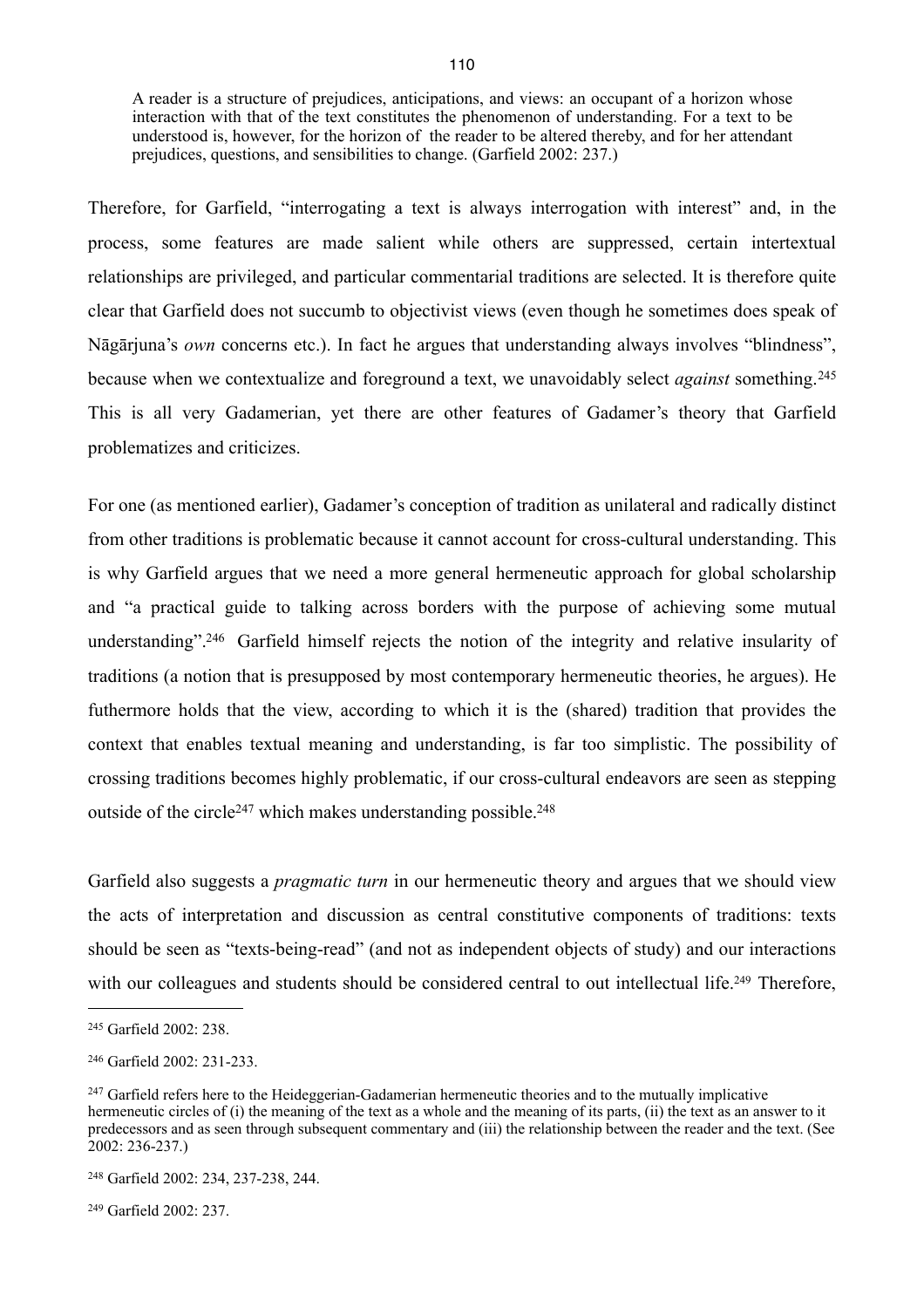> A reader is a structure of prejudices, anticipations, and views: an occupant of a horizon whose interaction with that of the text constitutes the phenomenon of understanding. For a text to be understood is, however, for the horizon of the reader to be altered thereby, and for her attendant prejudices, questions, and sensibilities to change. (Garfield 2002: 237.)

Therefore, for Garfield, "interrogating a text is always interrogation with interest" and, in the process, some features are made salient while others are suppressed, certain intertextual relationships are privileged, and particular commentarial traditions are selected. It is therefore quite clear that Garfield does not succumb to objectivist views (even though he sometimes does speak of Nāgārjuna's *own* concerns etc.). In fact he argues that understanding always involves "blindness", because when we contextualize and foreground a text, we unavoidably select *against* something.[245] This is all very Gadamerian, yet there are other features of Gadamer's theory that Garfield problematizes and criticizes.

For one (as mentioned earlier), Gadamer's conception of tradition as unilateral and radically distinct from other traditions is problematic because it cannot account for cross-cultural understanding. This is why Garfield argues that we need a more general hermeneutic approach for global scholarship and "a practical guide to talking across borders with the purpose of achieving some mutual understanding".[246] Garfield himself rejects the notion of the integrity and relative insularity of traditions (a notion that is presupposed by most contemporary hermeneutic theories, he argues). He futhermore holds that the view, according to which it is the (shared) tradition that provides the context that enables textual meaning and understanding, is far too simplistic. The possibility of crossing traditions becomes highly problematic, if our cross-cultural endeavors are seen as stepping outside of the circle[247] which makes understanding possible.[248]

Garfield also suggests a *pragmatic turn* in our hermeneutic theory and argues that we should view the acts of interpretation and discussion as central constitutive components of traditions: texts should be seen as "texts-being-read" (and not as independent objects of study) and our interactions with our colleagues and students should be considered central to out intellectual life.[249] Therefore,

---

[245] Garfield 2002: 238.

[246] Garfield 2002: 231-233.

[247] Garfield refers here to the Heideggerian-Gadamerian hermeneutic theories and to the mutually implicative hermeneutic circles of (i) the meaning of the text as a whole and the meaning of its parts, (ii) the text as an answer to it predecessors and as seen through subsequent commentary and (iii) the relationship between the reader and the text. (See 2002: 236-237.)

[248] Garfield 2002: 234, 237-238, 244.

[249] Garfield 2002: 237.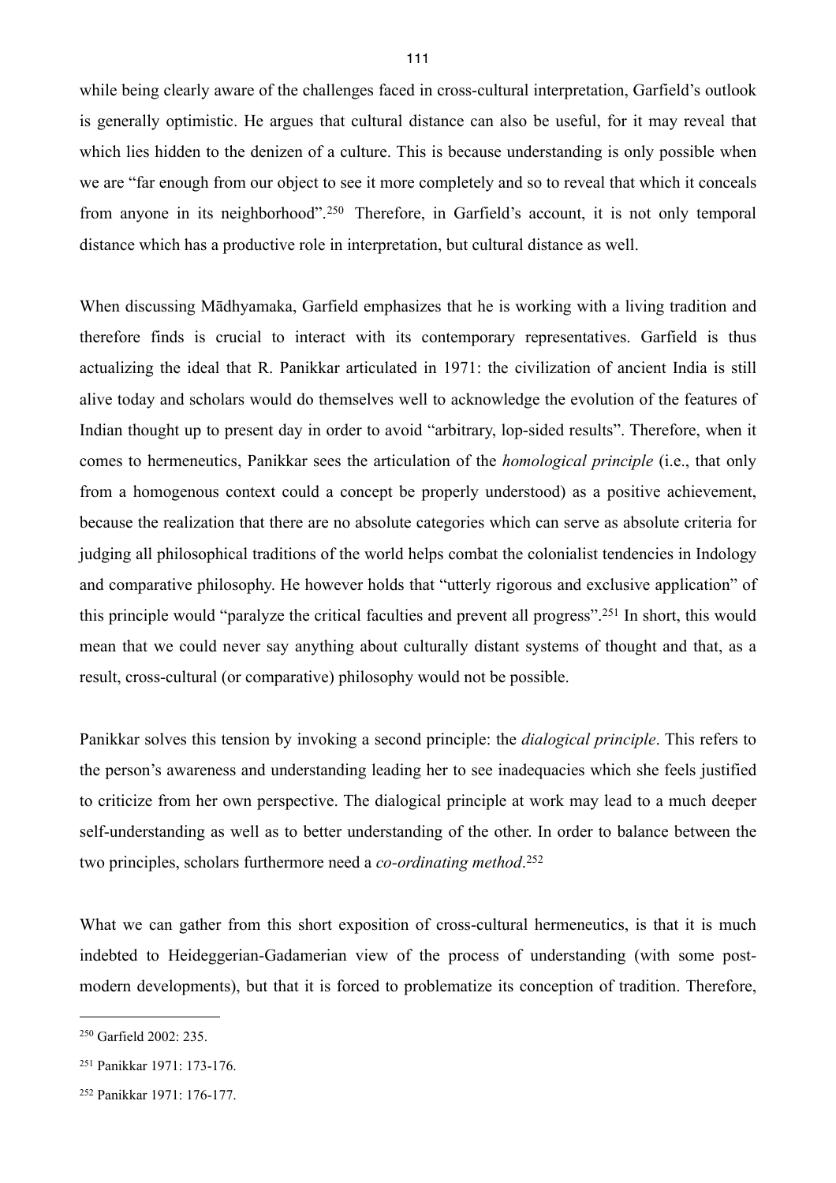while being clearly aware of the challenges faced in cross-cultural interpretation, Garfield's outlook is generally optimistic. He argues that cultural distance can also be useful, for it may reveal that which lies hidden to the denizen of a culture. This is because understanding is only possible when we are "far enough from our object to see it more completely and so to reveal that which it conceals from anyone in its neighborhood".[250] Therefore, in Garfield's account, it is not only temporal distance which has a productive role in interpretation, but cultural distance as well.

When discussing Mādhyamaka, Garfield emphasizes that he is working with a living tradition and therefore finds is crucial to interact with its contemporary representatives. Garfield is thus actualizing the ideal that R. Panikkar articulated in 1971: the civilization of ancient India is still alive today and scholars would do themselves well to acknowledge the evolution of the features of Indian thought up to present day in order to avoid "arbitrary, lop-sided results". Therefore, when it comes to hermeneutics, Panikkar sees the articulation of the *homological principle* (i.e., that only from a homogenous context could a concept be properly understood) as a positive achievement, because the realization that there are no absolute categories which can serve as absolute criteria for judging all philosophical traditions of the world helps combat the colonialist tendencies in Indology and comparative philosophy. He however holds that "utterly rigorous and exclusive application" of this principle would "paralyze the critical faculties and prevent all progress".[251] In short, this would mean that we could never say anything about culturally distant systems of thought and that, as a result, cross-cultural (or comparative) philosophy would not be possible.

Panikkar solves this tension by invoking a second principle: the *dialogical principle*. This refers to the person's awareness and understanding leading her to see inadequacies which she feels justified to criticize from her own perspective. The dialogical principle at work may lead to a much deeper self-understanding as well as to better understanding of the other. In order to balance between the two principles, scholars furthermore need a *co-ordinating method*.[252]

What we can gather from this short exposition of cross-cultural hermeneutics, is that it is much indebted to Heideggerian-Gadamerian view of the process of understanding (with some post-modern developments), but that it is forced to problematize its conception of tradition. Therefore,

---

[250] Garfield 2002: 235.

[251] Panikkar 1971: 173-176.

[252] Panikkar 1971: 176-177.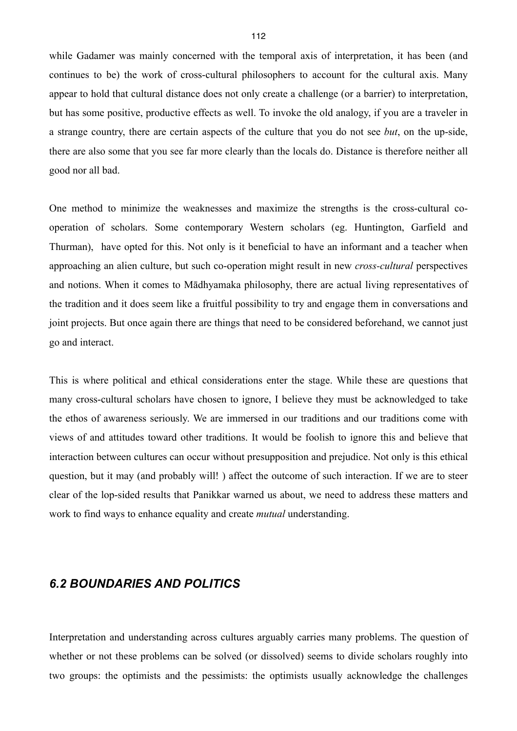while Gadamer was mainly concerned with the temporal axis of interpretation, it has been (and continues to be) the work of cross-cultural philosophers to account for the cultural axis. Many appear to hold that cultural distance does not only create a challenge (or a barrier) to interpretation, but has some positive, productive effects as well. To invoke the old analogy, if you are a traveler in a strange country, there are certain aspects of the culture that you do not see *but*, on the up-side, there are also some that you see far more clearly than the locals do. Distance is therefore neither all good nor all bad.

One method to minimize the weaknesses and maximize the strengths is the cross-cultural co-operation of scholars. Some contemporary Western scholars (eg. Huntington, Garfield and Thurman), have opted for this. Not only is it beneficial to have an informant and a teacher when approaching an alien culture, but such co-operation might result in new *cross-cultural* perspectives and notions. When it comes to Mādhyamaka philosophy, there are actual living representatives of the tradition and it does seem like a fruitful possibility to try and engage them in conversations and joint projects. But once again there are things that need to be considered beforehand, we cannot just go and interact.

This is where political and ethical considerations enter the stage. While these are questions that many cross-cultural scholars have chosen to ignore, I believe they must be acknowledged to take the ethos of awareness seriously. We are immersed in our traditions and our traditions come with views of and attitudes toward other traditions. It would be foolish to ignore this and believe that interaction between cultures can occur without presupposition and prejudice. Not only is this ethical question, but it may (and probably will! ) affect the outcome of such interaction. If we are to steer clear of the lop-sided results that Panikkar warned us about, we need to address these matters and work to find ways to enhance equality and create *mutual* understanding.

## *6.2 BOUNDARIES AND POLITICS*

Interpretation and understanding across cultures arguably carries many problems. The question of whether or not these problems can be solved (or dissolved) seems to divide scholars roughly into two groups: the optimists and the pessimists: the optimists usually acknowledge the challenges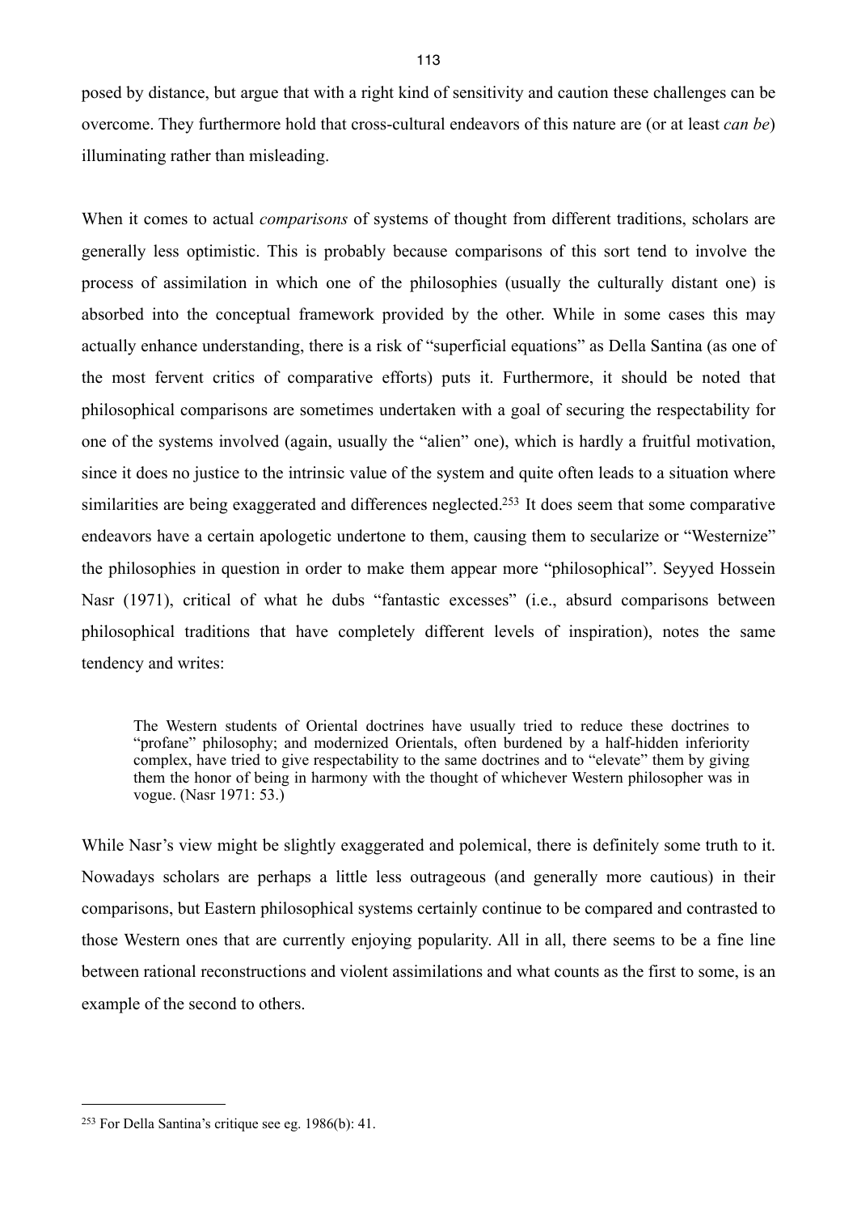posed by distance, but argue that with a right kind of sensitivity and caution these challenges can be overcome. They furthermore hold that cross-cultural endeavors of this nature are (or at least *can be*) illuminating rather than misleading.

When it comes to actual *comparisons* of systems of thought from different traditions, scholars are generally less optimistic. This is probably because comparisons of this sort tend to involve the process of assimilation in which one of the philosophies (usually the culturally distant one) is absorbed into the conceptual framework provided by the other. While in some cases this may actually enhance understanding, there is a risk of "superficial equations" as Della Santina (as one of the most fervent critics of comparative efforts) puts it. Furthermore, it should be noted that philosophical comparisons are sometimes undertaken with a goal of securing the respectability for one of the systems involved (again, usually the "alien" one), which is hardly a fruitful motivation, since it does no justice to the intrinsic value of the system and quite often leads to a situation where similarities are being exaggerated and differences neglected.[253] It does seem that some comparative endeavors have a certain apologetic undertone to them, causing them to secularize or "Westernize" the philosophies in question in order to make them appear more "philosophical". Seyyed Hossein Nasr (1971), critical of what he dubs "fantastic excesses" (i.e., absurd comparisons between philosophical traditions that have completely different levels of inspiration), notes the same tendency and writes:

> The Western students of Oriental doctrines have usually tried to reduce these doctrines to "profane" philosophy; and modernized Orientals, often burdened by a half-hidden inferiority complex, have tried to give respectability to the same doctrines and to "elevate" them by giving them the honor of being in harmony with the thought of whichever Western philosopher was in vogue. (Nasr 1971: 53.)

While Nasr's view might be slightly exaggerated and polemical, there is definitely some truth to it. Nowadays scholars are perhaps a little less outrageous (and generally more cautious) in their comparisons, but Eastern philosophical systems certainly continue to be compared and contrasted to those Western ones that are currently enjoying popularity. All in all, there seems to be a fine line between rational reconstructions and violent assimilations and what counts as the first to some, is an example of the second to others.

---

[253] For Della Santina's critique see eg. 1986(b): 41.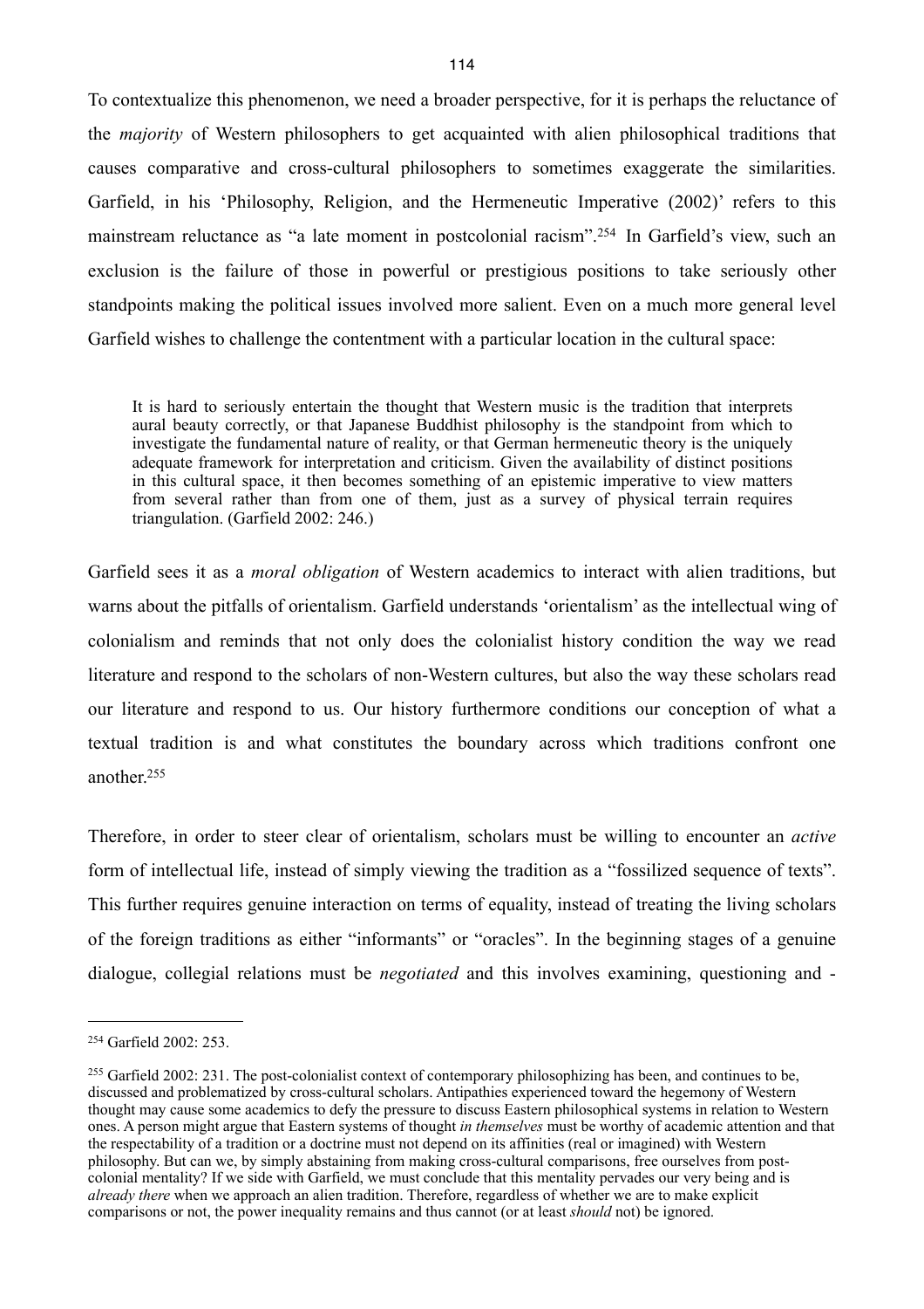To contextualize this phenomenon, we need a broader perspective, for it is perhaps the reluctance of the *majority* of Western philosophers to get acquainted with alien philosophical traditions that causes comparative and cross-cultural philosophers to sometimes exaggerate the similarities. Garfield, in his 'Philosophy, Religion, and the Hermeneutic Imperative (2002)' refers to this mainstream reluctance as "a late moment in postcolonial racism".[254] In Garfield's view, such an exclusion is the failure of those in powerful or prestigious positions to take seriously other standpoints making the political issues involved more salient. Even on a much more general level Garfield wishes to challenge the contentment with a particular location in the cultural space:

> It is hard to seriously entertain the thought that Western music is the tradition that interprets aural beauty correctly, or that Japanese Buddhist philosophy is the standpoint from which to investigate the fundamental nature of reality, or that German hermeneutic theory is the uniquely adequate framework for interpretation and criticism. Given the availability of distinct positions in this cultural space, it then becomes something of an epistemic imperative to view matters from several rather than from one of them, just as a survey of physical terrain requires triangulation. (Garfield 2002: 246.)

Garfield sees it as a *moral obligation* of Western academics to interact with alien traditions, but warns about the pitfalls of orientalism. Garfield understands 'orientalism' as the intellectual wing of colonialism and reminds that not only does the colonialist history condition the way we read literature and respond to the scholars of non-Western cultures, but also the way these scholars read our literature and respond to us. Our history furthermore conditions our conception of what a textual tradition is and what constitutes the boundary across which traditions confront one another.[255]

Therefore, in order to steer clear of orientalism, scholars must be willing to encounter an *active* form of intellectual life, instead of simply viewing the tradition as a "fossilized sequence of texts". This further requires genuine interaction on terms of equality, instead of treating the living scholars of the foreign traditions as either "informants" or "oracles". In the beginning stages of a genuine dialogue, collegial relations must be *negotiated* and this involves examining, questioning and -

---

[254] Garfield 2002: 253.

[255] Garfield 2002: 231. The post-colonialist context of contemporary philosophizing has been, and continues to be, discussed and problematized by cross-cultural scholars. Antipathies experienced toward the hegemony of Western thought may cause some academics to defy the pressure to discuss Eastern philosophical systems in relation to Western ones. A person might argue that Eastern systems of thought *in themselves* must be worthy of academic attention and that the respectability of a tradition or a doctrine must not depend on its affinities (real or imagined) with Western philosophy. But can we, by simply abstaining from making cross-cultural comparisons, free ourselves from post-colonial mentality? If we side with Garfield, we must conclude that this mentality pervades our very being and is *already there* when we approach an alien tradition. Therefore, regardless of whether we are to make explicit comparisons or not, the power inequality remains and thus cannot (or at least *should* not) be ignored.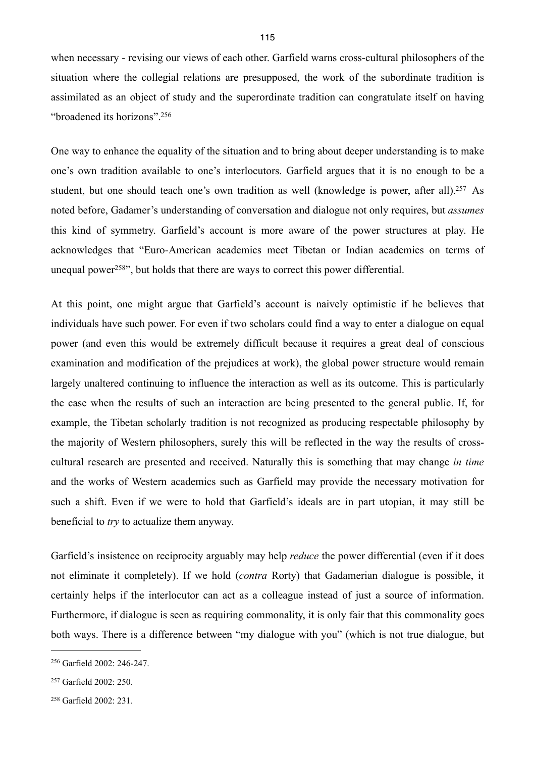when necessary - revising our views of each other. Garfield warns cross-cultural philosophers of the situation where the collegial relations are presupposed, the work of the subordinate tradition is assimilated as an object of study and the superordinate tradition can congratulate itself on having "broadened its horizons".[256]

One way to enhance the equality of the situation and to bring about deeper understanding is to make one's own tradition available to one's interlocutors. Garfield argues that it is no enough to be a student, but one should teach one's own tradition as well (knowledge is power, after all).[257] As noted before, Gadamer's understanding of conversation and dialogue not only requires, but *assumes* this kind of symmetry. Garfield's account is more aware of the power structures at play. He acknowledges that "Euro-American academics meet Tibetan or Indian academics on terms of unequal power[258]", but holds that there are ways to correct this power differential.

At this point, one might argue that Garfield's account is naively optimistic if he believes that individuals have such power. For even if two scholars could find a way to enter a dialogue on equal power (and even this would be extremely difficult because it requires a great deal of conscious examination and modification of the prejudices at work), the global power structure would remain largely unaltered continuing to influence the interaction as well as its outcome. This is particularly the case when the results of such an interaction are being presented to the general public. If, for example, the Tibetan scholarly tradition is not recognized as producing respectable philosophy by the majority of Western philosophers, surely this will be reflected in the way the results of cross-cultural research are presented and received. Naturally this is something that may change *in time* and the works of Western academics such as Garfield may provide the necessary motivation for such a shift. Even if we were to hold that Garfield's ideals are in part utopian, it may still be beneficial to *try* to actualize them anyway.

Garfield's insistence on reciprocity arguably may help *reduce* the power differential (even if it does not eliminate it completely). If we hold (*contra* Rorty) that Gadamerian dialogue is possible, it certainly helps if the interlocutor can act as a colleague instead of just a source of information. Furthermore, if dialogue is seen as requiring commonality, it is only fair that this commonality goes both ways. There is a difference between "my dialogue with you" (which is not true dialogue, but

---

[256] Garfield 2002: 246-247.

[257] Garfield 2002: 250.

[258] Garfield 2002: 231.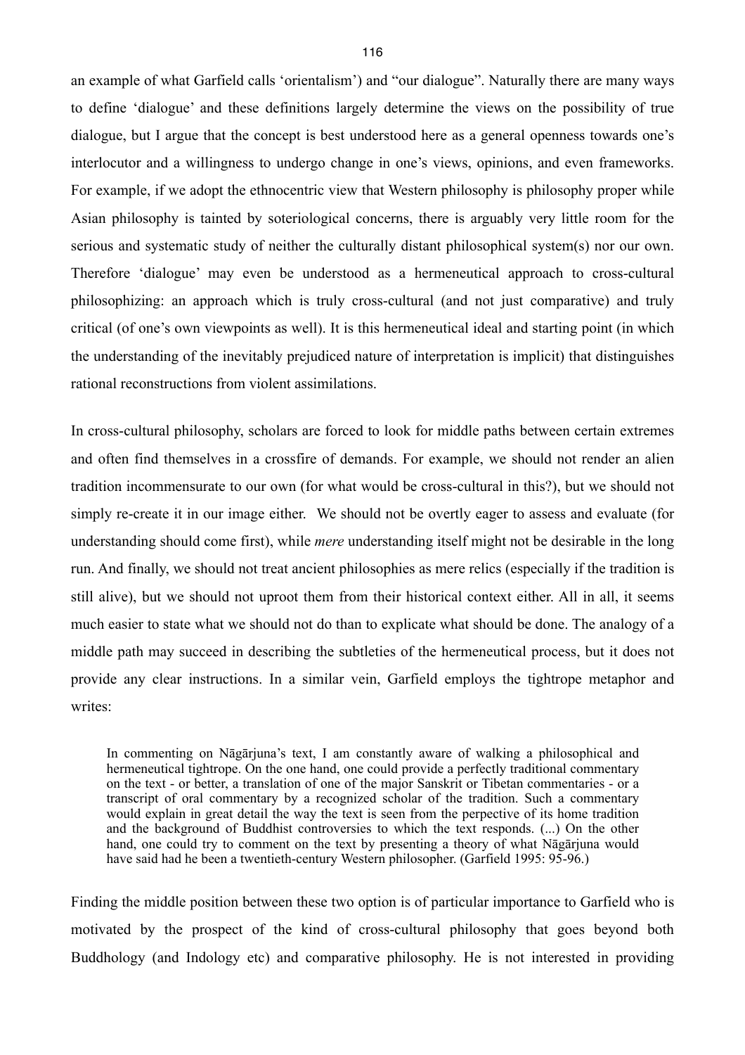an example of what Garfield calls 'orientalism') and "our dialogue". Naturally there are many ways to define 'dialogue' and these definitions largely determine the views on the possibility of true dialogue, but I argue that the concept is best understood here as a general openness towards one's interlocutor and a willingness to undergo change in one's views, opinions, and even frameworks. For example, if we adopt the ethnocentric view that Western philosophy is philosophy proper while Asian philosophy is tainted by soteriological concerns, there is arguably very little room for the serious and systematic study of neither the culturally distant philosophical system(s) nor our own. Therefore 'dialogue' may even be understood as a hermeneutical approach to cross-cultural philosophizing: an approach which is truly cross-cultural (and not just comparative) and truly critical (of one's own viewpoints as well). It is this hermeneutical ideal and starting point (in which the understanding of the inevitably prejudiced nature of interpretation is implicit) that distinguishes rational reconstructions from violent assimilations.

In cross-cultural philosophy, scholars are forced to look for middle paths between certain extremes and often find themselves in a crossfire of demands. For example, we should not render an alien tradition incommensurate to our own (for what would be cross-cultural in this?), but we should not simply re-create it in our image either. We should not be overtly eager to assess and evaluate (for understanding should come first), while *mere* understanding itself might not be desirable in the long run. And finally, we should not treat ancient philosophies as mere relics (especially if the tradition is still alive), but we should not uproot them from their historical context either. All in all, it seems much easier to state what we should not do than to explicate what should be done. The analogy of a middle path may succeed in describing the subtleties of the hermeneutical process, but it does not provide any clear instructions. In a similar vein, Garfield employs the tightrope metaphor and writes:

> In commenting on Nāgārjuna's text, I am constantly aware of walking a philosophical and hermeneutical tightrope. On the one hand, one could provide a perfectly traditional commentary on the text - or better, a translation of one of the major Sanskrit or Tibetan commentaries - or a transcript of oral commentary by a recognized scholar of the tradition. Such a commentary would explain in great detail the way the text is seen from the perpective of its home tradition and the background of Buddhist controversies to which the text responds. (...) On the other hand, one could try to comment on the text by presenting a theory of what Nāgārjuna would have said had he been a twentieth-century Western philosopher. (Garfield 1995: 95-96.)

Finding the middle position between these two option is of particular importance to Garfield who is motivated by the prospect of the kind of cross-cultural philosophy that goes beyond both Buddhology (and Indology etc) and comparative philosophy. He is not interested in providing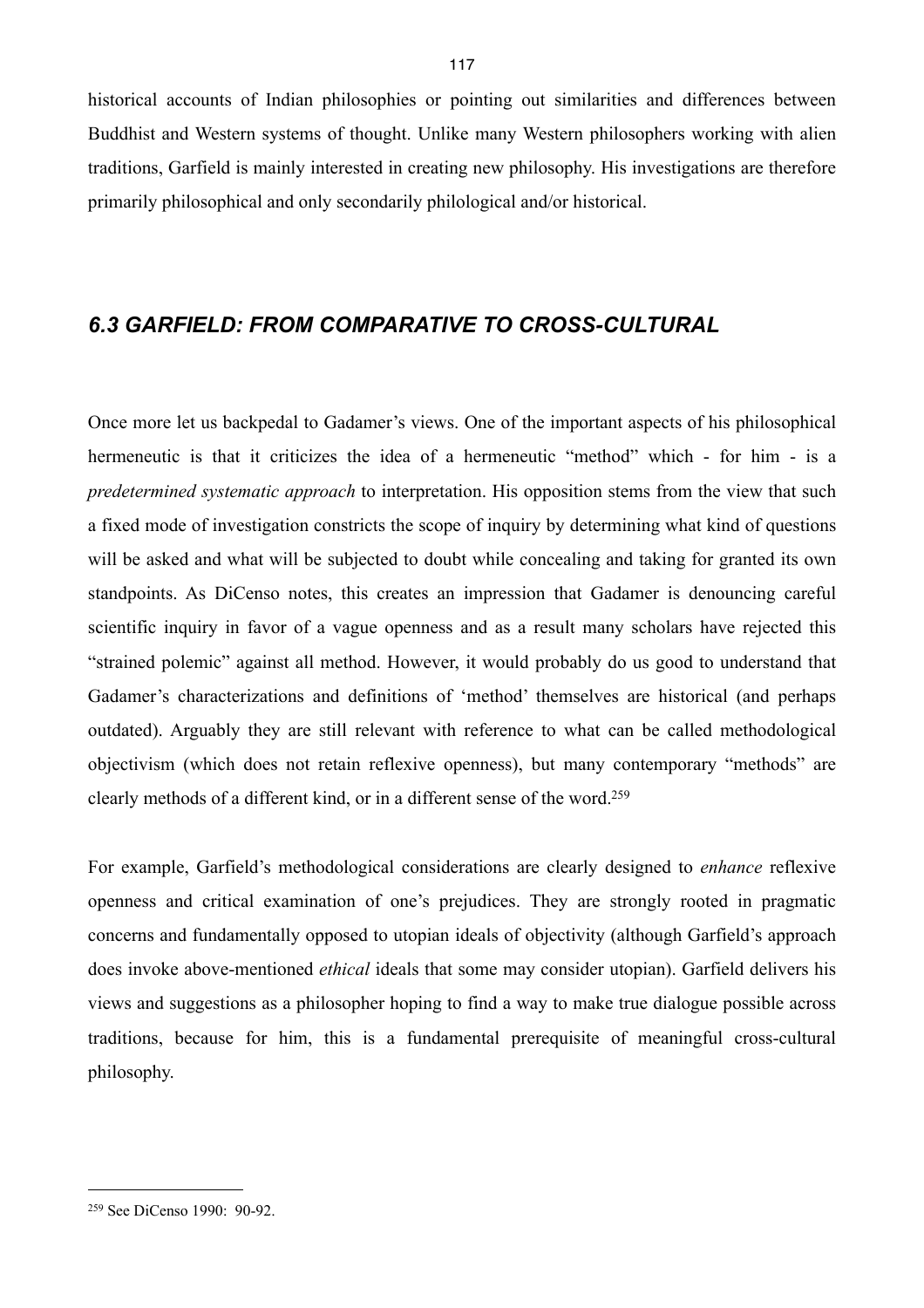historical accounts of Indian philosophies or pointing out similarities and differences between Buddhist and Western systems of thought. Unlike many Western philosophers working with alien traditions, Garfield is mainly interested in creating new philosophy. His investigations are therefore primarily philosophical and only secondarily philological and/or historical.

## *6.3 GARFIELD: FROM COMPARATIVE TO CROSS-CULTURAL*

Once more let us backpedal to Gadamer's views. One of the important aspects of his philosophical hermeneutic is that it criticizes the idea of a hermeneutic "method" which - for him - is a *predetermined systematic approach* to interpretation. His opposition stems from the view that such a fixed mode of investigation constricts the scope of inquiry by determining what kind of questions will be asked and what will be subjected to doubt while concealing and taking for granted its own standpoints. As DiCenso notes, this creates an impression that Gadamer is denouncing careful scientific inquiry in favor of a vague openness and as a result many scholars have rejected this "strained polemic" against all method. However, it would probably do us good to understand that Gadamer's characterizations and definitions of 'method' themselves are historical (and perhaps outdated). Arguably they are still relevant with reference to what can be called methodological objectivism (which does not retain reflexive openness), but many contemporary "methods" are clearly methods of a different kind, or in a different sense of the word.[259]

For example, Garfield's methodological considerations are clearly designed to *enhance* reflexive openness and critical examination of one's prejudices. They are strongly rooted in pragmatic concerns and fundamentally opposed to utopian ideals of objectivity (although Garfield's approach does invoke above-mentioned *ethical* ideals that some may consider utopian). Garfield delivers his views and suggestions as a philosopher hoping to find a way to make true dialogue possible across traditions, because for him, this is a fundamental prerequisite of meaningful cross-cultural philosophy.

---

[259] See DiCenso 1990: 90-92.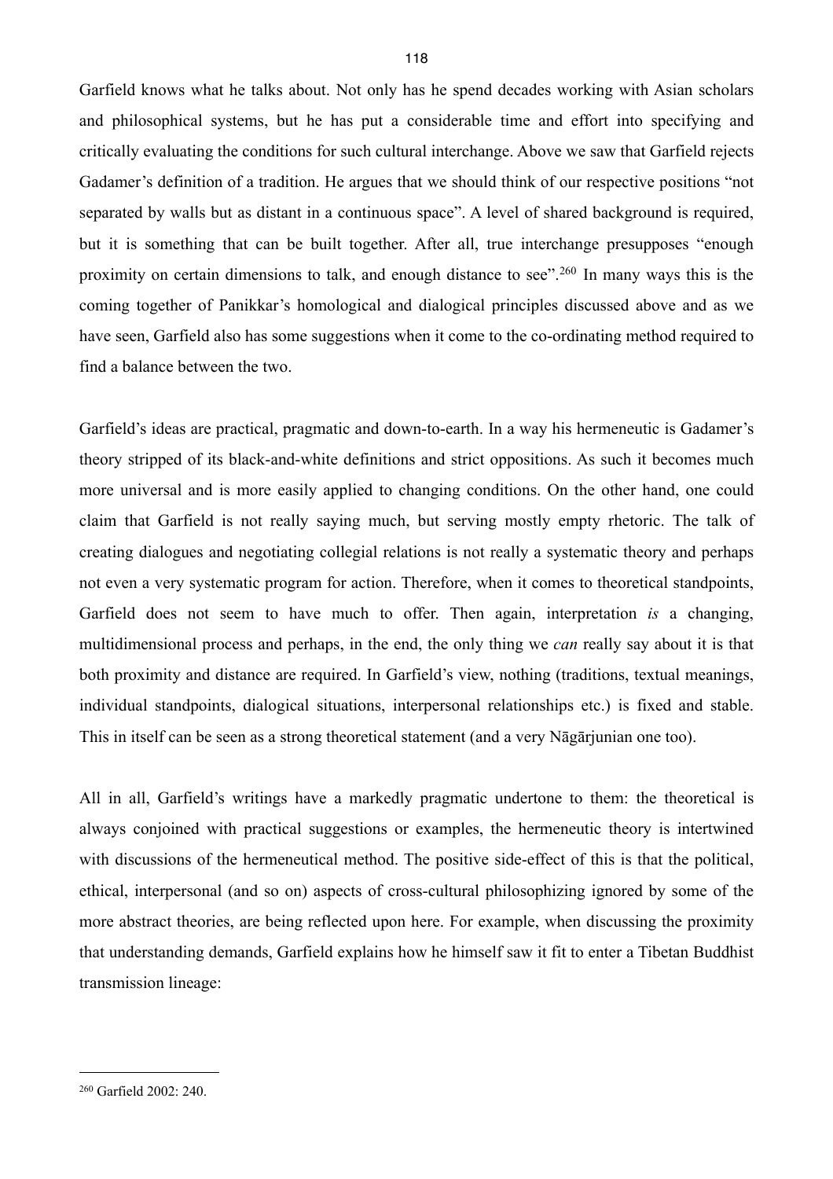Garfield knows what he talks about. Not only has he spend decades working with Asian scholars and philosophical systems, but he has put a considerable time and effort into specifying and critically evaluating the conditions for such cultural interchange. Above we saw that Garfield rejects Gadamer's definition of a tradition. He argues that we should think of our respective positions "not separated by walls but as distant in a continuous space". A level of shared background is required, but it is something that can be built together. After all, true interchange presupposes "enough proximity on certain dimensions to talk, and enough distance to see".[260] In many ways this is the coming together of Panikkar's homological and dialogical principles discussed above and as we have seen, Garfield also has some suggestions when it come to the co-ordinating method required to find a balance between the two.

Garfield's ideas are practical, pragmatic and down-to-earth. In a way his hermeneutic is Gadamer's theory stripped of its black-and-white definitions and strict oppositions. As such it becomes much more universal and is more easily applied to changing conditions. On the other hand, one could claim that Garfield is not really saying much, but serving mostly empty rhetoric. The talk of creating dialogues and negotiating collegial relations is not really a systematic theory and perhaps not even a very systematic program for action. Therefore, when it comes to theoretical standpoints, Garfield does not seem to have much to offer. Then again, interpretation *is* a changing, multidimensional process and perhaps, in the end, the only thing we *can* really say about it is that both proximity and distance are required. In Garfield's view, nothing (traditions, textual meanings, individual standpoints, dialogical situations, interpersonal relationships etc.) is fixed and stable. This in itself can be seen as a strong theoretical statement (and a very Nāgārjunian one too).

All in all, Garfield's writings have a markedly pragmatic undertone to them: the theoretical is always conjoined with practical suggestions or examples, the hermeneutic theory is intertwined with discussions of the hermeneutical method. The positive side-effect of this is that the political, ethical, interpersonal (and so on) aspects of cross-cultural philosophizing ignored by some of the more abstract theories, are being reflected upon here. For example, when discussing the proximity that understanding demands, Garfield explains how he himself saw it fit to enter a Tibetan Buddhist transmission lineage:

[260] Garfield 2002: 240.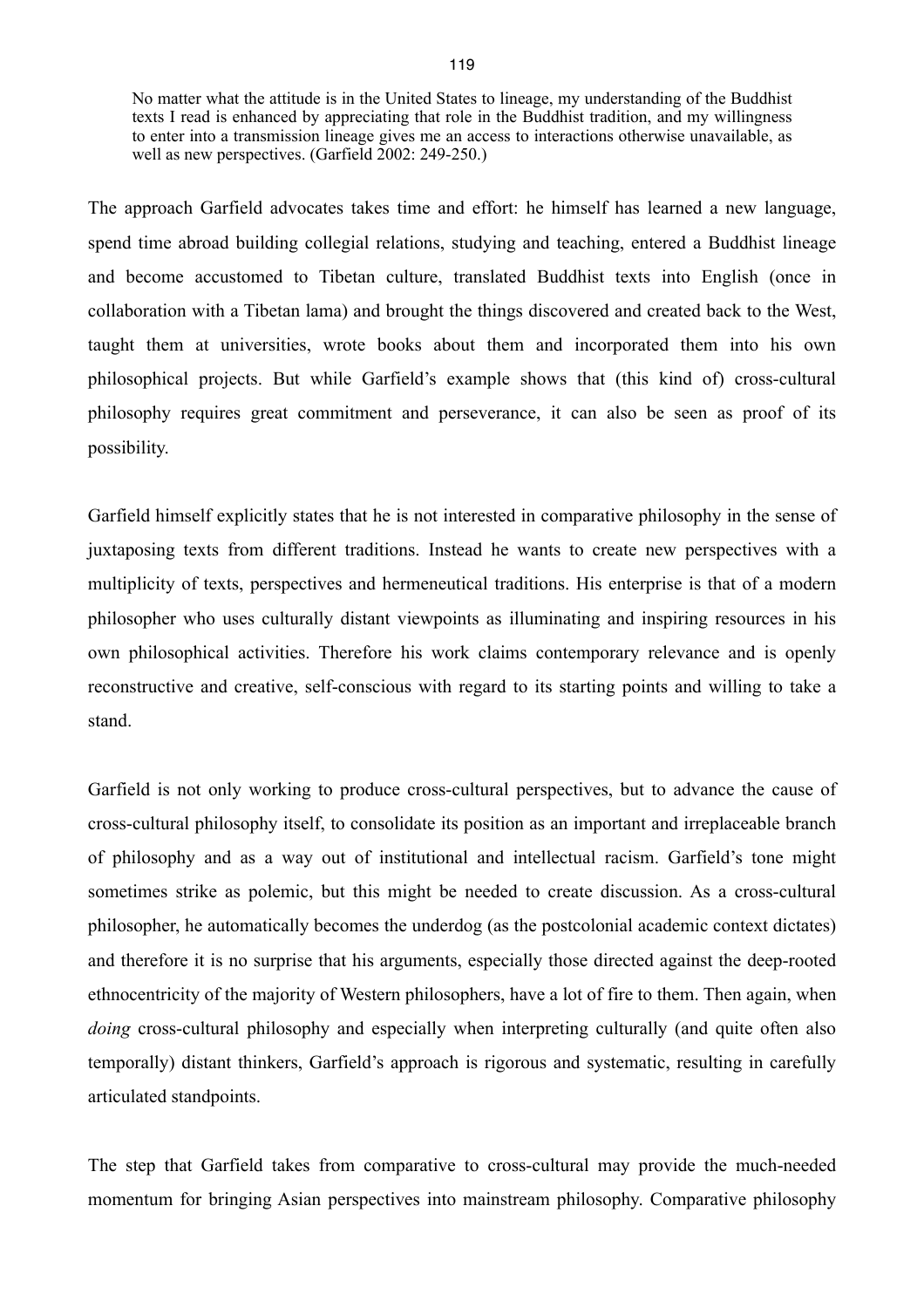> No matter what the attitude is in the United States to lineage, my understanding of the Buddhist texts I read is enhanced by appreciating that role in the Buddhist tradition, and my willingness to enter into a transmission lineage gives me an access to interactions otherwise unavailable, as well as new perspectives. (Garfield 2002: 249-250.)

The approach Garfield advocates takes time and effort: he himself has learned a new language, spend time abroad building collegial relations, studying and teaching, entered a Buddhist lineage and become accustomed to Tibetan culture, translated Buddhist texts into English (once in collaboration with a Tibetan lama) and brought the things discovered and created back to the West, taught them at universities, wrote books about them and incorporated them into his own philosophical projects. But while Garfield's example shows that (this kind of) cross-cultural philosophy requires great commitment and perseverance, it can also be seen as proof of its possibility.

Garfield himself explicitly states that he is not interested in comparative philosophy in the sense of juxtaposing texts from different traditions. Instead he wants to create new perspectives with a multiplicity of texts, perspectives and hermeneutical traditions. His enterprise is that of a modern philosopher who uses culturally distant viewpoints as illuminating and inspiring resources in his own philosophical activities. Therefore his work claims contemporary relevance and is openly reconstructive and creative, self-conscious with regard to its starting points and willing to take a stand.

Garfield is not only working to produce cross-cultural perspectives, but to advance the cause of cross-cultural philosophy itself, to consolidate its position as an important and irreplaceable branch of philosophy and as a way out of institutional and intellectual racism. Garfield's tone might sometimes strike as polemic, but this might be needed to create discussion. As a cross-cultural philosopher, he automatically becomes the underdog (as the postcolonial academic context dictates) and therefore it is no surprise that his arguments, especially those directed against the deep-rooted ethnocentricity of the majority of Western philosophers, have a lot of fire to them. Then again, when *doing* cross-cultural philosophy and especially when interpreting culturally (and quite often also temporally) distant thinkers, Garfield's approach is rigorous and systematic, resulting in carefully articulated standpoints.

The step that Garfield takes from comparative to cross-cultural may provide the much-needed momentum for bringing Asian perspectives into mainstream philosophy. Comparative philosophy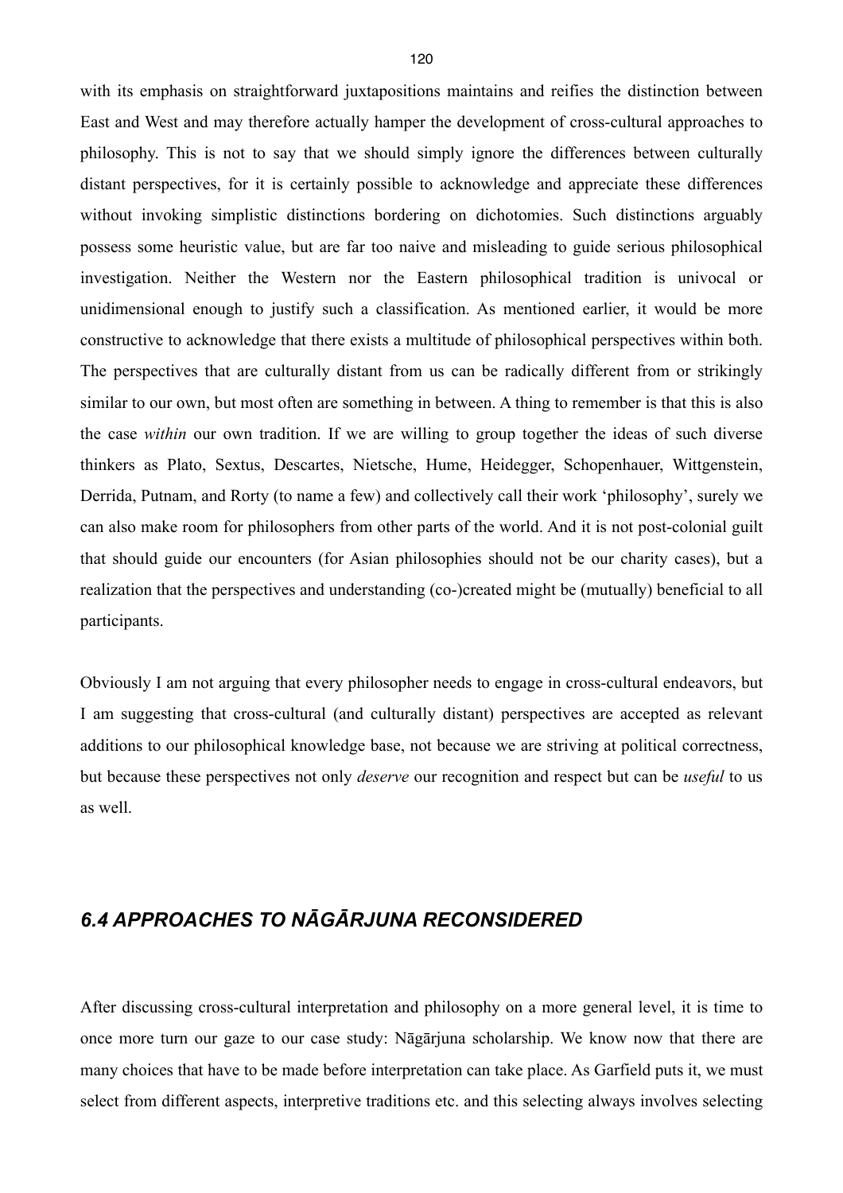with its emphasis on straightforward juxtapositions maintains and reifies the distinction between East and West and may therefore actually hamper the development of cross-cultural approaches to philosophy. This is not to say that we should simply ignore the differences between culturally distant perspectives, for it is certainly possible to acknowledge and appreciate these differences without invoking simplistic distinctions bordering on dichotomies. Such distinctions arguably possess some heuristic value, but are far too naive and misleading to guide serious philosophical investigation. Neither the Western nor the Eastern philosophical tradition is univocal or unidimensional enough to justify such a classification. As mentioned earlier, it would be more constructive to acknowledge that there exists a multitude of philosophical perspectives within both. The perspectives that are culturally distant from us can be radically different from or strikingly similar to our own, but most often are something in between. A thing to remember is that this is also the case *within* our own tradition. If we are willing to group together the ideas of such diverse thinkers as Plato, Sextus, Descartes, Nietsche, Hume, Heidegger, Schopenhauer, Wittgenstein, Derrida, Putnam, and Rorty (to name a few) and collectively call their work 'philosophy', surely we can also make room for philosophers from other parts of the world. And it is not post-colonial guilt that should guide our encounters (for Asian philosophies should not be our charity cases), but a realization that the perspectives and understanding (co-)created might be (mutually) beneficial to all participants.

Obviously I am not arguing that every philosopher needs to engage in cross-cultural endeavors, but I am suggesting that cross-cultural (and culturally distant) perspectives are accepted as relevant additions to our philosophical knowledge base, not because we are striving at political correctness, but because these perspectives not only *deserve* our recognition and respect but can be *useful* to us as well.

## *6.4 APPROACHES TO NĀGĀRJUNA RECONSIDERED*

After discussing cross-cultural interpretation and philosophy on a more general level, it is time to once more turn our gaze to our case study: Nāgārjuna scholarship. We know now that there are many choices that have to be made before interpretation can take place. As Garfield puts it, we must select from different aspects, interpretive traditions etc. and this selecting always involves selecting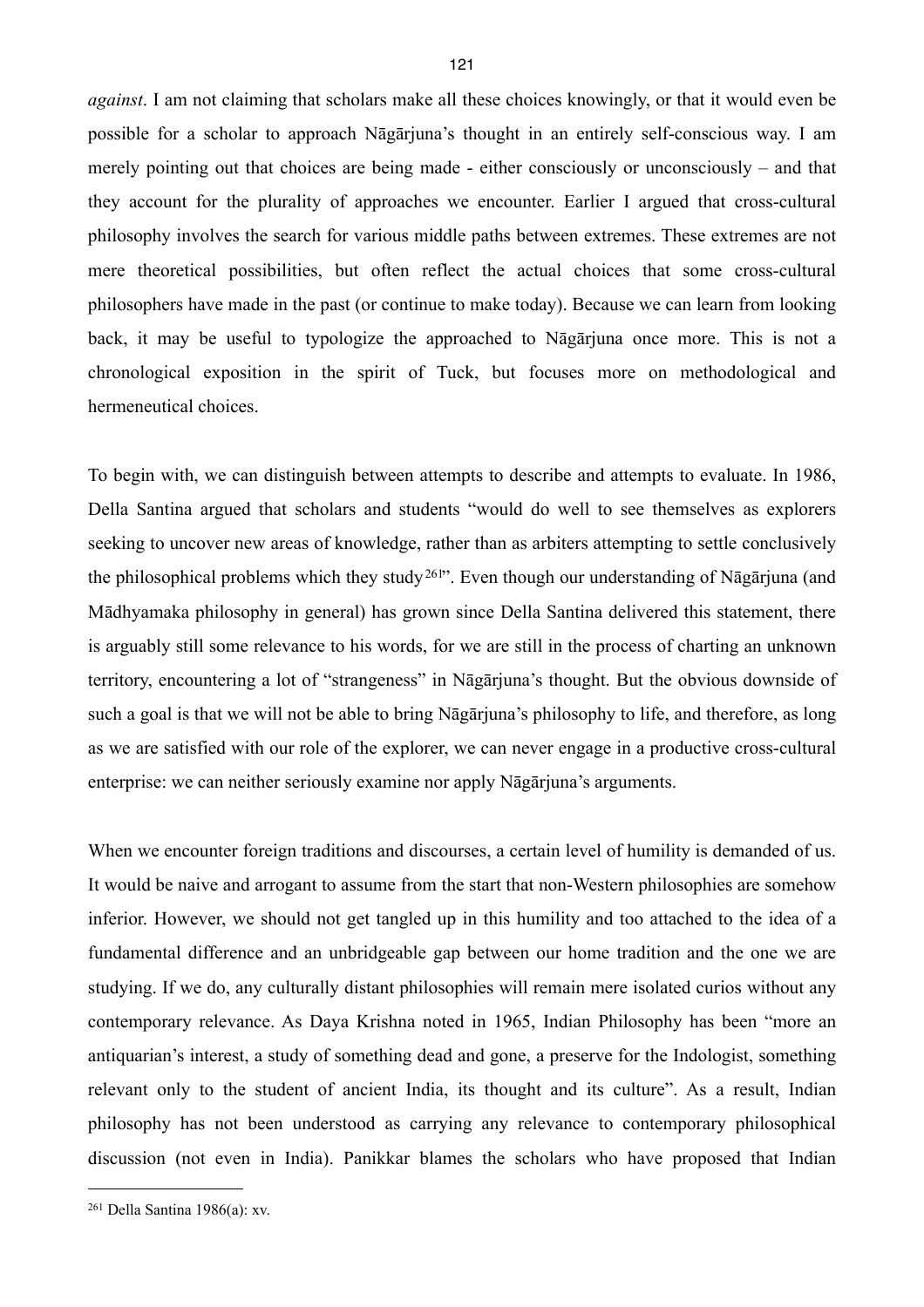*against*. I am not claiming that scholars make all these choices knowingly, or that it would even be possible for a scholar to approach Nāgārjuna's thought in an entirely self-conscious way. I am merely pointing out that choices are being made - either consciously or unconsciously – and that they account for the plurality of approaches we encounter. Earlier I argued that cross-cultural philosophy involves the search for various middle paths between extremes. These extremes are not mere theoretical possibilities, but often reflect the actual choices that some cross-cultural philosophers have made in the past (or continue to make today). Because we can learn from looking back, it may be useful to typologize the approached to Nāgārjuna once more. This is not a chronological exposition in the spirit of Tuck, but focuses more on methodological and hermeneutical choices.

To begin with, we can distinguish between attempts to describe and attempts to evaluate. In 1986, Della Santina argued that scholars and students "would do well to see themselves as explorers seeking to uncover new areas of knowledge, rather than as arbiters attempting to settle conclusively the philosophical problems which they study[261]". Even though our understanding of Nāgārjuna (and Mādhyamaka philosophy in general) has grown since Della Santina delivered this statement, there is arguably still some relevance to his words, for we are still in the process of charting an unknown territory, encountering a lot of "strangeness" in Nāgārjuna's thought. But the obvious downside of such a goal is that we will not be able to bring Nāgārjuna's philosophy to life, and therefore, as long as we are satisfied with our role of the explorer, we can never engage in a productive cross-cultural enterprise: we can neither seriously examine nor apply Nāgārjuna's arguments.

When we encounter foreign traditions and discourses, a certain level of humility is demanded of us. It would be naive and arrogant to assume from the start that non-Western philosophies are somehow inferior. However, we should not get tangled up in this humility and too attached to the idea of a fundamental difference and an unbridgeable gap between our home tradition and the one we are studying. If we do, any culturally distant philosophies will remain mere isolated curios without any contemporary relevance. As Daya Krishna noted in 1965, Indian Philosophy has been "more an antiquarian's interest, a study of something dead and gone, a preserve for the Indologist, something relevant only to the student of ancient India, its thought and its culture". As a result, Indian philosophy has not been understood as carrying any relevance to contemporary philosophical discussion (not even in India). Panikkar blames the scholars who have proposed that Indian

[261] Della Santina 1986(a): xv.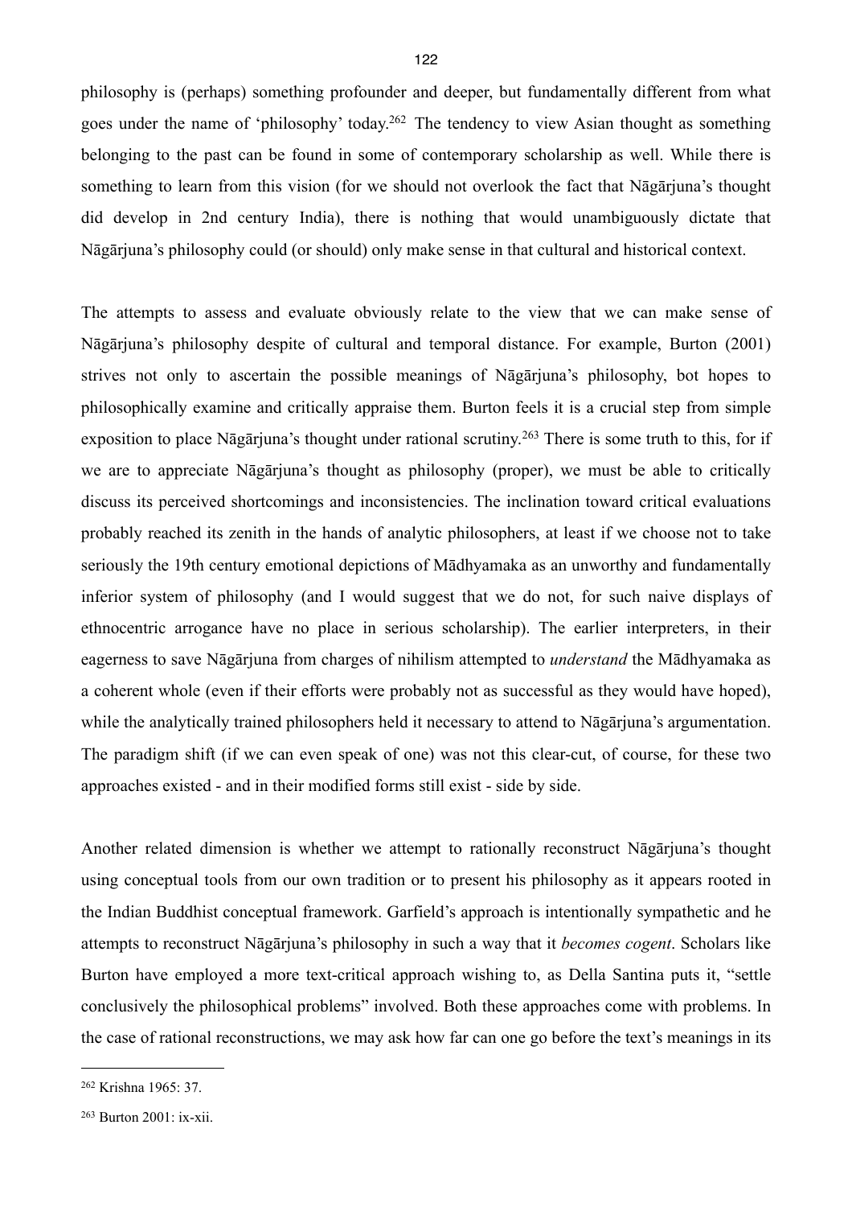philosophy is (perhaps) something profounder and deeper, but fundamentally different from what goes under the name of 'philosophy' today.[262] The tendency to view Asian thought as something belonging to the past can be found in some of contemporary scholarship as well. While there is something to learn from this vision (for we should not overlook the fact that Nāgārjuna's thought did develop in 2nd century India), there is nothing that would unambiguously dictate that Nāgārjuna's philosophy could (or should) only make sense in that cultural and historical context.

The attempts to assess and evaluate obviously relate to the view that we can make sense of Nāgārjuna's philosophy despite of cultural and temporal distance. For example, Burton (2001) strives not only to ascertain the possible meanings of Nāgārjuna's philosophy, bot hopes to philosophically examine and critically appraise them. Burton feels it is a crucial step from simple exposition to place Nāgārjuna's thought under rational scrutiny.[263] There is some truth to this, for if we are to appreciate Nāgārjuna's thought as philosophy (proper), we must be able to critically discuss its perceived shortcomings and inconsistencies. The inclination toward critical evaluations probably reached its zenith in the hands of analytic philosophers, at least if we choose not to take seriously the 19th century emotional depictions of Mādhyamaka as an unworthy and fundamentally inferior system of philosophy (and I would suggest that we do not, for such naive displays of ethnocentric arrogance have no place in serious scholarship). The earlier interpreters, in their eagerness to save Nāgārjuna from charges of nihilism attempted to *understand* the Mādhyamaka as a coherent whole (even if their efforts were probably not as successful as they would have hoped), while the analytically trained philosophers held it necessary to attend to Nāgārjuna's argumentation. The paradigm shift (if we can even speak of one) was not this clear-cut, of course, for these two approaches existed - and in their modified forms still exist - side by side.

Another related dimension is whether we attempt to rationally reconstruct Nāgārjuna's thought using conceptual tools from our own tradition or to present his philosophy as it appears rooted in the Indian Buddhist conceptual framework. Garfield's approach is intentionally sympathetic and he attempts to reconstruct Nāgārjuna's philosophy in such a way that it *becomes cogent*. Scholars like Burton have employed a more text-critical approach wishing to, as Della Santina puts it, "settle conclusively the philosophical problems" involved. Both these approaches come with problems. In the case of rational reconstructions, we may ask how far can one go before the text's meanings in its

---

[262] Krishna 1965: 37.

[263] Burton 2001: ix-xii.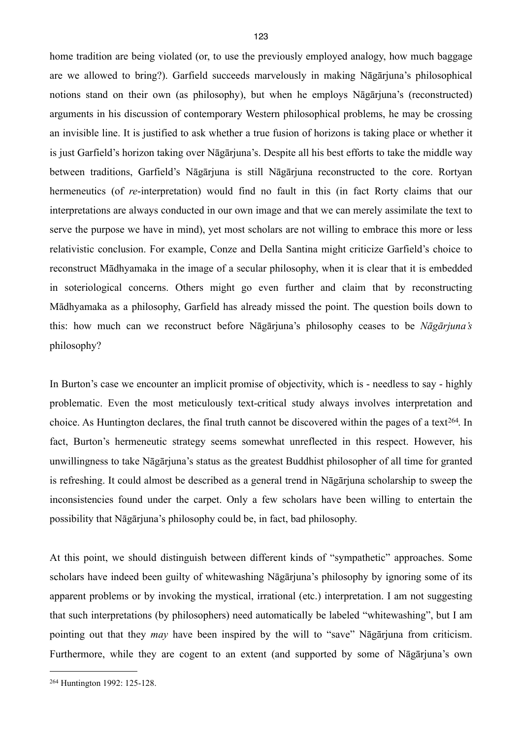home tradition are being violated (or, to use the previously employed analogy, how much baggage are we allowed to bring?). Garfield succeeds marvelously in making Nāgārjuna's philosophical notions stand on their own (as philosophy), but when he employs Nāgārjuna's (reconstructed) arguments in his discussion of contemporary Western philosophical problems, he may be crossing an invisible line. It is justified to ask whether a true fusion of horizons is taking place or whether it is just Garfield's horizon taking over Nāgārjuna's. Despite all his best efforts to take the middle way between traditions, Garfield's Nāgārjuna is still Nāgārjuna reconstructed to the core. Rortyan hermeneutics (of *re*-interpretation) would find no fault in this (in fact Rorty claims that our interpretations are always conducted in our own image and that we can merely assimilate the text to serve the purpose we have in mind), yet most scholars are not willing to embrace this more or less relativistic conclusion. For example, Conze and Della Santina might criticize Garfield's choice to reconstruct Mādhyamaka in the image of a secular philosophy, when it is clear that it is embedded in soteriological concerns. Others might go even further and claim that by reconstructing Mādhyamaka as a philosophy, Garfield has already missed the point. The question boils down to this: how much can we reconstruct before Nāgārjuna's philosophy ceases to be *Nāgārjuna's* philosophy?

In Burton's case we encounter an implicit promise of objectivity, which is - needless to say - highly problematic. Even the most meticulously text-critical study always involves interpretation and choice. As Huntington declares, the final truth cannot be discovered within the pages of a text[264]. In fact, Burton's hermeneutic strategy seems somewhat unreflected in this respect. However, his unwillingness to take Nāgārjuna's status as the greatest Buddhist philosopher of all time for granted is refreshing. It could almost be described as a general trend in Nāgārjuna scholarship to sweep the inconsistencies found under the carpet. Only a few scholars have been willing to entertain the possibility that Nāgārjuna's philosophy could be, in fact, bad philosophy.

At this point, we should distinguish between different kinds of "sympathetic" approaches. Some scholars have indeed been guilty of whitewashing Nāgārjuna's philosophy by ignoring some of its apparent problems or by invoking the mystical, irrational (etc.) interpretation. I am not suggesting that such interpretations (by philosophers) need automatically be labeled "whitewashing", but I am pointing out that they *may* have been inspired by the will to "save" Nāgārjuna from criticism. Furthermore, while they are cogent to an extent (and supported by some of Nāgārjuna's own

---

[264] Huntington 1992: 125-128.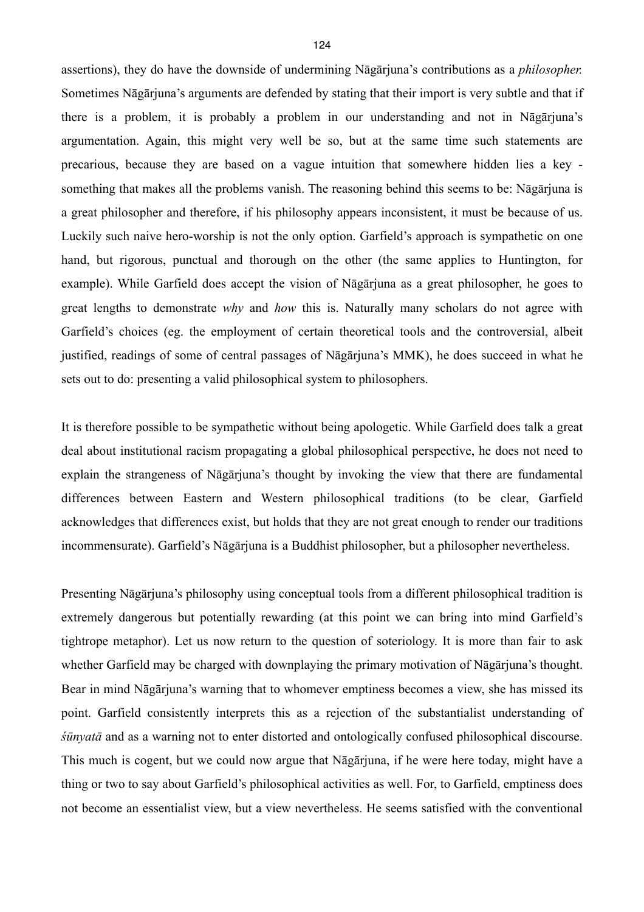assertions), they do have the downside of undermining Nāgārjuna's contributions as a *philosopher.* Sometimes Nāgārjuna's arguments are defended by stating that their import is very subtle and that if there is a problem, it is probably a problem in our understanding and not in Nāgārjuna's argumentation. Again, this might very well be so, but at the same time such statements are precarious, because they are based on a vague intuition that somewhere hidden lies a key - something that makes all the problems vanish. The reasoning behind this seems to be: Nāgārjuna is a great philosopher and therefore, if his philosophy appears inconsistent, it must be because of us. Luckily such naive hero-worship is not the only option. Garfield's approach is sympathetic on one hand, but rigorous, punctual and thorough on the other (the same applies to Huntington, for example). While Garfield does accept the vision of Nāgārjuna as a great philosopher, he goes to great lengths to demonstrate *why* and *how* this is. Naturally many scholars do not agree with Garfield's choices (eg. the employment of certain theoretical tools and the controversial, albeit justified, readings of some of central passages of Nāgārjuna's MMK), he does succeed in what he sets out to do: presenting a valid philosophical system to philosophers.

It is therefore possible to be sympathetic without being apologetic. While Garfield does talk a great deal about institutional racism propagating a global philosophical perspective, he does not need to explain the strangeness of Nāgārjuna's thought by invoking the view that there are fundamental differences between Eastern and Western philosophical traditions (to be clear, Garfield acknowledges that differences exist, but holds that they are not great enough to render our traditions incommensurate). Garfield's Nāgārjuna is a Buddhist philosopher, but a philosopher nevertheless.

Presenting Nāgārjuna's philosophy using conceptual tools from a different philosophical tradition is extremely dangerous but potentially rewarding (at this point we can bring into mind Garfield's tightrope metaphor). Let us now return to the question of soteriology. It is more than fair to ask whether Garfield may be charged with downplaying the primary motivation of Nāgārjuna's thought. Bear in mind Nāgārjuna's warning that to whomever emptiness becomes a view, she has missed its point. Garfield consistently interprets this as a rejection of the substantialist understanding of *śūnyatā* and as a warning not to enter distorted and ontologically confused philosophical discourse. This much is cogent, but we could now argue that Nāgārjuna, if he were here today, might have a thing or two to say about Garfield's philosophical activities as well. For, to Garfield, emptiness does not become an essentialist view, but a view nevertheless. He seems satisfied with the conventional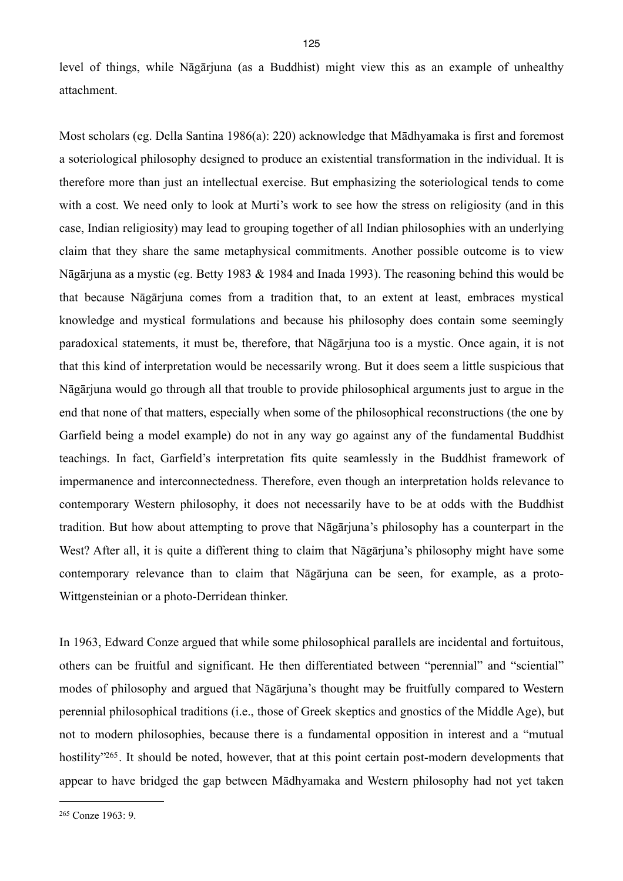level of things, while Nāgārjuna (as a Buddhist) might view this as an example of unhealthy attachment.

Most scholars (eg. Della Santina 1986(a): 220) acknowledge that Mādhyamaka is first and foremost a soteriological philosophy designed to produce an existential transformation in the individual. It is therefore more than just an intellectual exercise. But emphasizing the soteriological tends to come with a cost. We need only to look at Murti's work to see how the stress on religiosity (and in this case, Indian religiosity) may lead to grouping together of all Indian philosophies with an underlying claim that they share the same metaphysical commitments. Another possible outcome is to view Nāgārjuna as a mystic (eg. Betty 1983 & 1984 and Inada 1993). The reasoning behind this would be that because Nāgārjuna comes from a tradition that, to an extent at least, embraces mystical knowledge and mystical formulations and because his philosophy does contain some seemingly paradoxical statements, it must be, therefore, that Nāgārjuna too is a mystic. Once again, it is not that this kind of interpretation would be necessarily wrong. But it does seem a little suspicious that Nāgārjuna would go through all that trouble to provide philosophical arguments just to argue in the end that none of that matters, especially when some of the philosophical reconstructions (the one by Garfield being a model example) do not in any way go against any of the fundamental Buddhist teachings. In fact, Garfield's interpretation fits quite seamlessly in the Buddhist framework of impermanence and interconnectedness. Therefore, even though an interpretation holds relevance to contemporary Western philosophy, it does not necessarily have to be at odds with the Buddhist tradition. But how about attempting to prove that Nāgārjuna's philosophy has a counterpart in the West? After all, it is quite a different thing to claim that Nāgārjuna's philosophy might have some contemporary relevance than to claim that Nāgārjuna can be seen, for example, as a proto-Wittgensteinian or a photo-Derridean thinker.

In 1963, Edward Conze argued that while some philosophical parallels are incidental and fortuitous, others can be fruitful and significant. He then differentiated between "perennial" and "sciential" modes of philosophy and argued that Nāgārjuna's thought may be fruitfully compared to Western perennial philosophical traditions (i.e., those of Greek skeptics and gnostics of the Middle Age), but not to modern philosophies, because there is a fundamental opposition in interest and a "mutual hostility"[265]. It should be noted, however, that at this point certain post-modern developments that appear to have bridged the gap between Mādhyamaka and Western philosophy had not yet taken

[265] Conze 1963: 9.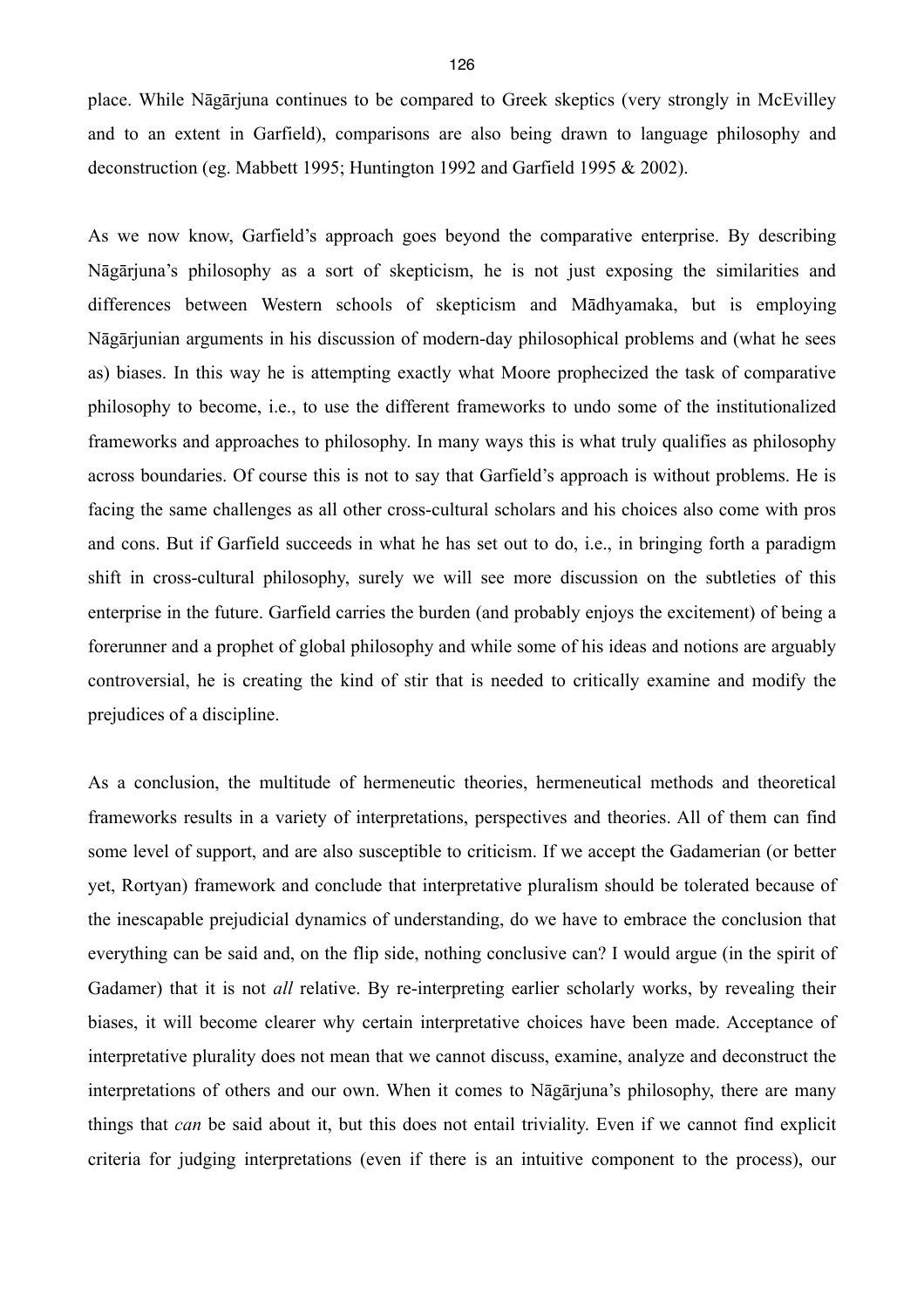place. While Nāgārjuna continues to be compared to Greek skeptics (very strongly in McEvilley and to an extent in Garfield), comparisons are also being drawn to language philosophy and deconstruction (eg. Mabbett 1995; Huntington 1992 and Garfield 1995 & 2002).

As we now know, Garfield's approach goes beyond the comparative enterprise. By describing Nāgārjuna's philosophy as a sort of skepticism, he is not just exposing the similarities and differences between Western schools of skepticism and Mādhyamaka, but is employing Nāgārjunian arguments in his discussion of modern-day philosophical problems and (what he sees as) biases. In this way he is attempting exactly what Moore prophecized the task of comparative philosophy to become, i.e., to use the different frameworks to undo some of the institutionalized frameworks and approaches to philosophy. In many ways this is what truly qualifies as philosophy across boundaries. Of course this is not to say that Garfield's approach is without problems. He is facing the same challenges as all other cross-cultural scholars and his choices also come with pros and cons. But if Garfield succeeds in what he has set out to do, i.e., in bringing forth a paradigm shift in cross-cultural philosophy, surely we will see more discussion on the subtleties of this enterprise in the future. Garfield carries the burden (and probably enjoys the excitement) of being a forerunner and a prophet of global philosophy and while some of his ideas and notions are arguably controversial, he is creating the kind of stir that is needed to critically examine and modify the prejudices of a discipline.

As a conclusion, the multitude of hermeneutic theories, hermeneutical methods and theoretical frameworks results in a variety of interpretations, perspectives and theories. All of them can find some level of support, and are also susceptible to criticism. If we accept the Gadamerian (or better yet, Rortyan) framework and conclude that interpretative pluralism should be tolerated because of the inescapable prejudicial dynamics of understanding, do we have to embrace the conclusion that everything can be said and, on the flip side, nothing conclusive can? I would argue (in the spirit of Gadamer) that it is not *all* relative. By re-interpreting earlier scholarly works, by revealing their biases, it will become clearer why certain interpretative choices have been made. Acceptance of interpretative plurality does not mean that we cannot discuss, examine, analyze and deconstruct the interpretations of others and our own. When it comes to Nāgārjuna's philosophy, there are many things that *can* be said about it, but this does not entail triviality. Even if we cannot find explicit criteria for judging interpretations (even if there is an intuitive component to the process), our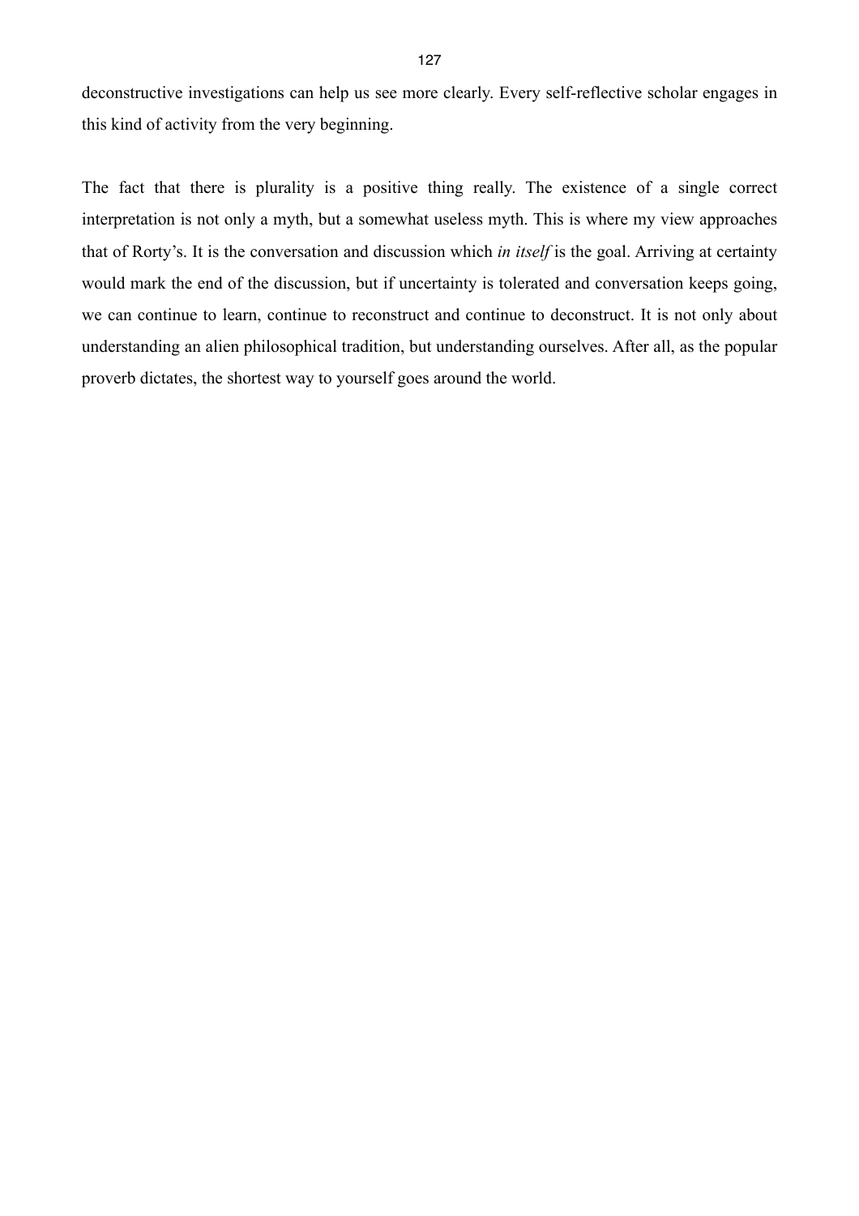deconstructive investigations can help us see more clearly. Every self-reflective scholar engages in this kind of activity from the very beginning.

The fact that there is plurality is a positive thing really. The existence of a single correct interpretation is not only a myth, but a somewhat useless myth. This is where my view approaches that of Rorty's. It is the conversation and discussion which *in itself* is the goal. Arriving at certainty would mark the end of the discussion, but if uncertainty is tolerated and conversation keeps going, we can continue to learn, continue to reconstruct and continue to deconstruct. It is not only about understanding an alien philosophical tradition, but understanding ourselves. After all, as the popular proverb dictates, the shortest way to yourself goes around the world.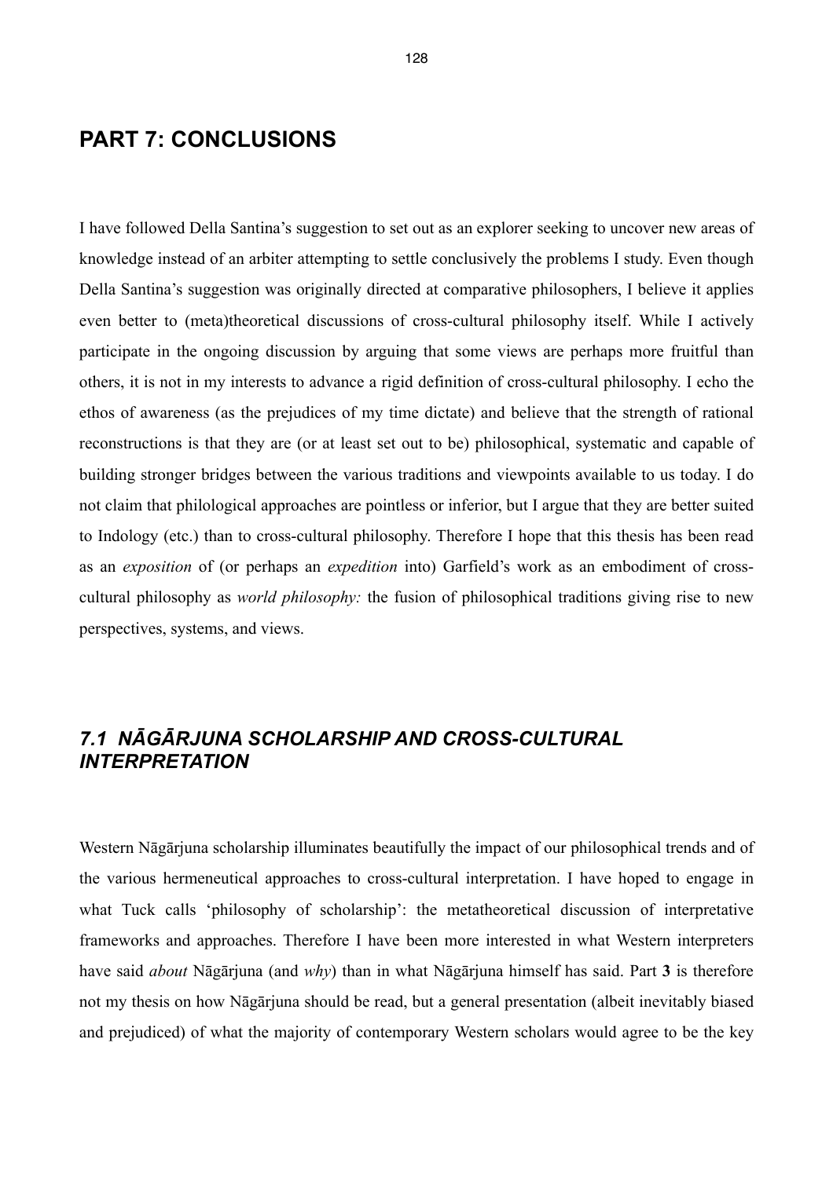# PART 7: CONCLUSIONS

I have followed Della Santina's suggestion to set out as an explorer seeking to uncover new areas of knowledge instead of an arbiter attempting to settle conclusively the problems I study. Even though Della Santina's suggestion was originally directed at comparative philosophers, I believe it applies even better to (meta)theoretical discussions of cross-cultural philosophy itself. While I actively participate in the ongoing discussion by arguing that some views are perhaps more fruitful than others, it is not in my interests to advance a rigid definition of cross-cultural philosophy. I echo the ethos of awareness (as the prejudices of my time dictate) and believe that the strength of rational reconstructions is that they are (or at least set out to be) philosophical, systematic and capable of building stronger bridges between the various traditions and viewpoints available to us today. I do not claim that philological approaches are pointless or inferior, but I argue that they are better suited to Indology (etc.) than to cross-cultural philosophy. Therefore I hope that this thesis has been read as an *exposition* of (or perhaps an *expedition* into) Garfield's work as an embodiment of cross-cultural philosophy as *world philosophy:* the fusion of philosophical traditions giving rise to new perspectives, systems, and views.

## *7.1 NĀGĀRJUNA SCHOLARSHIP AND CROSS-CULTURAL INTERPRETATION*

Western Nāgārjuna scholarship illuminates beautifully the impact of our philosophical trends and of the various hermeneutical approaches to cross-cultural interpretation. I have hoped to engage in what Tuck calls 'philosophy of scholarship': the metatheoretical discussion of interpretative frameworks and approaches. Therefore I have been more interested in what Western interpreters have said *about* Nāgārjuna (and *why*) than in what Nāgārjuna himself has said. Part **3** is therefore not my thesis on how Nāgārjuna should be read, but a general presentation (albeit inevitably biased and prejudiced) of what the majority of contemporary Western scholars would agree to be the key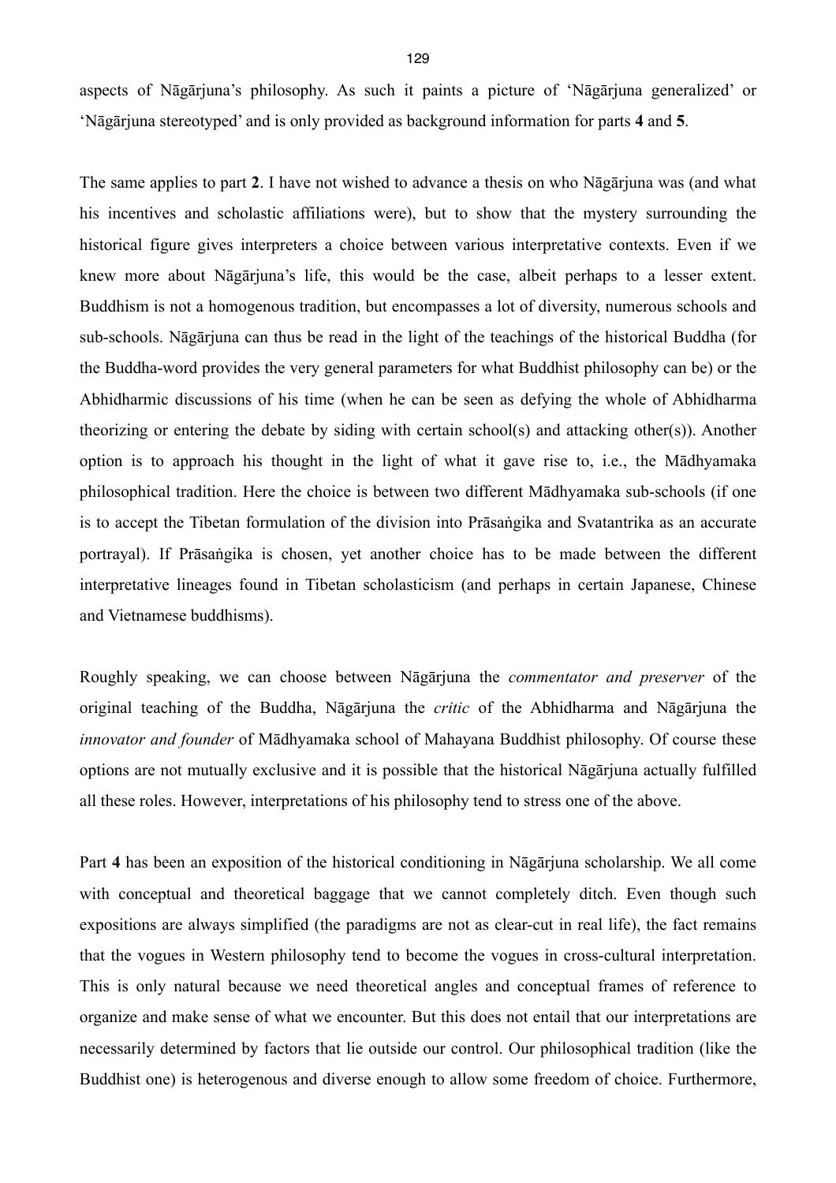aspects of Nāgārjuna's philosophy. As such it paints a picture of 'Nāgārjuna generalized' or 'Nāgārjuna stereotyped' and is only provided as background information for parts **4** and **5**.

The same applies to part **2**. I have not wished to advance a thesis on who Nāgārjuna was (and what his incentives and scholastic affiliations were), but to show that the mystery surrounding the historical figure gives interpreters a choice between various interpretative contexts. Even if we knew more about Nāgārjuna's life, this would be the case, albeit perhaps to a lesser extent. Buddhism is not a homogenous tradition, but encompasses a lot of diversity, numerous schools and sub-schools. Nāgārjuna can thus be read in the light of the teachings of the historical Buddha (for the Buddha-word provides the very general parameters for what Buddhist philosophy can be) or the Abhidharmic discussions of his time (when he can be seen as defying the whole of Abhidharma theorizing or entering the debate by siding with certain school(s) and attacking other(s)). Another option is to approach his thought in the light of what it gave rise to, i.e., the Mādhyamaka philosophical tradition. Here the choice is between two different Mādhyamaka sub-schools (if one is to accept the Tibetan formulation of the division into Prāsaṅgika and Svatantrika as an accurate portrayal). If Prāsaṅgika is chosen, yet another choice has to be made between the different interpretative lineages found in Tibetan scholasticism (and perhaps in certain Japanese, Chinese and Vietnamese buddhisms).

Roughly speaking, we can choose between Nāgārjuna the *commentator and preserver* of the original teaching of the Buddha, Nāgārjuna the *critic* of the Abhidharma and Nāgārjuna the *innovator and founder* of Mādhyamaka school of Mahayana Buddhist philosophy. Of course these options are not mutually exclusive and it is possible that the historical Nāgārjuna actually fulfilled all these roles. However, interpretations of his philosophy tend to stress one of the above.

Part **4** has been an exposition of the historical conditioning in Nāgārjuna scholarship. We all come with conceptual and theoretical baggage that we cannot completely ditch. Even though such expositions are always simplified (the paradigms are not as clear-cut in real life), the fact remains that the vogues in Western philosophy tend to become the vogues in cross-cultural interpretation. This is only natural because we need theoretical angles and conceptual frames of reference to organize and make sense of what we encounter. But this does not entail that our interpretations are necessarily determined by factors that lie outside our control. Our philosophical tradition (like the Buddhist one) is heterogenous and diverse enough to allow some freedom of choice. Furthermore,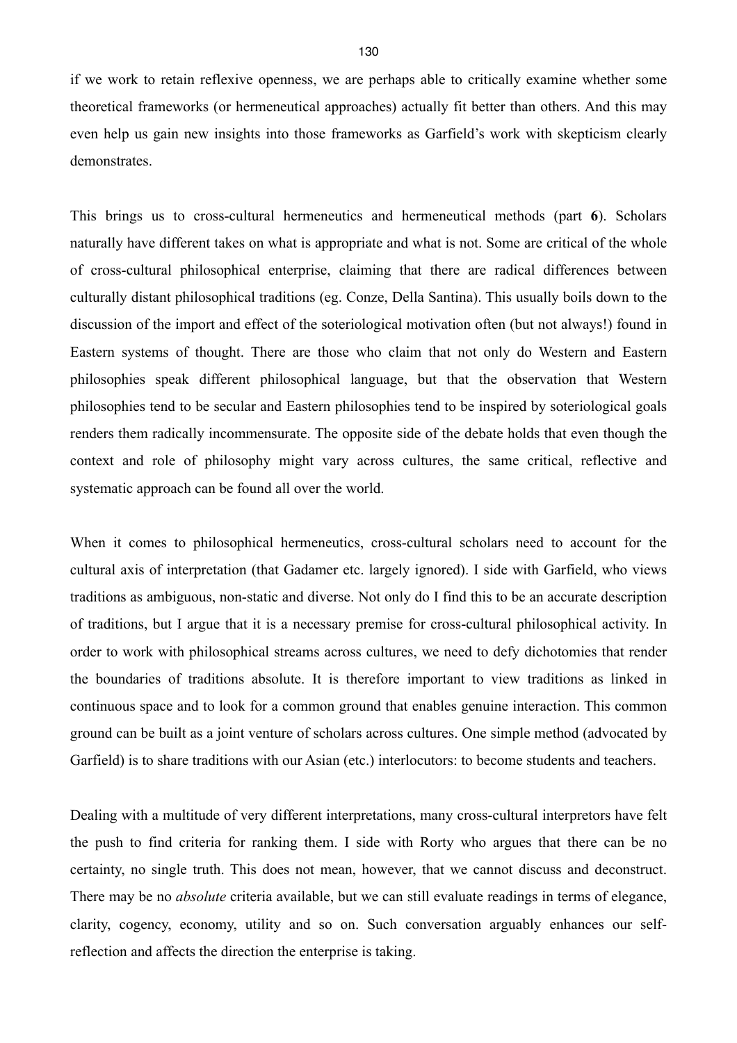if we work to retain reflexive openness, we are perhaps able to critically examine whether some theoretical frameworks (or hermeneutical approaches) actually fit better than others. And this may even help us gain new insights into those frameworks as Garfield's work with skepticism clearly demonstrates.

This brings us to cross-cultural hermeneutics and hermeneutical methods (part **6**). Scholars naturally have different takes on what is appropriate and what is not. Some are critical of the whole of cross-cultural philosophical enterprise, claiming that there are radical differences between culturally distant philosophical traditions (eg. Conze, Della Santina). This usually boils down to the discussion of the import and effect of the soteriological motivation often (but not always!) found in Eastern systems of thought. There are those who claim that not only do Western and Eastern philosophies speak different philosophical language, but that the observation that Western philosophies tend to be secular and Eastern philosophies tend to be inspired by soteriological goals renders them radically incommensurate. The opposite side of the debate holds that even though the context and role of philosophy might vary across cultures, the same critical, reflective and systematic approach can be found all over the world.

When it comes to philosophical hermeneutics, cross-cultural scholars need to account for the cultural axis of interpretation (that Gadamer etc. largely ignored). I side with Garfield, who views traditions as ambiguous, non-static and diverse. Not only do I find this to be an accurate description of traditions, but I argue that it is a necessary premise for cross-cultural philosophical activity. In order to work with philosophical streams across cultures, we need to defy dichotomies that render the boundaries of traditions absolute. It is therefore important to view traditions as linked in continuous space and to look for a common ground that enables genuine interaction. This common ground can be built as a joint venture of scholars across cultures. One simple method (advocated by Garfield) is to share traditions with our Asian (etc.) interlocutors: to become students and teachers.

Dealing with a multitude of very different interpretations, many cross-cultural interpretors have felt the push to find criteria for ranking them. I side with Rorty who argues that there can be no certainty, no single truth. This does not mean, however, that we cannot discuss and deconstruct. There may be no *absolute* criteria available, but we can still evaluate readings in terms of elegance, clarity, cogency, economy, utility and so on. Such conversation arguably enhances our self-reflection and affects the direction the enterprise is taking.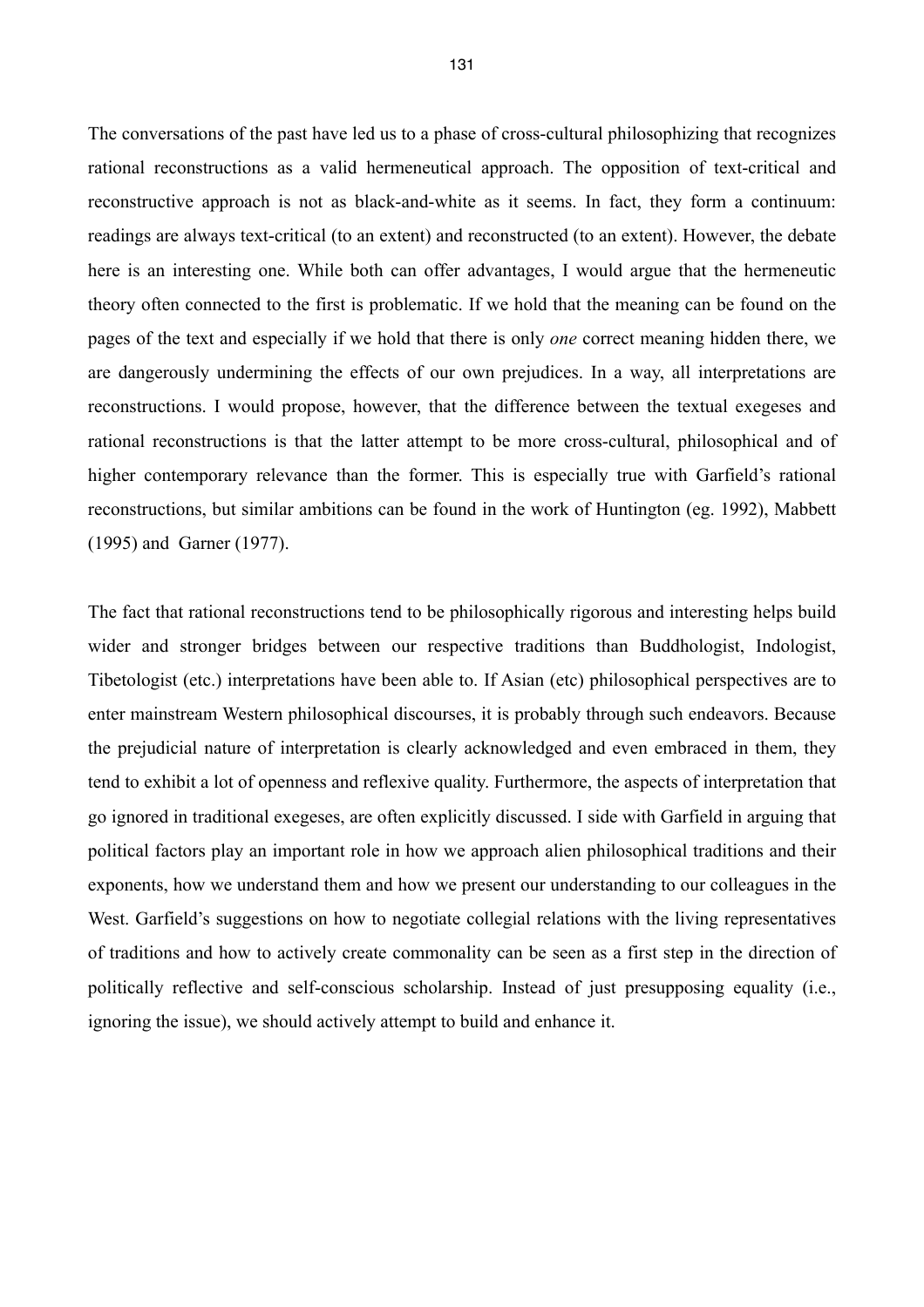The conversations of the past have led us to a phase of cross-cultural philosophizing that recognizes rational reconstructions as a valid hermeneutical approach. The opposition of text-critical and reconstructive approach is not as black-and-white as it seems. In fact, they form a continuum: readings are always text-critical (to an extent) and reconstructed (to an extent). However, the debate here is an interesting one. While both can offer advantages, I would argue that the hermeneutic theory often connected to the first is problematic. If we hold that the meaning can be found on the pages of the text and especially if we hold that there is only *one* correct meaning hidden there, we are dangerously undermining the effects of our own prejudices. In a way, all interpretations are reconstructions. I would propose, however, that the difference between the textual exegeses and rational reconstructions is that the latter attempt to be more cross-cultural, philosophical and of higher contemporary relevance than the former. This is especially true with Garfield's rational reconstructions, but similar ambitions can be found in the work of Huntington (eg. 1992), Mabbett (1995) and Garner (1977).

The fact that rational reconstructions tend to be philosophically rigorous and interesting helps build wider and stronger bridges between our respective traditions than Buddhologist, Indologist, Tibetologist (etc.) interpretations have been able to. If Asian (etc) philosophical perspectives are to enter mainstream Western philosophical discourses, it is probably through such endeavors. Because the prejudicial nature of interpretation is clearly acknowledged and even embraced in them, they tend to exhibit a lot of openness and reflexive quality. Furthermore, the aspects of interpretation that go ignored in traditional exegeses, are often explicitly discussed. I side with Garfield in arguing that political factors play an important role in how we approach alien philosophical traditions and their exponents, how we understand them and how we present our understanding to our colleagues in the West. Garfield's suggestions on how to negotiate collegial relations with the living representatives of traditions and how to actively create commonality can be seen as a first step in the direction of politically reflective and self-conscious scholarship. Instead of just presupposing equality (i.e., ignoring the issue), we should actively attempt to build and enhance it.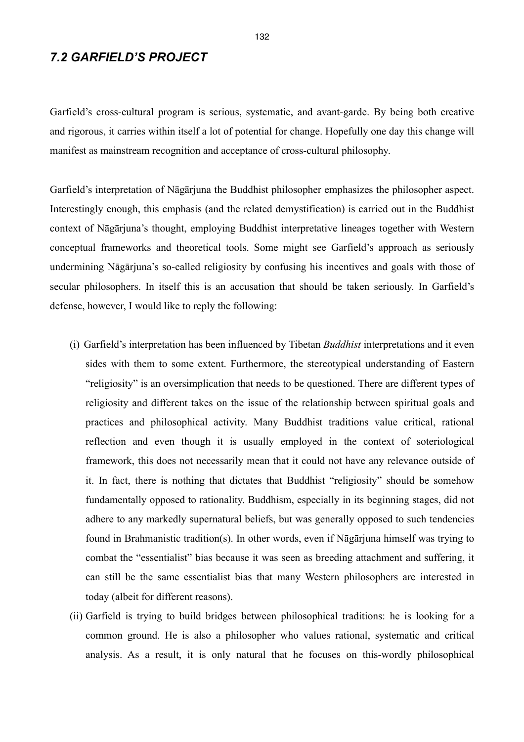## *7.2 GARFIELD'S PROJECT*

Garfield's cross-cultural program is serious, systematic, and avant-garde. By being both creative and rigorous, it carries within itself a lot of potential for change. Hopefully one day this change will manifest as mainstream recognition and acceptance of cross-cultural philosophy.

Garfield's interpretation of Nāgārjuna the Buddhist philosopher emphasizes the philosopher aspect. Interestingly enough, this emphasis (and the related demystification) is carried out in the Buddhist context of Nāgārjuna's thought, employing Buddhist interpretative lineages together with Western conceptual frameworks and theoretical tools. Some might see Garfield's approach as seriously undermining Nāgārjuna's so-called religiosity by confusing his incentives and goals with those of secular philosophers. In itself this is an accusation that should be taken seriously. In Garfield's defense, however, I would like to reply the following:

(i) Garfield's interpretation has been influenced by Tibetan *Buddhist* interpretations and it even sides with them to some extent. Furthermore, the stereotypical understanding of Eastern "religiosity" is an oversimplication that needs to be questioned. There are different types of religiosity and different takes on the issue of the relationship between spiritual goals and practices and philosophical activity. Many Buddhist traditions value critical, rational reflection and even though it is usually employed in the context of soteriological framework, this does not necessarily mean that it could not have any relevance outside of it. In fact, there is nothing that dictates that Buddhist "religiosity" should be somehow fundamentally opposed to rationality. Buddhism, especially in its beginning stages, did not adhere to any markedly supernatural beliefs, but was generally opposed to such tendencies found in Brahmanistic tradition(s). In other words, even if Nāgārjuna himself was trying to combat the "essentialist" bias because it was seen as breeding attachment and suffering, it can still be the same essentialist bias that many Western philosophers are interested in today (albeit for different reasons).

(ii) Garfield is trying to build bridges between philosophical traditions: he is looking for a common ground. He is also a philosopher who values rational, systematic and critical analysis. As a result, it is only natural that he focuses on this-wordly philosophical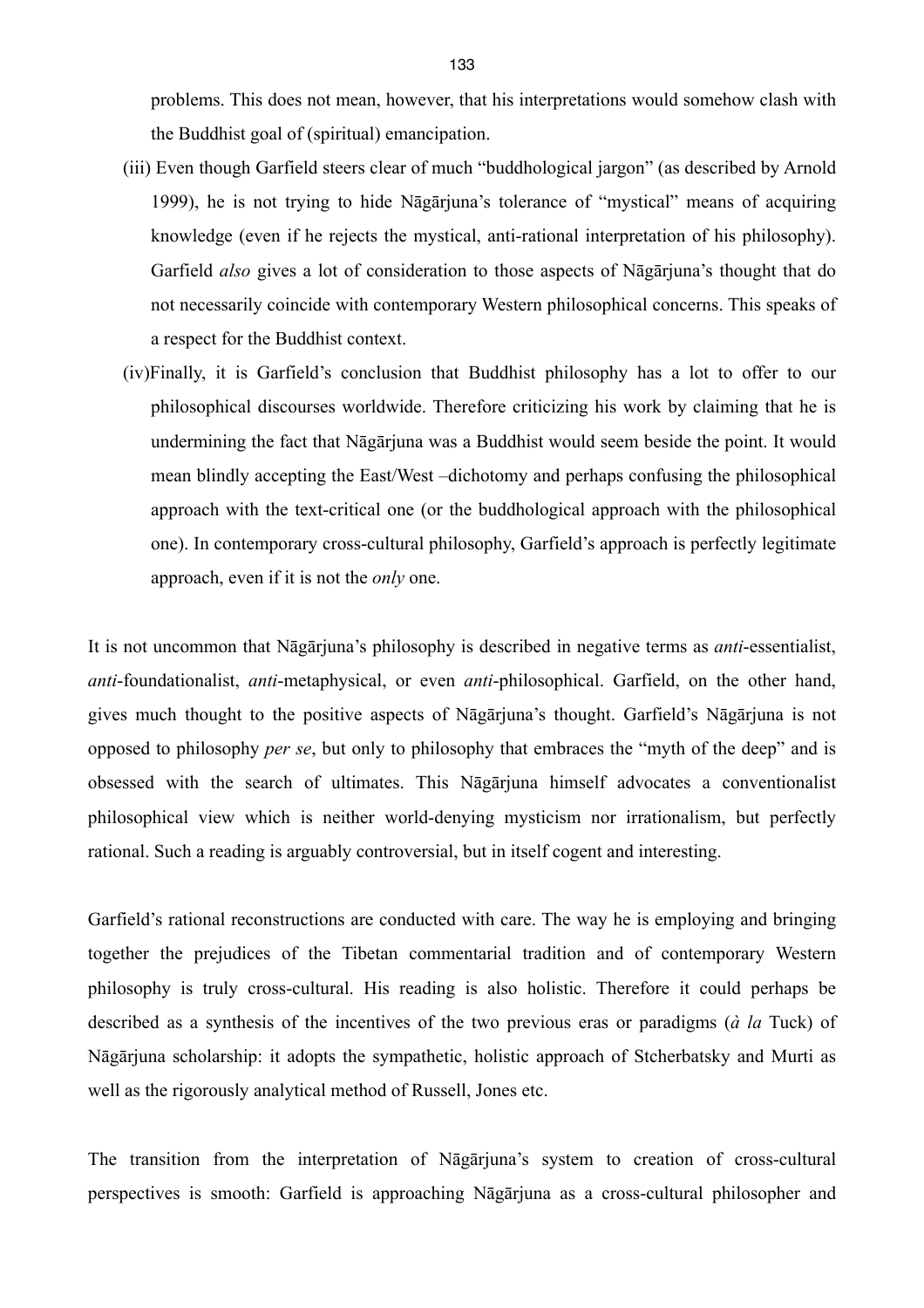problems. This does not mean, however, that his interpretations would somehow clash with the Buddhist goal of (spiritual) emancipation.

(iii) Even though Garfield steers clear of much "buddhological jargon" (as described by Arnold 1999), he is not trying to hide Nāgārjuna's tolerance of "mystical" means of acquiring knowledge (even if he rejects the mystical, anti-rational interpretation of his philosophy). Garfield *also* gives a lot of consideration to those aspects of Nāgārjuna's thought that do not necessarily coincide with contemporary Western philosophical concerns. This speaks of a respect for the Buddhist context.

(iv) Finally, it is Garfield's conclusion that Buddhist philosophy has a lot to offer to our philosophical discourses worldwide. Therefore criticizing his work by claiming that he is undermining the fact that Nāgārjuna was a Buddhist would seem beside the point. It would mean blindly accepting the East/West –dichotomy and perhaps confusing the philosophical approach with the text-critical one (or the buddhological approach with the philosophical one). In contemporary cross-cultural philosophy, Garfield's approach is perfectly legitimate approach, even if it is not the *only* one.

It is not uncommon that Nāgārjuna's philosophy is described in negative terms as *anti*-essentialist, *anti*-foundationalist, *anti*-metaphysical, or even *anti*-philosophical. Garfield, on the other hand, gives much thought to the positive aspects of Nāgārjuna's thought. Garfield's Nāgārjuna is not opposed to philosophy *per se*, but only to philosophy that embraces the "myth of the deep" and is obsessed with the search of ultimates. This Nāgārjuna himself advocates a conventionalist philosophical view which is neither world-denying mysticism nor irrationalism, but perfectly rational. Such a reading is arguably controversial, but in itself cogent and interesting.

Garfield's rational reconstructions are conducted with care. The way he is employing and bringing together the prejudices of the Tibetan commentarial tradition and of contemporary Western philosophy is truly cross-cultural. His reading is also holistic. Therefore it could perhaps be described as a synthesis of the incentives of the two previous eras or paradigms (*à la* Tuck) of Nāgārjuna scholarship: it adopts the sympathetic, holistic approach of Stcherbatsky and Murti as well as the rigorously analytical method of Russell, Jones etc.

The transition from the interpretation of Nāgārjuna's system to creation of cross-cultural perspectives is smooth: Garfield is approaching Nāgārjuna as a cross-cultural philosopher and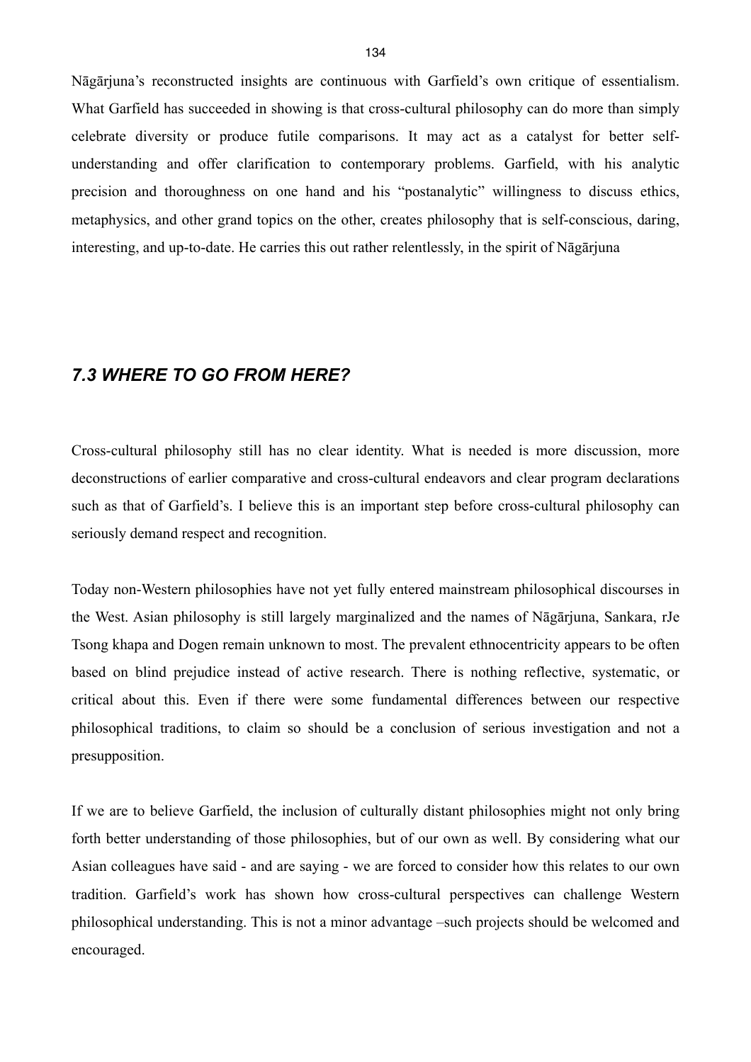Nāgārjuna's reconstructed insights are continuous with Garfield's own critique of essentialism. What Garfield has succeeded in showing is that cross-cultural philosophy can do more than simply celebrate diversity or produce futile comparisons. It may act as a catalyst for better self-understanding and offer clarification to contemporary problems. Garfield, with his analytic precision and thoroughness on one hand and his "postanalytic" willingness to discuss ethics, metaphysics, and other grand topics on the other, creates philosophy that is self-conscious, daring, interesting, and up-to-date. He carries this out rather relentlessly, in the spirit of Nāgārjuna

## *7.3 WHERE TO GO FROM HERE?*

Cross-cultural philosophy still has no clear identity. What is needed is more discussion, more deconstructions of earlier comparative and cross-cultural endeavors and clear program declarations such as that of Garfield's. I believe this is an important step before cross-cultural philosophy can seriously demand respect and recognition.

Today non-Western philosophies have not yet fully entered mainstream philosophical discourses in the West. Asian philosophy is still largely marginalized and the names of Nāgārjuna, Sankara, rJe Tsong khapa and Dogen remain unknown to most. The prevalent ethnocentricity appears to be often based on blind prejudice instead of active research. There is nothing reflective, systematic, or critical about this. Even if there were some fundamental differences between our respective philosophical traditions, to claim so should be a conclusion of serious investigation and not a presupposition.

If we are to believe Garfield, the inclusion of culturally distant philosophies might not only bring forth better understanding of those philosophies, but of our own as well. By considering what our Asian colleagues have said - and are saying - we are forced to consider how this relates to our own tradition. Garfield's work has shown how cross-cultural perspectives can challenge Western philosophical understanding. This is not a minor advantage –such projects should be welcomed and encouraged.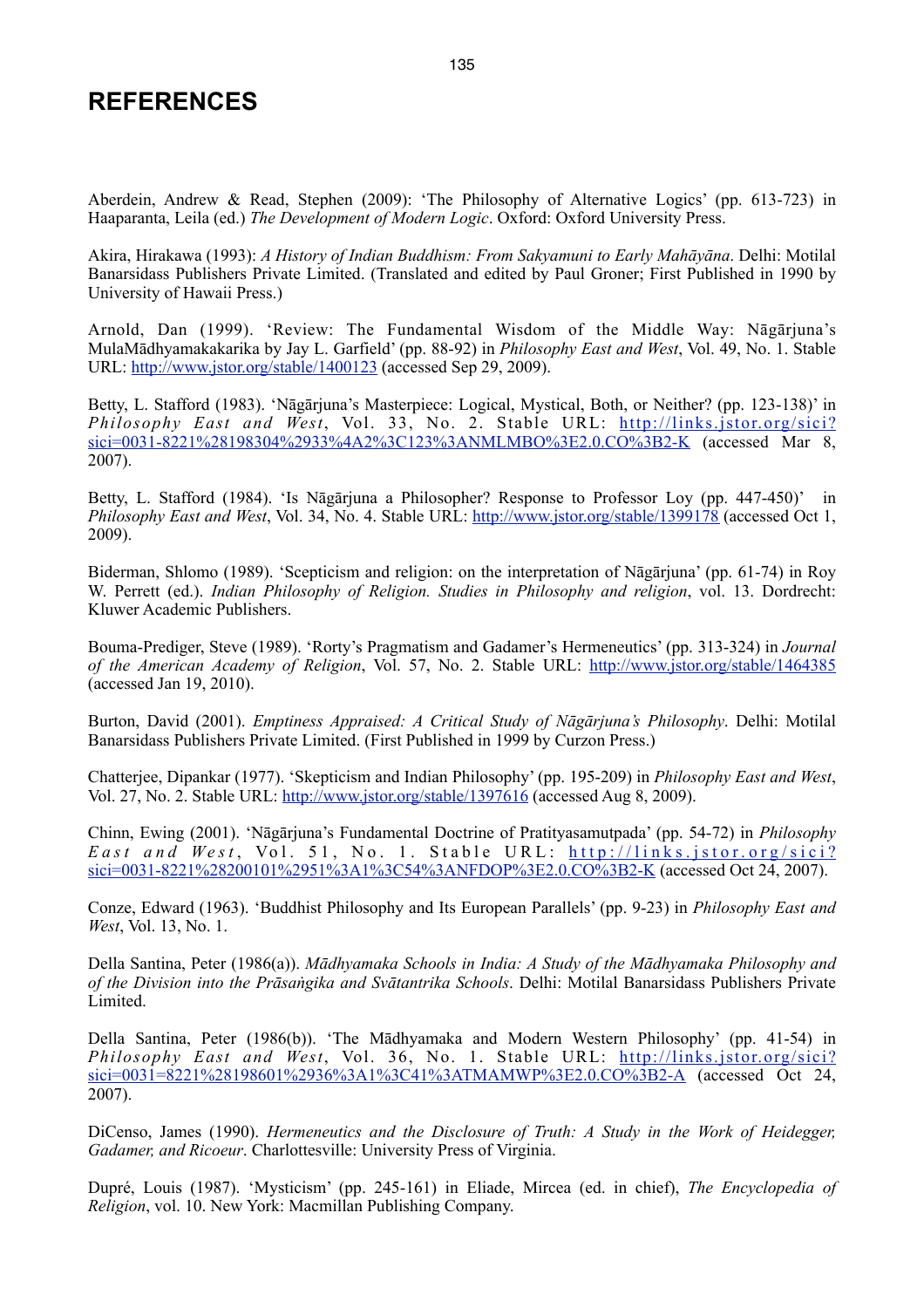# REFERENCES

Aberdein, Andrew & Read, Stephen (2009): 'The Philosophy of Alternative Logics' (pp. 613-723) in Haaparanta, Leila (ed.) *The Development of Modern Logic*. Oxford: Oxford University Press.

Akira, Hirakawa (1993): *A History of Indian Buddhism: From Sakyamuni to Early Mahāyāna*. Delhi: Motilal Banarsidass Publishers Private Limited. (Translated and edited by Paul Groner; First Published in 1990 by University of Hawaii Press.)

Arnold, Dan (1999). 'Review: The Fundamental Wisdom of the Middle Way: Nāgārjuna's MulaMādhyamakakarika by Jay L. Garfield' (pp. 88-92) in *Philosophy East and West*, Vol. 49, No. 1. Stable URL: http://www.jstor.org/stable/1400123 (accessed Sep 29, 2009).

Betty, L. Stafford (1983). 'Nāgārjuna's Masterpiece: Logical, Mystical, Both, or Neither? (pp. 123-138)' in *Philosophy East and West*, Vol. 33, No. 2. Stable URL: http://links.jstor.org/sici?sici=0031-8221%28198304%2933%4A2%3C123%3ANMLMBO%3E2.0.CO%3B2-K (accessed Mar 8, 2007).

Betty, L. Stafford (1984). 'Is Nāgārjuna a Philosopher? Response to Professor Loy (pp. 447-450)' in *Philosophy East and West*, Vol. 34, No. 4. Stable URL: http://www.jstor.org/stable/1399178 (accessed Oct 1, 2009).

Biderman, Shlomo (1989). 'Scepticism and religion: on the interpretation of Nāgārjuna' (pp. 61-74) in Roy W. Perrett (ed.). *Indian Philosophy of Religion. Studies in Philosophy and religion*, vol. 13. Dordrecht: Kluwer Academic Publishers.

Bouma-Prediger, Steve (1989). 'Rorty's Pragmatism and Gadamer's Hermeneutics' (pp. 313-324) in *Journal of the American Academy of Religion*, Vol. 57, No. 2. Stable URL: http://www.jstor.org/stable/1464385 (accessed Jan 19, 2010).

Burton, David (2001). *Emptiness Appraised: A Critical Study of Nāgārjuna's Philosophy*. Delhi: Motilal Banarsidass Publishers Private Limited. (First Published in 1999 by Curzon Press.)

Chatterjee, Dipankar (1977). 'Skepticism and Indian Philosophy' (pp. 195-209) in *Philosophy East and West*, Vol. 27, No. 2. Stable URL: http://www.jstor.org/stable/1397616 (accessed Aug 8, 2009).

Chinn, Ewing (2001). 'Nāgārjuna's Fundamental Doctrine of Pratityasamutpada' (pp. 54-72) in *Philosophy East and West*, Vol. 51, No. 1. Stable URL: http://links.jstor.org/sici?sici=0031-8221%28200101%2951%3A1%3C54%3ANFDOP%3E2.0.CO%3B2-K (accessed Oct 24, 2007).

Conze, Edward (1963). 'Buddhist Philosophy and Its European Parallels' (pp. 9-23) in *Philosophy East and West*, Vol. 13, No. 1.

Della Santina, Peter (1986(a)). *Mādhyamaka Schools in India: A Study of the Mādhyamaka Philosophy and of the Division into the Prāsaṅgika and Svātantrika Schools*. Delhi: Motilal Banarsidass Publishers Private Limited.

Della Santina, Peter (1986(b)). 'The Mādhyamaka and Modern Western Philosophy' (pp. 41-54) in *Philosophy East and West*, Vol. 36, No. 1. Stable URL: http://links.jstor.org/sici?sici=0031=8221%28198601%2936%3A1%3C41%3ATMAMWP%3E2.0.CO%3B2-A (accessed Oct 24, 2007).

DiCenso, James (1990). *Hermeneutics and the Disclosure of Truth: A Study in the Work of Heidegger, Gadamer, and Ricoeur*. Charlottesville: University Press of Virginia.

Dupré, Louis (1987). 'Mysticism' (pp. 245-161) in Eliade, Mircea (ed. in chief), *The Encyclopedia of Religion*, vol. 10. New York: Macmillan Publishing Company.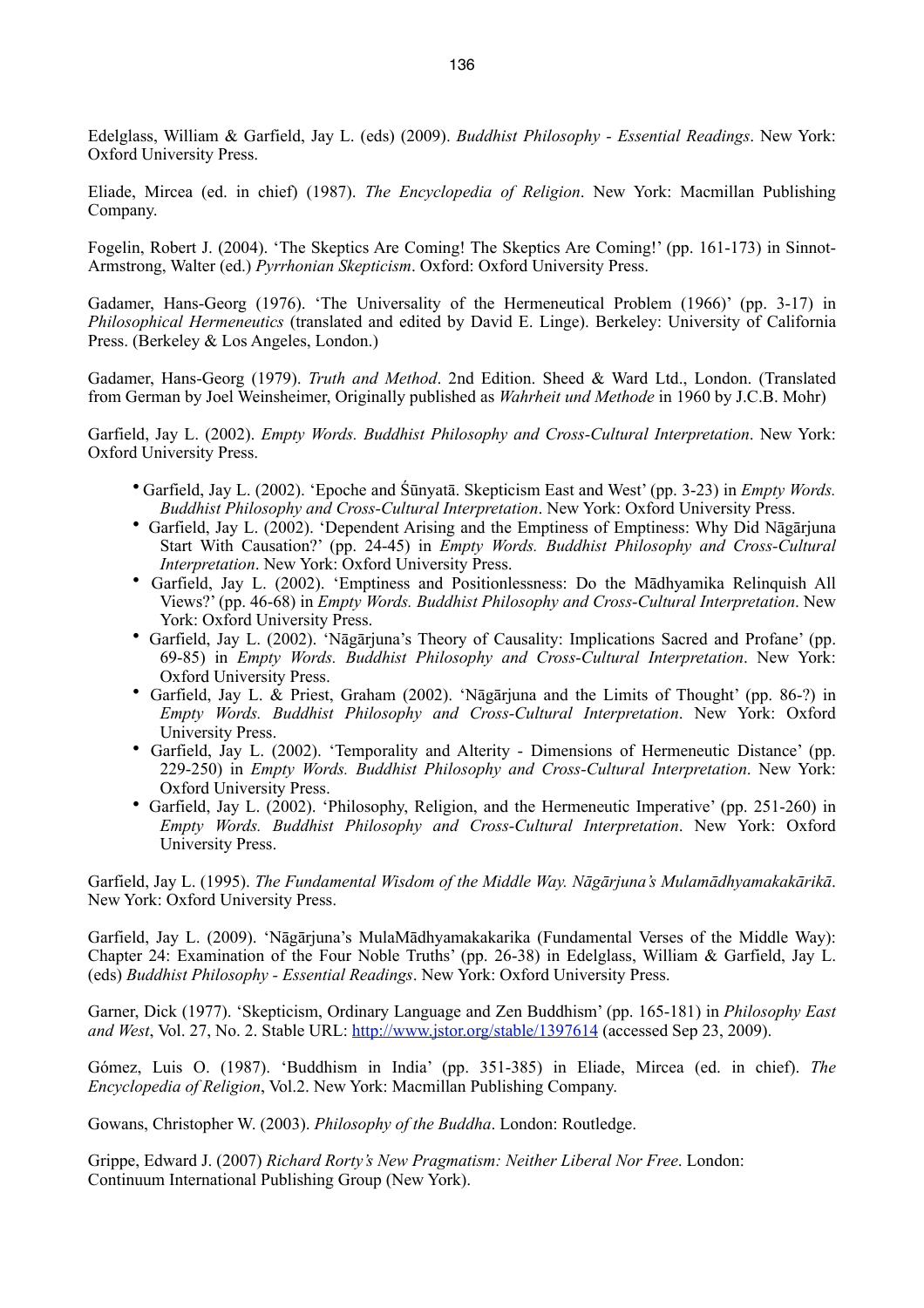Edelglass, William & Garfield, Jay L. (eds) (2009). *Buddhist Philosophy - Essential Readings*. New York: Oxford University Press.

Eliade, Mircea (ed. in chief) (1987). *The Encyclopedia of Religion*. New York: Macmillan Publishing Company.

Fogelin, Robert J. (2004). 'The Skeptics Are Coming! The Skeptics Are Coming!' (pp. 161-173) in Sinnot-Armstrong, Walter (ed.) *Pyrrhonian Skepticism*. Oxford: Oxford University Press.

Gadamer, Hans-Georg (1976). 'The Universality of the Hermeneutical Problem (1966)' (pp. 3-17) in *Philosophical Hermeneutics* (translated and edited by David E. Linge). Berkeley: University of California Press. (Berkeley & Los Angeles, London.)

Gadamer, Hans-Georg (1979). *Truth and Method*. 2nd Edition. Sheed & Ward Ltd., London. (Translated from German by Joel Weinsheimer, Originally published as *Wahrheit und Methode* in 1960 by J.C.B. Mohr)

Garfield, Jay L. (2002). *Empty Words. Buddhist Philosophy and Cross-Cultural Interpretation*. New York: Oxford University Press.

- Garfield, Jay L. (2002). 'Epoche and Śūnyatā. Skepticism East and West' (pp. 3-23) in *Empty Words. Buddhist Philosophy and Cross-Cultural Interpretation*. New York: Oxford University Press.
- Garfield, Jay L. (2002). 'Dependent Arising and the Emptiness of Emptiness: Why Did Nāgārjuna Start With Causation?' (pp. 24-45) in *Empty Words. Buddhist Philosophy and Cross-Cultural Interpretation*. New York: Oxford University Press.
- Garfield, Jay L. (2002). 'Emptiness and Positionlessness: Do the Mādhyamika Relinquish All Views?' (pp. 46-68) in *Empty Words. Buddhist Philosophy and Cross-Cultural Interpretation*. New York: Oxford University Press.
- Garfield, Jay L. (2002). 'Nāgārjuna's Theory of Causality: Implications Sacred and Profane' (pp. 69-85) in *Empty Words. Buddhist Philosophy and Cross-Cultural Interpretation*. New York: Oxford University Press.
- Garfield, Jay L. & Priest, Graham (2002). 'Nāgārjuna and the Limits of Thought' (pp. 86-?) in *Empty Words. Buddhist Philosophy and Cross-Cultural Interpretation*. New York: Oxford University Press.
- Garfield, Jay L. (2002). 'Temporality and Alterity - Dimensions of Hermeneutic Distance' (pp. 229-250) in *Empty Words. Buddhist Philosophy and Cross-Cultural Interpretation*. New York: Oxford University Press.
- Garfield, Jay L. (2002). 'Philosophy, Religion, and the Hermeneutic Imperative' (pp. 251-260) in *Empty Words. Buddhist Philosophy and Cross-Cultural Interpretation*. New York: Oxford University Press.

Garfield, Jay L. (1995). *The Fundamental Wisdom of the Middle Way. Nāgārjuna's Mulamādhyamakakārikā*. New York: Oxford University Press.

Garfield, Jay L. (2009). 'Nāgārjuna's MulaMādhyamakakarika (Fundamental Verses of the Middle Way): Chapter 24: Examination of the Four Noble Truths' (pp. 26-38) in Edelglass, William & Garfield, Jay L. (eds) *Buddhist Philosophy - Essential Readings*. New York: Oxford University Press.

Garner, Dick (1977). 'Skepticism, Ordinary Language and Zen Buddhism' (pp. 165-181) in *Philosophy East and West*, Vol. 27, No. 2. Stable URL: http://www.jstor.org/stable/1397614 (accessed Sep 23, 2009).

Gómez, Luis O. (1987). 'Buddhism in India' (pp. 351-385) in Eliade, Mircea (ed. in chief). *The Encyclopedia of Religion*, Vol.2. New York: Macmillan Publishing Company.

Gowans, Christopher W. (2003). *Philosophy of the Buddha*. London: Routledge.

Grippe, Edward J. (2007) *Richard Rorty's New Pragmatism: Neither Liberal Nor Free*. London: Continuum International Publishing Group (New York).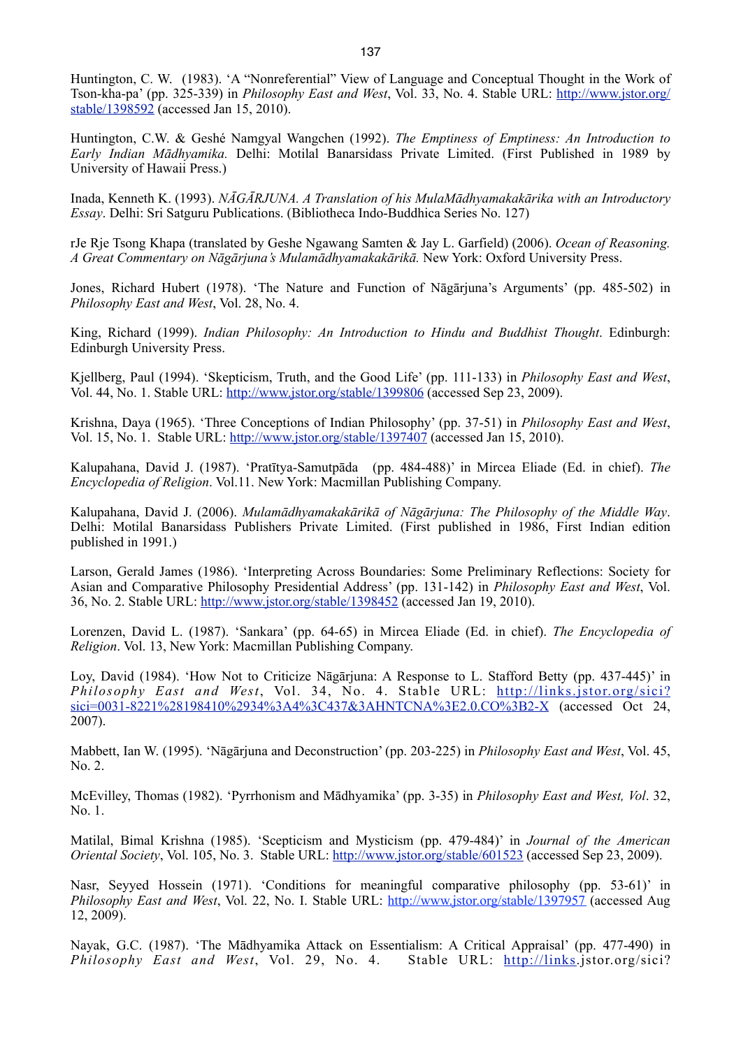Huntington, C. W. (1983). 'A "Nonreferential" View of Language and Conceptual Thought in the Work of Tson-kha-pa' (pp. 325-339) in *Philosophy East and West*, Vol. 33, No. 4. Stable URL: http://www.jstor.org/stable/1398592 (accessed Jan 15, 2010).

Huntington, C.W. & Geshé Namgyal Wangchen (1992). *The Emptiness of Emptiness: An Introduction to Early Indian Mādhyamika.* Delhi: Motilal Banarsidass Private Limited. (First Published in 1989 by University of Hawaii Press.)

Inada, Kenneth K. (1993). *NĀGĀRJUNA. A Translation of his MulaMādhyamakakārika with an Introductory Essay*. Delhi: Sri Satguru Publications. (Bibliotheca Indo-Buddhica Series No. 127)

rJe Rje Tsong Khapa (translated by Geshe Ngawang Samten & Jay L. Garfield) (2006). *Ocean of Reasoning. A Great Commentary on Nāgārjuna's Mulamādhyamakakārikā.* New York: Oxford University Press.

Jones, Richard Hubert (1978). 'The Nature and Function of Nāgārjuna's Arguments' (pp. 485-502) in *Philosophy East and West*, Vol. 28, No. 4.

King, Richard (1999). *Indian Philosophy: An Introduction to Hindu and Buddhist Thought*. Edinburgh: Edinburgh University Press.

Kjellberg, Paul (1994). 'Skepticism, Truth, and the Good Life' (pp. 111-133) in *Philosophy East and West*, Vol. 44, No. 1. Stable URL: http://www.jstor.org/stable/1399806 (accessed Sep 23, 2009).

Krishna, Daya (1965). 'Three Conceptions of Indian Philosophy' (pp. 37-51) in *Philosophy East and West*, Vol. 15, No. 1. Stable URL: http://www.jstor.org/stable/1397407 (accessed Jan 15, 2010).

Kalupahana, David J. (1987). 'Pratītya-Samutpāda (pp. 484-488)' in Mircea Eliade (Ed. in chief). *The Encyclopedia of Religion*. Vol.11. New York: Macmillan Publishing Company.

Kalupahana, David J. (2006). *Mulamādhyamakakārikā of Nāgārjuna: The Philosophy of the Middle Way*. Delhi: Motilal Banarsidass Publishers Private Limited. (First published in 1986, First Indian edition published in 1991.)

Larson, Gerald James (1986). 'Interpreting Across Boundaries: Some Preliminary Reflections: Society for Asian and Comparative Philosophy Presidential Address' (pp. 131-142) in *Philosophy East and West*, Vol. 36, No. 2. Stable URL: http://www.jstor.org/stable/1398452 (accessed Jan 19, 2010).

Lorenzen, David L. (1987). 'Sankara' (pp. 64-65) in Mircea Eliade (Ed. in chief). *The Encyclopedia of Religion*. Vol. 13, New York: Macmillan Publishing Company.

Loy, David (1984). 'How Not to Criticize Nāgārjuna: A Response to L. Stafford Betty (pp. 437-445)' in *Philosophy East and West*, Vol. 34, No. 4. Stable URL: http://links.jstor.org/sici?sici=0031-8221%28198410%2934%3A4%3C437&3AHNTCNA%3E2.0.CO%3B2-X (accessed Oct 24, 2007).

Mabbett, Ian W. (1995). 'Nāgārjuna and Deconstruction' (pp. 203-225) in *Philosophy East and West*, Vol. 45, No. 2.

McEvilley, Thomas (1982). 'Pyrrhonism and Mādhyamika' (pp. 3-35) in *Philosophy East and West, Vol*. 32, No. 1.

Matilal, Bimal Krishna (1985). 'Scepticism and Mysticism (pp. 479-484)' in *Journal of the American Oriental Society*, Vol. 105, No. 3. Stable URL: http://www.jstor.org/stable/601523 (accessed Sep 23, 2009).

Nasr, Seyyed Hossein (1971). 'Conditions for meaningful comparative philosophy (pp. 53-61)' in *Philosophy East and West*, Vol. 22, No. I. Stable URL: http://www.jstor.org/stable/1397957 (accessed Aug 12, 2009).

Nayak, G.C. (1987). 'The Mādhyamika Attack on Essentialism: A Critical Appraisal' (pp. 477-490) in *Philosophy East and West*, Vol. 29, No. 4. Stable URL: http://links.jstor.org/sici?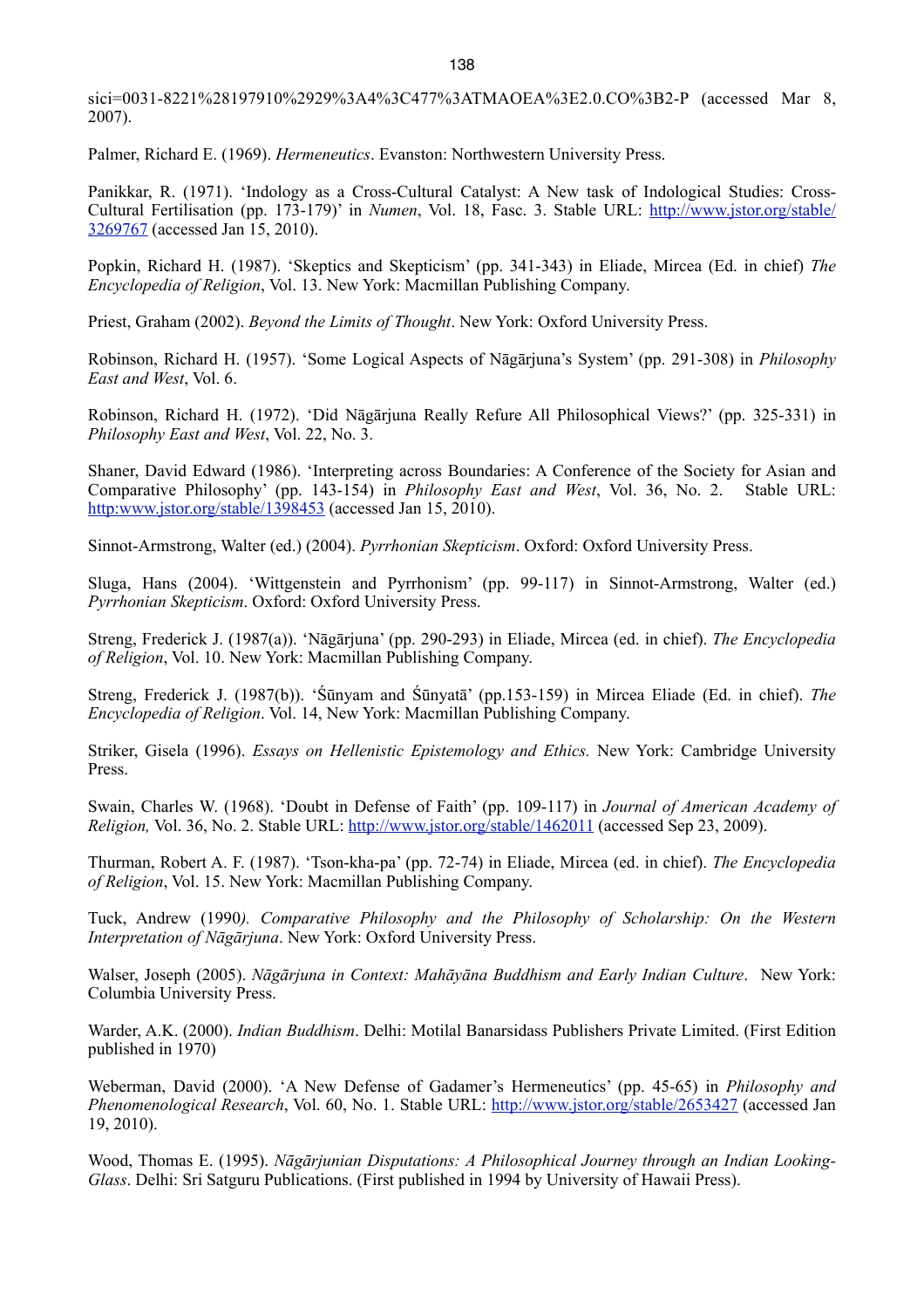sici=0031-8221%28197910%2929%3A4%3C477%3ATMAOEA%3E2.0.CO%3B2-P (accessed Mar 8, 2007).

Palmer, Richard E. (1969). *Hermeneutics*. Evanston: Northwestern University Press.

Panikkar, R. (1971). 'Indology as a Cross-Cultural Catalyst: A New task of Indological Studies: Cross-Cultural Fertilisation (pp. 173-179)' in *Numen*, Vol. 18, Fasc. 3. Stable URL: http://www.jstor.org/stable/3269767 (accessed Jan 15, 2010).

Popkin, Richard H. (1987). 'Skeptics and Skepticism' (pp. 341-343) in Eliade, Mircea (Ed. in chief) *The Encyclopedia of Religion*, Vol. 13. New York: Macmillan Publishing Company.

Priest, Graham (2002). *Beyond the Limits of Thought*. New York: Oxford University Press.

Robinson, Richard H. (1957). 'Some Logical Aspects of Nāgārjuna's System' (pp. 291-308) in *Philosophy East and West*, Vol. 6.

Robinson, Richard H. (1972). 'Did Nāgārjuna Really Refute All Philosophical Views?' (pp. 325-331) in *Philosophy East and West*, Vol. 22, No. 3.

Shaner, David Edward (1986). 'Interpreting across Boundaries: A Conference of the Society for Asian and Comparative Philosophy' (pp. 143-154) in *Philosophy East and West*, Vol. 36, No. 2. Stable URL: http:www.jstor.org/stable/1398453 (accessed Jan 15, 2010).

Sinnot-Armstrong, Walter (ed.) (2004). *Pyrrhonian Skepticism*. Oxford: Oxford University Press.

Sluga, Hans (2004). 'Wittgenstein and Pyrrhonism' (pp. 99-117) in Sinnot-Armstrong, Walter (ed.) *Pyrrhonian Skepticism*. Oxford: Oxford University Press.

Streng, Frederick J. (1987(a)). 'Nāgārjuna' (pp. 290-293) in Eliade, Mircea (ed. in chief). *The Encyclopedia of Religion*, Vol. 10. New York: Macmillan Publishing Company.

Streng, Frederick J. (1987(b)). 'Śūnyam and Śūnyatā' (pp.153-159) in Mircea Eliade (Ed. in chief). *The Encyclopedia of Religion*. Vol. 14, New York: Macmillan Publishing Company.

Striker, Gisela (1996). *Essays on Hellenistic Epistemology and Ethics.* New York: Cambridge University Press.

Swain, Charles W. (1968). 'Doubt in Defense of Faith' (pp. 109-117) in *Journal of American Academy of Religion,* Vol. 36, No. 2. Stable URL: http://www.jstor.org/stable/1462011 (accessed Sep 23, 2009).

Thurman, Robert A. F. (1987). 'Tson-kha-pa' (pp. 72-74) in Eliade, Mircea (ed. in chief). *The Encyclopedia of Religion*, Vol. 15. New York: Macmillan Publishing Company.

Tuck, Andrew (1990*). Comparative Philosophy and the Philosophy of Scholarship: On the Western Interpretation of Nāgārjuna*. New York: Oxford University Press.

Walser, Joseph (2005). *Nāgārjuna in Context: Mahāyāna Buddhism and Early Indian Culture*. New York: Columbia University Press.

Warder, A.K. (2000). *Indian Buddhism*. Delhi: Motilal Banarsidass Publishers Private Limited. (First Edition published in 1970)

Weberman, David (2000). 'A New Defense of Gadamer's Hermeneutics' (pp. 45-65) in *Philosophy and Phenomenological Research*, Vol. 60, No. 1. Stable URL: http://www.jstor.org/stable/2653427 (accessed Jan 19, 2010).

Wood, Thomas E. (1995). *Nāgārjunian Disputations: A Philosophical Journey through an Indian Looking-Glass*. Delhi: Sri Satguru Publications. (First published in 1994 by University of Hawaii Press).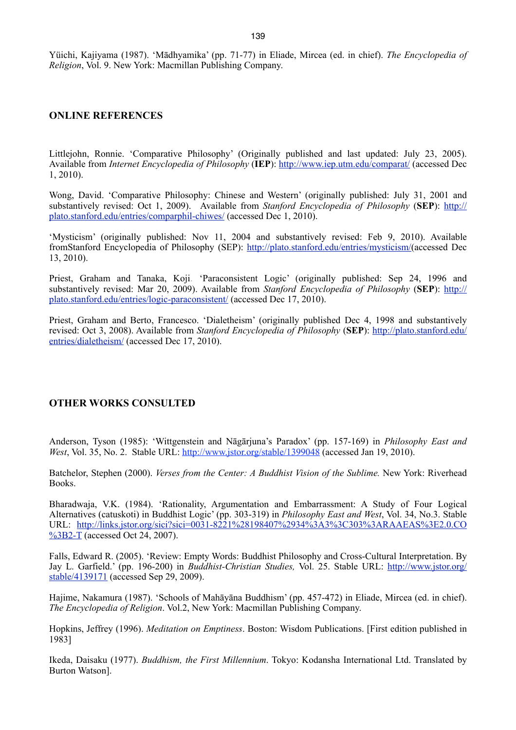Yüichi, Kajiyama (1987). 'Mādhyamika' (pp. 71-77) in Eliade, Mircea (ed. in chief). *The Encyclopedia of Religion*, Vol. 9. New York: Macmillan Publishing Company.

## ONLINE REFERENCES

Littlejohn, Ronnie. 'Comparative Philosophy' (Originally published and last updated: July 23, 2005). Available from *Internet Encyclopedia of Philosophy* (**IEP**): http://www.iep.utm.edu/comparat/ (accessed Dec 1, 2010).

Wong, David. 'Comparative Philosophy: Chinese and Western' (originally published: July 31, 2001 and substantively revised: Oct 1, 2009). Available from *Stanford Encyclopedia of Philosophy* (**SEP**): http://plato.stanford.edu/entries/comparphil-chiwes/ (accessed Dec 1, 2010).

'Mysticism' (originally published: Nov 11, 2004 and substantively revised: Feb 9, 2010). Available fromStanford Encyclopedia of Philosophy (SEP): http://plato.stanford.edu/entries/mysticism/(accessed Dec 13, 2010).

Priest, Graham and Tanaka, Koji. 'Paraconsistent Logic' (originally published: Sep 24, 1996 and substantively revised: Mar 20, 2009). Available from *Stanford Encyclopedia of Philosophy* (**SEP**): http://plato.stanford.edu/entries/logic-paraconsistent/ (accessed Dec 17, 2010).

Priest, Graham and Berto, Francesco. 'Dialetheism' (originally published Dec 4, 1998 and substantively revised: Oct 3, 2008). Available from *Stanford Encyclopedia of Philosophy* (**SEP**): http://plato.stanford.edu/entries/dialetheism/ (accessed Dec 17, 2010).

## OTHER WORKS CONSULTED

Anderson, Tyson (1985): 'Wittgenstein and Nāgārjuna's Paradox' (pp. 157-169) in *Philosophy East and West*, Vol. 35, No. 2. Stable URL: http://www.jstor.org/stable/1399048 (accessed Jan 19, 2010).

Batchelor, Stephen (2000). *Verses from the Center: A Buddhist Vision of the Sublime.* New York: Riverhead Books.

Bharadwaja, V.K. (1984). 'Rationality, Argumentation and Embarrassment: A Study of Four Logical Alternatives (catuskoti) in Buddhist Logic' (pp. 303-319) in *Philosophy East and West*, Vol. 34, No.3. Stable URL: http://links.jstor.org/sici?sici=0031-8221%28198407%2934%3A3%3C303%3ARAAEAS%3E2.0.CO%3B2-T (accessed Oct 24, 2007).

Falls, Edward R. (2005). 'Review: Empty Words: Buddhist Philosophy and Cross-Cultural Interpretation. By Jay L. Garfield.' (pp. 196-200) in *Buddhist-Christian Studies,* Vol. 25. Stable URL: http://www.jstor.org/stable/4139171 (accessed Sep 29, 2009).

Hajime, Nakamura (1987). 'Schools of Mahāyāna Buddhism' (pp. 457-472) in Eliade, Mircea (ed. in chief). *The Encyclopedia of Religion*. Vol.2, New York: Macmillan Publishing Company.

Hopkins, Jeffrey (1996). *Meditation on Emptiness*. Boston: Wisdom Publications. [First edition published in 1983]

Ikeda, Daisaku (1977). *Buddhism, the First Millennium*. Tokyo: Kodansha International Ltd. Translated by Burton Watson].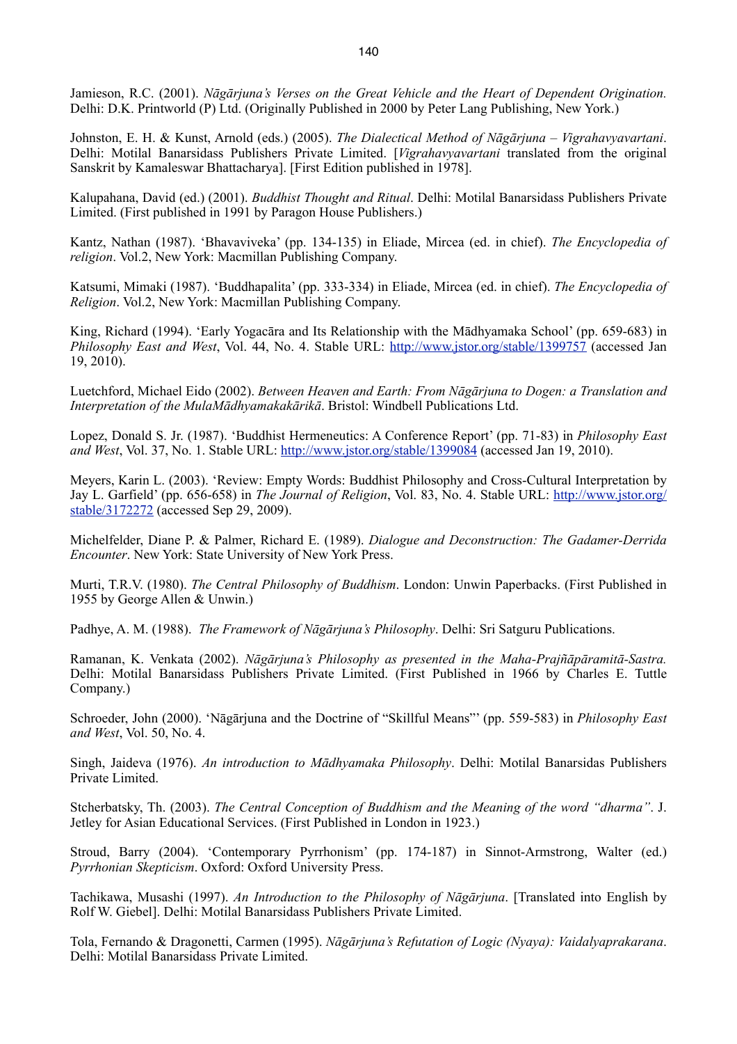Jamieson, R.C. (2001). *Nāgārjuna's Verses on the Great Vehicle and the Heart of Dependent Origination.* Delhi: D.K. Printworld (P) Ltd. (Originally Published in 2000 by Peter Lang Publishing, New York.)

Johnston, E. H. & Kunst, Arnold (eds.) (2005). *The Dialectical Method of Nāgārjuna – Vigrahavyavartani*. Delhi: Motilal Banarsidass Publishers Private Limited. [*Vigrahavyavartani* translated from the original Sanskrit by Kamaleswar Bhattacharya]. [First Edition published in 1978].

Kalupahana, David (ed.) (2001). *Buddhist Thought and Ritual*. Delhi: Motilal Banarsidass Publishers Private Limited. (First published in 1991 by Paragon House Publishers.)

Kantz, Nathan (1987). 'Bhavaviveka' (pp. 134-135) in Eliade, Mircea (ed. in chief). *The Encyclopedia of religion*. Vol.2, New York: Macmillan Publishing Company.

Katsumi, Mimaki (1987). 'Buddhapalita' (pp. 333-334) in Eliade, Mircea (ed. in chief). *The Encyclopedia of Religion*. Vol.2, New York: Macmillan Publishing Company.

King, Richard (1994). 'Early Yogacāra and Its Relationship with the Mādhyamaka School' (pp. 659-683) in *Philosophy East and West*, Vol. 44, No. 4. Stable URL: http://www.jstor.org/stable/1399757 (accessed Jan 19, 2010).

Luetchford, Michael Eido (2002). *Between Heaven and Earth: From Nāgārjuna to Dogen: a Translation and Interpretation of the MulaMādhyamakakārikā*. Bristol: Windbell Publications Ltd.

Lopez, Donald S. Jr. (1987). 'Buddhist Hermeneutics: A Conference Report' (pp. 71-83) in *Philosophy East and West*, Vol. 37, No. 1. Stable URL: http://www.jstor.org/stable/1399084 (accessed Jan 19, 2010).

Meyers, Karin L. (2003). 'Review: Empty Words: Buddhist Philosophy and Cross-Cultural Interpretation by Jay L. Garfield' (pp. 656-658) in *The Journal of Religion*, Vol. 83, No. 4. Stable URL: http://www.jstor.org/stable/3172272 (accessed Sep 29, 2009).

Michelfelder, Diane P. & Palmer, Richard E. (1989). *Dialogue and Deconstruction: The Gadamer-Derrida Encounter*. New York: State University of New York Press.

Murti, T.R.V. (1980). *The Central Philosophy of Buddhism*. London: Unwin Paperbacks. (First Published in 1955 by George Allen & Unwin.)

Padhye, A. M. (1988). *The Framework of Nāgārjuna's Philosophy*. Delhi: Sri Satguru Publications.

Ramanan, K. Venkata (2002). *Nāgārjuna's Philosophy as presented in the Maha-Prajñāpāramitā-Sastra.* Delhi: Motilal Banarsidass Publishers Private Limited. (First Published in 1966 by Charles E. Tuttle Company.)

Schroeder, John (2000). 'Nāgārjuna and the Doctrine of "Skillful Means"' (pp. 559-583) in *Philosophy East and West*, Vol. 50, No. 4.

Singh, Jaideva (1976). *An introduction to Mādhyamaka Philosophy*. Delhi: Motilal Banarsidas Publishers Private Limited.

Stcherbatsky, Th. (2003). *The Central Conception of Buddhism and the Meaning of the word "dharma"*. J. Jetley for Asian Educational Services. (First Published in London in 1923.)

Stroud, Barry (2004). 'Contemporary Pyrrhonism' (pp. 174-187) in Sinnot-Armstrong, Walter (ed.) *Pyrrhonian Skepticism*. Oxford: Oxford University Press.

Tachikawa, Musashi (1997). *An Introduction to the Philosophy of Nāgārjuna*. [Translated into English by Rolf W. Giebel]. Delhi: Motilal Banarsidass Publishers Private Limited.

Tola, Fernando & Dragonetti, Carmen (1995). *Nāgārjuna's Refutation of Logic (Nyaya): Vaidalyaprakarana*. Delhi: Motilal Banarsidass Private Limited.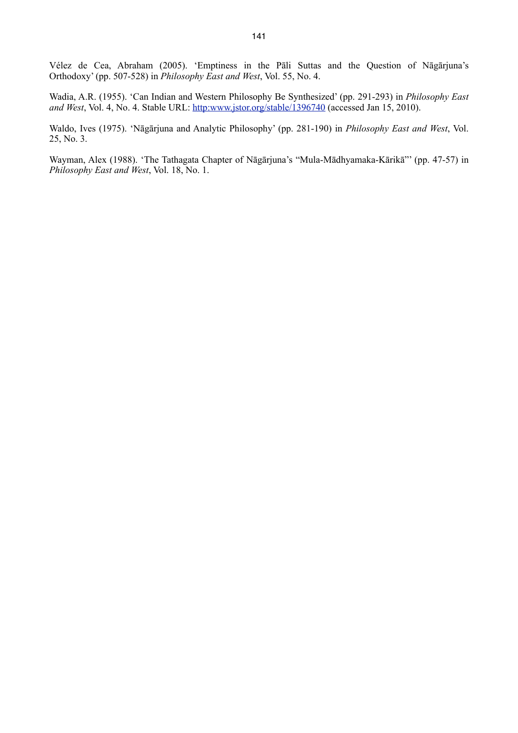Vélez de Cea, Abraham (2005). 'Emptiness in the Pāli Suttas and the Question of Nāgārjuna's Orthodoxy' (pp. 507-528) in *Philosophy East and West*, Vol. 55, No. 4.

Wadia, A.R. (1955). 'Can Indian and Western Philosophy Be Synthesized' (pp. 291-293) in *Philosophy East and West*, Vol. 4, No. 4. Stable URL: http:www.jstor.org/stable/1396740 (accessed Jan 15, 2010).

Waldo, Ives (1975). 'Nāgārjuna and Analytic Philosophy' (pp. 281-190) in *Philosophy East and West*, Vol. 25, No. 3.

Wayman, Alex (1988). 'The Tathagata Chapter of Nāgārjuna's "Mula-Mādhyamaka-Kārikā"' (pp. 47-57) in *Philosophy East and West*, Vol. 18, No. 1.